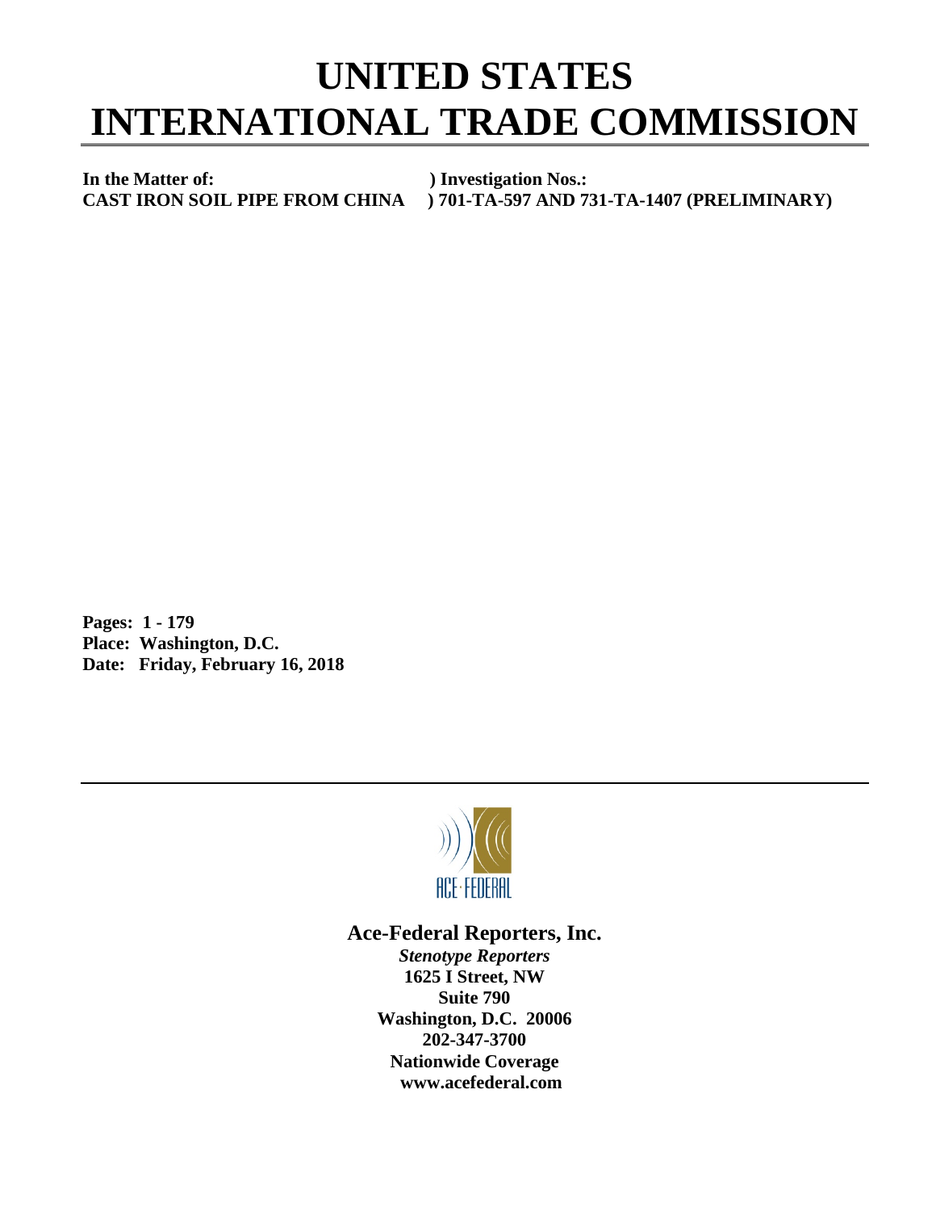# UNITED STATES INTERNATIONAL TRADE COMMISSION

**In the Matter of:** ) **Investigation Nos.:**
**CAST IRON SOIL PIPE FROM CHINA** ) **701-TA-597 AND 731-TA-1407 (PRELIMINARY)**

**Pages: 1 - 179**
**Place: Washington, D.C.**
**Date: Friday, February 16, 2018**

---

ACE-FEDERAL

**Ace-Federal Reporters, Inc.**
***Stenotype Reporters***
**1625 I Street, NW**
**Suite 790**
**Washington, D.C. 20006**
**202-347-3700**
**Nationwide Coverage**
**www.acefederal.com**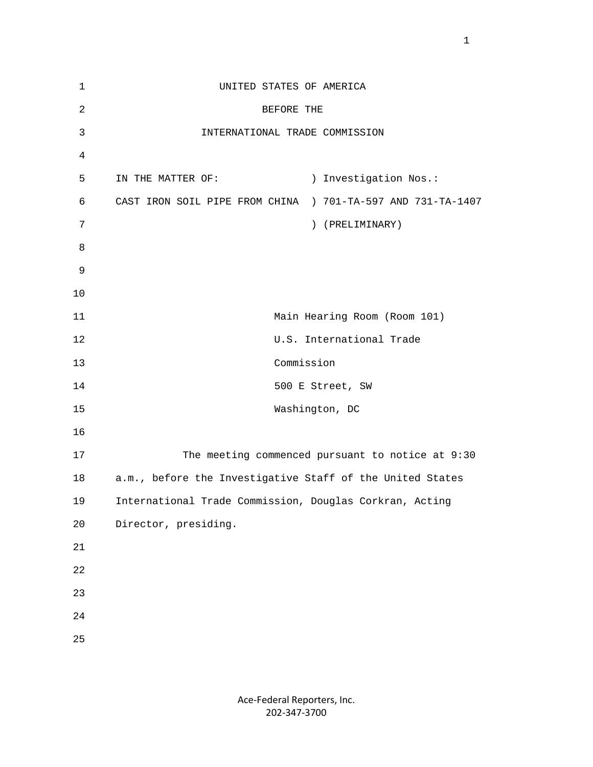UNITED STATES OF AMERICA

BEFORE THE

INTERNATIONAL TRADE COMMISSION

| | |
|---|---|
| IN THE MATTER OF: | ) Investigation Nos.: |
| CAST IRON SOIL PIPE FROM CHINA | ) 701-TA-597 AND 731-TA-1407 |
| | ) (PRELIMINARY) |

Main Hearing Room (Room 101)
U.S. International Trade
Commission
500 E Street, SW
Washington, DC

The meeting commenced pursuant to notice at 9:30 a.m., before the Investigative Staff of the United States International Trade Commission, Douglas Corkran, Acting Director, presiding.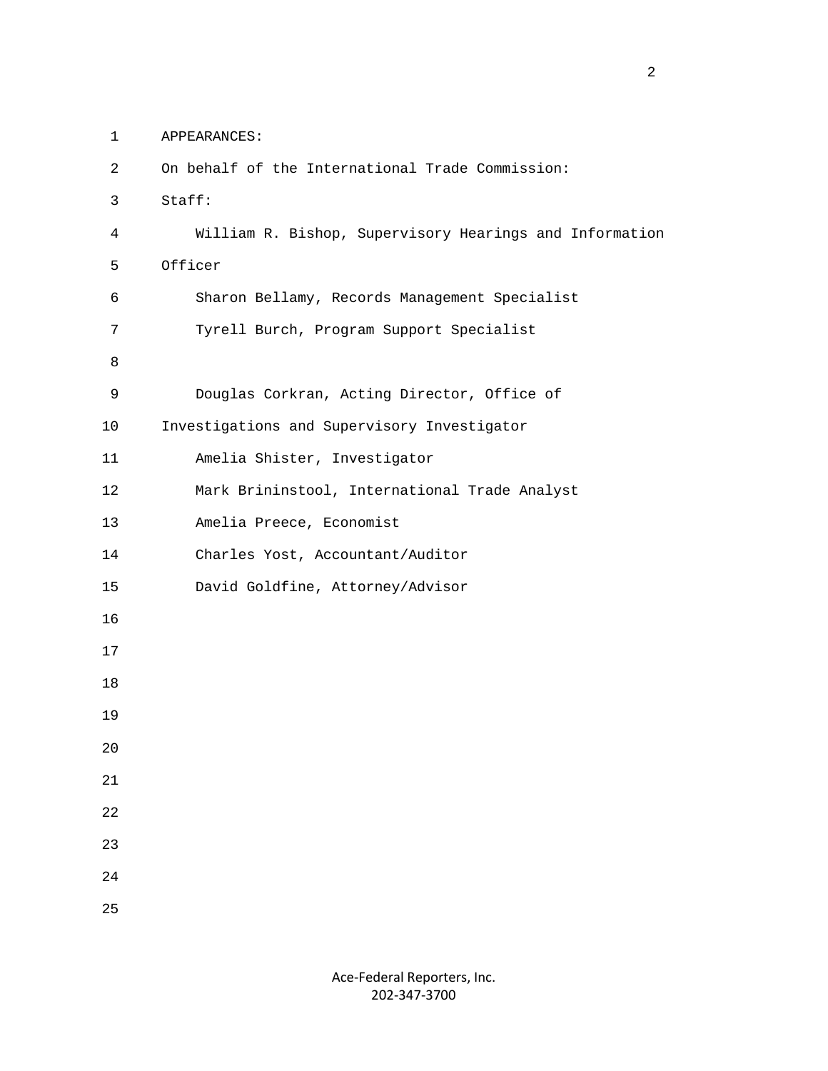APPEARANCES:

On behalf of the International Trade Commission:

Staff:

William R. Bishop, Supervisory Hearings and Information Officer

Sharon Bellamy, Records Management Specialist

Tyrell Burch, Program Support Specialist

Douglas Corkran, Acting Director, Office of Investigations and Supervisory Investigator

Amelia Shister, Investigator

Mark Brininstool, International Trade Analyst

Amelia Preece, Economist

Charles Yost, Accountant/Auditor

David Goldfine, Attorney/Advisor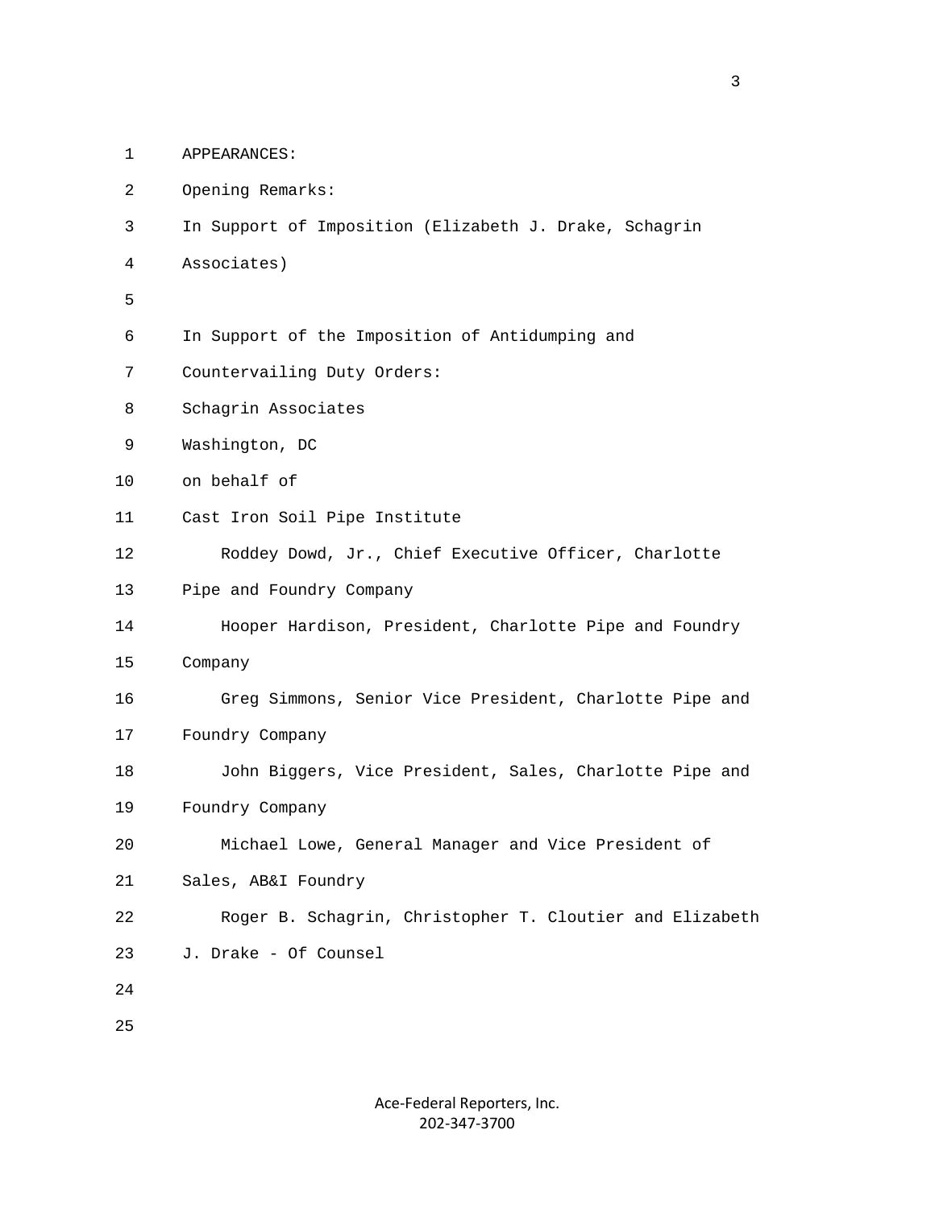APPEARANCES:

Opening Remarks:

In Support of Imposition (Elizabeth J. Drake, Schagrin Associates)

In Support of the Imposition of Antidumping and Countervailing Duty Orders:

Schagrin Associates
Washington, DC
on behalf of
Cast Iron Soil Pipe Institute

Roddey Dowd, Jr., Chief Executive Officer, Charlotte Pipe and Foundry Company

Hooper Hardison, President, Charlotte Pipe and Foundry Company

Greg Simmons, Senior Vice President, Charlotte Pipe and Foundry Company

John Biggers, Vice President, Sales, Charlotte Pipe and Foundry Company

Michael Lowe, General Manager and Vice President of Sales, AB&I Foundry

Roger B. Schagrin, Christopher T. Cloutier and Elizabeth J. Drake - Of Counsel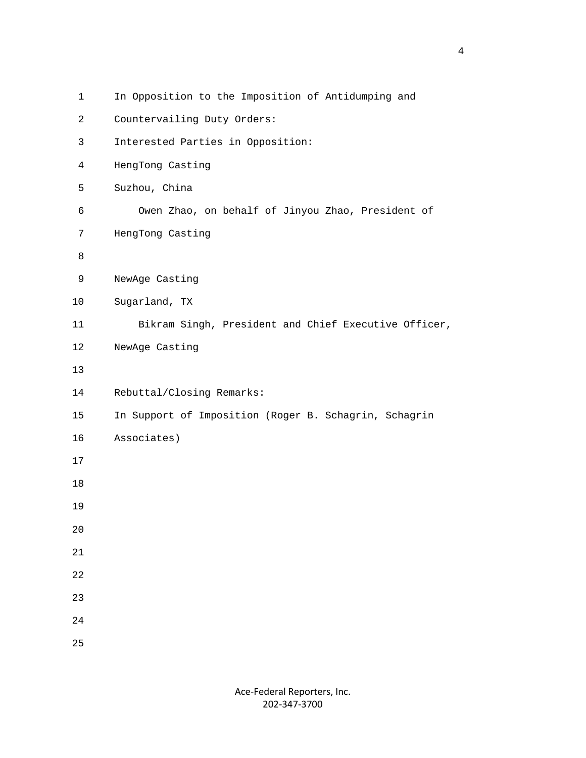In Opposition to the Imposition of Antidumping and Countervailing Duty Orders:

Interested Parties in Opposition:

HengTong Casting
Suzhou, China

Owen Zhao, on behalf of Jinyou Zhao, President of HengTong Casting

NewAge Casting
Sugarland, TX

Bikram Singh, President and Chief Executive Officer, NewAge Casting

Rebuttal/Closing Remarks:

In Support of Imposition (Roger B. Schagrin, Schagrin Associates)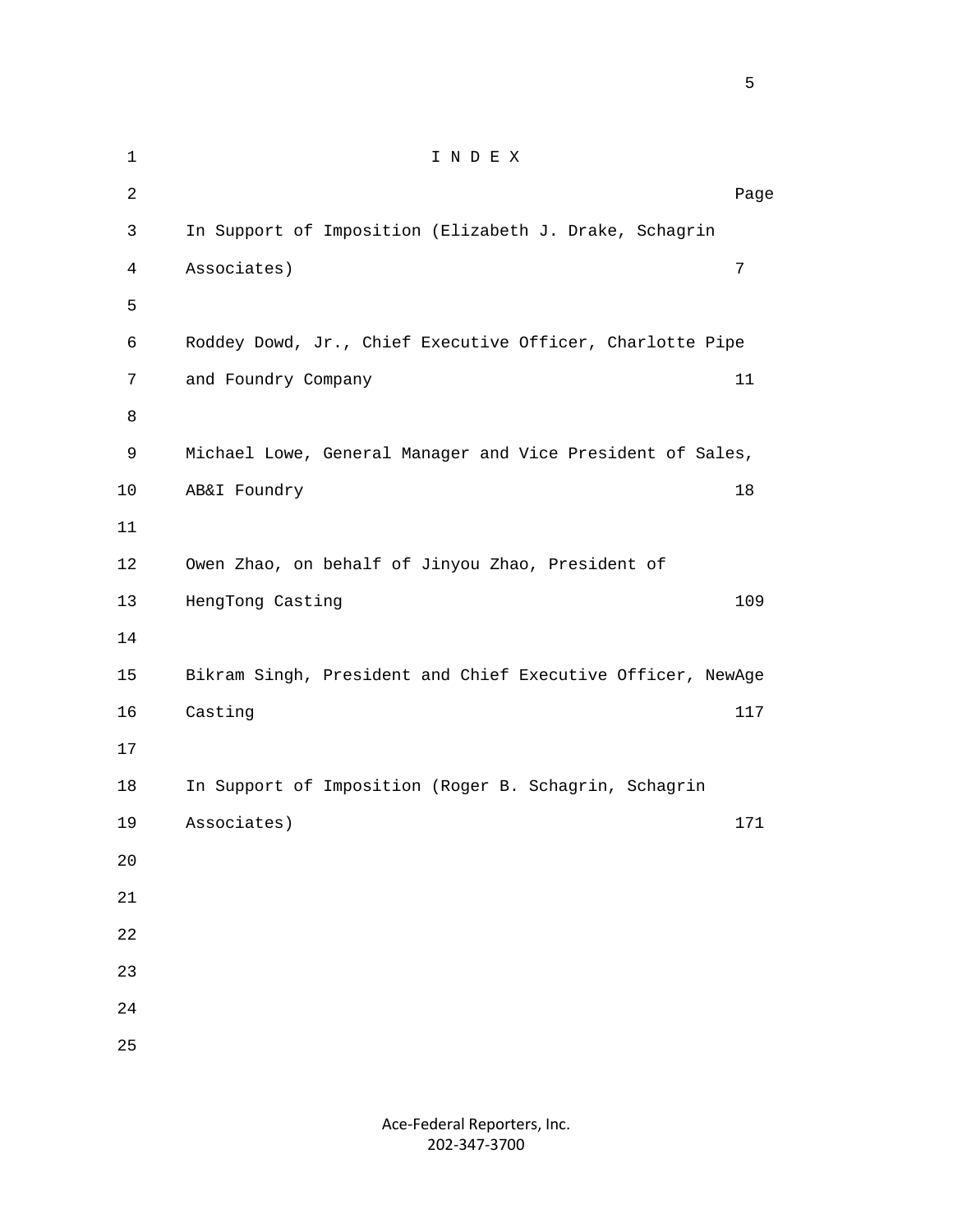# I N D E X

| | Page |
|---|---|
| In Support of Imposition (Elizabeth J. Drake, Schagrin Associates) | 7 |
| Roddey Dowd, Jr., Chief Executive Officer, Charlotte Pipe and Foundry Company | 11 |
| Michael Lowe, General Manager and Vice President of Sales, AB&I Foundry | 18 |
| Owen Zhao, on behalf of Jinyou Zhao, President of HengTong Casting | 109 |
| Bikram Singh, President and Chief Executive Officer, NewAge Casting | 117 |
| In Support of Imposition (Roger B. Schagrin, Schagrin Associates) | 171 |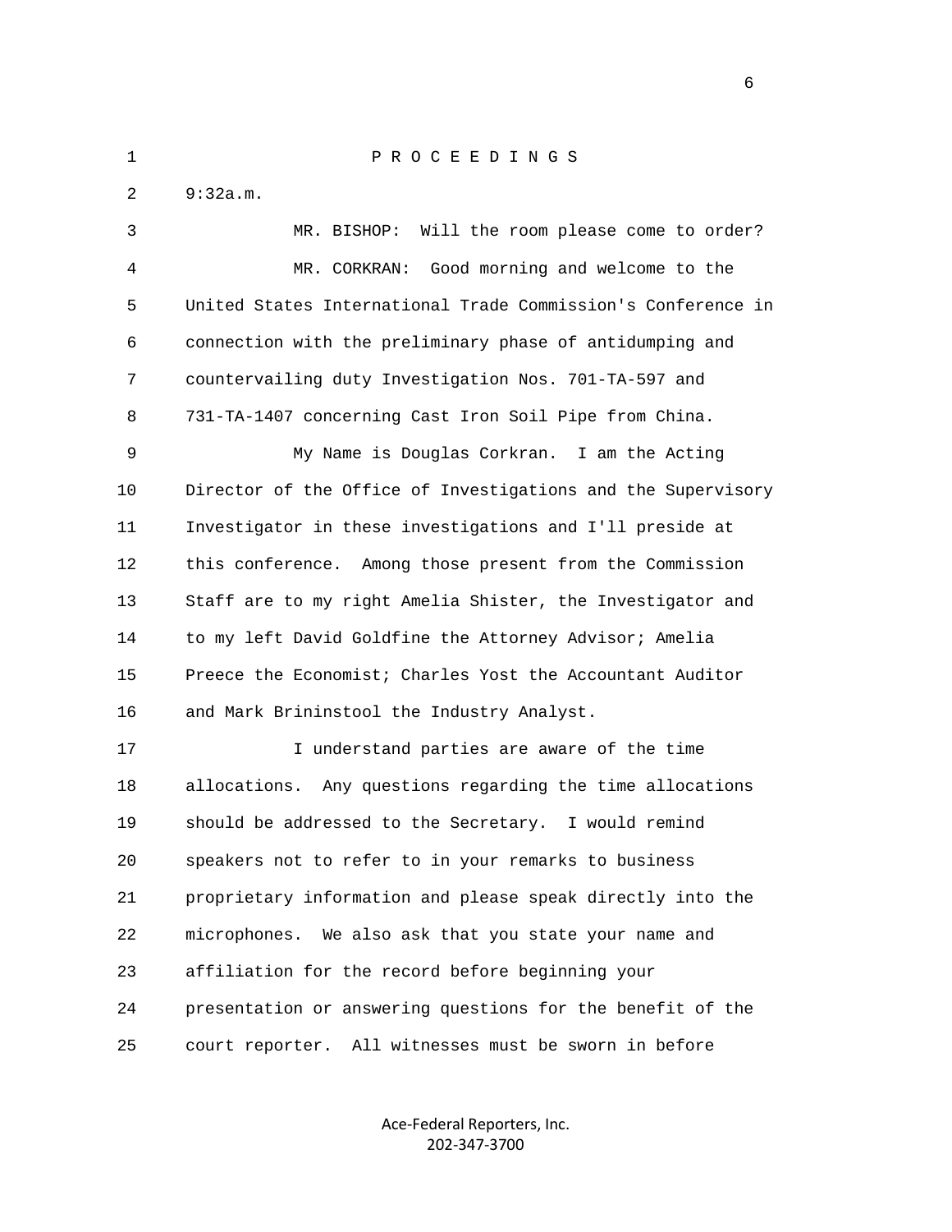P R O C E E D I N G S

9:32a.m.

MR. BISHOP: Will the room please come to order?

MR. CORKRAN: Good morning and welcome to the United States International Trade Commission's Conference in connection with the preliminary phase of antidumping and countervailing duty Investigation Nos. 701-TA-597 and 731-TA-1407 concerning Cast Iron Soil Pipe from China.

My Name is Douglas Corkran. I am the Acting Director of the Office of Investigations and the Supervisory Investigator in these investigations and I'll preside at this conference. Among those present from the Commission Staff are to my right Amelia Shister, the Investigator and to my left David Goldfine the Attorney Advisor; Amelia Preece the Economist; Charles Yost the Accountant Auditor and Mark Brininstool the Industry Analyst.

I understand parties are aware of the time allocations. Any questions regarding the time allocations should be addressed to the Secretary. I would remind speakers not to refer to in your remarks to business proprietary information and please speak directly into the microphones. We also ask that you state your name and affiliation for the record before beginning your presentation or answering questions for the benefit of the court reporter. All witnesses must be sworn in before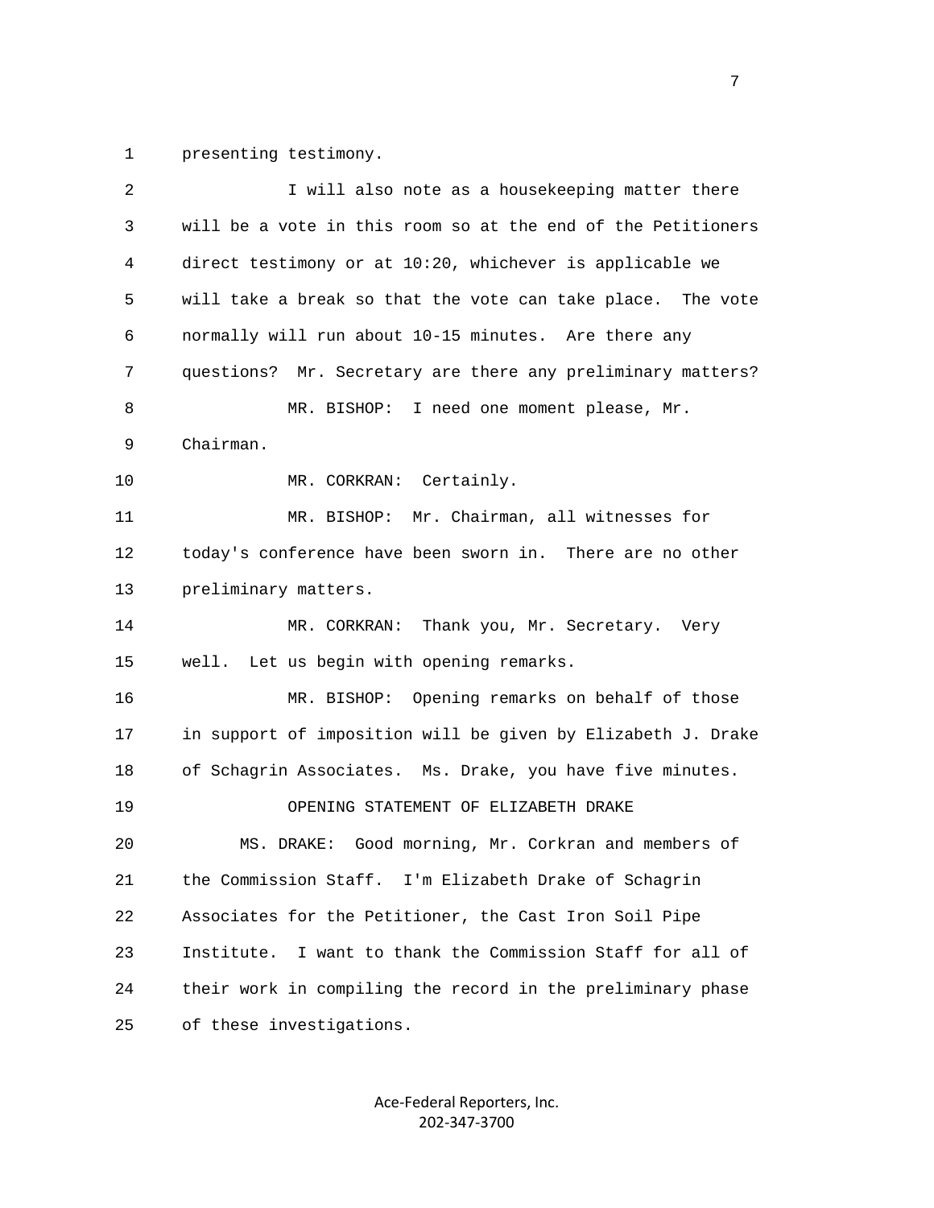1 presenting testimony.

2 I will also note as a housekeeping matter there

3 will be a vote in this room so at the end of the Petitioners

4 direct testimony or at 10:20, whichever is applicable we

5 will take a break so that the vote can take place. The vote

6 normally will run about 10-15 minutes. Are there any

7 questions? Mr. Secretary are there any preliminary matters?

8 MR. BISHOP: I need one moment please, Mr.

9 Chairman.

10 MR. CORKRAN: Certainly.

11 MR. BISHOP: Mr. Chairman, all witnesses for

12 today's conference have been sworn in. There are no other

13 preliminary matters.

14 MR. CORKRAN: Thank you, Mr. Secretary. Very

15 well. Let us begin with opening remarks.

16 MR. BISHOP: Opening remarks on behalf of those

17 in support of imposition will be given by Elizabeth J. Drake

18 of Schagrin Associates. Ms. Drake, you have five minutes.

19 OPENING STATEMENT OF ELIZABETH DRAKE

20 MS. DRAKE: Good morning, Mr. Corkran and members of

21 the Commission Staff. I'm Elizabeth Drake of Schagrin

22 Associates for the Petitioner, the Cast Iron Soil Pipe

23 Institute. I want to thank the Commission Staff for all of

24 their work in compiling the record in the preliminary phase

25 of these investigations.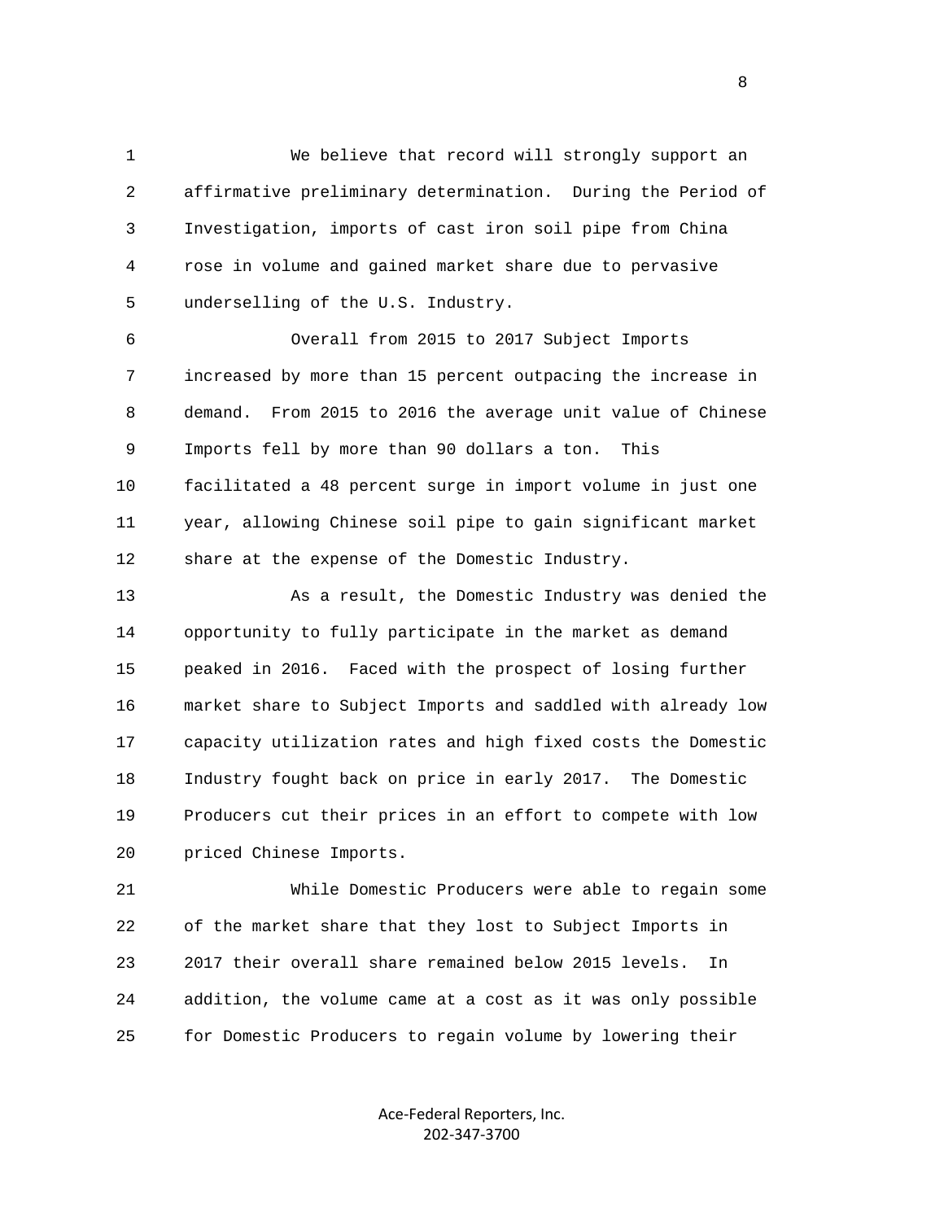We believe that record will strongly support an affirmative preliminary determination. During the Period of Investigation, imports of cast iron soil pipe from China rose in volume and gained market share due to pervasive underselling of the U.S. Industry.

Overall from 2015 to 2017 Subject Imports increased by more than 15 percent outpacing the increase in demand. From 2015 to 2016 the average unit value of Chinese Imports fell by more than 90 dollars a ton. This facilitated a 48 percent surge in import volume in just one year, allowing Chinese soil pipe to gain significant market share at the expense of the Domestic Industry.

As a result, the Domestic Industry was denied the opportunity to fully participate in the market as demand peaked in 2016. Faced with the prospect of losing further market share to Subject Imports and saddled with already low capacity utilization rates and high fixed costs the Domestic Industry fought back on price in early 2017. The Domestic Producers cut their prices in an effort to compete with low priced Chinese Imports.

While Domestic Producers were able to regain some of the market share that they lost to Subject Imports in 2017 their overall share remained below 2015 levels. In addition, the volume came at a cost as it was only possible for Domestic Producers to regain volume by lowering their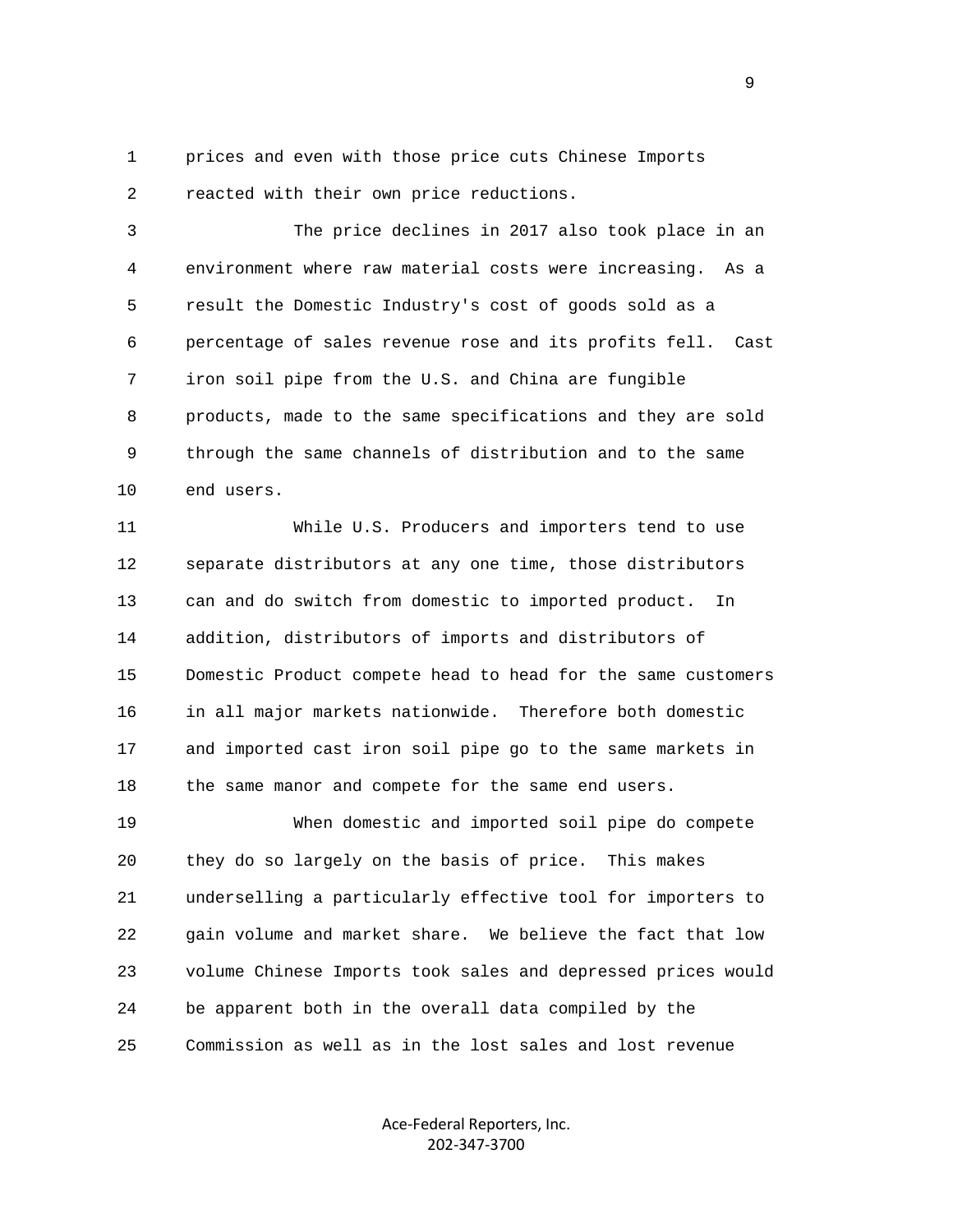prices and even with those price cuts Chinese Imports reacted with their own price reductions.

The price declines in 2017 also took place in an environment where raw material costs were increasing. As a result the Domestic Industry's cost of goods sold as a percentage of sales revenue rose and its profits fell. Cast iron soil pipe from the U.S. and China are fungible products, made to the same specifications and they are sold through the same channels of distribution and to the same end users.

While U.S. Producers and importers tend to use separate distributors at any one time, those distributors can and do switch from domestic to imported product. In addition, distributors of imports and distributors of Domestic Product compete head to head for the same customers in all major markets nationwide. Therefore both domestic and imported cast iron soil pipe go to the same markets in the same manor and compete for the same end users.

When domestic and imported soil pipe do compete they do so largely on the basis of price. This makes underselling a particularly effective tool for importers to gain volume and market share. We believe the fact that low volume Chinese Imports took sales and depressed prices would be apparent both in the overall data compiled by the Commission as well as in the lost sales and lost revenue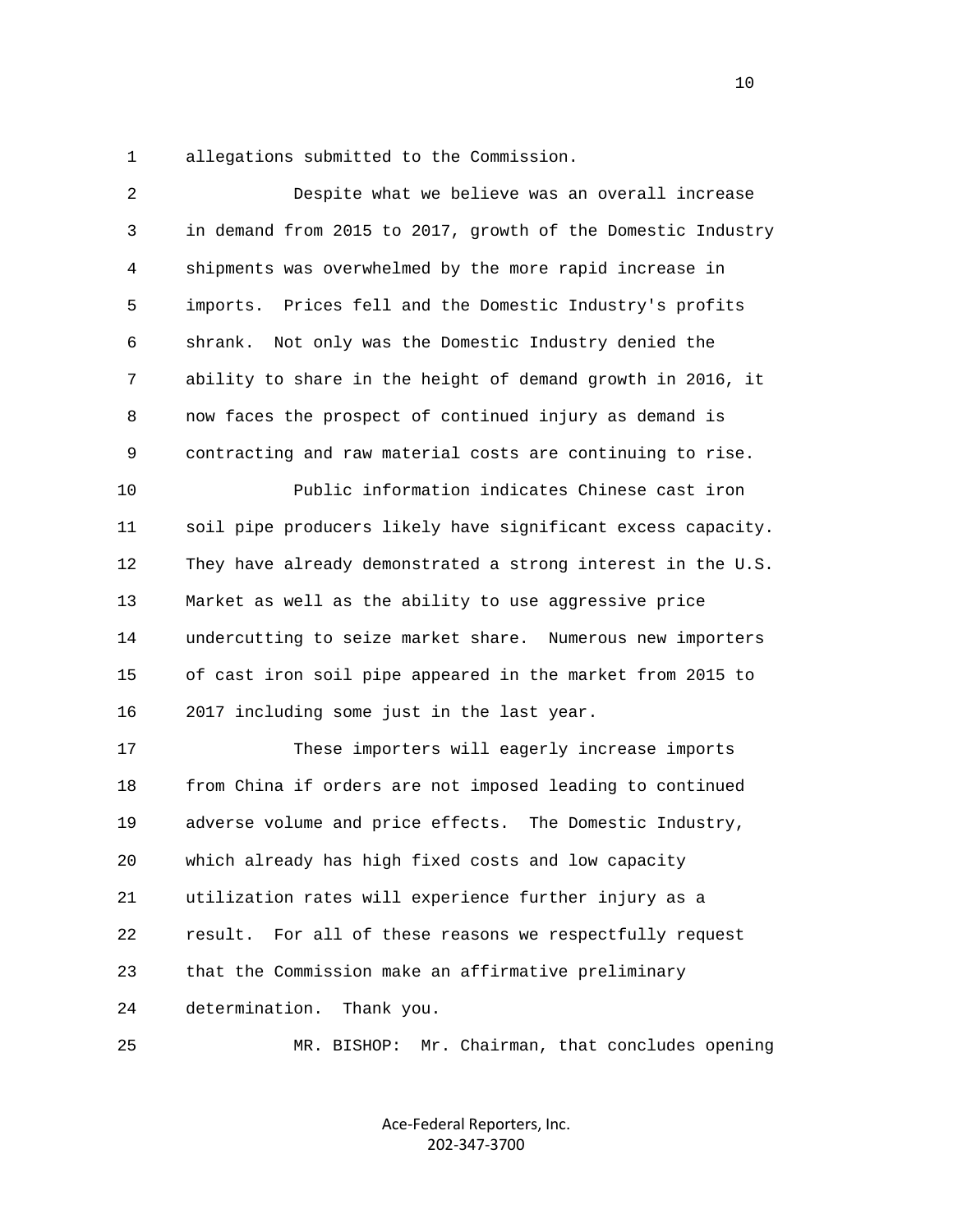allegations submitted to the Commission.

Despite what we believe was an overall increase in demand from 2015 to 2017, growth of the Domestic Industry shipments was overwhelmed by the more rapid increase in imports. Prices fell and the Domestic Industry's profits shrank. Not only was the Domestic Industry denied the ability to share in the height of demand growth in 2016, it now faces the prospect of continued injury as demand is contracting and raw material costs are continuing to rise.

Public information indicates Chinese cast iron soil pipe producers likely have significant excess capacity. They have already demonstrated a strong interest in the U.S. Market as well as the ability to use aggressive price undercutting to seize market share. Numerous new importers of cast iron soil pipe appeared in the market from 2015 to 2017 including some just in the last year.

These importers will eagerly increase imports from China if orders are not imposed leading to continued adverse volume and price effects. The Domestic Industry, which already has high fixed costs and low capacity utilization rates will experience further injury as a result. For all of these reasons we respectfully request that the Commission make an affirmative preliminary determination. Thank you.

MR. BISHOP: Mr. Chairman, that concludes opening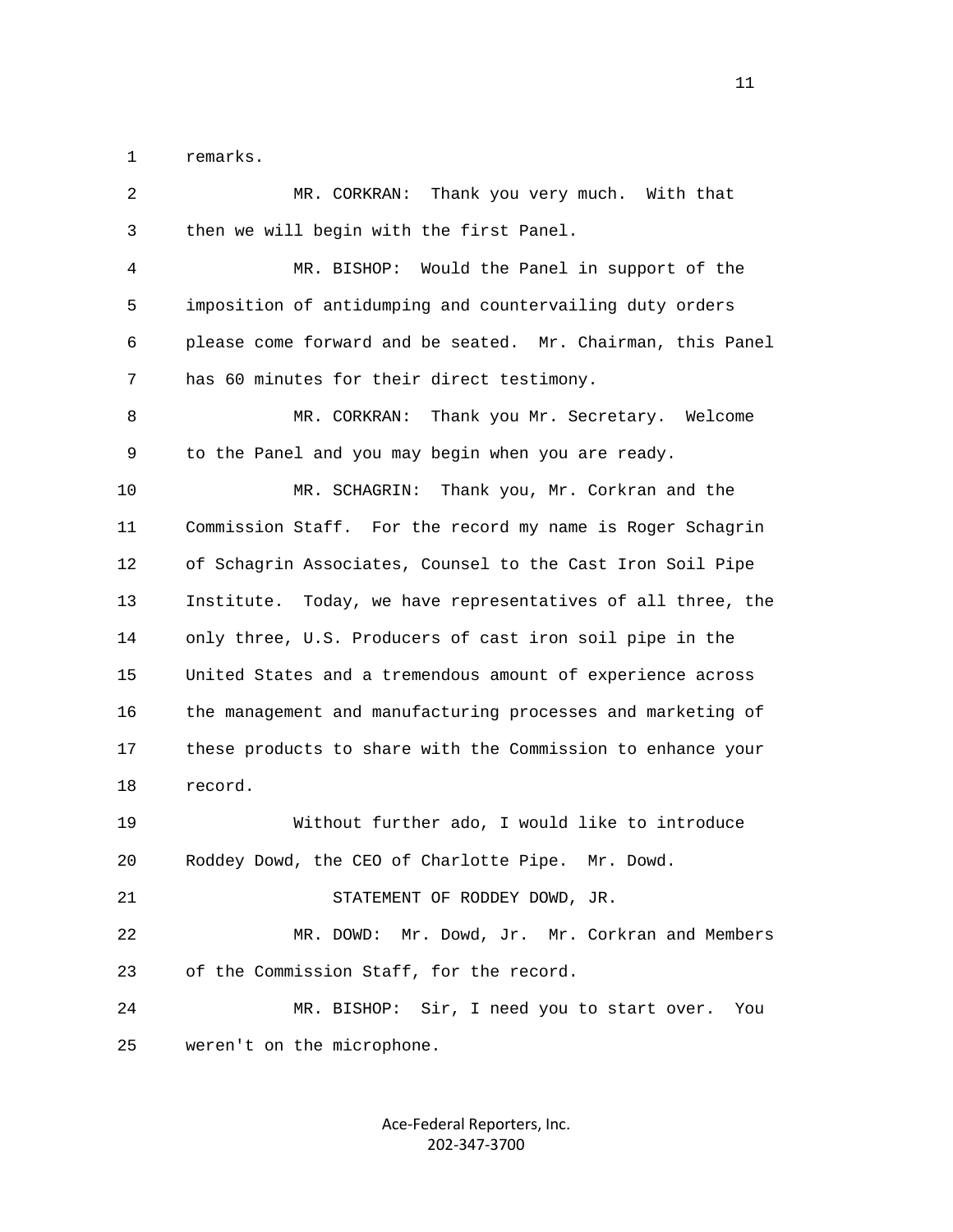remarks.

MR. CORKRAN: Thank you very much. With that then we will begin with the first Panel.

MR. BISHOP: Would the Panel in support of the imposition of antidumping and countervailing duty orders please come forward and be seated. Mr. Chairman, this Panel has 60 minutes for their direct testimony.

MR. CORKRAN: Thank you Mr. Secretary. Welcome to the Panel and you may begin when you are ready.

MR. SCHAGRIN: Thank you, Mr. Corkran and the Commission Staff. For the record my name is Roger Schagrin of Schagrin Associates, Counsel to the Cast Iron Soil Pipe Institute. Today, we have representatives of all three, the only three, U.S. Producers of cast iron soil pipe in the United States and a tremendous amount of experience across the management and manufacturing processes and marketing of these products to share with the Commission to enhance your record.

Without further ado, I would like to introduce Roddey Dowd, the CEO of Charlotte Pipe. Mr. Dowd.

STATEMENT OF RODDEY DOWD, JR.

MR. DOWD: Mr. Dowd, Jr. Mr. Corkran and Members of the Commission Staff, for the record.

MR. BISHOP: Sir, I need you to start over. You weren't on the microphone.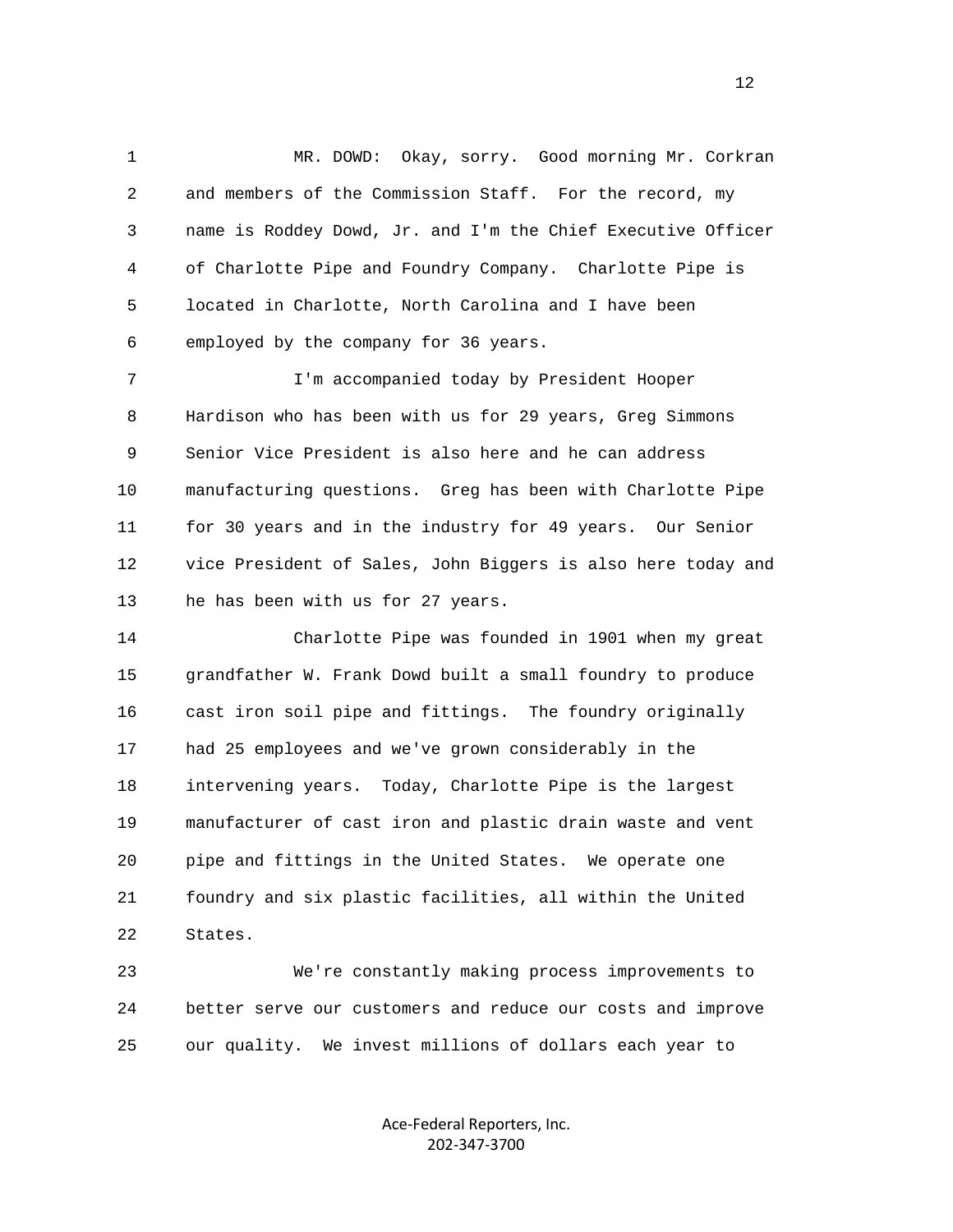MR. DOWD: Okay, sorry. Good morning Mr. Corkran and members of the Commission Staff. For the record, my name is Roddey Dowd, Jr. and I'm the Chief Executive Officer of Charlotte Pipe and Foundry Company. Charlotte Pipe is located in Charlotte, North Carolina and I have been employed by the company for 36 years.

I'm accompanied today by President Hooper Hardison who has been with us for 29 years, Greg Simmons Senior Vice President is also here and he can address manufacturing questions. Greg has been with Charlotte Pipe for 30 years and in the industry for 49 years. Our Senior vice President of Sales, John Biggers is also here today and he has been with us for 27 years.

Charlotte Pipe was founded in 1901 when my great grandfather W. Frank Dowd built a small foundry to produce cast iron soil pipe and fittings. The foundry originally had 25 employees and we've grown considerably in the intervening years. Today, Charlotte Pipe is the largest manufacturer of cast iron and plastic drain waste and vent pipe and fittings in the United States. We operate one foundry and six plastic facilities, all within the United States.

We're constantly making process improvements to better serve our customers and reduce our costs and improve our quality. We invest millions of dollars each year to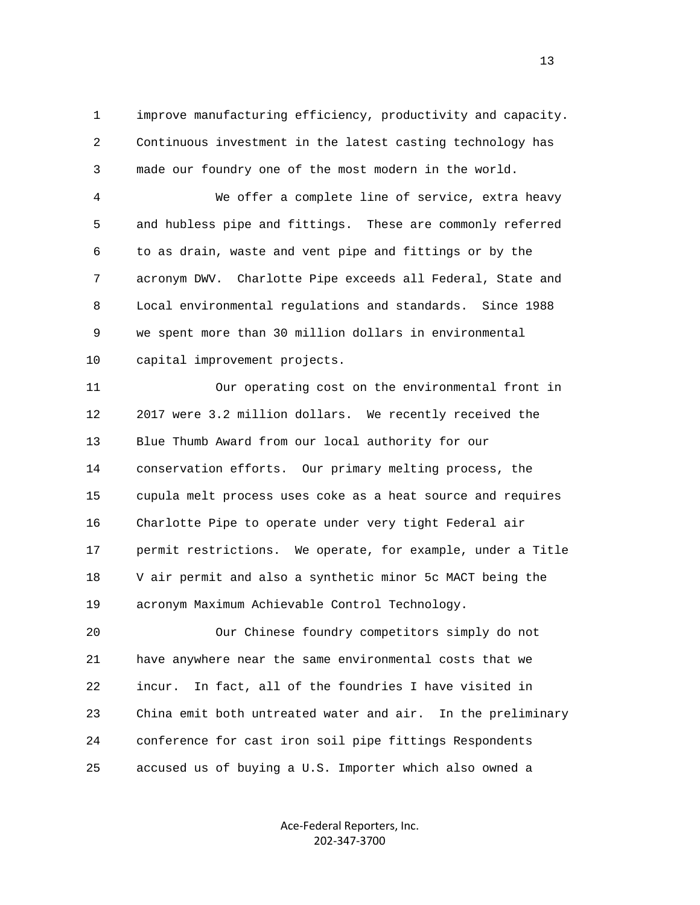improve manufacturing efficiency, productivity and capacity. Continuous investment in the latest casting technology has made our foundry one of the most modern in the world.

We offer a complete line of service, extra heavy and hubless pipe and fittings. These are commonly referred to as drain, waste and vent pipe and fittings or by the acronym DWV. Charlotte Pipe exceeds all Federal, State and Local environmental regulations and standards. Since 1988 we spent more than 30 million dollars in environmental capital improvement projects.

Our operating cost on the environmental front in 2017 were 3.2 million dollars. We recently received the Blue Thumb Award from our local authority for our conservation efforts. Our primary melting process, the cupula melt process uses coke as a heat source and requires Charlotte Pipe to operate under very tight Federal air permit restrictions. We operate, for example, under a Title V air permit and also a synthetic minor 5c MACT being the acronym Maximum Achievable Control Technology.

Our Chinese foundry competitors simply do not have anywhere near the same environmental costs that we incur. In fact, all of the foundries I have visited in China emit both untreated water and air. In the preliminary conference for cast iron soil pipe fittings Respondents accused us of buying a U.S. Importer which also owned a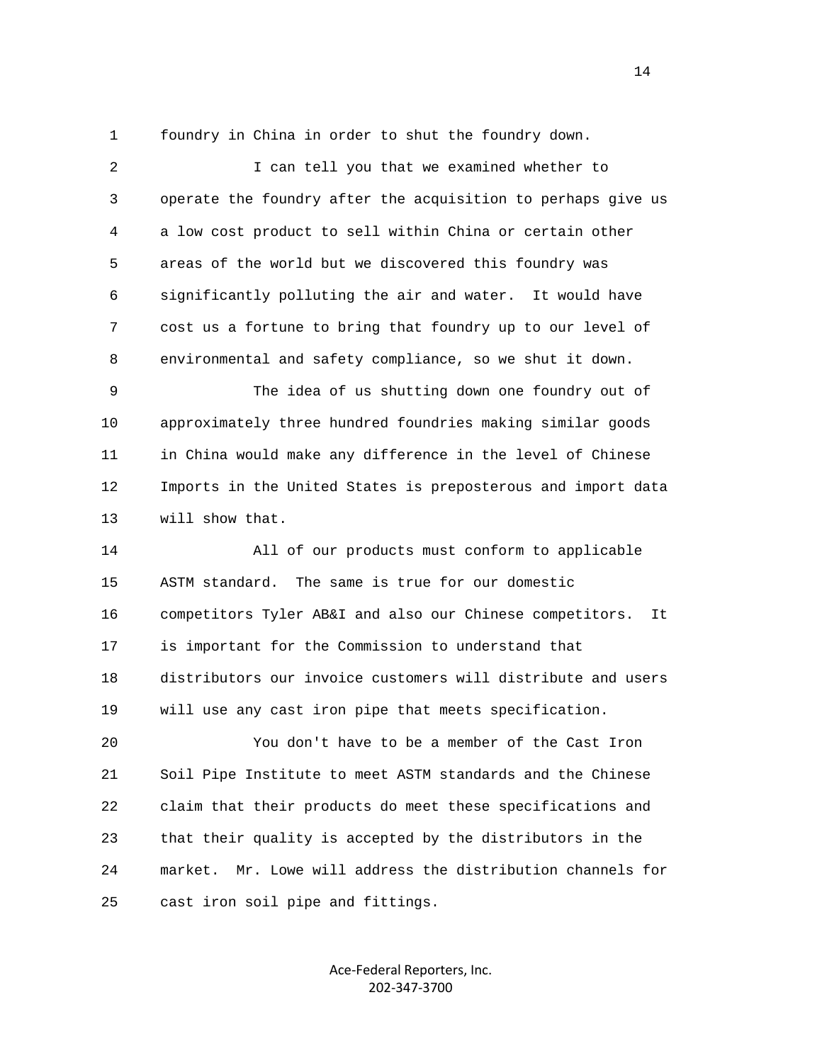foundry in China in order to shut the foundry down.

I can tell you that we examined whether to operate the foundry after the acquisition to perhaps give us a low cost product to sell within China or certain other areas of the world but we discovered this foundry was significantly polluting the air and water. It would have cost us a fortune to bring that foundry up to our level of environmental and safety compliance, so we shut it down.

The idea of us shutting down one foundry out of approximately three hundred foundries making similar goods in China would make any difference in the level of Chinese Imports in the United States is preposterous and import data will show that.

All of our products must conform to applicable ASTM standard. The same is true for our domestic competitors Tyler AB&I and also our Chinese competitors. It is important for the Commission to understand that distributors our invoice customers will distribute and users will use any cast iron pipe that meets specification.

You don't have to be a member of the Cast Iron Soil Pipe Institute to meet ASTM standards and the Chinese claim that their products do meet these specifications and that their quality is accepted by the distributors in the market. Mr. Lowe will address the distribution channels for cast iron soil pipe and fittings.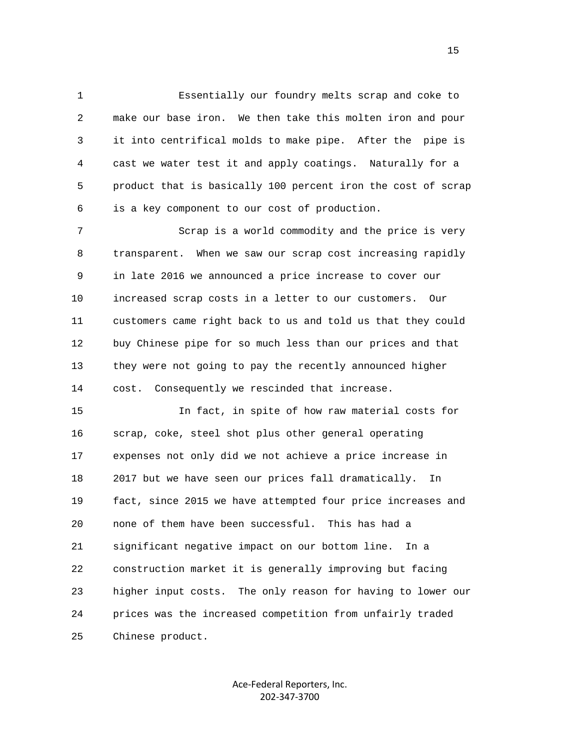Essentially our foundry melts scrap and coke to make our base iron. We then take this molten iron and pour it into centrifical molds to make pipe. After the pipe is cast we water test it and apply coatings. Naturally for a product that is basically 100 percent iron the cost of scrap is a key component to our cost of production.

Scrap is a world commodity and the price is very transparent. When we saw our scrap cost increasing rapidly in late 2016 we announced a price increase to cover our increased scrap costs in a letter to our customers. Our customers came right back to us and told us that they could buy Chinese pipe for so much less than our prices and that they were not going to pay the recently announced higher cost. Consequently we rescinded that increase.

In fact, in spite of how raw material costs for scrap, coke, steel shot plus other general operating expenses not only did we not achieve a price increase in 2017 but we have seen our prices fall dramatically. In fact, since 2015 we have attempted four price increases and none of them have been successful. This has had a significant negative impact on our bottom line. In a construction market it is generally improving but facing higher input costs. The only reason for having to lower our prices was the increased competition from unfairly traded Chinese product.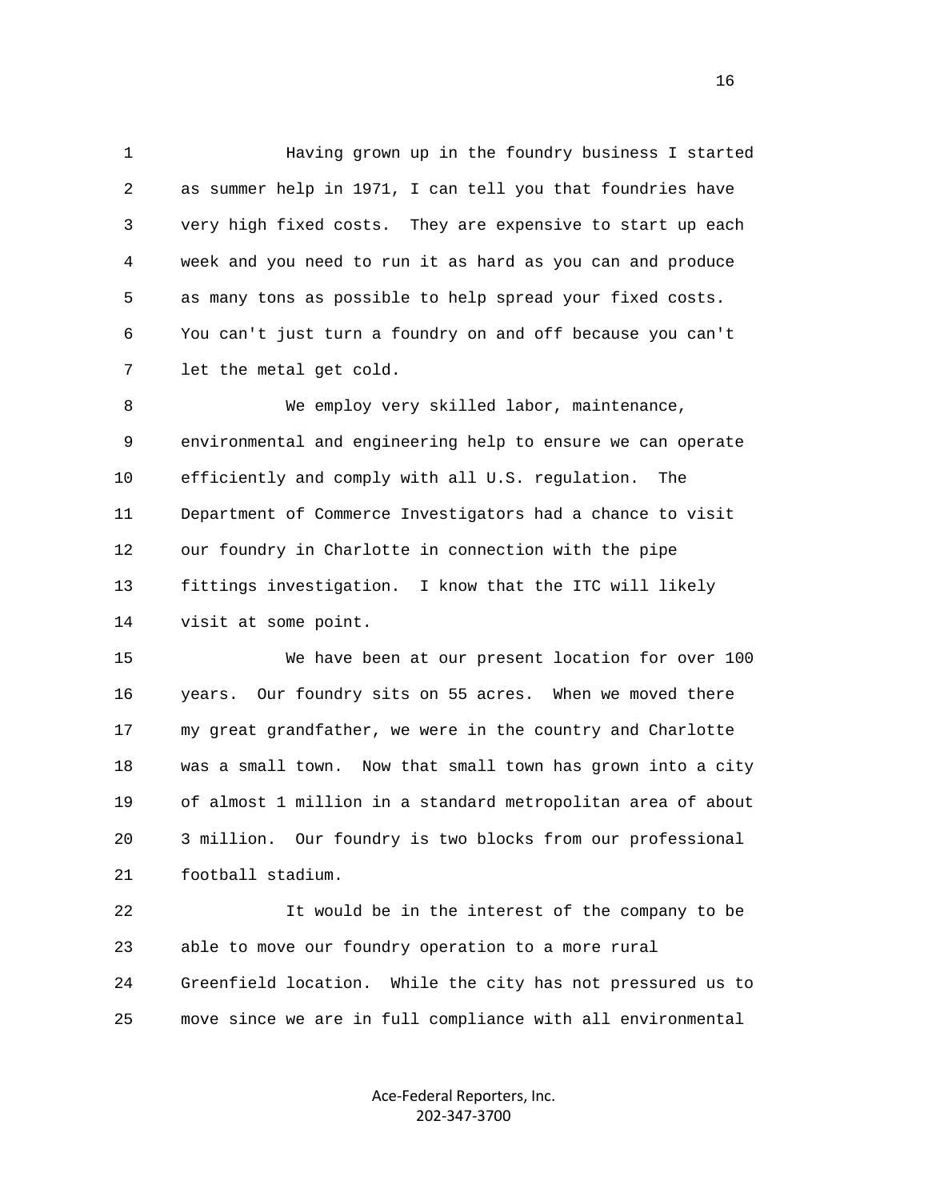Having grown up in the foundry business I started as summer help in 1971, I can tell you that foundries have very high fixed costs. They are expensive to start up each week and you need to run it as hard as you can and produce as many tons as possible to help spread your fixed costs. You can't just turn a foundry on and off because you can't let the metal get cold.

We employ very skilled labor, maintenance, environmental and engineering help to ensure we can operate efficiently and comply with all U.S. regulation. The Department of Commerce Investigators had a chance to visit our foundry in Charlotte in connection with the pipe fittings investigation. I know that the ITC will likely visit at some point.

We have been at our present location for over 100 years. Our foundry sits on 55 acres. When we moved there my great grandfather, we were in the country and Charlotte was a small town. Now that small town has grown into a city of almost 1 million in a standard metropolitan area of about 3 million. Our foundry is two blocks from our professional football stadium.

It would be in the interest of the company to be able to move our foundry operation to a more rural Greenfield location. While the city has not pressured us to move since we are in full compliance with all environmental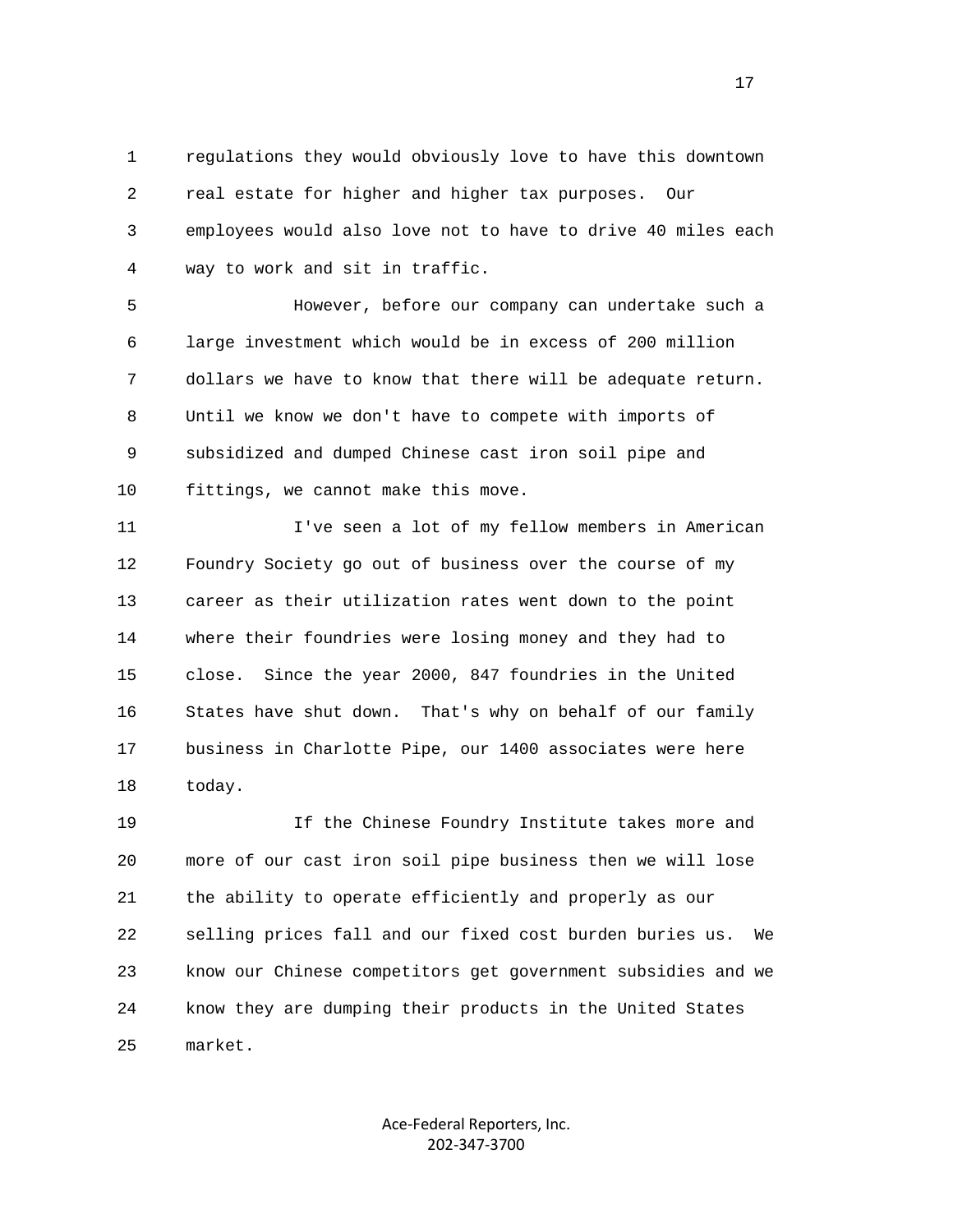regulations they would obviously love to have this downtown real estate for higher and higher tax purposes. Our employees would also love not to have to drive 40 miles each way to work and sit in traffic.

However, before our company can undertake such a large investment which would be in excess of 200 million dollars we have to know that there will be adequate return. Until we know we don't have to compete with imports of subsidized and dumped Chinese cast iron soil pipe and fittings, we cannot make this move.

I've seen a lot of my fellow members in American Foundry Society go out of business over the course of my career as their utilization rates went down to the point where their foundries were losing money and they had to close. Since the year 2000, 847 foundries in the United States have shut down. That's why on behalf of our family business in Charlotte Pipe, our 1400 associates were here today.

If the Chinese Foundry Institute takes more and more of our cast iron soil pipe business then we will lose the ability to operate efficiently and properly as our selling prices fall and our fixed cost burden buries us. We know our Chinese competitors get government subsidies and we know they are dumping their products in the United States market.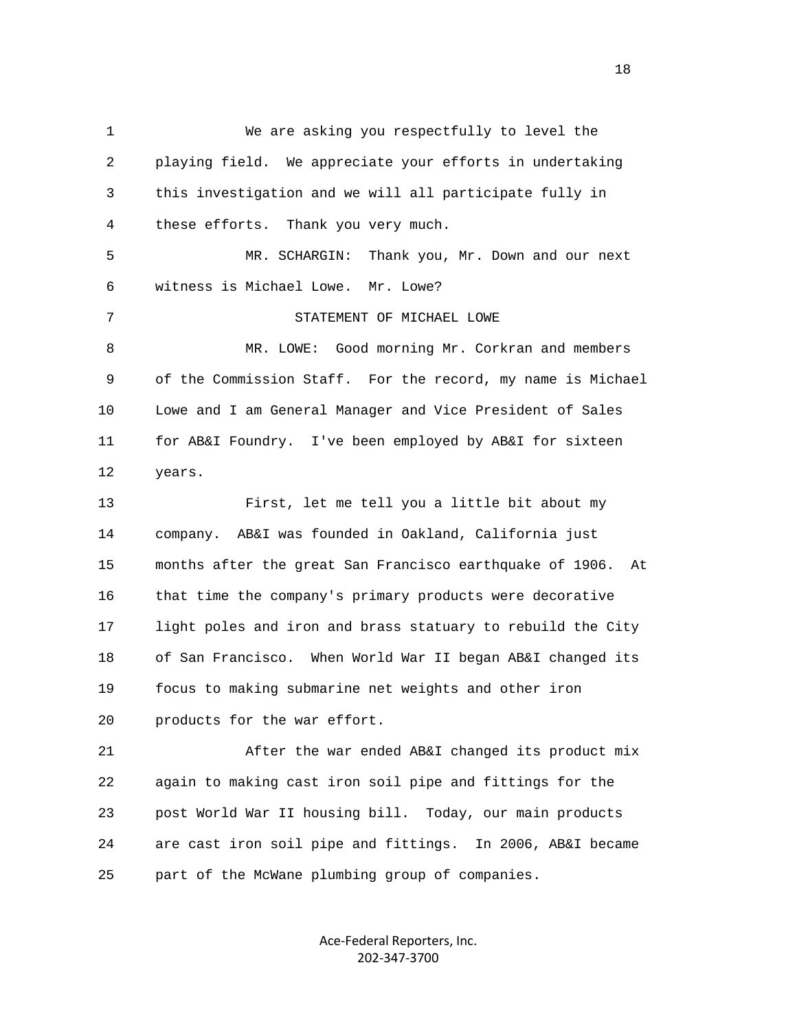We are asking you respectfully to level the playing field. We appreciate your efforts in undertaking this investigation and we will all participate fully in these efforts. Thank you very much.

MR. SCHARGIN: Thank you, Mr. Down and our next witness is Michael Lowe. Mr. Lowe?

STATEMENT OF MICHAEL LOWE

MR. LOWE: Good morning Mr. Corkran and members of the Commission Staff. For the record, my name is Michael Lowe and I am General Manager and Vice President of Sales for AB&I Foundry. I've been employed by AB&I for sixteen years.

First, let me tell you a little bit about my company. AB&I was founded in Oakland, California just months after the great San Francisco earthquake of 1906. At that time the company's primary products were decorative light poles and iron and brass statuary to rebuild the City of San Francisco. When World War II began AB&I changed its focus to making submarine net weights and other iron products for the war effort.

After the war ended AB&I changed its product mix again to making cast iron soil pipe and fittings for the post World War II housing bill. Today, our main products are cast iron soil pipe and fittings. In 2006, AB&I became part of the McWane plumbing group of companies.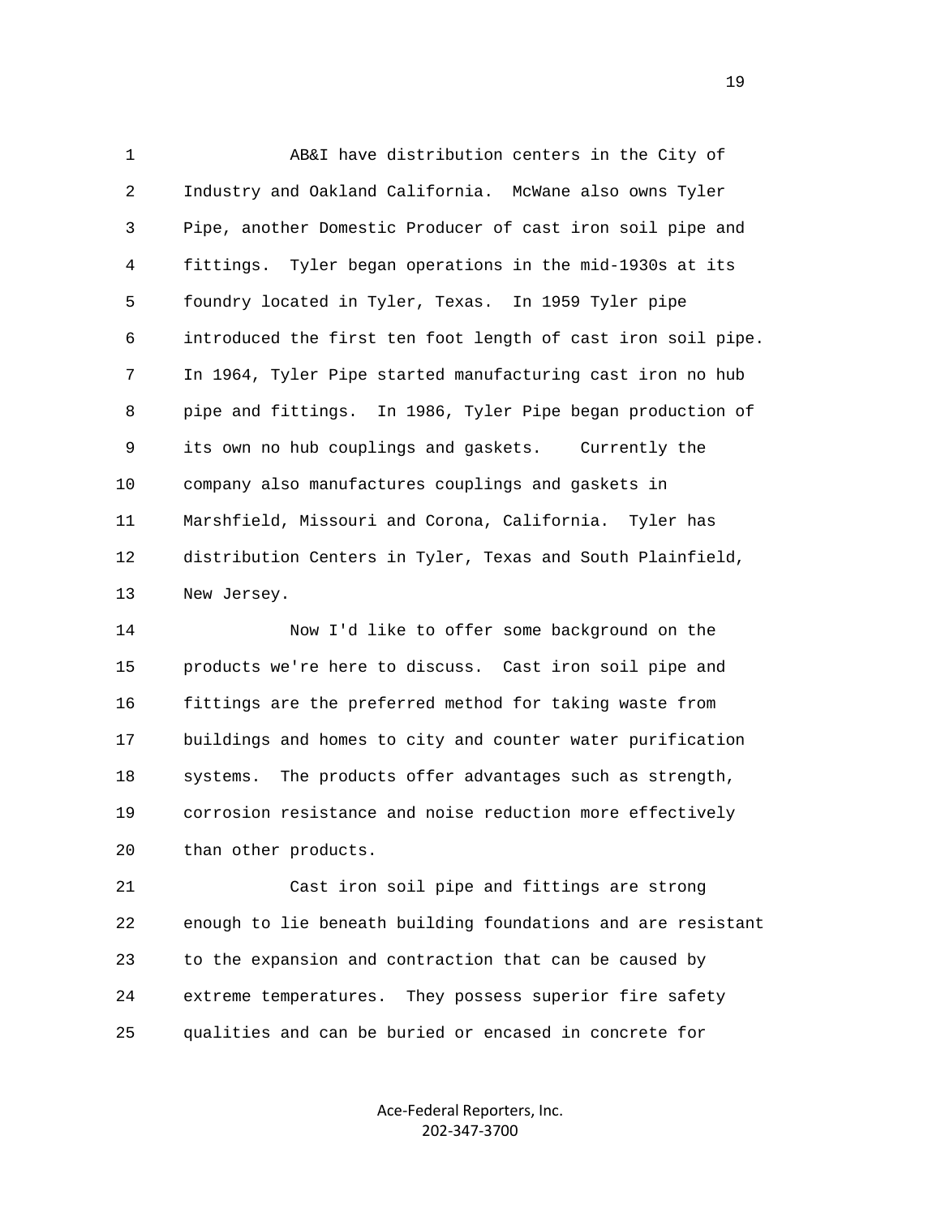AB&I have distribution centers in the City of Industry and Oakland California. McWane also owns Tyler Pipe, another Domestic Producer of cast iron soil pipe and fittings. Tyler began operations in the mid-1930s at its foundry located in Tyler, Texas. In 1959 Tyler pipe introduced the first ten foot length of cast iron soil pipe. In 1964, Tyler Pipe started manufacturing cast iron no hub pipe and fittings. In 1986, Tyler Pipe began production of its own no hub couplings and gaskets. Currently the company also manufactures couplings and gaskets in Marshfield, Missouri and Corona, California. Tyler has distribution Centers in Tyler, Texas and South Plainfield, New Jersey.

Now I'd like to offer some background on the products we're here to discuss. Cast iron soil pipe and fittings are the preferred method for taking waste from buildings and homes to city and counter water purification systems. The products offer advantages such as strength, corrosion resistance and noise reduction more effectively than other products.

Cast iron soil pipe and fittings are strong enough to lie beneath building foundations and are resistant to the expansion and contraction that can be caused by extreme temperatures. They possess superior fire safety qualities and can be buried or encased in concrete for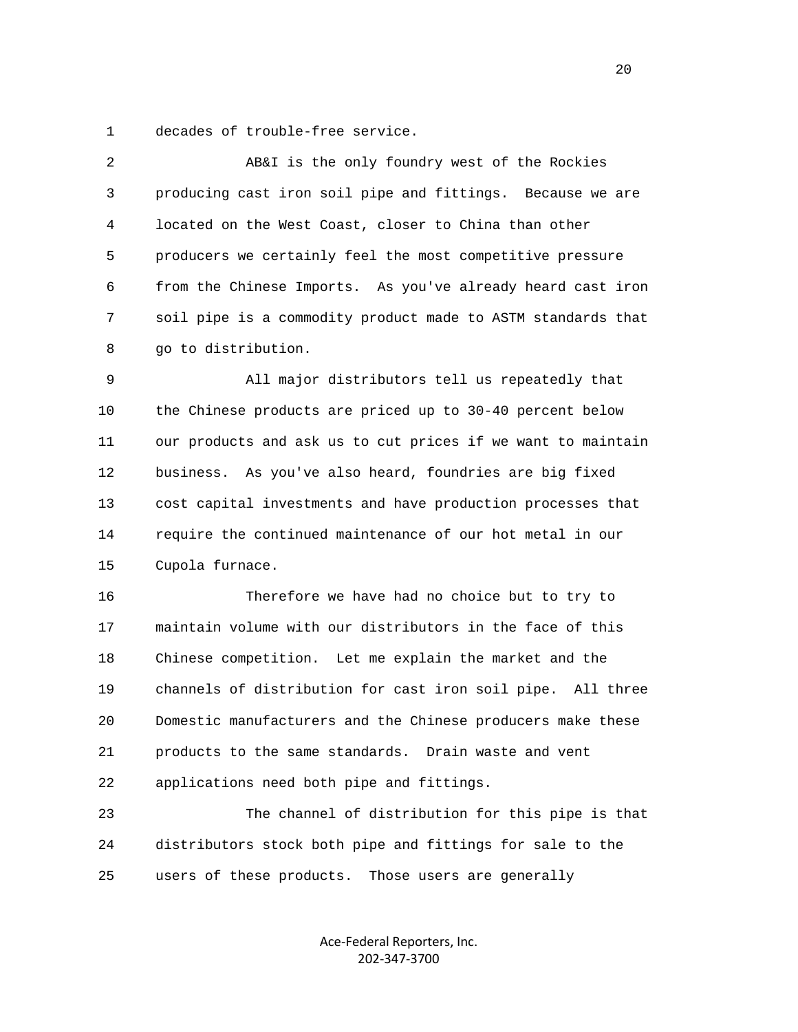decades of trouble-free service.

AB&I is the only foundry west of the Rockies producing cast iron soil pipe and fittings. Because we are located on the West Coast, closer to China than other producers we certainly feel the most competitive pressure from the Chinese Imports. As you've already heard cast iron soil pipe is a commodity product made to ASTM standards that go to distribution.

All major distributors tell us repeatedly that the Chinese products are priced up to 30-40 percent below our products and ask us to cut prices if we want to maintain business. As you've also heard, foundries are big fixed cost capital investments and have production processes that require the continued maintenance of our hot metal in our Cupola furnace.

Therefore we have had no choice but to try to maintain volume with our distributors in the face of this Chinese competition. Let me explain the market and the channels of distribution for cast iron soil pipe. All three Domestic manufacturers and the Chinese producers make these products to the same standards. Drain waste and vent applications need both pipe and fittings.

The channel of distribution for this pipe is that distributors stock both pipe and fittings for sale to the users of these products. Those users are generally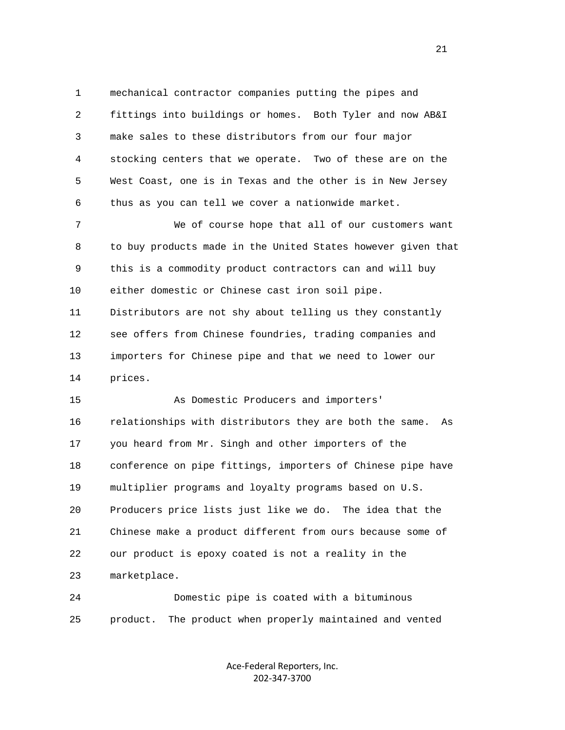1 mechanical contractor companies putting the pipes and
2 fittings into buildings or homes. Both Tyler and now AB&I
3 make sales to these distributors from our four major
4 stocking centers that we operate. Two of these are on the
5 West Coast, one is in Texas and the other is in New Jersey
6 thus as you can tell we cover a nationwide market.

7 We of course hope that all of our customers want
8 to buy products made in the United States however given that
9 this is a commodity product contractors can and will buy
10 either domestic or Chinese cast iron soil pipe.
11 Distributors are not shy about telling us they constantly
12 see offers from Chinese foundries, trading companies and
13 importers for Chinese pipe and that we need to lower our
14 prices.

15 As Domestic Producers and importers'
16 relationships with distributors they are both the same. As
17 you heard from Mr. Singh and other importers of the
18 conference on pipe fittings, importers of Chinese pipe have
19 multiplier programs and loyalty programs based on U.S.
20 Producers price lists just like we do. The idea that the
21 Chinese make a product different from ours because some of
22 our product is epoxy coated is not a reality in the
23 marketplace.

24 Domestic pipe is coated with a bituminous
25 product. The product when properly maintained and vented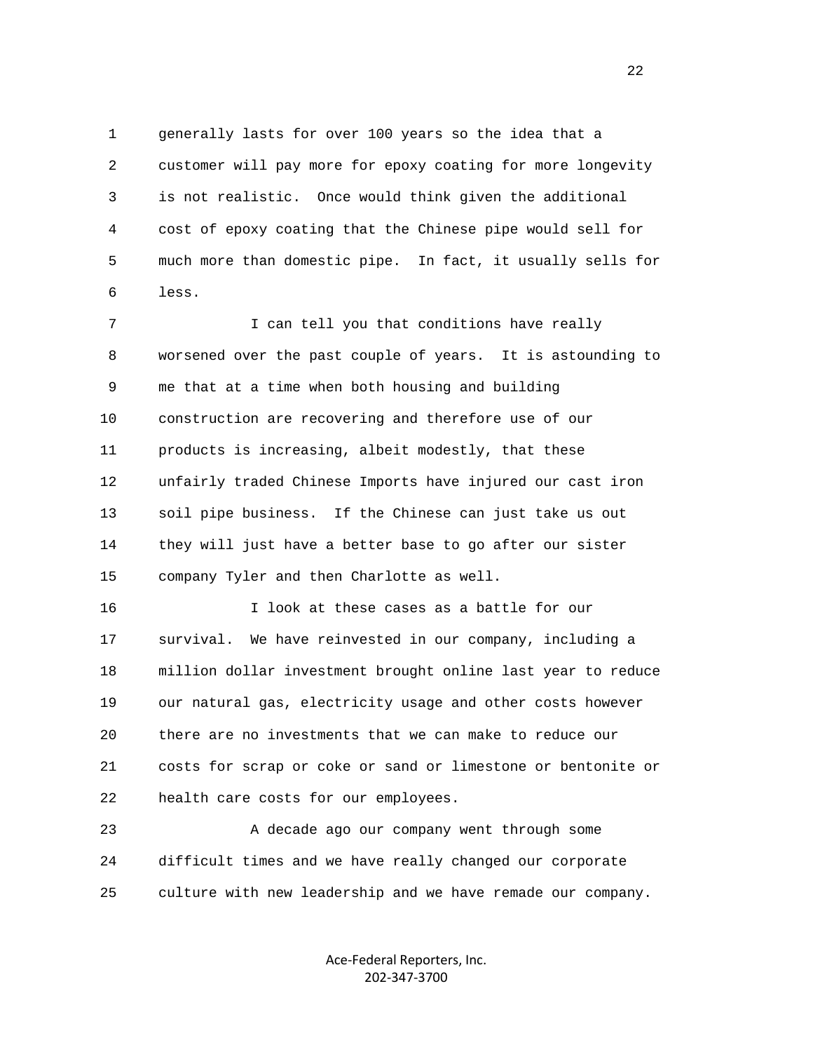generally lasts for over 100 years so the idea that a customer will pay more for epoxy coating for more longevity is not realistic. Once would think given the additional cost of epoxy coating that the Chinese pipe would sell for much more than domestic pipe. In fact, it usually sells for less.

I can tell you that conditions have really worsened over the past couple of years. It is astounding to me that at a time when both housing and building construction are recovering and therefore use of our products is increasing, albeit modestly, that these unfairly traded Chinese Imports have injured our cast iron soil pipe business. If the Chinese can just take us out they will just have a better base to go after our sister company Tyler and then Charlotte as well.

I look at these cases as a battle for our survival. We have reinvested in our company, including a million dollar investment brought online last year to reduce our natural gas, electricity usage and other costs however there are no investments that we can make to reduce our costs for scrap or coke or sand or limestone or bentonite or health care costs for our employees.

A decade ago our company went through some difficult times and we have really changed our corporate culture with new leadership and we have remade our company.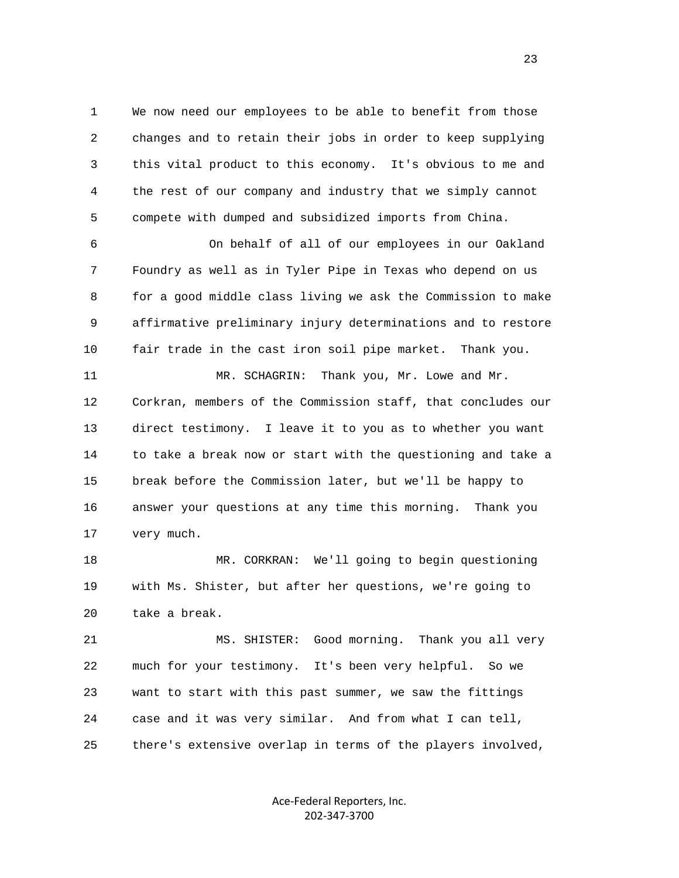1 We now need our employees to be able to benefit from those
2 changes and to retain their jobs in order to keep supplying
3 this vital product to this economy. It's obvious to me and
4 the rest of our company and industry that we simply cannot
5 compete with dumped and subsidized imports from China.

6 On behalf of all of our employees in our Oakland
7 Foundry as well as in Tyler Pipe in Texas who depend on us
8 for a good middle class living we ask the Commission to make
9 affirmative preliminary injury determinations and to restore
10 fair trade in the cast iron soil pipe market. Thank you.

11 MR. SCHAGRIN: Thank you, Mr. Lowe and Mr.
12 Corkran, members of the Commission staff, that concludes our
13 direct testimony. I leave it to you as to whether you want
14 to take a break now or start with the questioning and take a
15 break before the Commission later, but we'll be happy to
16 answer your questions at any time this morning. Thank you
17 very much.

18 MR. CORKRAN: We'll going to begin questioning
19 with Ms. Shister, but after her questions, we're going to
20 take a break.

21 MS. SHISTER: Good morning. Thank you all very
22 much for your testimony. It's been very helpful. So we
23 want to start with this past summer, we saw the fittings
24 case and it was very similar. And from what I can tell,
25 there's extensive overlap in terms of the players involved,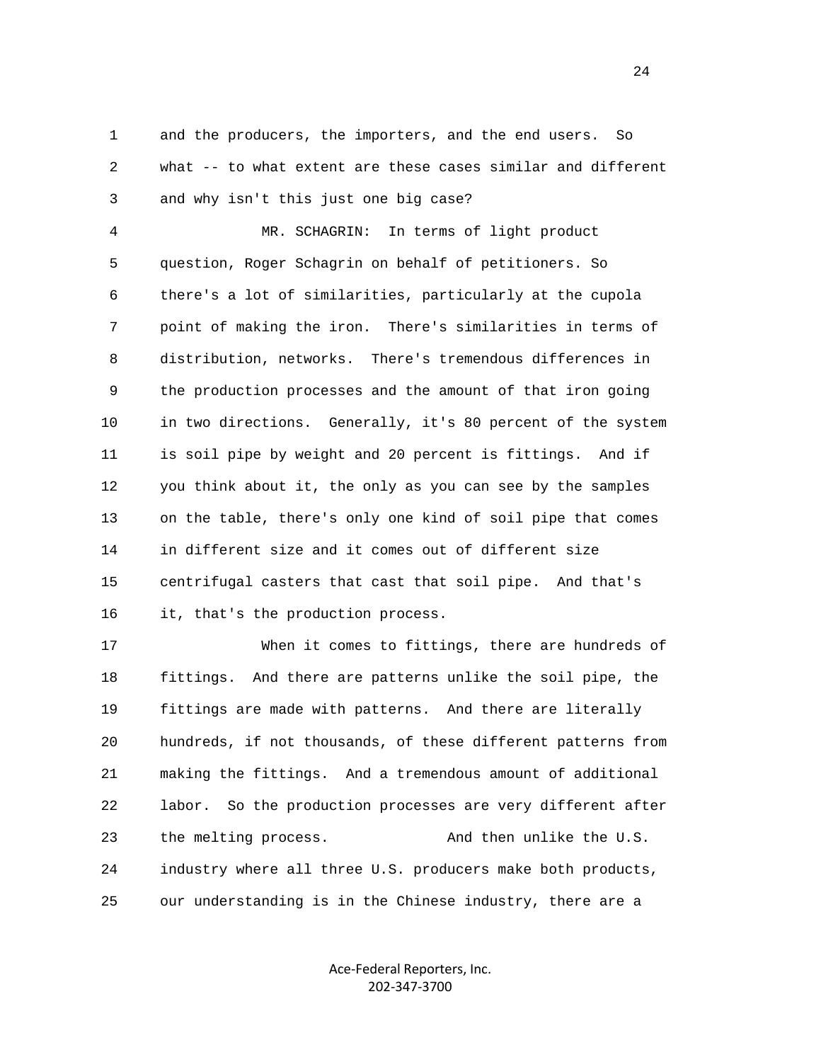and the producers, the importers, and the end users. So what -- to what extent are these cases similar and different and why isn't this just one big case?

MR. SCHAGRIN: In terms of light product question, Roger Schagrin on behalf of petitioners. So there's a lot of similarities, particularly at the cupola point of making the iron. There's similarities in terms of distribution, networks. There's tremendous differences in the production processes and the amount of that iron going in two directions. Generally, it's 80 percent of the system is soil pipe by weight and 20 percent is fittings. And if you think about it, the only as you can see by the samples on the table, there's only one kind of soil pipe that comes in different size and it comes out of different size centrifugal casters that cast that soil pipe. And that's it, that's the production process.

When it comes to fittings, there are hundreds of fittings. And there are patterns unlike the soil pipe, the fittings are made with patterns. And there are literally hundreds, if not thousands, of these different patterns from making the fittings. And a tremendous amount of additional labor. So the production processes are very different after the melting process. And then unlike the U.S. industry where all three U.S. producers make both products, our understanding is in the Chinese industry, there are a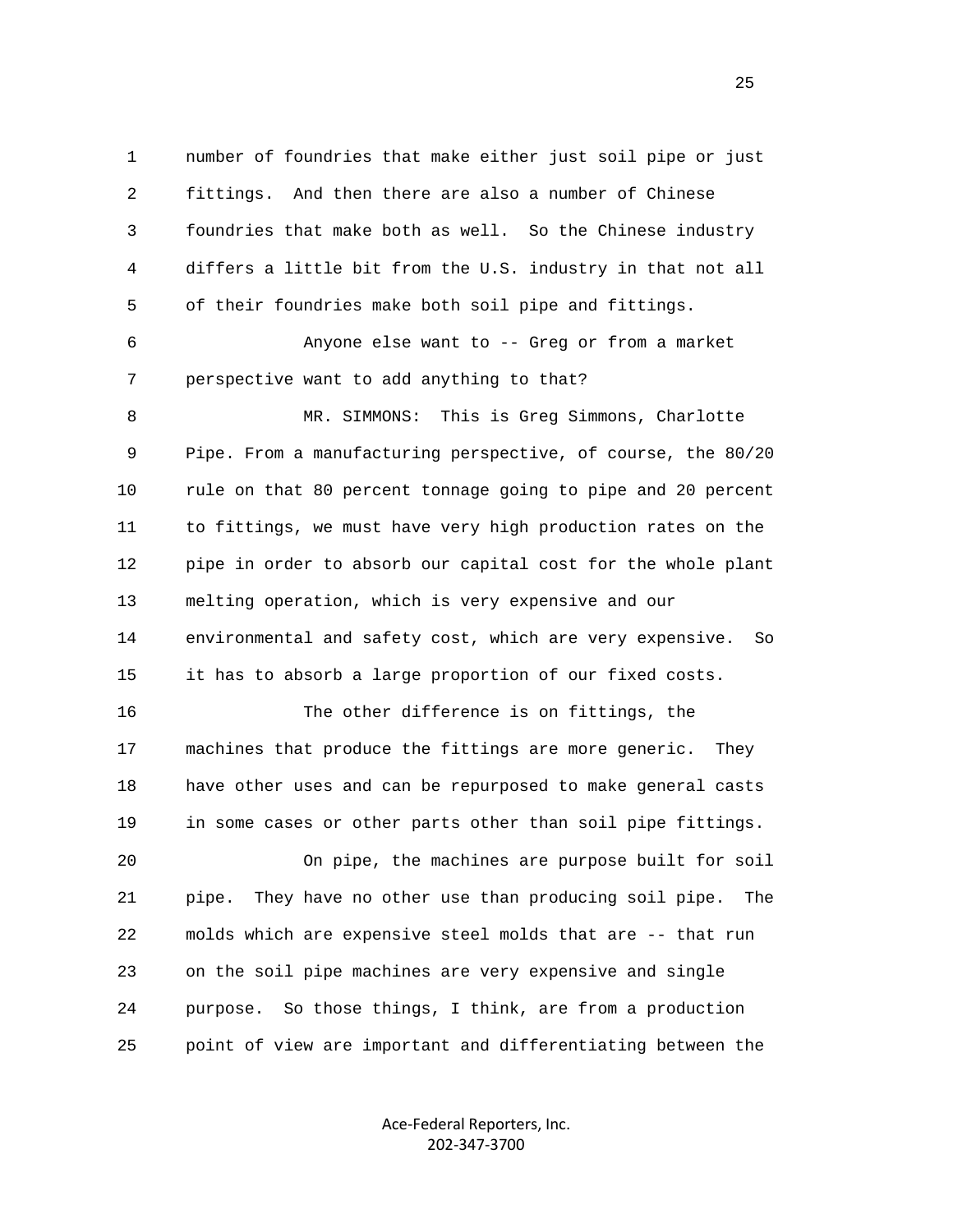number of foundries that make either just soil pipe or just fittings. And then there are also a number of Chinese foundries that make both as well. So the Chinese industry differs a little bit from the U.S. industry in that not all of their foundries make both soil pipe and fittings.

Anyone else want to -- Greg or from a market perspective want to add anything to that?

MR. SIMMONS: This is Greg Simmons, Charlotte Pipe. From a manufacturing perspective, of course, the 80/20 rule on that 80 percent tonnage going to pipe and 20 percent to fittings, we must have very high production rates on the pipe in order to absorb our capital cost for the whole plant melting operation, which is very expensive and our environmental and safety cost, which are very expensive. So it has to absorb a large proportion of our fixed costs.

The other difference is on fittings, the machines that produce the fittings are more generic. They have other uses and can be repurposed to make general casts in some cases or other parts other than soil pipe fittings.

On pipe, the machines are purpose built for soil pipe. They have no other use than producing soil pipe. The molds which are expensive steel molds that are -- that run on the soil pipe machines are very expensive and single purpose. So those things, I think, are from a production point of view are important and differentiating between the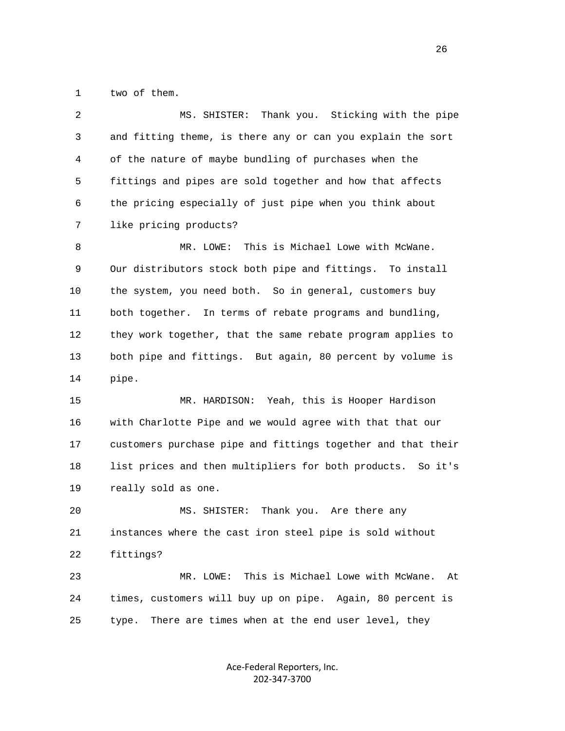two of them.

MS. SHISTER: Thank you. Sticking with the pipe and fitting theme, is there any or can you explain the sort of the nature of maybe bundling of purchases when the fittings and pipes are sold together and how that affects the pricing especially of just pipe when you think about like pricing products?

MR. LOWE: This is Michael Lowe with McWane. Our distributors stock both pipe and fittings. To install the system, you need both. So in general, customers buy both together. In terms of rebate programs and bundling, they work together, that the same rebate program applies to both pipe and fittings. But again, 80 percent by volume is pipe.

MR. HARDISON: Yeah, this is Hooper Hardison with Charlotte Pipe and we would agree with that that our customers purchase pipe and fittings together and that their list prices and then multipliers for both products. So it's really sold as one.

MS. SHISTER: Thank you. Are there any instances where the cast iron steel pipe is sold without fittings?

MR. LOWE: This is Michael Lowe with McWane. At times, customers will buy up on pipe. Again, 80 percent is type. There are times when at the end user level, they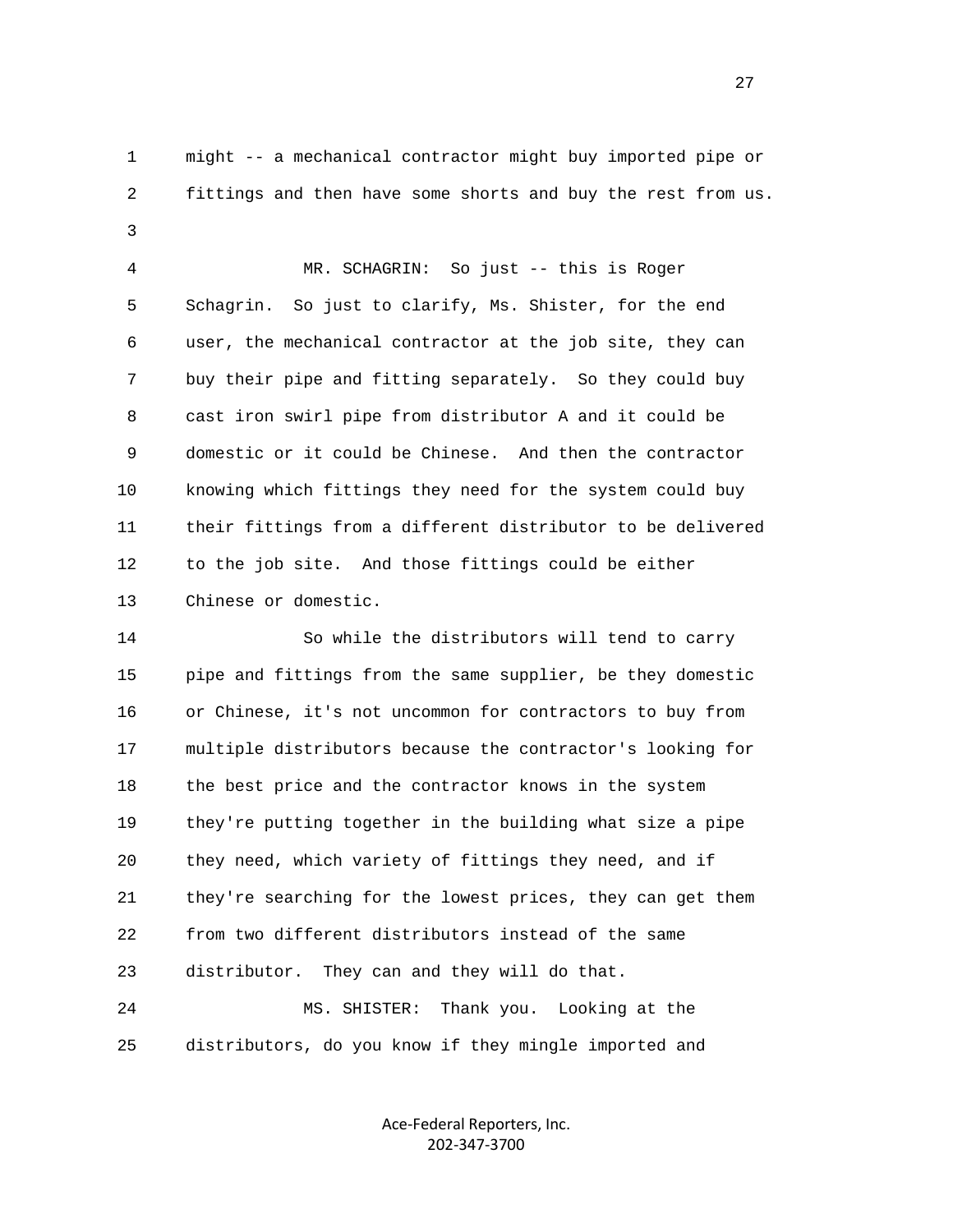might -- a mechanical contractor might buy imported pipe or fittings and then have some shorts and buy the rest from us.

MR. SCHAGRIN: So just -- this is Roger Schagrin. So just to clarify, Ms. Shister, for the end user, the mechanical contractor at the job site, they can buy their pipe and fitting separately. So they could buy cast iron swirl pipe from distributor A and it could be domestic or it could be Chinese. And then the contractor knowing which fittings they need for the system could buy their fittings from a different distributor to be delivered to the job site. And those fittings could be either Chinese or domestic.

So while the distributors will tend to carry pipe and fittings from the same supplier, be they domestic or Chinese, it's not uncommon for contractors to buy from multiple distributors because the contractor's looking for the best price and the contractor knows in the system they're putting together in the building what size a pipe they need, which variety of fittings they need, and if they're searching for the lowest prices, they can get them from two different distributors instead of the same distributor. They can and they will do that.

MS. SHISTER: Thank you. Looking at the distributors, do you know if they mingle imported and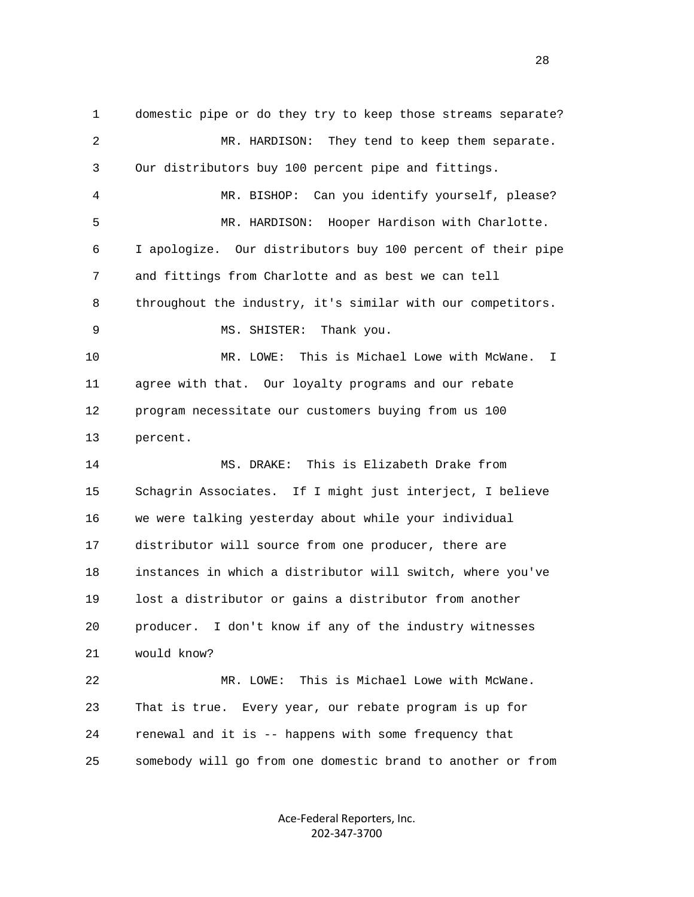domestic pipe or do they try to keep those streams separate?

MR. HARDISON: They tend to keep them separate. Our distributors buy 100 percent pipe and fittings.

MR. BISHOP: Can you identify yourself, please?

MR. HARDISON: Hooper Hardison with Charlotte. I apologize. Our distributors buy 100 percent of their pipe and fittings from Charlotte and as best we can tell throughout the industry, it's similar with our competitors.

MS. SHISTER: Thank you.

MR. LOWE: This is Michael Lowe with McWane. I agree with that. Our loyalty programs and our rebate program necessitate our customers buying from us 100 percent.

MS. DRAKE: This is Elizabeth Drake from Schagrin Associates. If I might just interject, I believe we were talking yesterday about while your individual distributor will source from one producer, there are instances in which a distributor will switch, where you've lost a distributor or gains a distributor from another producer. I don't know if any of the industry witnesses would know?

MR. LOWE: This is Michael Lowe with McWane. That is true. Every year, our rebate program is up for renewal and it is -- happens with some frequency that somebody will go from one domestic brand to another or from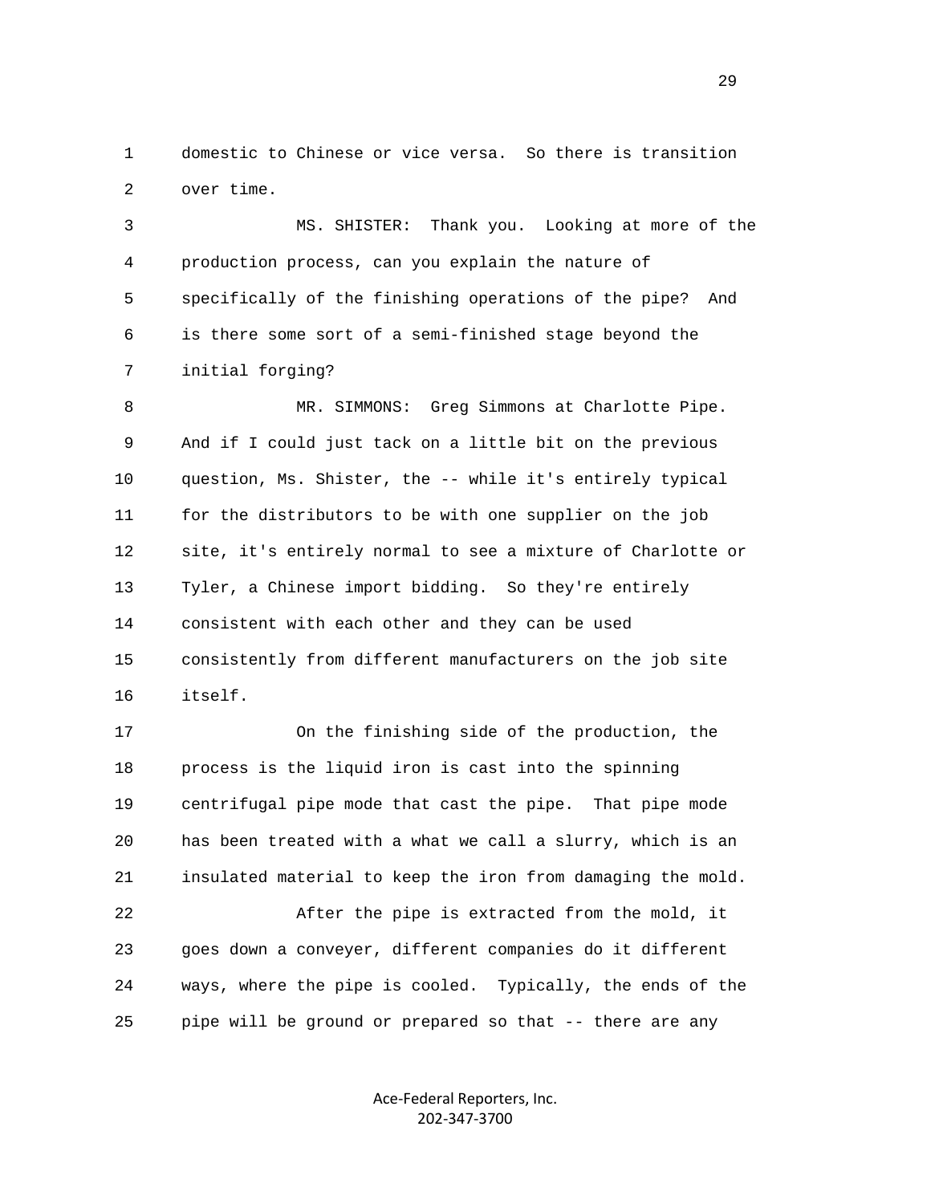1 domestic to Chinese or vice versa. So there is transition
2 over time.

3 MS. SHISTER: Thank you. Looking at more of the
4 production process, can you explain the nature of
5 specifically of the finishing operations of the pipe? And
6 is there some sort of a semi-finished stage beyond the
7 initial forging?

8 MR. SIMMONS: Greg Simmons at Charlotte Pipe.
9 And if I could just tack on a little bit on the previous
10 question, Ms. Shister, the -- while it's entirely typical
11 for the distributors to be with one supplier on the job
12 site, it's entirely normal to see a mixture of Charlotte or
13 Tyler, a Chinese import bidding. So they're entirely
14 consistent with each other and they can be used
15 consistently from different manufacturers on the job site
16 itself.

17 On the finishing side of the production, the
18 process is the liquid iron is cast into the spinning
19 centrifugal pipe mode that cast the pipe. That pipe mode
20 has been treated with a what we call a slurry, which is an
21 insulated material to keep the iron from damaging the mold.

22 After the pipe is extracted from the mold, it
23 goes down a conveyer, different companies do it different
24 ways, where the pipe is cooled. Typically, the ends of the
25 pipe will be ground or prepared so that -- there are any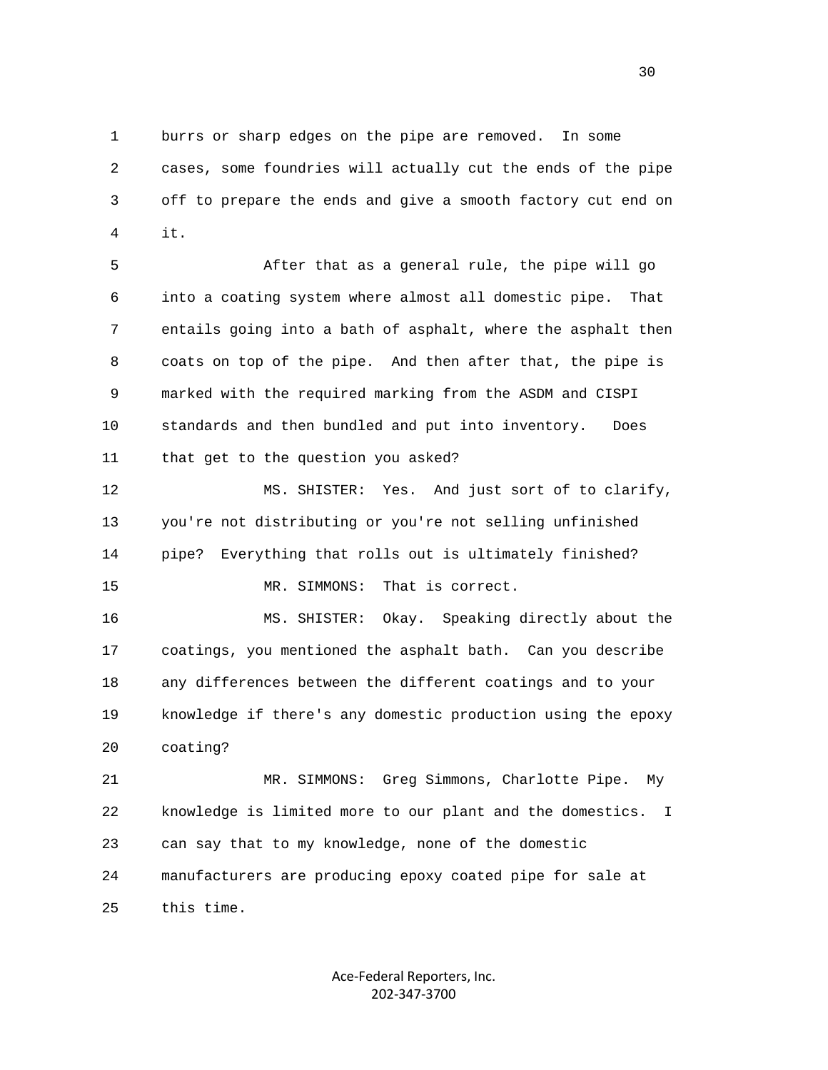1 burrs or sharp edges on the pipe are removed. In some
2 cases, some foundries will actually cut the ends of the pipe
3 off to prepare the ends and give a smooth factory cut end on
4 it.

5 After that as a general rule, the pipe will go
6 into a coating system where almost all domestic pipe. That
7 entails going into a bath of asphalt, where the asphalt then
8 coats on top of the pipe. And then after that, the pipe is
9 marked with the required marking from the ASDM and CISPI
10 standards and then bundled and put into inventory. Does
11 that get to the question you asked?

12 MS. SHISTER: Yes. And just sort of to clarify,
13 you're not distributing or you're not selling unfinished
14 pipe? Everything that rolls out is ultimately finished?

15 MR. SIMMONS: That is correct.

16 MS. SHISTER: Okay. Speaking directly about the
17 coatings, you mentioned the asphalt bath. Can you describe
18 any differences between the different coatings and to your
19 knowledge if there's any domestic production using the epoxy
20 coating?

21 MR. SIMMONS: Greg Simmons, Charlotte Pipe. My
22 knowledge is limited more to our plant and the domestics. I
23 can say that to my knowledge, none of the domestic
24 manufacturers are producing epoxy coated pipe for sale at
25 this time.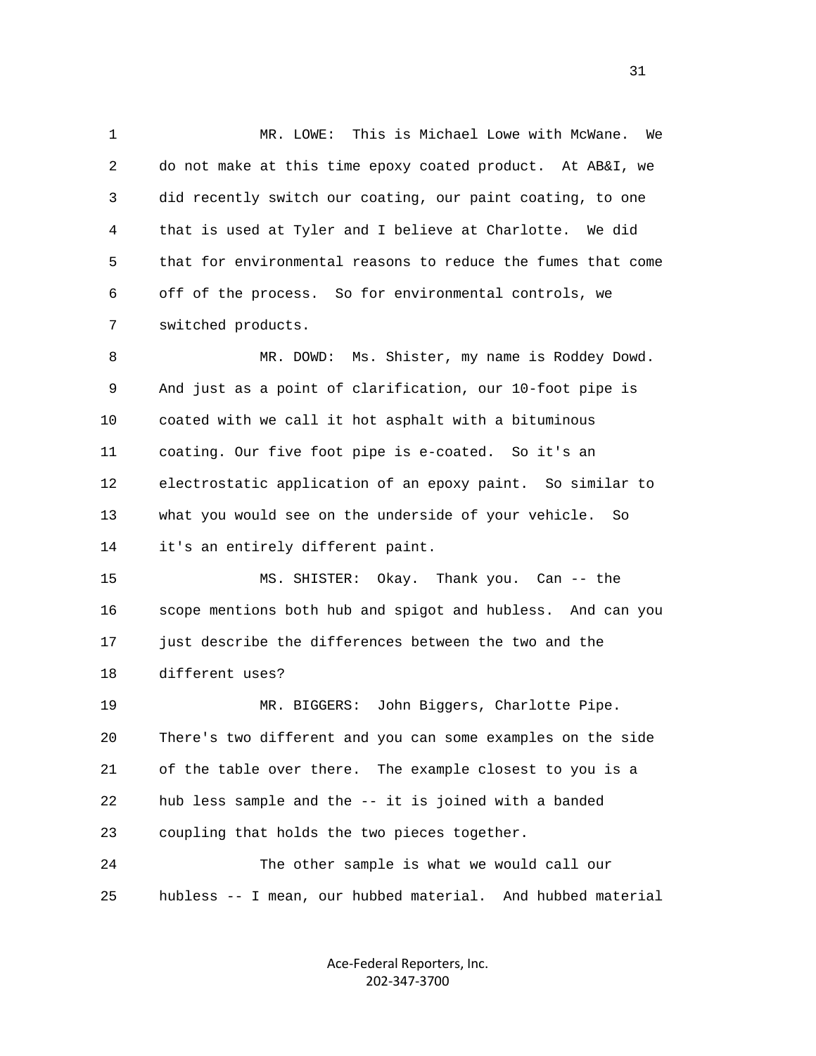MR. LOWE: This is Michael Lowe with McWane. We do not make at this time epoxy coated product. At AB&I, we did recently switch our coating, our paint coating, to one that is used at Tyler and I believe at Charlotte. We did that for environmental reasons to reduce the fumes that come off of the process. So for environmental controls, we switched products.

MR. DOWD: Ms. Shister, my name is Roddey Dowd. And just as a point of clarification, our 10-foot pipe is coated with we call it hot asphalt with a bituminous coating. Our five foot pipe is e-coated. So it's an electrostatic application of an epoxy paint. So similar to what you would see on the underside of your vehicle. So it's an entirely different paint.

MS. SHISTER: Okay. Thank you. Can -- the scope mentions both hub and spigot and hubless. And can you just describe the differences between the two and the different uses?

MR. BIGGERS: John Biggers, Charlotte Pipe. There's two different and you can some examples on the side of the table over there. The example closest to you is a hub less sample and the -- it is joined with a banded coupling that holds the two pieces together.

The other sample is what we would call our hubless -- I mean, our hubbed material. And hubbed material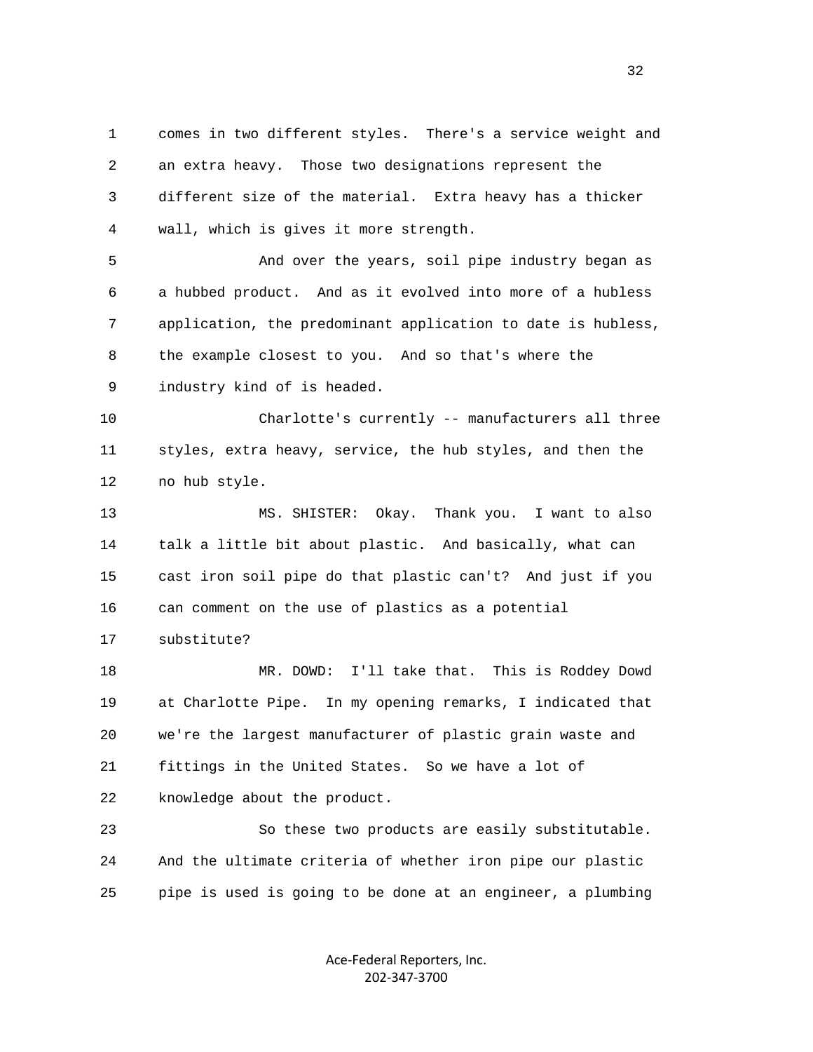1 comes in two different styles. There's a service weight and
2 an extra heavy. Those two designations represent the
3 different size of the material. Extra heavy has a thicker
4 wall, which is gives it more strength.

5 And over the years, soil pipe industry began as
6 a hubbed product. And as it evolved into more of a hubless
7 application, the predominant application to date is hubless,
8 the example closest to you. And so that's where the
9 industry kind of is headed.

10 Charlotte's currently -- manufacturers all three
11 styles, extra heavy, service, the hub styles, and then the
12 no hub style.

13 MS. SHISTER: Okay. Thank you. I want to also
14 talk a little bit about plastic. And basically, what can
15 cast iron soil pipe do that plastic can't? And just if you
16 can comment on the use of plastics as a potential
17 substitute?

18 MR. DOWD: I'll take that. This is Roddey Dowd
19 at Charlotte Pipe. In my opening remarks, I indicated that
20 we're the largest manufacturer of plastic grain waste and
21 fittings in the United States. So we have a lot of
22 knowledge about the product.

23 So these two products are easily substitutable.
24 And the ultimate criteria of whether iron pipe our plastic
25 pipe is used is going to be done at an engineer, a plumbing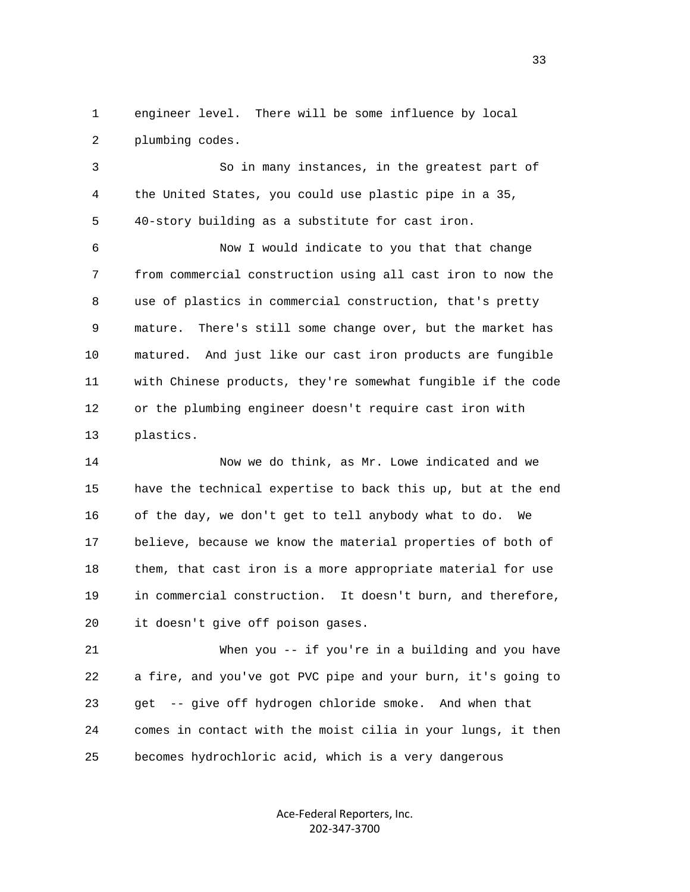engineer level. There will be some influence by local plumbing codes.

So in many instances, in the greatest part of the United States, you could use plastic pipe in a 35, 40-story building as a substitute for cast iron.

Now I would indicate to you that that change from commercial construction using all cast iron to now the use of plastics in commercial construction, that's pretty mature. There's still some change over, but the market has matured. And just like our cast iron products are fungible with Chinese products, they're somewhat fungible if the code or the plumbing engineer doesn't require cast iron with plastics.

Now we do think, as Mr. Lowe indicated and we have the technical expertise to back this up, but at the end of the day, we don't get to tell anybody what to do. We believe, because we know the material properties of both of them, that cast iron is a more appropriate material for use in commercial construction. It doesn't burn, and therefore, it doesn't give off poison gases.

When you -- if you're in a building and you have a fire, and you've got PVC pipe and your burn, it's going to get -- give off hydrogen chloride smoke. And when that comes in contact with the moist cilia in your lungs, it then becomes hydrochloric acid, which is a very dangerous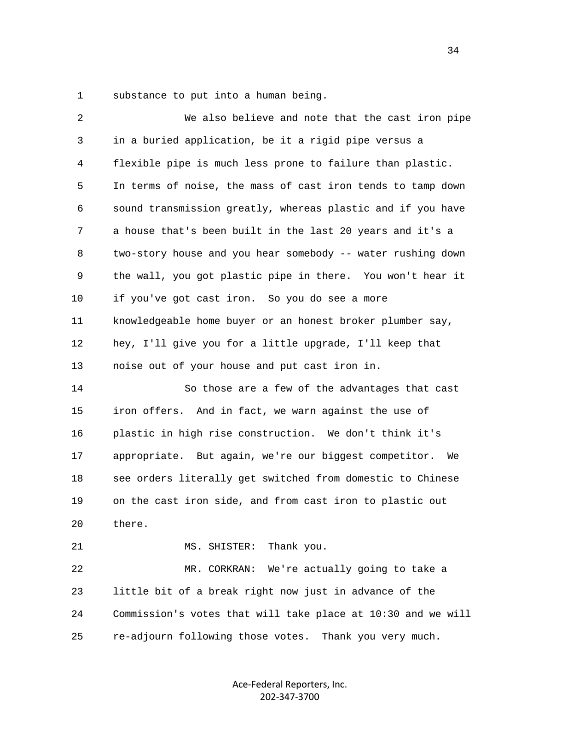substance to put into a human being.

We also believe and note that the cast iron pipe in a buried application, be it a rigid pipe versus a flexible pipe is much less prone to failure than plastic. In terms of noise, the mass of cast iron tends to tamp down sound transmission greatly, whereas plastic and if you have a house that's been built in the last 20 years and it's a two-story house and you hear somebody -- water rushing down the wall, you got plastic pipe in there. You won't hear it if you've got cast iron. So you do see a more knowledgeable home buyer or an honest broker plumber say, hey, I'll give you for a little upgrade, I'll keep that noise out of your house and put cast iron in.

So those are a few of the advantages that cast iron offers. And in fact, we warn against the use of plastic in high rise construction. We don't think it's appropriate. But again, we're our biggest competitor. We see orders literally get switched from domestic to Chinese on the cast iron side, and from cast iron to plastic out there.

MS. SHISTER: Thank you.

MR. CORKRAN: We're actually going to take a little bit of a break right now just in advance of the Commission's votes that will take place at 10:30 and we will re-adjourn following those votes. Thank you very much.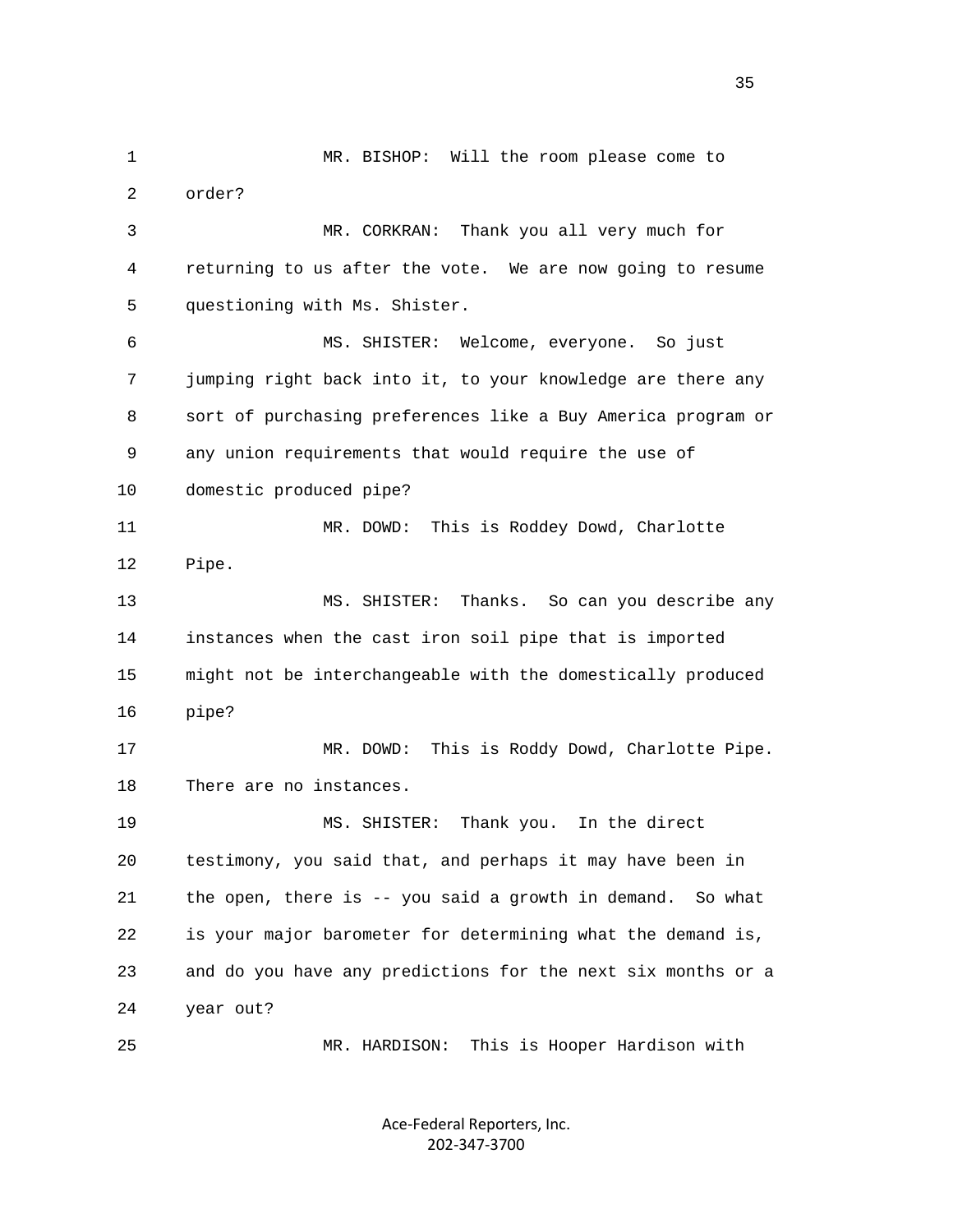1 MR. BISHOP: Will the room please come to
2 order?
3 MR. CORKRAN: Thank you all very much for
4 returning to us after the vote. We are now going to resume
5 questioning with Ms. Shister.
6 MS. SHISTER: Welcome, everyone. So just
7 jumping right back into it, to your knowledge are there any
8 sort of purchasing preferences like a Buy America program or
9 any union requirements that would require the use of
10 domestic produced pipe?
11 MR. DOWD: This is Roddey Dowd, Charlotte
12 Pipe.
13 MS. SHISTER: Thanks. So can you describe any
14 instances when the cast iron soil pipe that is imported
15 might not be interchangeable with the domestically produced
16 pipe?
17 MR. DOWD: This is Roddy Dowd, Charlotte Pipe.
18 There are no instances.
19 MS. SHISTER: Thank you. In the direct
20 testimony, you said that, and perhaps it may have been in
21 the open, there is -- you said a growth in demand. So what
22 is your major barometer for determining what the demand is,
23 and do you have any predictions for the next six months or a
24 year out?
25 MR. HARDISON: This is Hooper Hardison with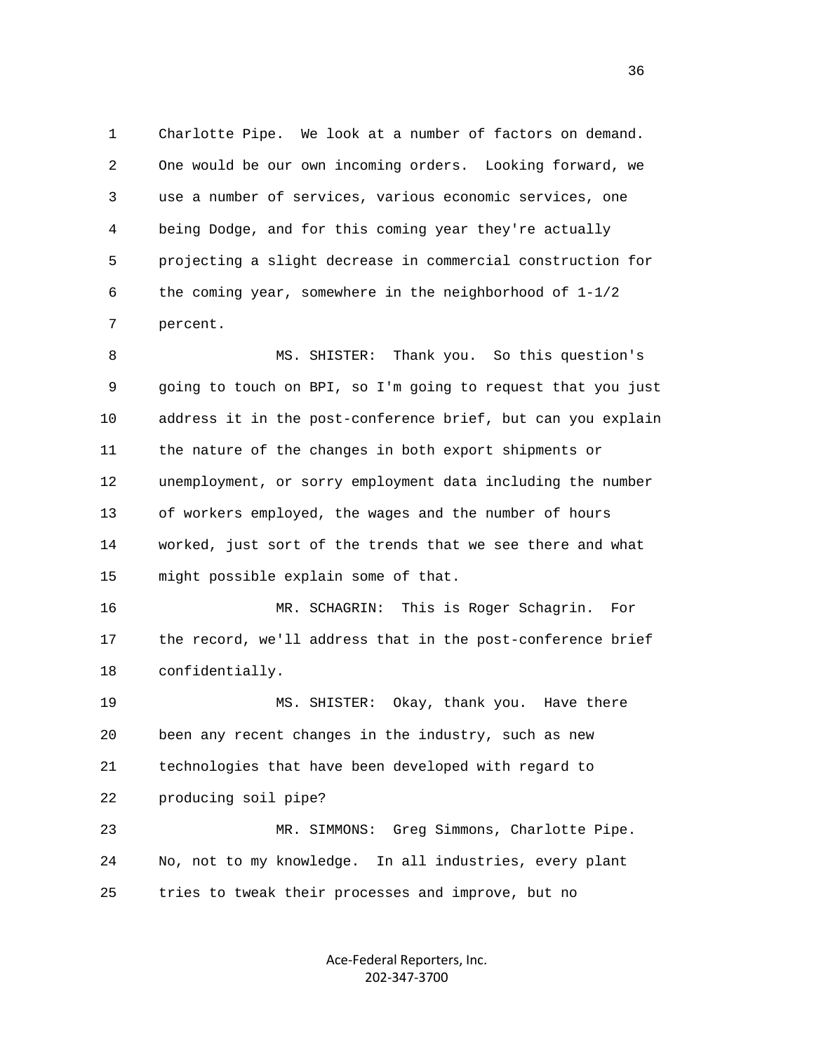1 Charlotte Pipe. We look at a number of factors on demand.
2 One would be our own incoming orders. Looking forward, we
3 use a number of services, various economic services, one
4 being Dodge, and for this coming year they're actually
5 projecting a slight decrease in commercial construction for
6 the coming year, somewhere in the neighborhood of 1-1/2
7 percent.

8 MS. SHISTER: Thank you. So this question's
9 going to touch on BPI, so I'm going to request that you just
10 address it in the post-conference brief, but can you explain
11 the nature of the changes in both export shipments or
12 unemployment, or sorry employment data including the number
13 of workers employed, the wages and the number of hours
14 worked, just sort of the trends that we see there and what
15 might possible explain some of that.

16 MR. SCHAGRIN: This is Roger Schagrin. For
17 the record, we'll address that in the post-conference brief
18 confidentially.

19 MS. SHISTER: Okay, thank you. Have there
20 been any recent changes in the industry, such as new
21 technologies that have been developed with regard to
22 producing soil pipe?

23 MR. SIMMONS: Greg Simmons, Charlotte Pipe.
24 No, not to my knowledge. In all industries, every plant
25 tries to tweak their processes and improve, but no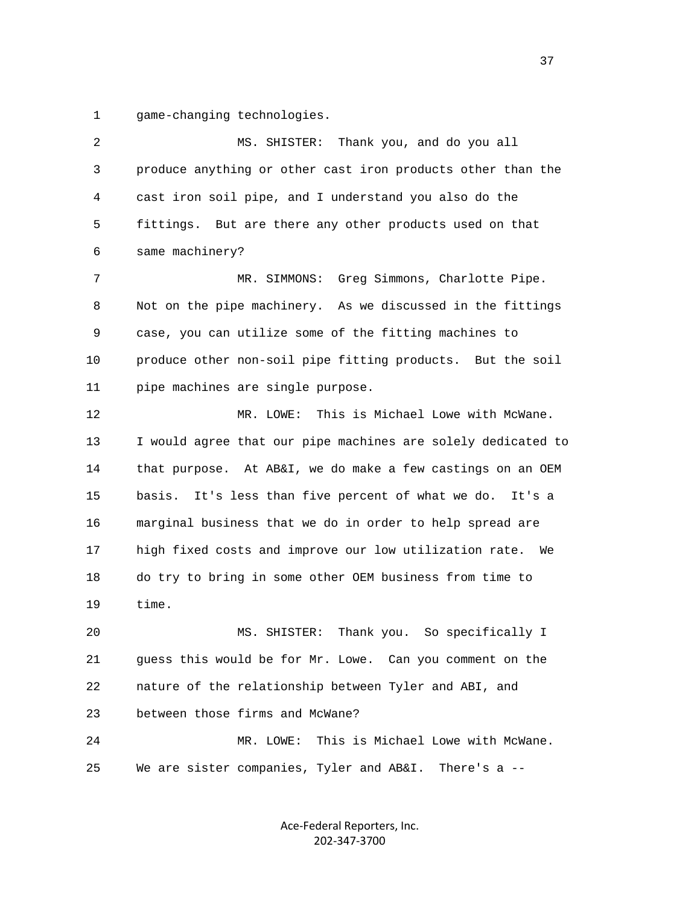1 game-changing technologies.

2 MS. SHISTER: Thank you, and do you all
3 produce anything or other cast iron products other than the
4 cast iron soil pipe, and I understand you also do the
5 fittings. But are there any other products used on that
6 same machinery?

7 MR. SIMMONS: Greg Simmons, Charlotte Pipe.
8 Not on the pipe machinery. As we discussed in the fittings
9 case, you can utilize some of the fitting machines to
10 produce other non-soil pipe fitting products. But the soil
11 pipe machines are single purpose.

12 MR. LOWE: This is Michael Lowe with McWane.
13 I would agree that our pipe machines are solely dedicated to
14 that purpose. At AB&I, we do make a few castings on an OEM
15 basis. It's less than five percent of what we do. It's a
16 marginal business that we do in order to help spread are
17 high fixed costs and improve our low utilization rate. We
18 do try to bring in some other OEM business from time to
19 time.

20 MS. SHISTER: Thank you. So specifically I
21 guess this would be for Mr. Lowe. Can you comment on the
22 nature of the relationship between Tyler and ABI, and
23 between those firms and McWane?

24 MR. LOWE: This is Michael Lowe with McWane.
25 We are sister companies, Tyler and AB&I. There's a --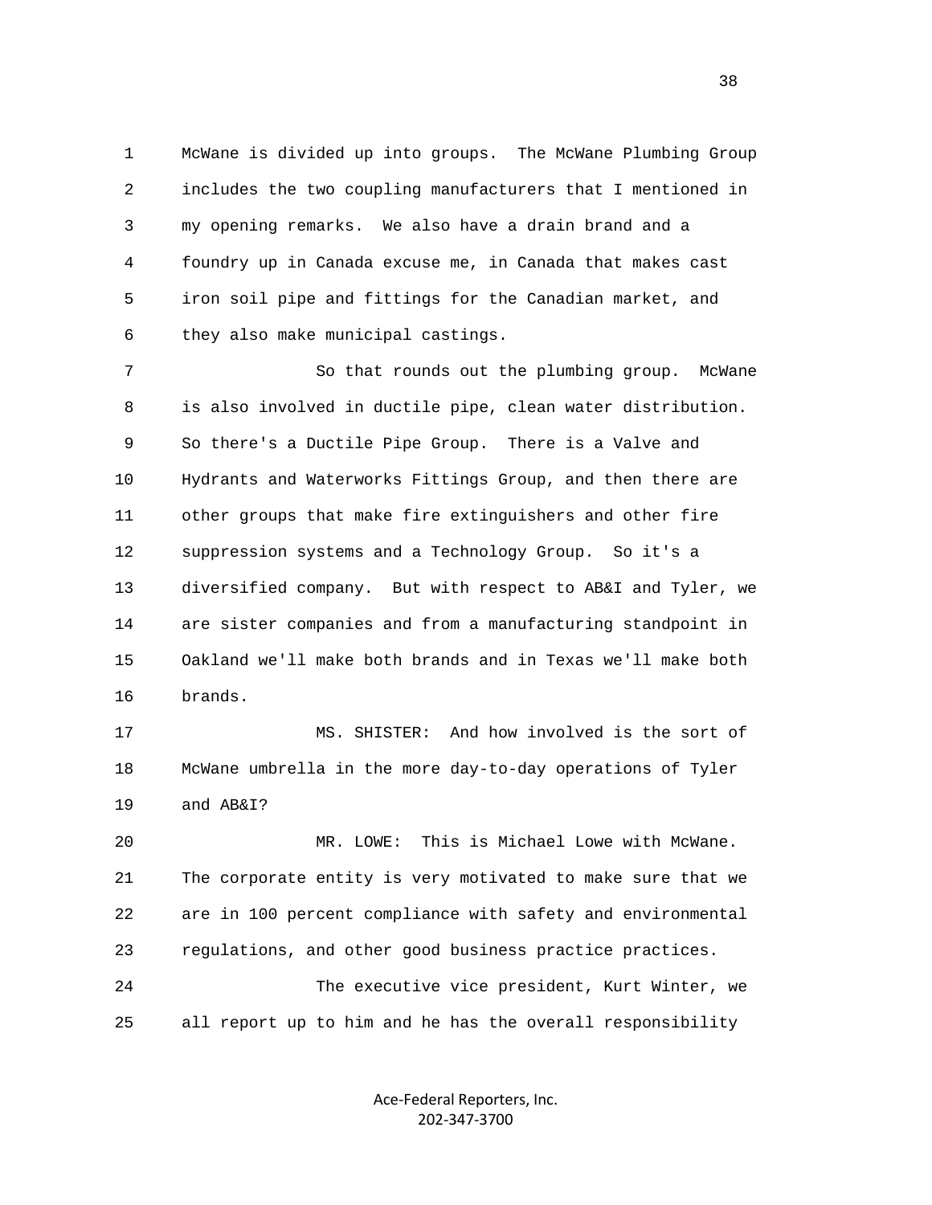McWane is divided up into groups. The McWane Plumbing Group includes the two coupling manufacturers that I mentioned in my opening remarks. We also have a drain brand and a foundry up in Canada excuse me, in Canada that makes cast iron soil pipe and fittings for the Canadian market, and they also make municipal castings.

So that rounds out the plumbing group. McWane is also involved in ductile pipe, clean water distribution. So there's a Ductile Pipe Group. There is a Valve and Hydrants and Waterworks Fittings Group, and then there are other groups that make fire extinguishers and other fire suppression systems and a Technology Group. So it's a diversified company. But with respect to AB&I and Tyler, we are sister companies and from a manufacturing standpoint in Oakland we'll make both brands and in Texas we'll make both brands.

MS. SHISTER: And how involved is the sort of McWane umbrella in the more day-to-day operations of Tyler and AB&I?

MR. LOWE: This is Michael Lowe with McWane. The corporate entity is very motivated to make sure that we are in 100 percent compliance with safety and environmental regulations, and other good business practice practices.

The executive vice president, Kurt Winter, we all report up to him and he has the overall responsibility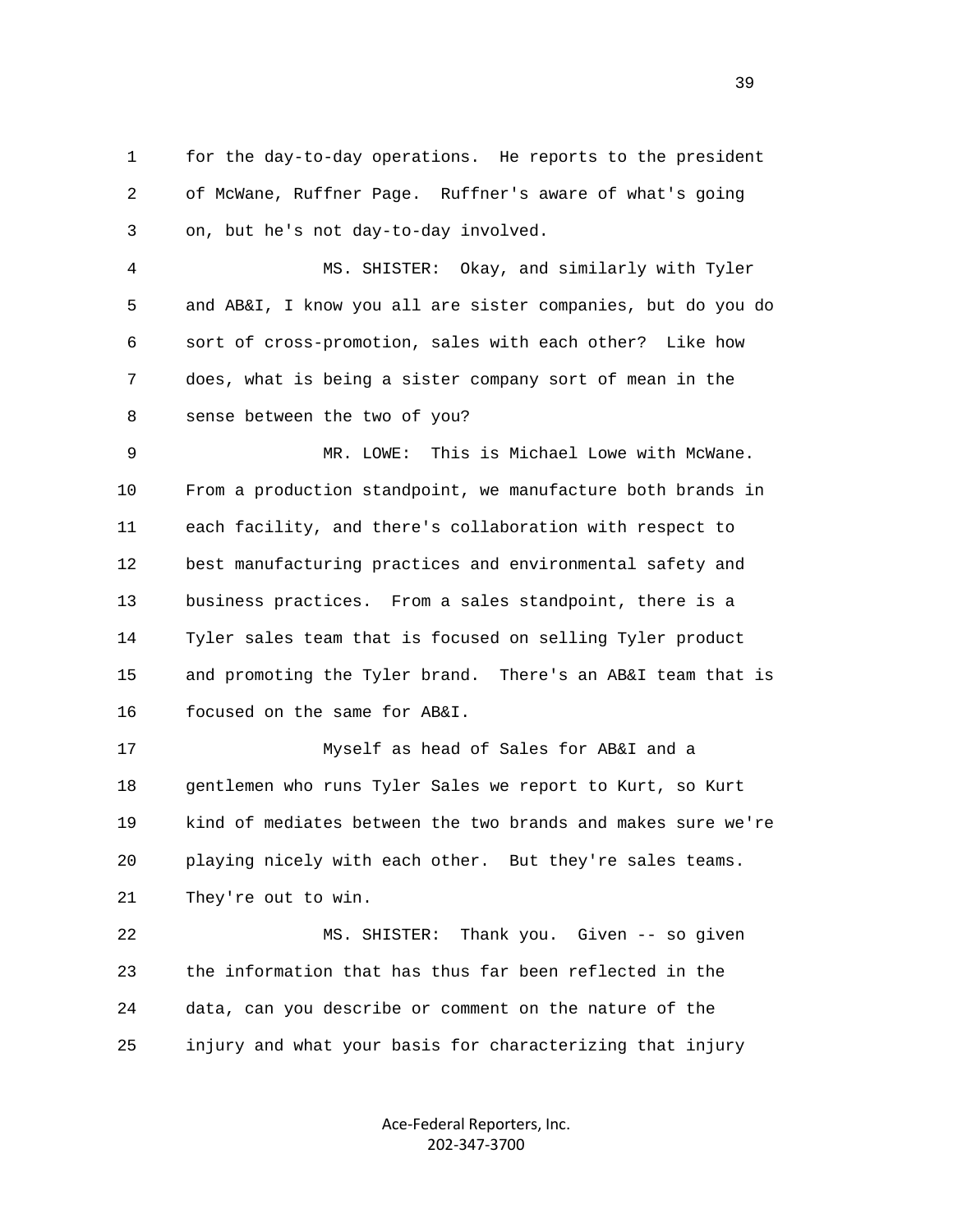for the day-to-day operations. He reports to the president of McWane, Ruffner Page. Ruffner's aware of what's going on, but he's not day-to-day involved.

MS. SHISTER: Okay, and similarly with Tyler and AB&I, I know you all are sister companies, but do you do sort of cross-promotion, sales with each other? Like how does, what is being a sister company sort of mean in the sense between the two of you?

MR. LOWE: This is Michael Lowe with McWane. From a production standpoint, we manufacture both brands in each facility, and there's collaboration with respect to best manufacturing practices and environmental safety and business practices. From a sales standpoint, there is a Tyler sales team that is focused on selling Tyler product and promoting the Tyler brand. There's an AB&I team that is focused on the same for AB&I.

Myself as head of Sales for AB&I and a gentlemen who runs Tyler Sales we report to Kurt, so Kurt kind of mediates between the two brands and makes sure we're playing nicely with each other. But they're sales teams. They're out to win.

MS. SHISTER: Thank you. Given -- so given the information that has thus far been reflected in the data, can you describe or comment on the nature of the injury and what your basis for characterizing that injury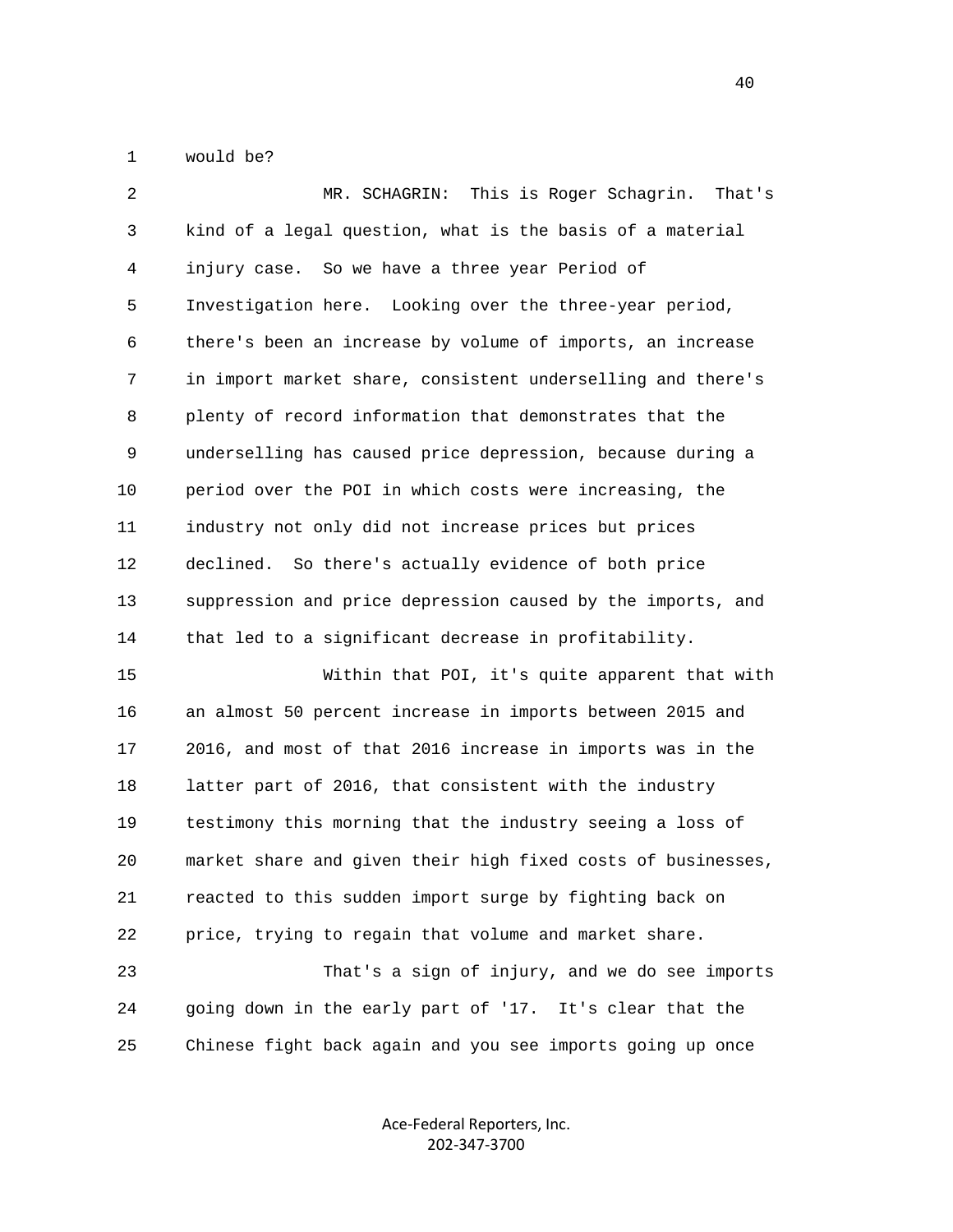would be?

MR. SCHAGRIN: This is Roger Schagrin. That's kind of a legal question, what is the basis of a material injury case. So we have a three year Period of Investigation here. Looking over the three-year period, there's been an increase by volume of imports, an increase in import market share, consistent underselling and there's plenty of record information that demonstrates that the underselling has caused price depression, because during a period over the POI in which costs were increasing, the industry not only did not increase prices but prices declined. So there's actually evidence of both price suppression and price depression caused by the imports, and that led to a significant decrease in profitability.

Within that POI, it's quite apparent that with an almost 50 percent increase in imports between 2015 and 2016, and most of that 2016 increase in imports was in the latter part of 2016, that consistent with the industry testimony this morning that the industry seeing a loss of market share and given their high fixed costs of businesses, reacted to this sudden import surge by fighting back on price, trying to regain that volume and market share.

That's a sign of injury, and we do see imports going down in the early part of '17. It's clear that the Chinese fight back again and you see imports going up once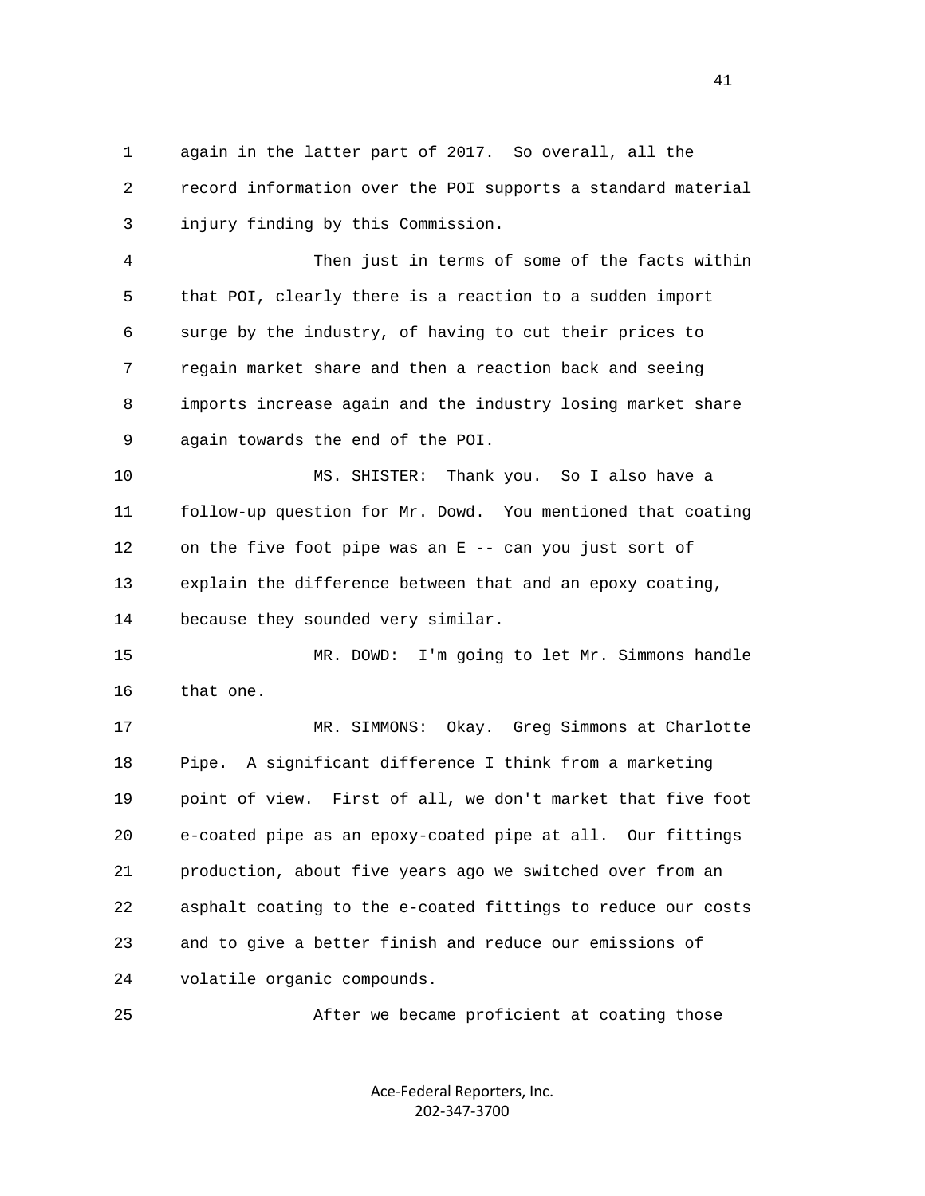again in the latter part of 2017. So overall, all the record information over the POI supports a standard material injury finding by this Commission.

Then just in terms of some of the facts within that POI, clearly there is a reaction to a sudden import surge by the industry, of having to cut their prices to regain market share and then a reaction back and seeing imports increase again and the industry losing market share again towards the end of the POI.

MS. SHISTER: Thank you. So I also have a follow-up question for Mr. Dowd. You mentioned that coating on the five foot pipe was an E -- can you just sort of explain the difference between that and an epoxy coating, because they sounded very similar.

MR. DOWD: I'm going to let Mr. Simmons handle that one.

MR. SIMMONS: Okay. Greg Simmons at Charlotte Pipe. A significant difference I think from a marketing point of view. First of all, we don't market that five foot e-coated pipe as an epoxy-coated pipe at all. Our fittings production, about five years ago we switched over from an asphalt coating to the e-coated fittings to reduce our costs and to give a better finish and reduce our emissions of volatile organic compounds.

After we became proficient at coating those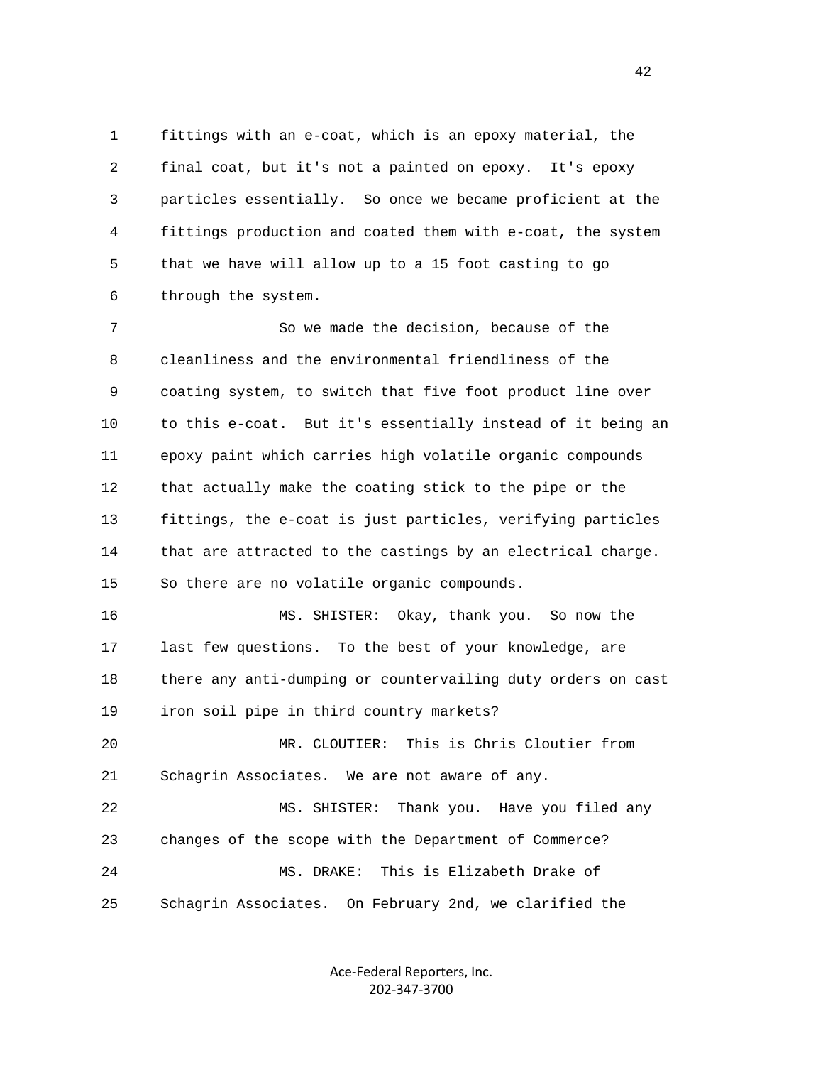fittings with an e-coat, which is an epoxy material, the final coat, but it's not a painted on epoxy. It's epoxy particles essentially. So once we became proficient at the fittings production and coated them with e-coat, the system that we have will allow up to a 15 foot casting to go through the system.

So we made the decision, because of the cleanliness and the environmental friendliness of the coating system, to switch that five foot product line over to this e-coat. But it's essentially instead of it being an epoxy paint which carries high volatile organic compounds that actually make the coating stick to the pipe or the fittings, the e-coat is just particles, verifying particles that are attracted to the castings by an electrical charge. So there are no volatile organic compounds.

MS. SHISTER: Okay, thank you. So now the last few questions. To the best of your knowledge, are there any anti-dumping or countervailing duty orders on cast iron soil pipe in third country markets?

MR. CLOUTIER: This is Chris Cloutier from Schagrin Associates. We are not aware of any.

MS. SHISTER: Thank you. Have you filed any changes of the scope with the Department of Commerce?

MS. DRAKE: This is Elizabeth Drake of Schagrin Associates. On February 2nd, we clarified the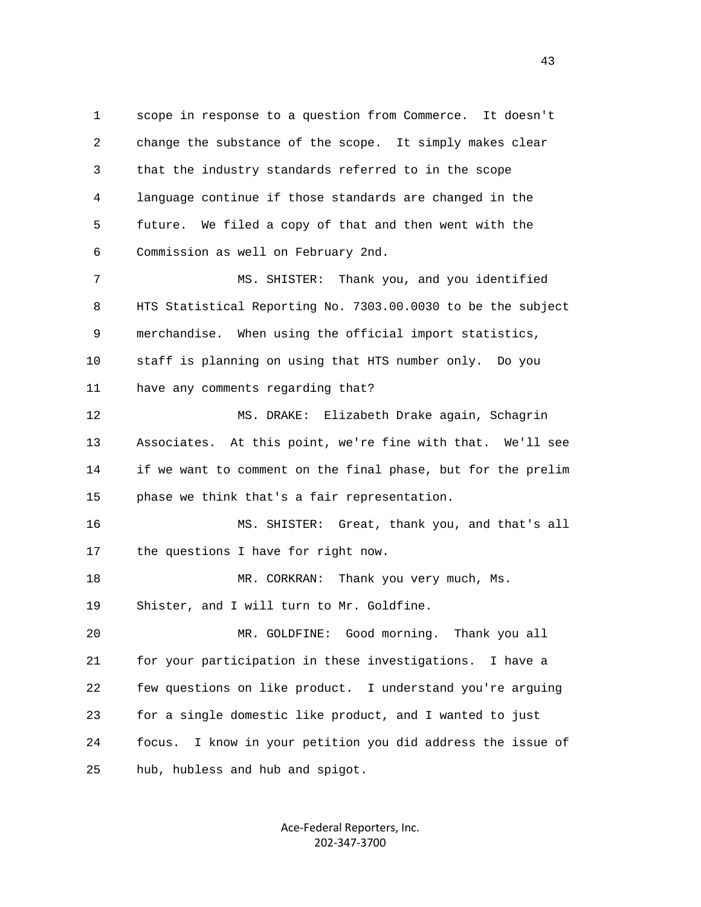1 scope in response to a question from Commerce. It doesn't
2 change the substance of the scope. It simply makes clear
3 that the industry standards referred to in the scope
4 language continue if those standards are changed in the
5 future. We filed a copy of that and then went with the
6 Commission as well on February 2nd.

7 MS. SHISTER: Thank you, and you identified
8 HTS Statistical Reporting No. 7303.00.0030 to be the subject
9 merchandise. When using the official import statistics,
10 staff is planning on using that HTS number only. Do you
11 have any comments regarding that?

12 MS. DRAKE: Elizabeth Drake again, Schagrin
13 Associates. At this point, we're fine with that. We'll see
14 if we want to comment on the final phase, but for the prelim
15 phase we think that's a fair representation.

16 MS. SHISTER: Great, thank you, and that's all
17 the questions I have for right now.

18 MR. CORKRAN: Thank you very much, Ms.
19 Shister, and I will turn to Mr. Goldfine.

20 MR. GOLDFINE: Good morning. Thank you all
21 for your participation in these investigations. I have a
22 few questions on like product. I understand you're arguing
23 for a single domestic like product, and I wanted to just
24 focus. I know in your petition you did address the issue of
25 hub, hubless and hub and spigot.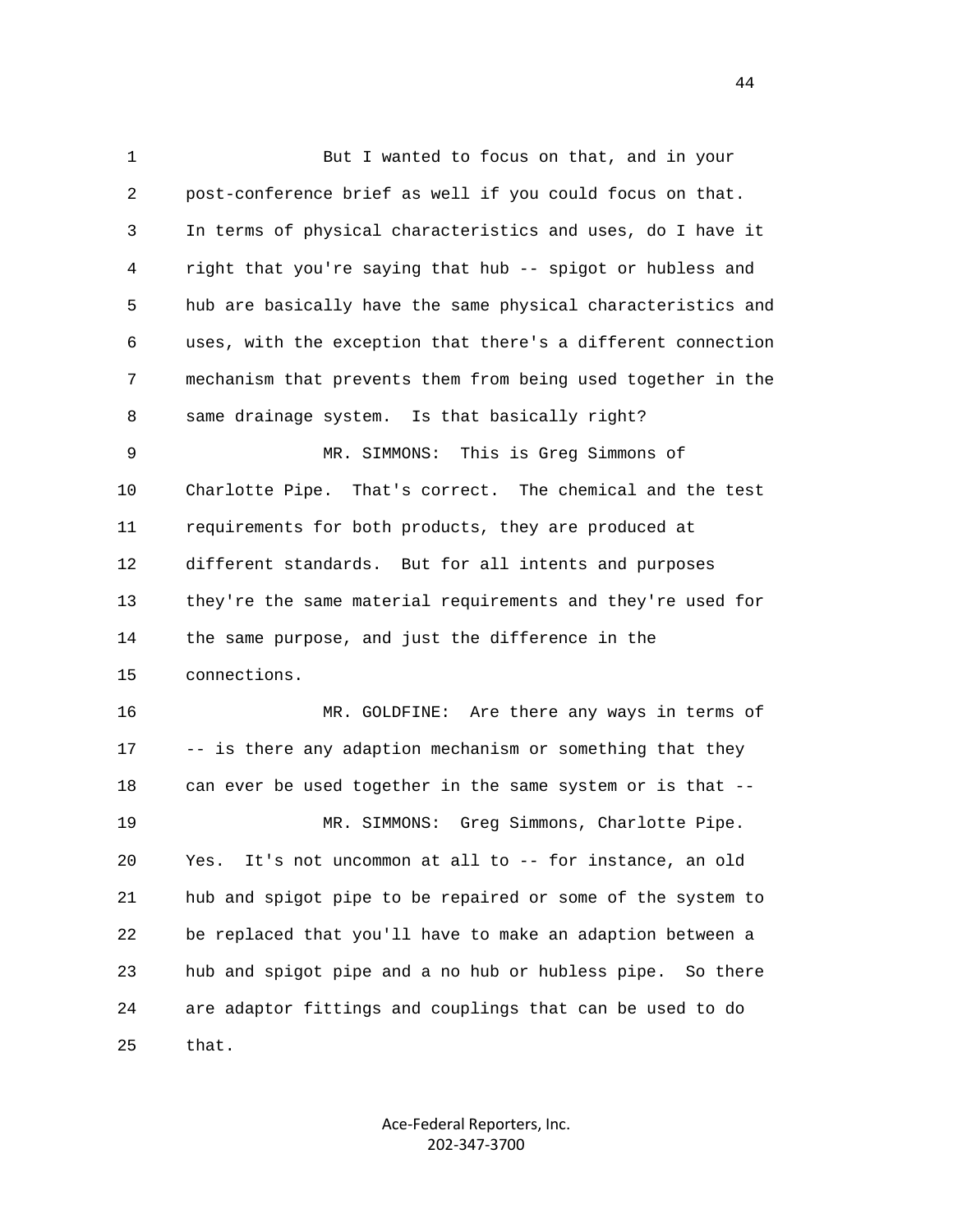But I wanted to focus on that, and in your post-conference brief as well if you could focus on that. In terms of physical characteristics and uses, do I have it right that you're saying that hub -- spigot or hubless and hub are basically have the same physical characteristics and uses, with the exception that there's a different connection mechanism that prevents them from being used together in the same drainage system. Is that basically right?

MR. SIMMONS: This is Greg Simmons of Charlotte Pipe. That's correct. The chemical and the test requirements for both products, they are produced at different standards. But for all intents and purposes they're the same material requirements and they're used for the same purpose, and just the difference in the connections.

MR. GOLDFINE: Are there any ways in terms of -- is there any adaption mechanism or something that they can ever be used together in the same system or is that --

MR. SIMMONS: Greg Simmons, Charlotte Pipe. Yes. It's not uncommon at all to -- for instance, an old hub and spigot pipe to be repaired or some of the system to be replaced that you'll have to make an adaption between a hub and spigot pipe and a no hub or hubless pipe. So there are adaptor fittings and couplings that can be used to do that.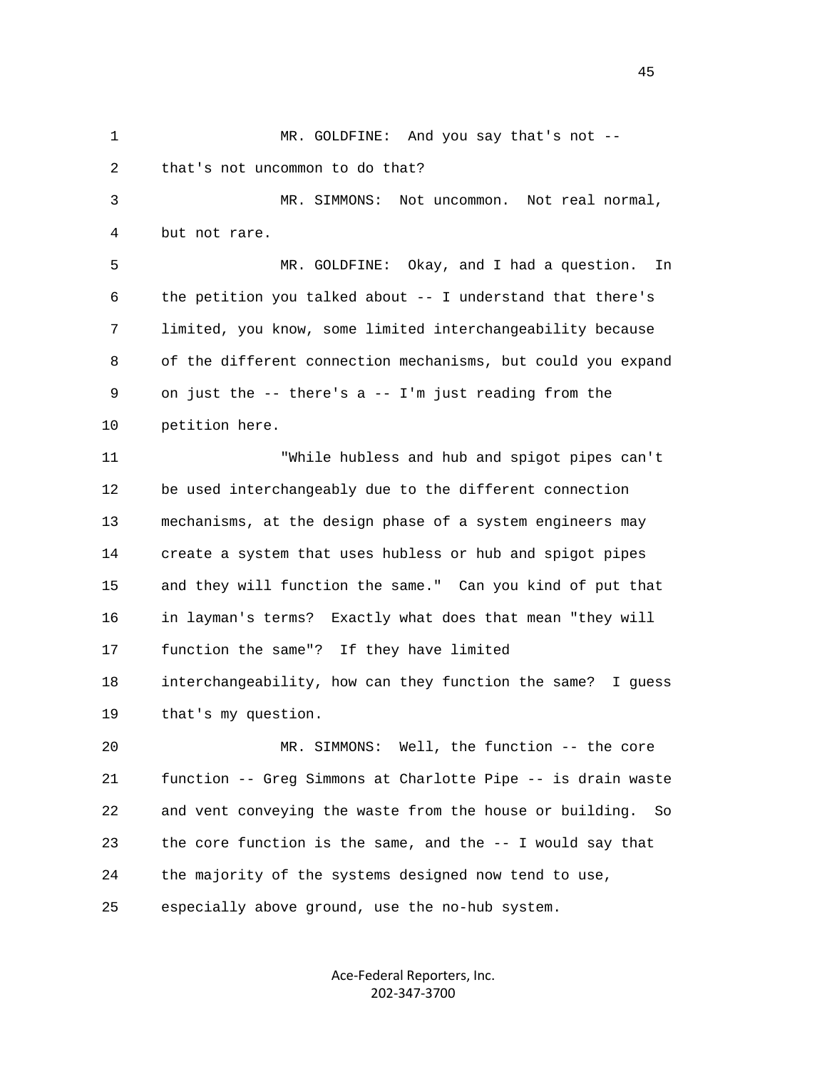MR. GOLDFINE: And you say that's not -- that's not uncommon to do that?

MR. SIMMONS: Not uncommon. Not real normal, but not rare.

MR. GOLDFINE: Okay, and I had a question. In the petition you talked about -- I understand that there's limited, you know, some limited interchangeability because of the different connection mechanisms, but could you expand on just the -- there's a -- I'm just reading from the petition here.

"While hubless and hub and spigot pipes can't be used interchangeably due to the different connection mechanisms, at the design phase of a system engineers may create a system that uses hubless or hub and spigot pipes and they will function the same." Can you kind of put that in layman's terms? Exactly what does that mean "they will function the same"? If they have limited interchangeability, how can they function the same? I guess that's my question.

MR. SIMMONS: Well, the function -- the core function -- Greg Simmons at Charlotte Pipe -- is drain waste and vent conveying the waste from the house or building. So the core function is the same, and the -- I would say that the majority of the systems designed now tend to use, especially above ground, use the no-hub system.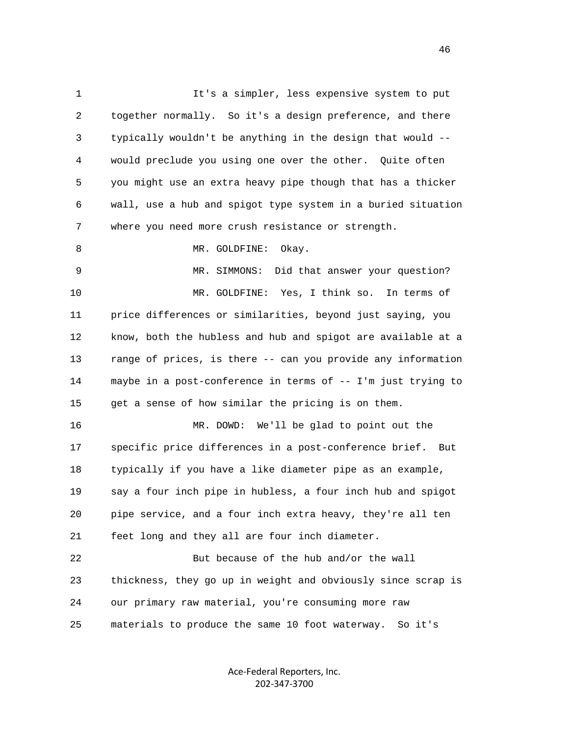It's a simpler, less expensive system to put together normally. So it's a design preference, and there typically wouldn't be anything in the design that would -- would preclude you using one over the other. Quite often you might use an extra heavy pipe though that has a thicker wall, use a hub and spigot type system in a buried situation where you need more crush resistance or strength.

MR. GOLDFINE: Okay.

MR. SIMMONS: Did that answer your question?

MR. GOLDFINE: Yes, I think so. In terms of price differences or similarities, beyond just saying, you know, both the hubless and hub and spigot are available at a range of prices, is there -- can you provide any information maybe in a post-conference in terms of -- I'm just trying to get a sense of how similar the pricing is on them.

MR. DOWD: We'll be glad to point out the specific price differences in a post-conference brief. But typically if you have a like diameter pipe as an example, say a four inch pipe in hubless, a four inch hub and spigot pipe service, and a four inch extra heavy, they're all ten feet long and they all are four inch diameter.

But because of the hub and/or the wall thickness, they go up in weight and obviously since scrap is our primary raw material, you're consuming more raw materials to produce the same 10 foot waterway. So it's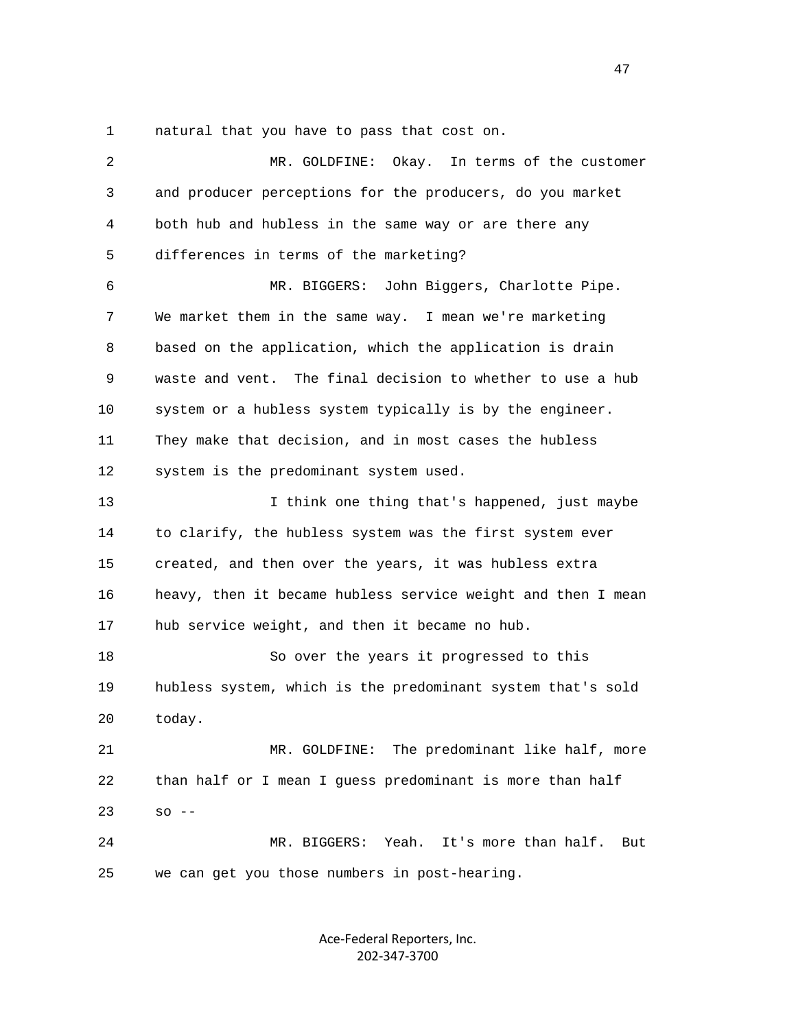natural that you have to pass that cost on.

MR. GOLDFINE: Okay. In terms of the customer and producer perceptions for the producers, do you market both hub and hubless in the same way or are there any differences in terms of the marketing?

MR. BIGGERS: John Biggers, Charlotte Pipe. We market them in the same way. I mean we're marketing based on the application, which the application is drain waste and vent. The final decision to whether to use a hub system or a hubless system typically is by the engineer. They make that decision, and in most cases the hubless system is the predominant system used.

I think one thing that's happened, just maybe to clarify, the hubless system was the first system ever created, and then over the years, it was hubless extra heavy, then it became hubless service weight and then I mean hub service weight, and then it became no hub.

So over the years it progressed to this hubless system, which is the predominant system that's sold today.

MR. GOLDFINE: The predominant like half, more than half or I mean I guess predominant is more than half so --

MR. BIGGERS: Yeah. It's more than half. But we can get you those numbers in post-hearing.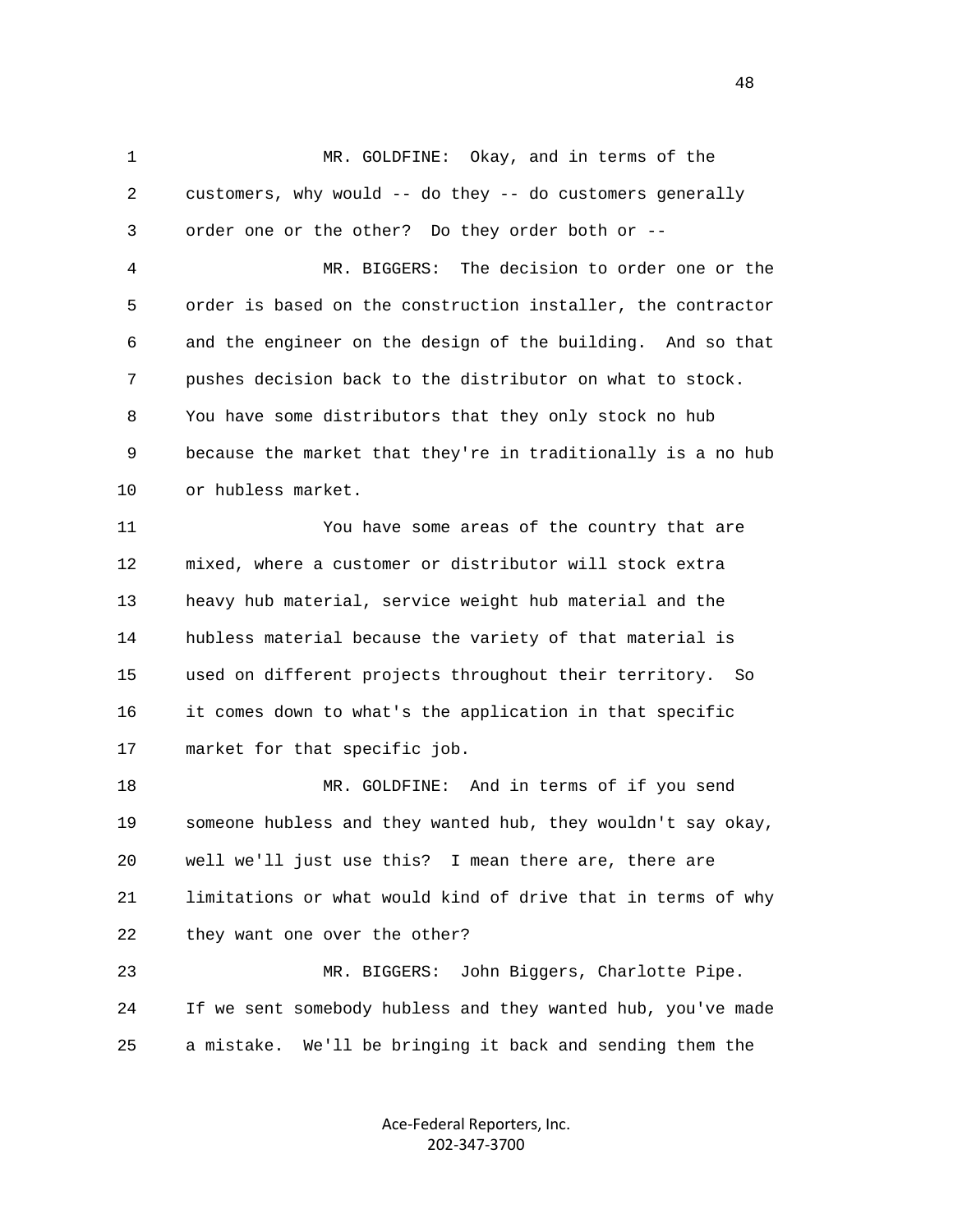MR. GOLDFINE: Okay, and in terms of the customers, why would -- do they -- do customers generally order one or the other? Do they order both or --

MR. BIGGERS: The decision to order one or the order is based on the construction installer, the contractor and the engineer on the design of the building. And so that pushes decision back to the distributor on what to stock. You have some distributors that they only stock no hub because the market that they're in traditionally is a no hub or hubless market.

You have some areas of the country that are mixed, where a customer or distributor will stock extra heavy hub material, service weight hub material and the hubless material because the variety of that material is used on different projects throughout their territory. So it comes down to what's the application in that specific market for that specific job.

MR. GOLDFINE: And in terms of if you send someone hubless and they wanted hub, they wouldn't say okay, well we'll just use this? I mean there are, there are limitations or what would kind of drive that in terms of why they want one over the other?

MR. BIGGERS: John Biggers, Charlotte Pipe. If we sent somebody hubless and they wanted hub, you've made a mistake. We'll be bringing it back and sending them the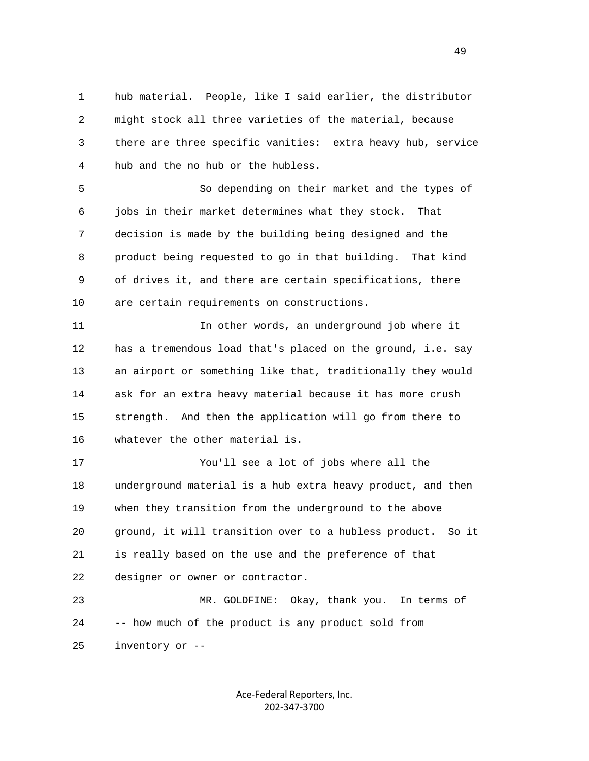hub material. People, like I said earlier, the distributor might stock all three varieties of the material, because there are three specific vanities: extra heavy hub, service hub and the no hub or the hubless.

So depending on their market and the types of jobs in their market determines what they stock. That decision is made by the building being designed and the product being requested to go in that building. That kind of drives it, and there are certain specifications, there are certain requirements on constructions.

In other words, an underground job where it has a tremendous load that's placed on the ground, i.e. say an airport or something like that, traditionally they would ask for an extra heavy material because it has more crush strength. And then the application will go from there to whatever the other material is.

You'll see a lot of jobs where all the underground material is a hub extra heavy product, and then when they transition from the underground to the above ground, it will transition over to a hubless product. So it is really based on the use and the preference of that designer or owner or contractor.

MR. GOLDFINE: Okay, thank you. In terms of -- how much of the product is any product sold from inventory or --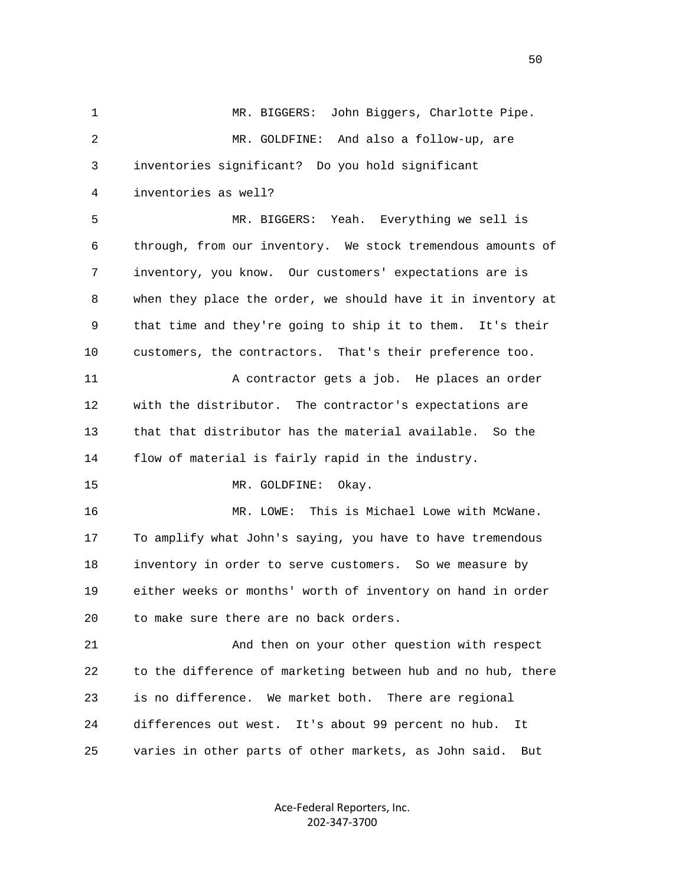1 MR. BIGGERS: John Biggers, Charlotte Pipe.

2 MR. GOLDFINE: And also a follow-up, are

3 inventories significant? Do you hold significant

4 inventories as well?

5 MR. BIGGERS: Yeah. Everything we sell is

6 through, from our inventory. We stock tremendous amounts of

7 inventory, you know. Our customers' expectations are is

8 when they place the order, we should have it in inventory at

9 that time and they're going to ship it to them. It's their

10 customers, the contractors. That's their preference too.

11 A contractor gets a job. He places an order

12 with the distributor. The contractor's expectations are

13 that that distributor has the material available. So the

14 flow of material is fairly rapid in the industry.

15 MR. GOLDFINE: Okay.

16 MR. LOWE: This is Michael Lowe with McWane.

17 To amplify what John's saying, you have to have tremendous

18 inventory in order to serve customers. So we measure by

19 either weeks or months' worth of inventory on hand in order

20 to make sure there are no back orders.

21 And then on your other question with respect

22 to the difference of marketing between hub and no hub, there

23 is no difference. We market both. There are regional

24 differences out west. It's about 99 percent no hub. It

25 varies in other parts of other markets, as John said. But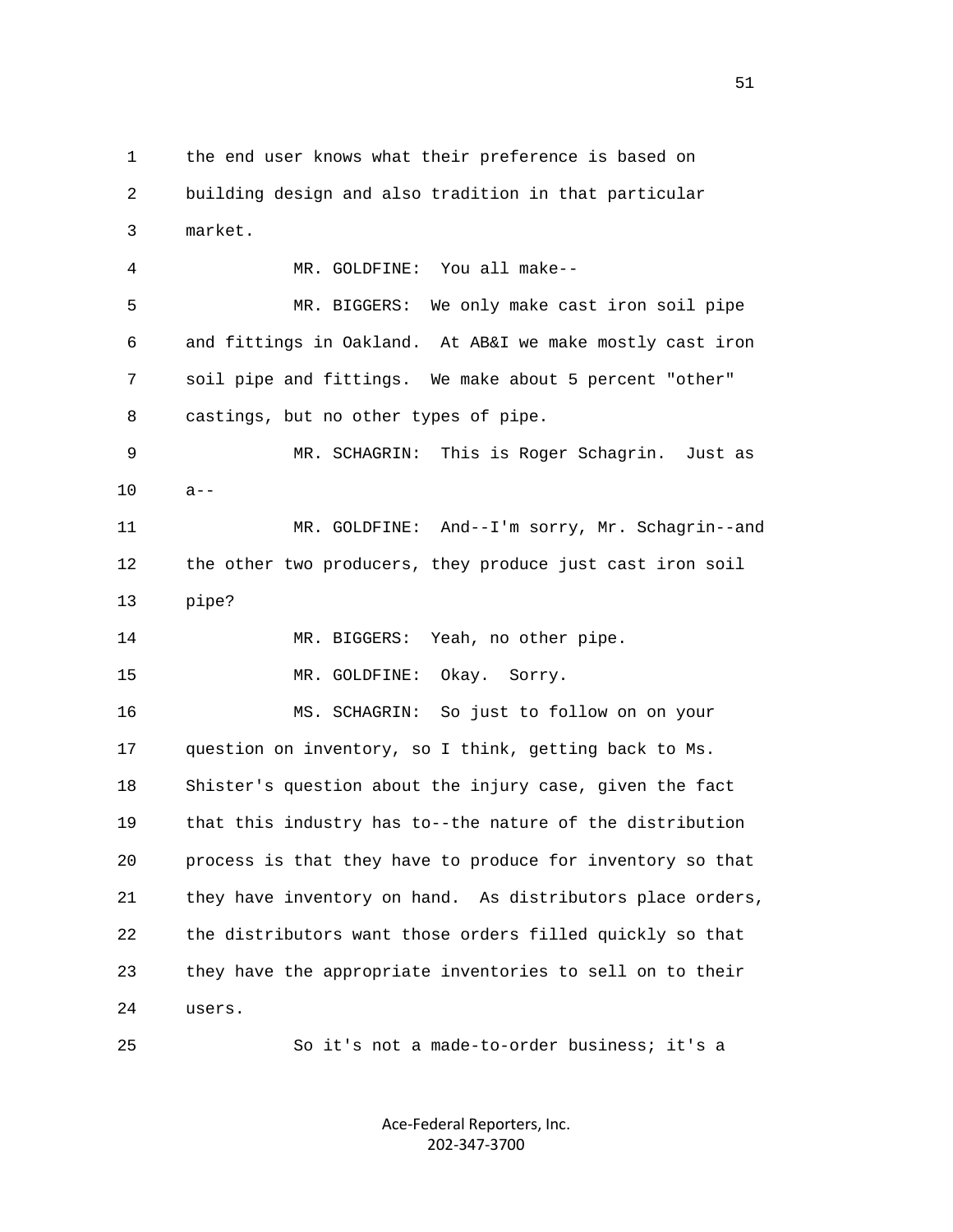1 the end user knows what their preference is based on
2 building design and also tradition in that particular
3 market.
4 MR. GOLDFINE: You all make--
5 MR. BIGGERS: We only make cast iron soil pipe
6 and fittings in Oakland. At AB&I we make mostly cast iron
7 soil pipe and fittings. We make about 5 percent "other"
8 castings, but no other types of pipe.
9 MR. SCHAGRIN: This is Roger Schagrin. Just as
10 a--
11 MR. GOLDFINE: And--I'm sorry, Mr. Schagrin--and
12 the other two producers, they produce just cast iron soil
13 pipe?
14 MR. BIGGERS: Yeah, no other pipe.
15 MR. GOLDFINE: Okay. Sorry.
16 MS. SCHAGRIN: So just to follow on on your
17 question on inventory, so I think, getting back to Ms.
18 Shister's question about the injury case, given the fact
19 that this industry has to--the nature of the distribution
20 process is that they have to produce for inventory so that
21 they have inventory on hand. As distributors place orders,
22 the distributors want those orders filled quickly so that
23 they have the appropriate inventories to sell on to their
24 users.
25 So it's not a made-to-order business; it's a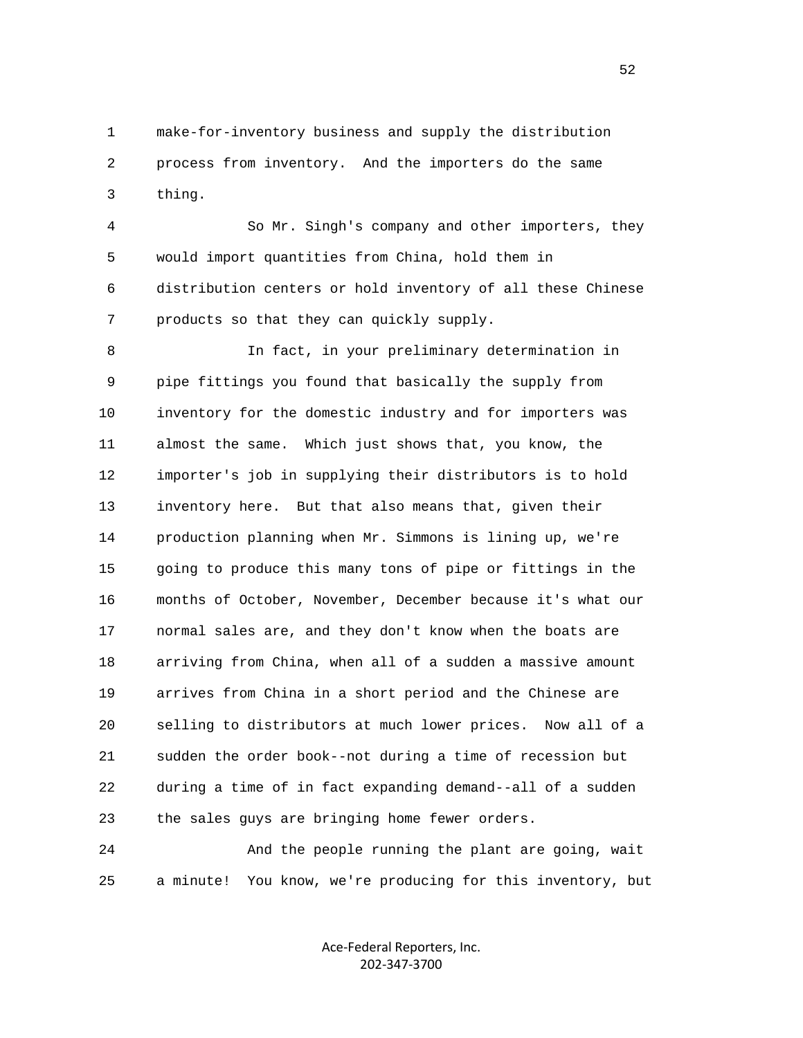make-for-inventory business and supply the distribution process from inventory. And the importers do the same thing.

So Mr. Singh's company and other importers, they would import quantities from China, hold them in distribution centers or hold inventory of all these Chinese products so that they can quickly supply.

In fact, in your preliminary determination in pipe fittings you found that basically the supply from inventory for the domestic industry and for importers was almost the same. Which just shows that, you know, the importer's job in supplying their distributors is to hold inventory here. But that also means that, given their production planning when Mr. Simmons is lining up, we're going to produce this many tons of pipe or fittings in the months of October, November, December because it's what our normal sales are, and they don't know when the boats are arriving from China, when all of a sudden a massive amount arrives from China in a short period and the Chinese are selling to distributors at much lower prices. Now all of a sudden the order book--not during a time of recession but during a time of in fact expanding demand--all of a sudden the sales guys are bringing home fewer orders.

And the people running the plant are going, wait a minute! You know, we're producing for this inventory, but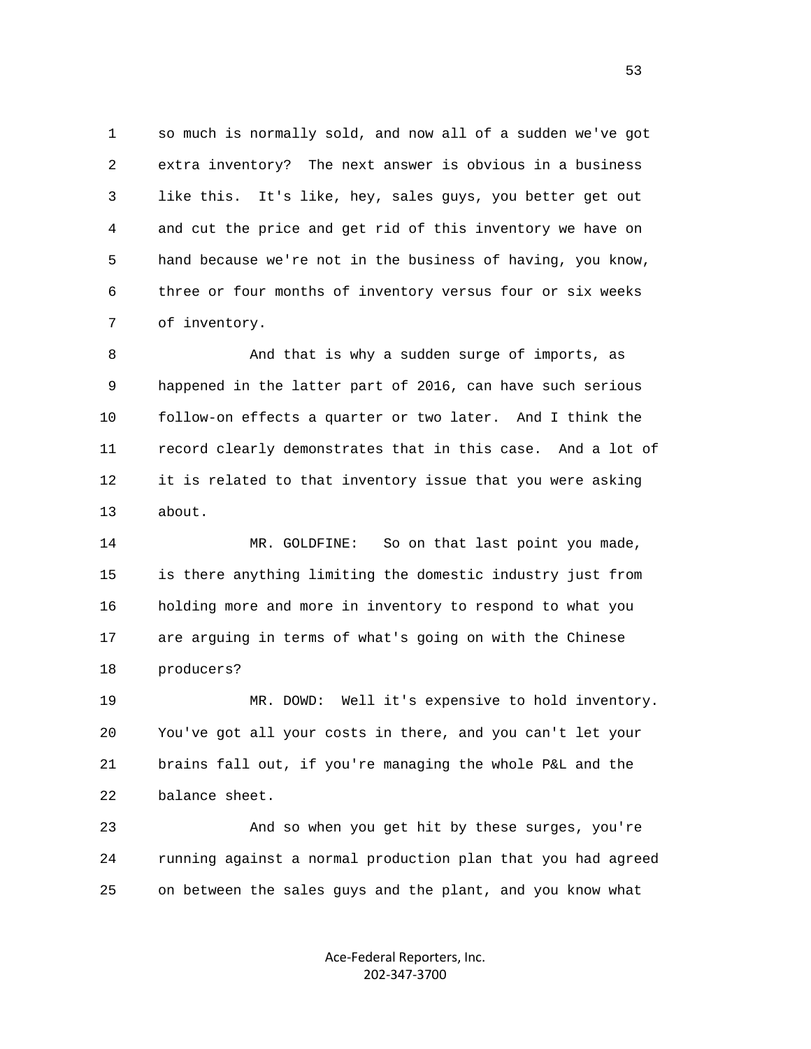so much is normally sold, and now all of a sudden we've got extra inventory? The next answer is obvious in a business like this. It's like, hey, sales guys, you better get out and cut the price and get rid of this inventory we have on hand because we're not in the business of having, you know, three or four months of inventory versus four or six weeks of inventory.

And that is why a sudden surge of imports, as happened in the latter part of 2016, can have such serious follow-on effects a quarter or two later. And I think the record clearly demonstrates that in this case. And a lot of it is related to that inventory issue that you were asking about.

MR. GOLDFINE: So on that last point you made, is there anything limiting the domestic industry just from holding more and more in inventory to respond to what you are arguing in terms of what's going on with the Chinese producers?

MR. DOWD: Well it's expensive to hold inventory. You've got all your costs in there, and you can't let your brains fall out, if you're managing the whole P&L and the balance sheet.

And so when you get hit by these surges, you're running against a normal production plan that you had agreed on between the sales guys and the plant, and you know what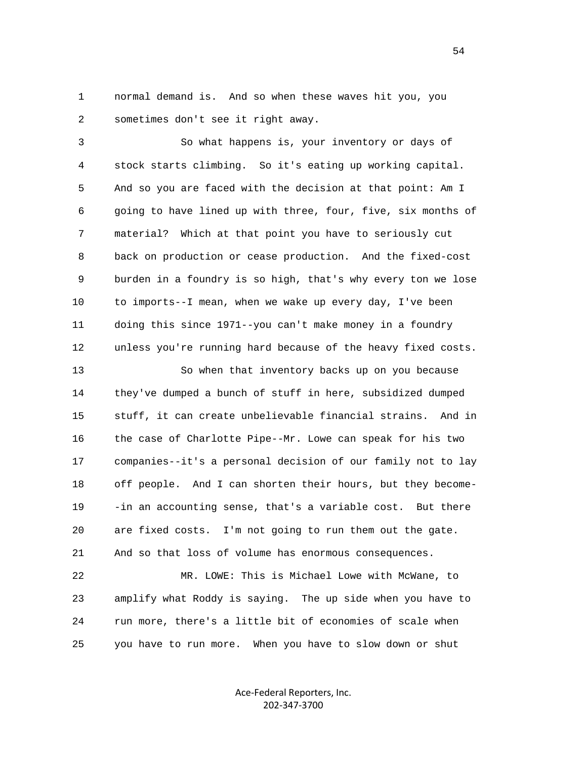normal demand is. And so when these waves hit you, you sometimes don't see it right away.

So what happens is, your inventory or days of stock starts climbing. So it's eating up working capital. And so you are faced with the decision at that point: Am I going to have lined up with three, four, five, six months of material? Which at that point you have to seriously cut back on production or cease production. And the fixed-cost burden in a foundry is so high, that's why every ton we lose to imports--I mean, when we wake up every day, I've been doing this since 1971--you can't make money in a foundry unless you're running hard because of the heavy fixed costs.

So when that inventory backs up on you because they've dumped a bunch of stuff in here, subsidized dumped stuff, it can create unbelievable financial strains. And in the case of Charlotte Pipe--Mr. Lowe can speak for his two companies--it's a personal decision of our family not to lay off people. And I can shorten their hours, but they become--in an accounting sense, that's a variable cost. But there are fixed costs. I'm not going to run them out the gate. And so that loss of volume has enormous consequences.

MR. LOWE: This is Michael Lowe with McWane, to amplify what Roddy is saying. The up side when you have to run more, there's a little bit of economies of scale when you have to run more. When you have to slow down or shut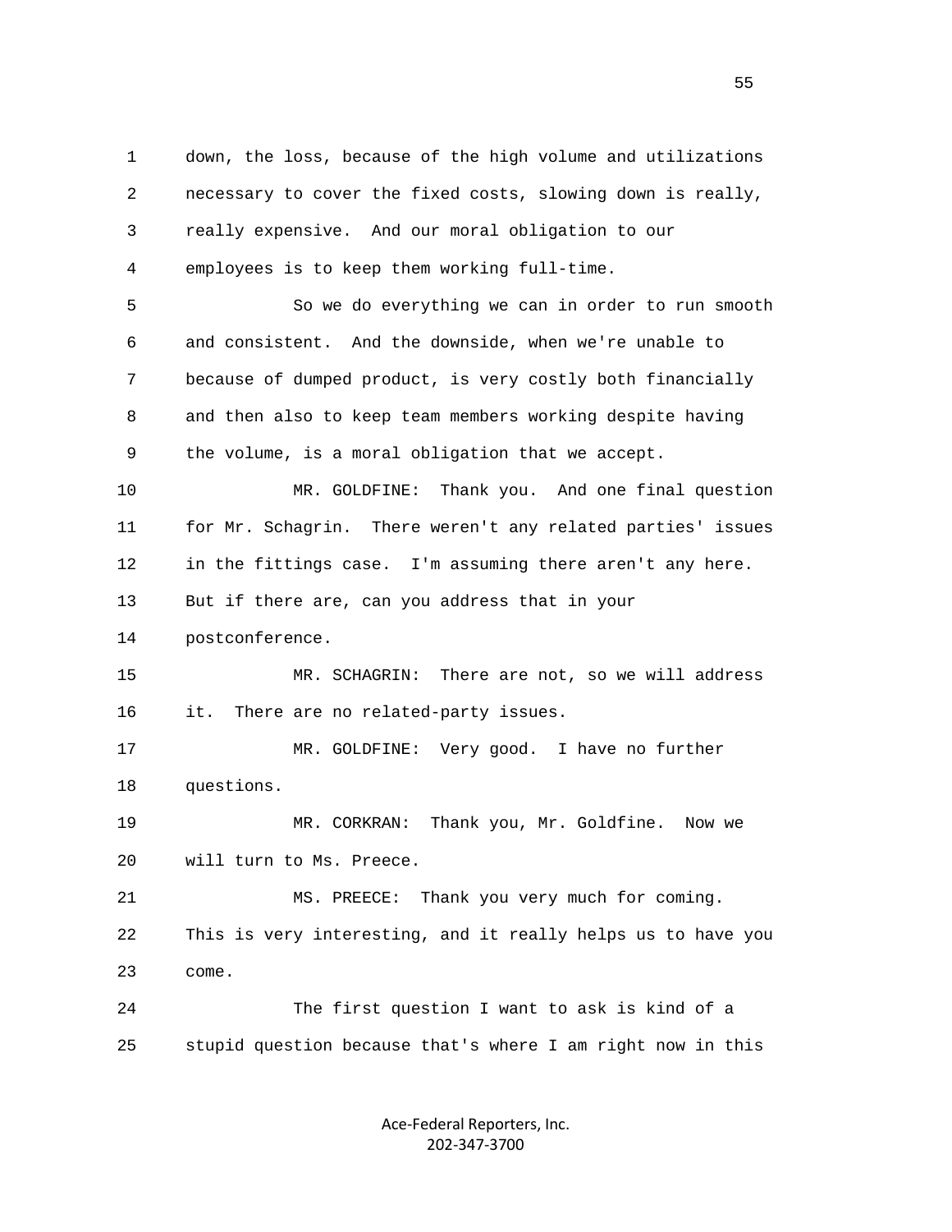down, the loss, because of the high volume and utilizations necessary to cover the fixed costs, slowing down is really, really expensive. And our moral obligation to our employees is to keep them working full-time.

So we do everything we can in order to run smooth and consistent. And the downside, when we're unable to because of dumped product, is very costly both financially and then also to keep team members working despite having the volume, is a moral obligation that we accept.

MR. GOLDFINE: Thank you. And one final question for Mr. Schagrin. There weren't any related parties' issues in the fittings case. I'm assuming there aren't any here. But if there are, can you address that in your postconference.

MR. SCHAGRIN: There are not, so we will address it. There are no related-party issues.

MR. GOLDFINE: Very good. I have no further questions.

MR. CORKRAN: Thank you, Mr. Goldfine. Now we will turn to Ms. Preece.

MS. PREECE: Thank you very much for coming. This is very interesting, and it really helps us to have you come.

The first question I want to ask is kind of a stupid question because that's where I am right now in this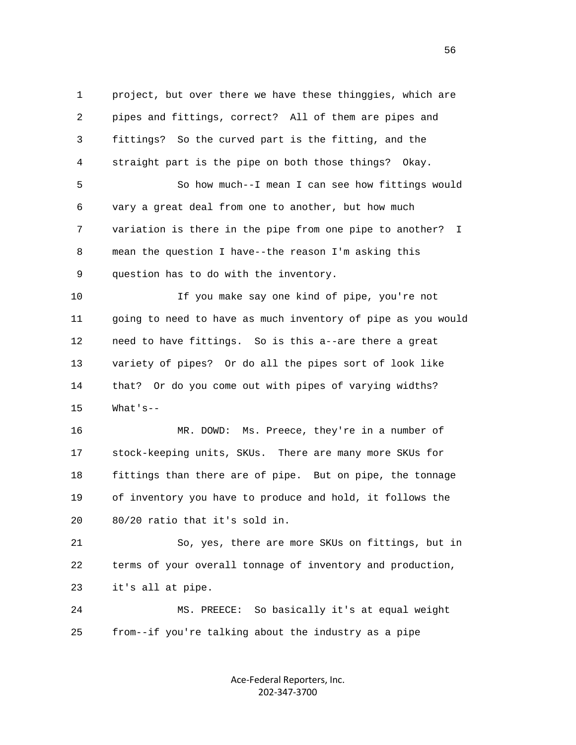project, but over there we have these thinggies, which are pipes and fittings, correct? All of them are pipes and fittings? So the curved part is the fitting, and the straight part is the pipe on both those things? Okay.

So how much--I mean I can see how fittings would vary a great deal from one to another, but how much variation is there in the pipe from one pipe to another? I mean the question I have--the reason I'm asking this question has to do with the inventory.

If you make say one kind of pipe, you're not going to need to have as much inventory of pipe as you would need to have fittings. So is this a--are there a great variety of pipes? Or do all the pipes sort of look like that? Or do you come out with pipes of varying widths? What's--

MR. DOWD: Ms. Preece, they're in a number of stock-keeping units, SKUs. There are many more SKUs for fittings than there are of pipe. But on pipe, the tonnage of inventory you have to produce and hold, it follows the 80/20 ratio that it's sold in.

So, yes, there are more SKUs on fittings, but in terms of your overall tonnage of inventory and production, it's all at pipe.

MS. PREECE: So basically it's at equal weight from--if you're talking about the industry as a pipe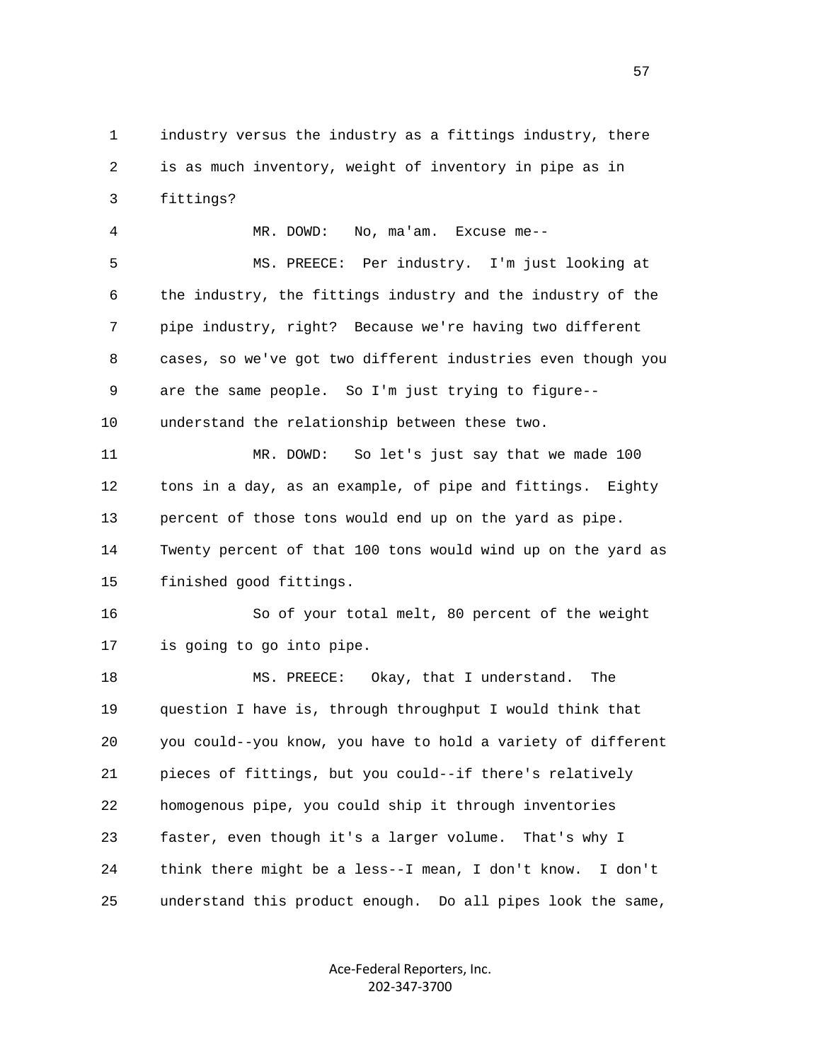1 industry versus the industry as a fittings industry, there
2 is as much inventory, weight of inventory in pipe as in
3 fittings?

4 MR. DOWD: No, ma'am. Excuse me--

5 MS. PREECE: Per industry. I'm just looking at
6 the industry, the fittings industry and the industry of the
7 pipe industry, right? Because we're having two different
8 cases, so we've got two different industries even though you
9 are the same people. So I'm just trying to figure--
10 understand the relationship between these two.

11 MR. DOWD: So let's just say that we made 100
12 tons in a day, as an example, of pipe and fittings. Eighty
13 percent of those tons would end up on the yard as pipe.
14 Twenty percent of that 100 tons would wind up on the yard as
15 finished good fittings.

16 So of your total melt, 80 percent of the weight
17 is going to go into pipe.

18 MS. PREECE: Okay, that I understand. The
19 question I have is, through throughput I would think that
20 you could--you know, you have to hold a variety of different
21 pieces of fittings, but you could--if there's relatively
22 homogenous pipe, you could ship it through inventories
23 faster, even though it's a larger volume. That's why I
24 think there might be a less--I mean, I don't know. I don't
25 understand this product enough. Do all pipes look the same,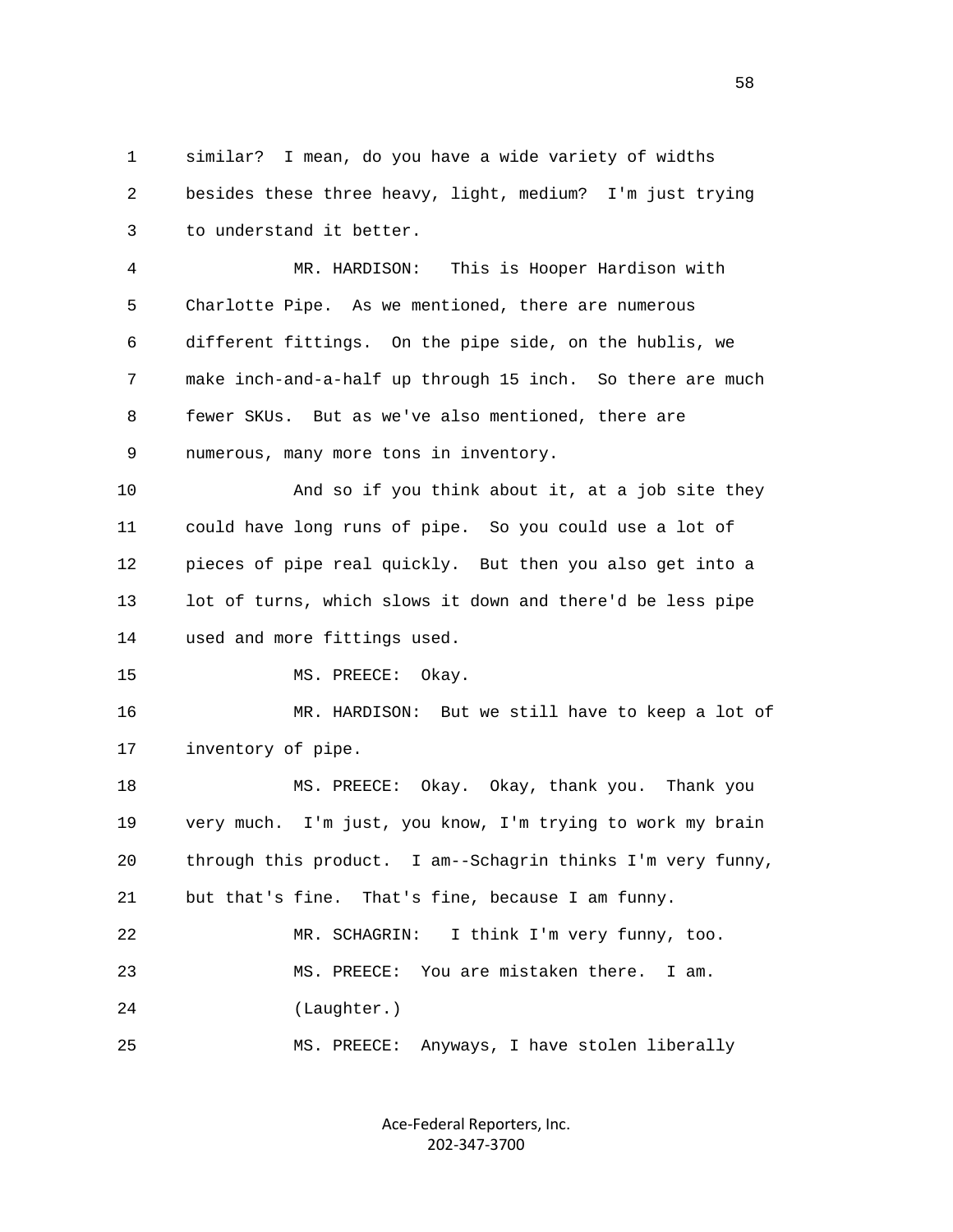similar? I mean, do you have a wide variety of widths besides these three heavy, light, medium? I'm just trying to understand it better.

MR. HARDISON: This is Hooper Hardison with Charlotte Pipe. As we mentioned, there are numerous different fittings. On the pipe side, on the hublis, we make inch-and-a-half up through 15 inch. So there are much fewer SKUs. But as we've also mentioned, there are numerous, many more tons in inventory.

And so if you think about it, at a job site they could have long runs of pipe. So you could use a lot of pieces of pipe real quickly. But then you also get into a lot of turns, which slows it down and there'd be less pipe used and more fittings used.

MS. PREECE: Okay.

MR. HARDISON: But we still have to keep a lot of inventory of pipe.

MS. PREECE: Okay. Okay, thank you. Thank you very much. I'm just, you know, I'm trying to work my brain through this product. I am--Schagrin thinks I'm very funny, but that's fine. That's fine, because I am funny.

MR. SCHAGRIN: I think I'm very funny, too.

MS. PREECE: You are mistaken there. I am.

(Laughter.)

MS. PREECE: Anyways, I have stolen liberally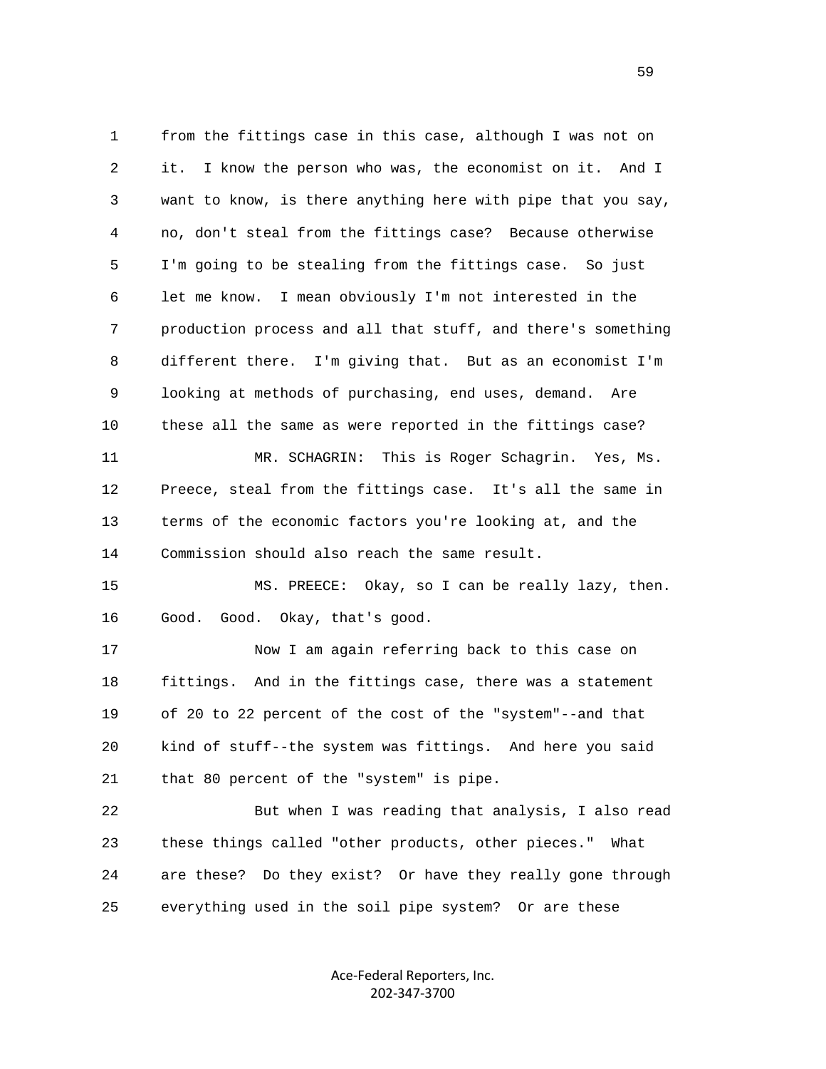from the fittings case in this case, although I was not on it. I know the person who was, the economist on it. And I want to know, is there anything here with pipe that you say, no, don't steal from the fittings case? Because otherwise I'm going to be stealing from the fittings case. So just let me know. I mean obviously I'm not interested in the production process and all that stuff, and there's something different there. I'm giving that. But as an economist I'm looking at methods of purchasing, end uses, demand. Are these all the same as were reported in the fittings case?

MR. SCHAGRIN: This is Roger Schagrin. Yes, Ms. Preece, steal from the fittings case. It's all the same in terms of the economic factors you're looking at, and the Commission should also reach the same result.

MS. PREECE: Okay, so I can be really lazy, then. Good. Good. Okay, that's good.

Now I am again referring back to this case on fittings. And in the fittings case, there was a statement of 20 to 22 percent of the cost of the "system"--and that kind of stuff--the system was fittings. And here you said that 80 percent of the "system" is pipe.

But when I was reading that analysis, I also read these things called "other products, other pieces." What are these? Do they exist? Or have they really gone through everything used in the soil pipe system? Or are these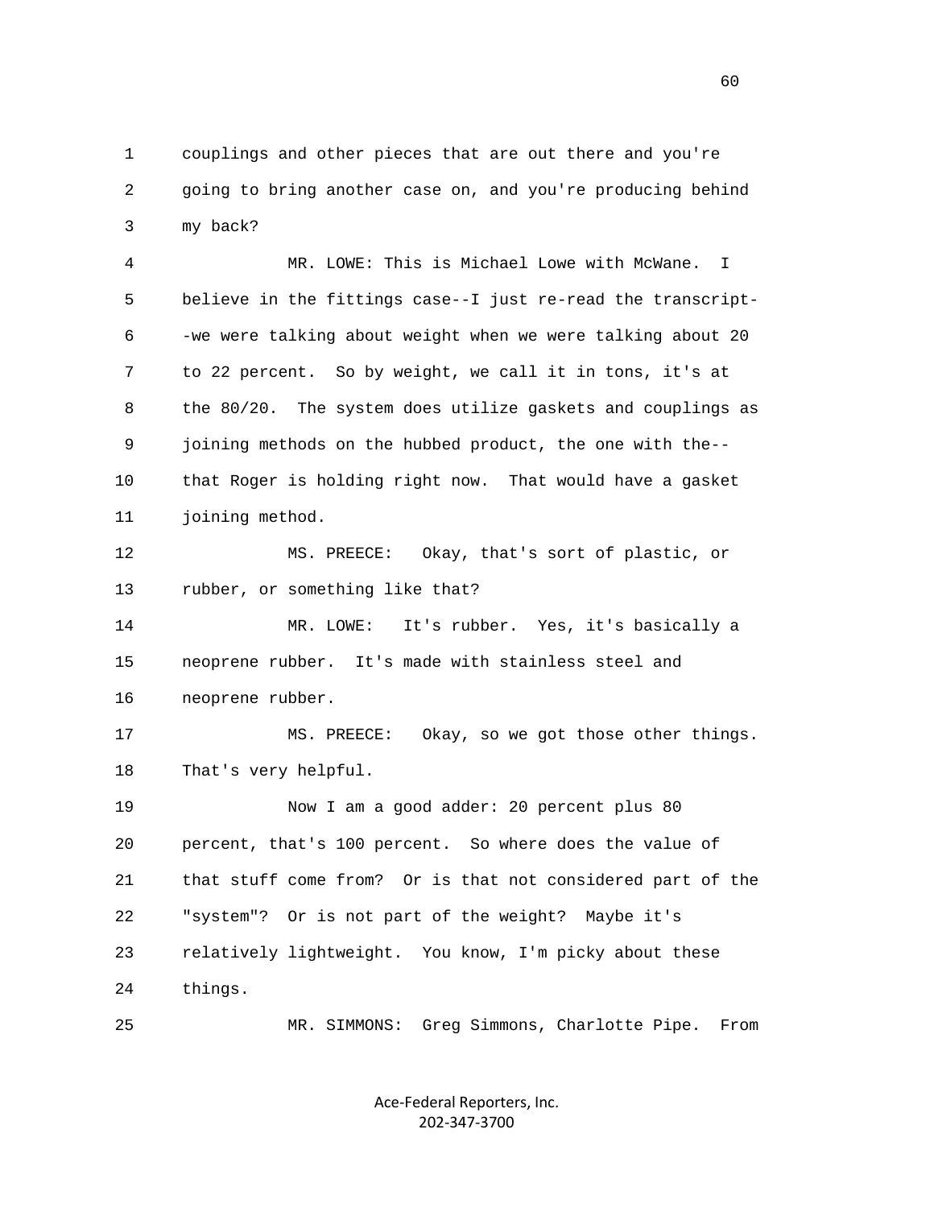1 couplings and other pieces that are out there and you're
2 going to bring another case on, and you're producing behind
3 my back?

4 MR. LOWE: This is Michael Lowe with McWane. I
5 believe in the fittings case--I just re-read the transcript-
6 -we were talking about weight when we were talking about 20
7 to 22 percent. So by weight, we call it in tons, it's at
8 the 80/20. The system does utilize gaskets and couplings as
9 joining methods on the hubbed product, the one with the--
10 that Roger is holding right now. That would have a gasket
11 joining method.

12 MS. PREECE: Okay, that's sort of plastic, or
13 rubber, or something like that?

14 MR. LOWE: It's rubber. Yes, it's basically a
15 neoprene rubber. It's made with stainless steel and
16 neoprene rubber.

17 MS. PREECE: Okay, so we got those other things.
18 That's very helpful.

19 Now I am a good adder: 20 percent plus 80
20 percent, that's 100 percent. So where does the value of
21 that stuff come from? Or is that not considered part of the
22 "system"? Or is not part of the weight? Maybe it's
23 relatively lightweight. You know, I'm picky about these
24 things.

25 MR. SIMMONS: Greg Simmons, Charlotte Pipe. From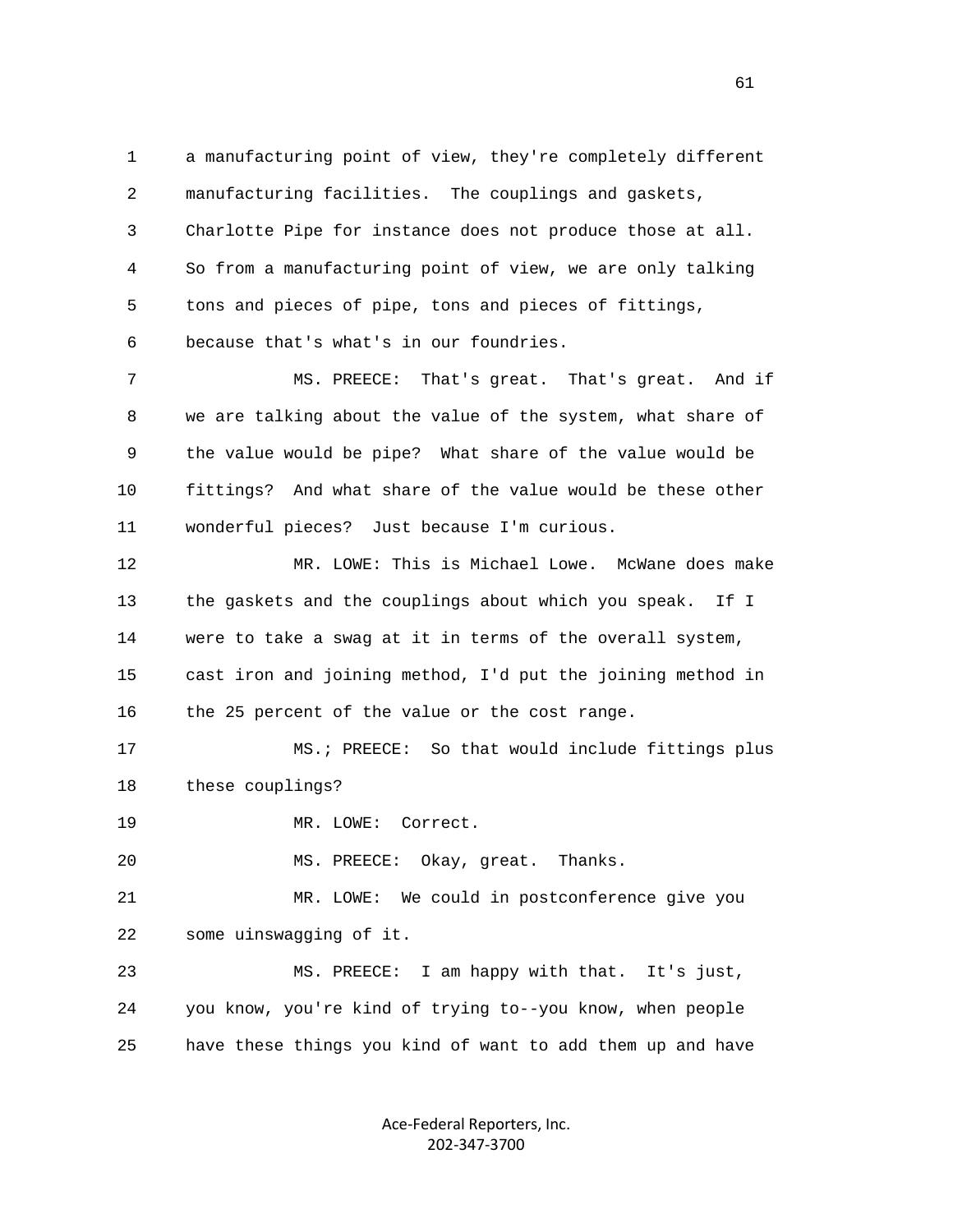a manufacturing point of view, they're completely different manufacturing facilities. The couplings and gaskets, Charlotte Pipe for instance does not produce those at all. So from a manufacturing point of view, we are only talking tons and pieces of pipe, tons and pieces of fittings, because that's what's in our foundries.

MS. PREECE: That's great. That's great. And if we are talking about the value of the system, what share of the value would be pipe? What share of the value would be fittings? And what share of the value would be these other wonderful pieces? Just because I'm curious.

MR. LOWE: This is Michael Lowe. McWane does make the gaskets and the couplings about which you speak. If I were to take a swag at it in terms of the overall system, cast iron and joining method, I'd put the joining method in the 25 percent of the value or the cost range.

MS.; PREECE: So that would include fittings plus these couplings?

MR. LOWE: Correct.

MS. PREECE: Okay, great. Thanks.

MR. LOWE: We could in postconference give you some uinswagging of it.

MS. PREECE: I am happy with that. It's just, you know, you're kind of trying to--you know, when people have these things you kind of want to add them up and have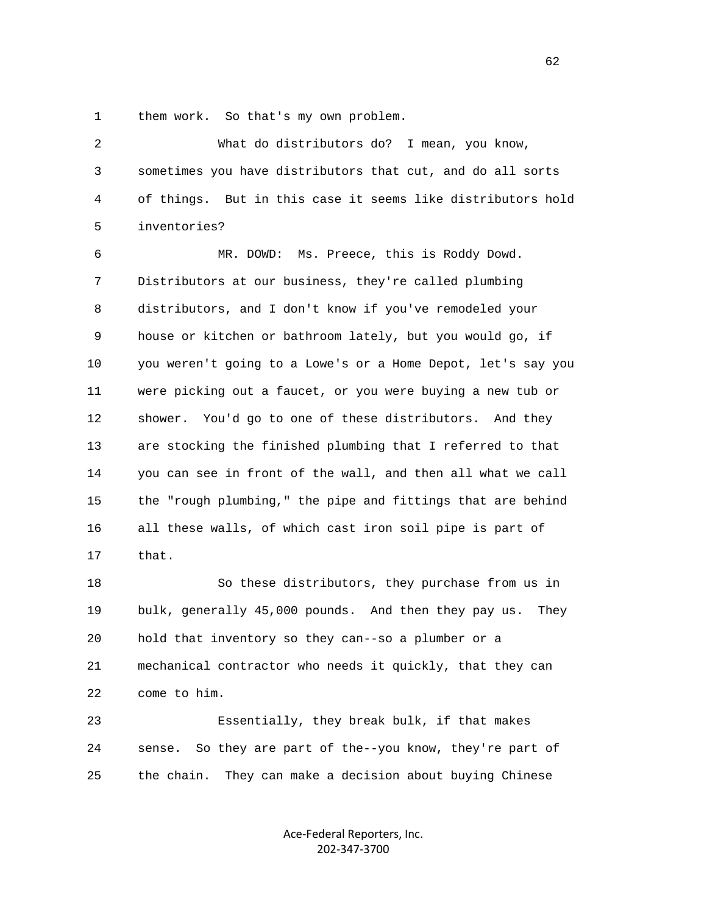them work. So that's my own problem.

What do distributors do? I mean, you know, sometimes you have distributors that cut, and do all sorts of things. But in this case it seems like distributors hold inventories?

MR. DOWD: Ms. Preece, this is Roddy Dowd. Distributors at our business, they're called plumbing distributors, and I don't know if you've remodeled your house or kitchen or bathroom lately, but you would go, if you weren't going to a Lowe's or a Home Depot, let's say you were picking out a faucet, or you were buying a new tub or shower. You'd go to one of these distributors. And they are stocking the finished plumbing that I referred to that you can see in front of the wall, and then all what we call the "rough plumbing," the pipe and fittings that are behind all these walls, of which cast iron soil pipe is part of that.

So these distributors, they purchase from us in bulk, generally 45,000 pounds. And then they pay us. They hold that inventory so they can--so a plumber or a mechanical contractor who needs it quickly, that they can come to him.

Essentially, they break bulk, if that makes sense. So they are part of the--you know, they're part of the chain. They can make a decision about buying Chinese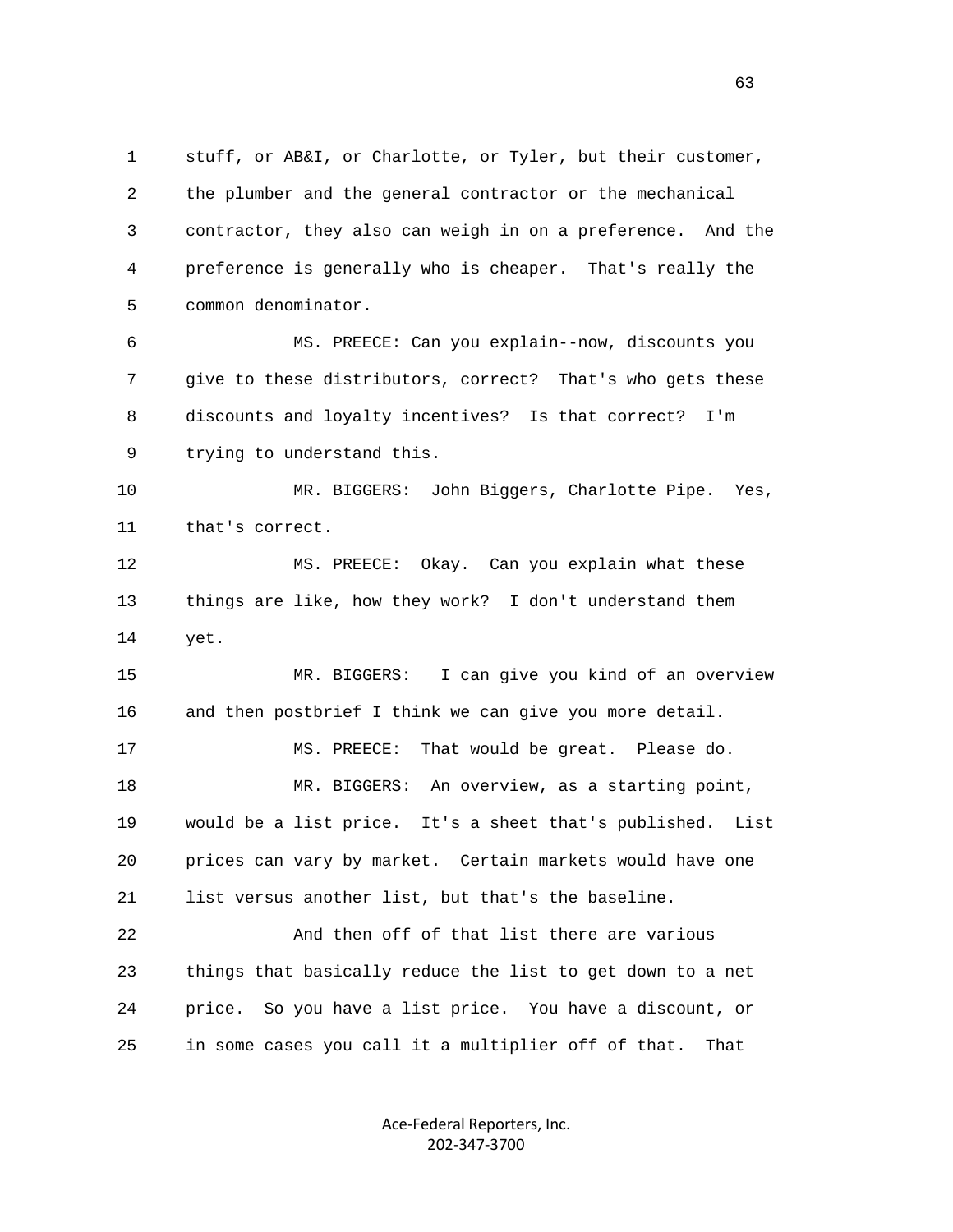1 stuff, or AB&I, or Charlotte, or Tyler, but their customer,
2 the plumber and the general contractor or the mechanical
3 contractor, they also can weigh in on a preference. And the
4 preference is generally who is cheaper. That's really the
5 common denominator.

6 MS. PREECE: Can you explain--now, discounts you
7 give to these distributors, correct? That's who gets these
8 discounts and loyalty incentives? Is that correct? I'm
9 trying to understand this.

10 MR. BIGGERS: John Biggers, Charlotte Pipe. Yes,
11 that's correct.

12 MS. PREECE: Okay. Can you explain what these
13 things are like, how they work? I don't understand them
14 yet.

15 MR. BIGGERS: I can give you kind of an overview
16 and then postbrief I think we can give you more detail.

17 MS. PREECE: That would be great. Please do.

18 MR. BIGGERS: An overview, as a starting point,
19 would be a list price. It's a sheet that's published. List
20 prices can vary by market. Certain markets would have one
21 list versus another list, but that's the baseline.

22 And then off of that list there are various
23 things that basically reduce the list to get down to a net
24 price. So you have a list price. You have a discount, or
25 in some cases you call it a multiplier off of that. That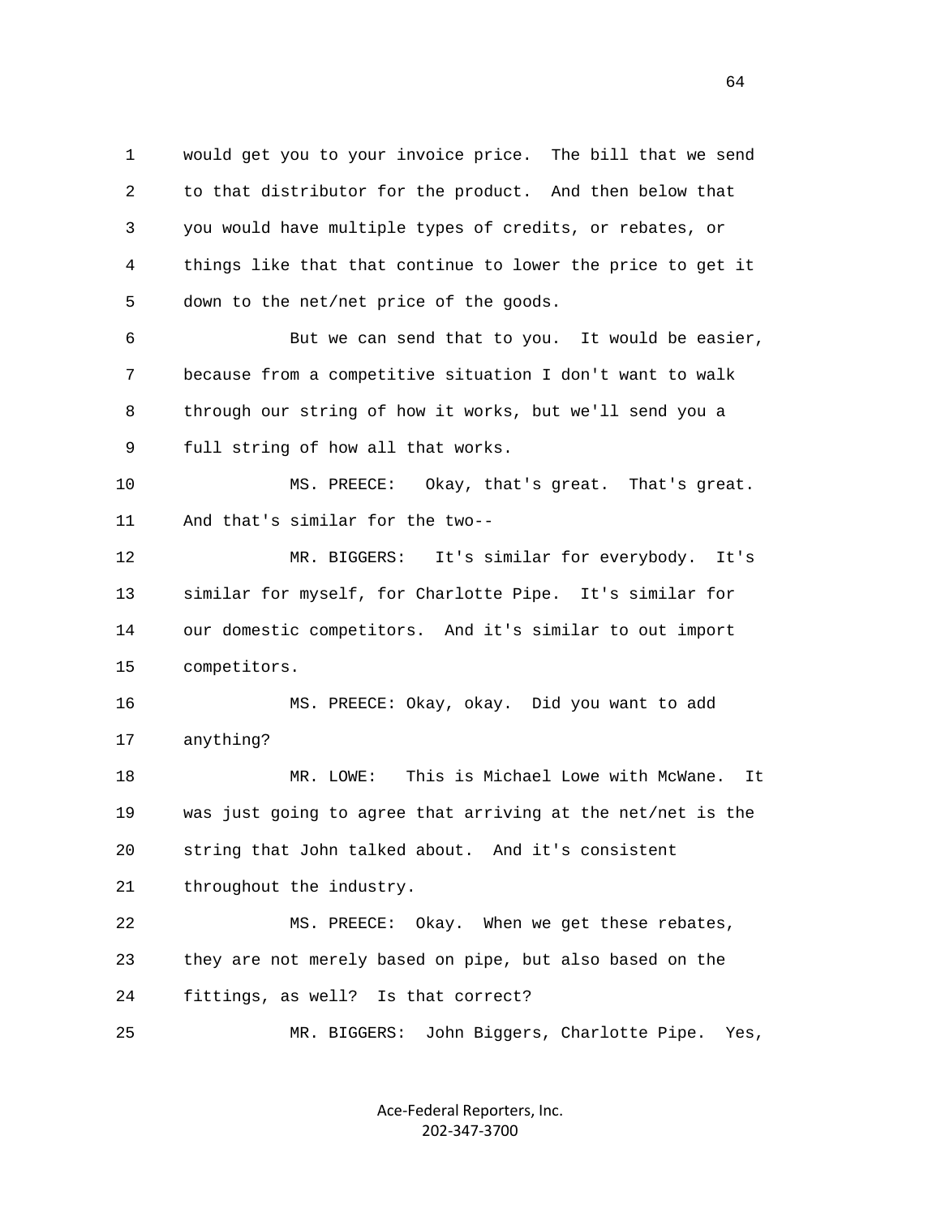1 would get you to your invoice price. The bill that we send
2 to that distributor for the product. And then below that
3 you would have multiple types of credits, or rebates, or
4 things like that that continue to lower the price to get it
5 down to the net/net price of the goods.

6 But we can send that to you. It would be easier,
7 because from a competitive situation I don't want to walk
8 through our string of how it works, but we'll send you a
9 full string of how all that works.

10 MS. PREECE: Okay, that's great. That's great.
11 And that's similar for the two--

12 MR. BIGGERS: It's similar for everybody. It's
13 similar for myself, for Charlotte Pipe. It's similar for
14 our domestic competitors. And it's similar to out import
15 competitors.

16 MS. PREECE: Okay, okay. Did you want to add
17 anything?

18 MR. LOWE: This is Michael Lowe with McWane. It
19 was just going to agree that arriving at the net/net is the
20 string that John talked about. And it's consistent
21 throughout the industry.

22 MS. PREECE: Okay. When we get these rebates,
23 they are not merely based on pipe, but also based on the
24 fittings, as well? Is that correct?

25 MR. BIGGERS: John Biggers, Charlotte Pipe. Yes,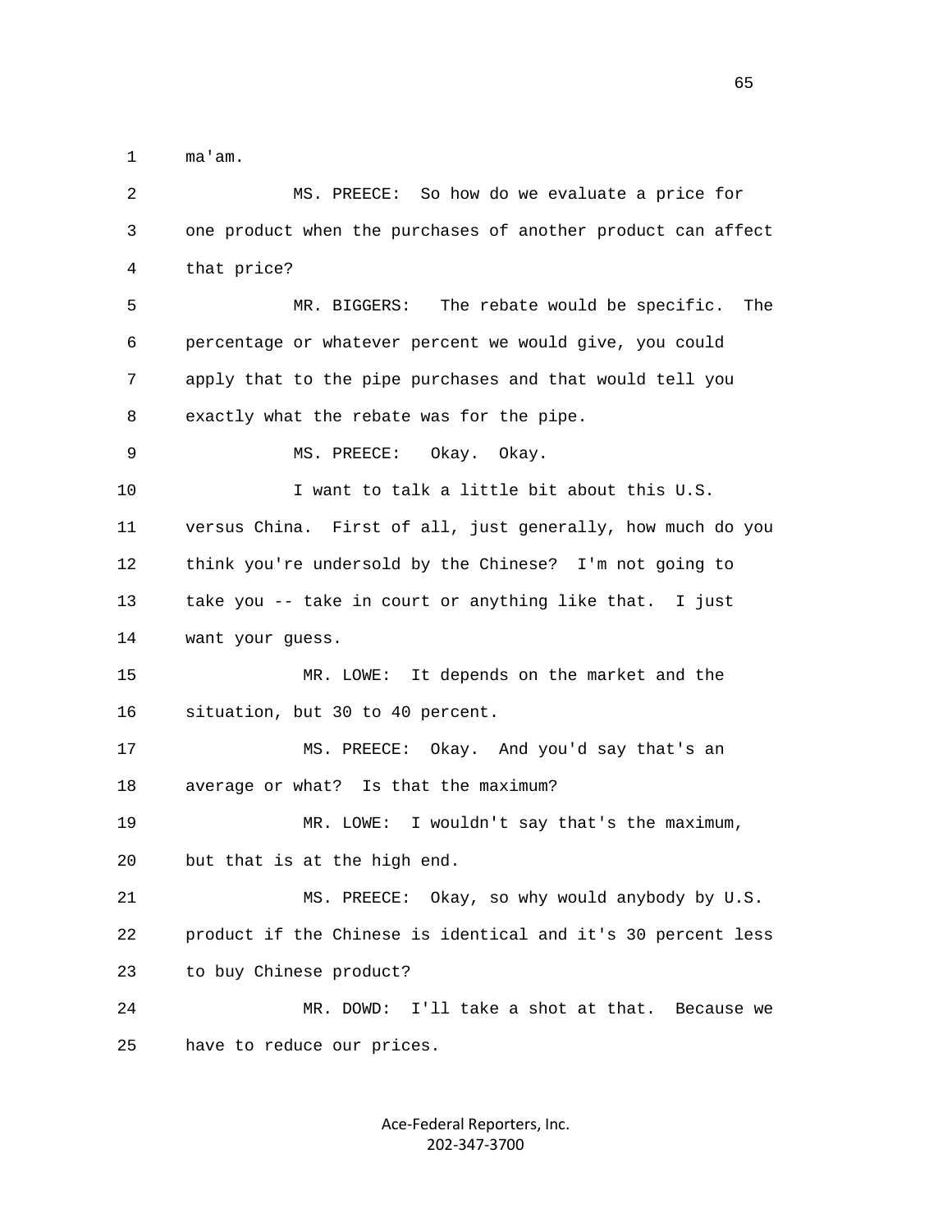1 ma'am.

2 MS. PREECE: So how do we evaluate a price for

3 one product when the purchases of another product can affect

4 that price?

5 MR. BIGGERS: The rebate would be specific. The

6 percentage or whatever percent we would give, you could

7 apply that to the pipe purchases and that would tell you

8 exactly what the rebate was for the pipe.

9 MS. PREECE: Okay. Okay.

10 I want to talk a little bit about this U.S.

11 versus China. First of all, just generally, how much do you

12 think you're undersold by the Chinese? I'm not going to

13 take you -- take in court or anything like that. I just

14 want your guess.

15 MR. LOWE: It depends on the market and the

16 situation, but 30 to 40 percent.

17 MS. PREECE: Okay. And you'd say that's an

18 average or what? Is that the maximum?

19 MR. LOWE: I wouldn't say that's the maximum,

20 but that is at the high end.

21 MS. PREECE: Okay, so why would anybody by U.S.

22 product if the Chinese is identical and it's 30 percent less

23 to buy Chinese product?

24 MR. DOWD: I'll take a shot at that. Because we

25 have to reduce our prices.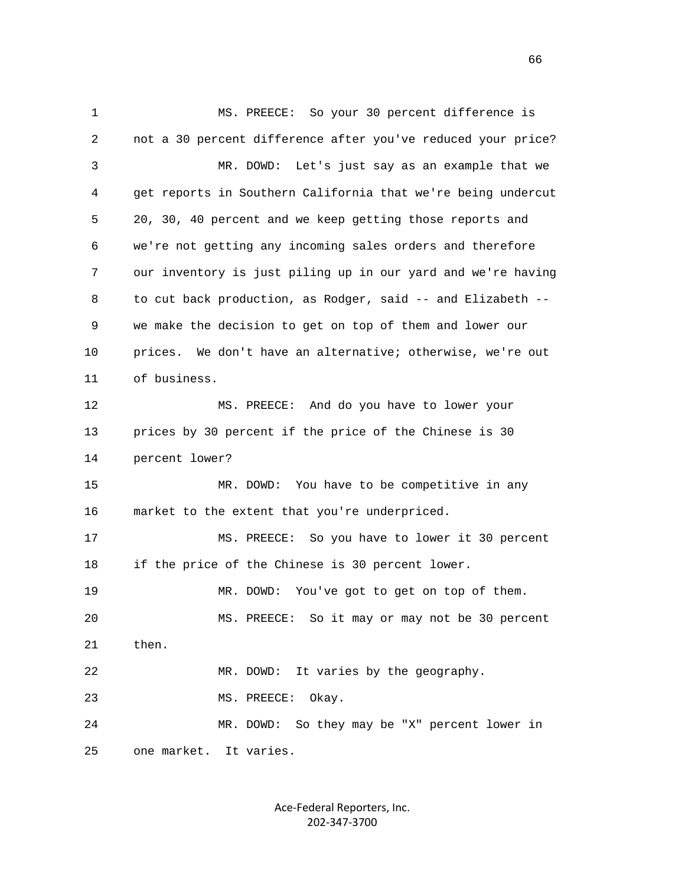MS. PREECE: So your 30 percent difference is not a 30 percent difference after you've reduced your price?

MR. DOWD: Let's just say as an example that we get reports in Southern California that we're being undercut 20, 30, 40 percent and we keep getting those reports and we're not getting any incoming sales orders and therefore our inventory is just piling up in our yard and we're having to cut back production, as Rodger, said -- and Elizabeth -- we make the decision to get on top of them and lower our prices. We don't have an alternative; otherwise, we're out of business.

MS. PREECE: And do you have to lower your prices by 30 percent if the price of the Chinese is 30 percent lower?

MR. DOWD: You have to be competitive in any market to the extent that you're underpriced.

MS. PREECE: So you have to lower it 30 percent if the price of the Chinese is 30 percent lower.

MR. DOWD: You've got to get on top of them.

MS. PREECE: So it may or may not be 30 percent then.

MR. DOWD: It varies by the geography.

MS. PREECE: Okay.

MR. DOWD: So they may be "X" percent lower in one market. It varies.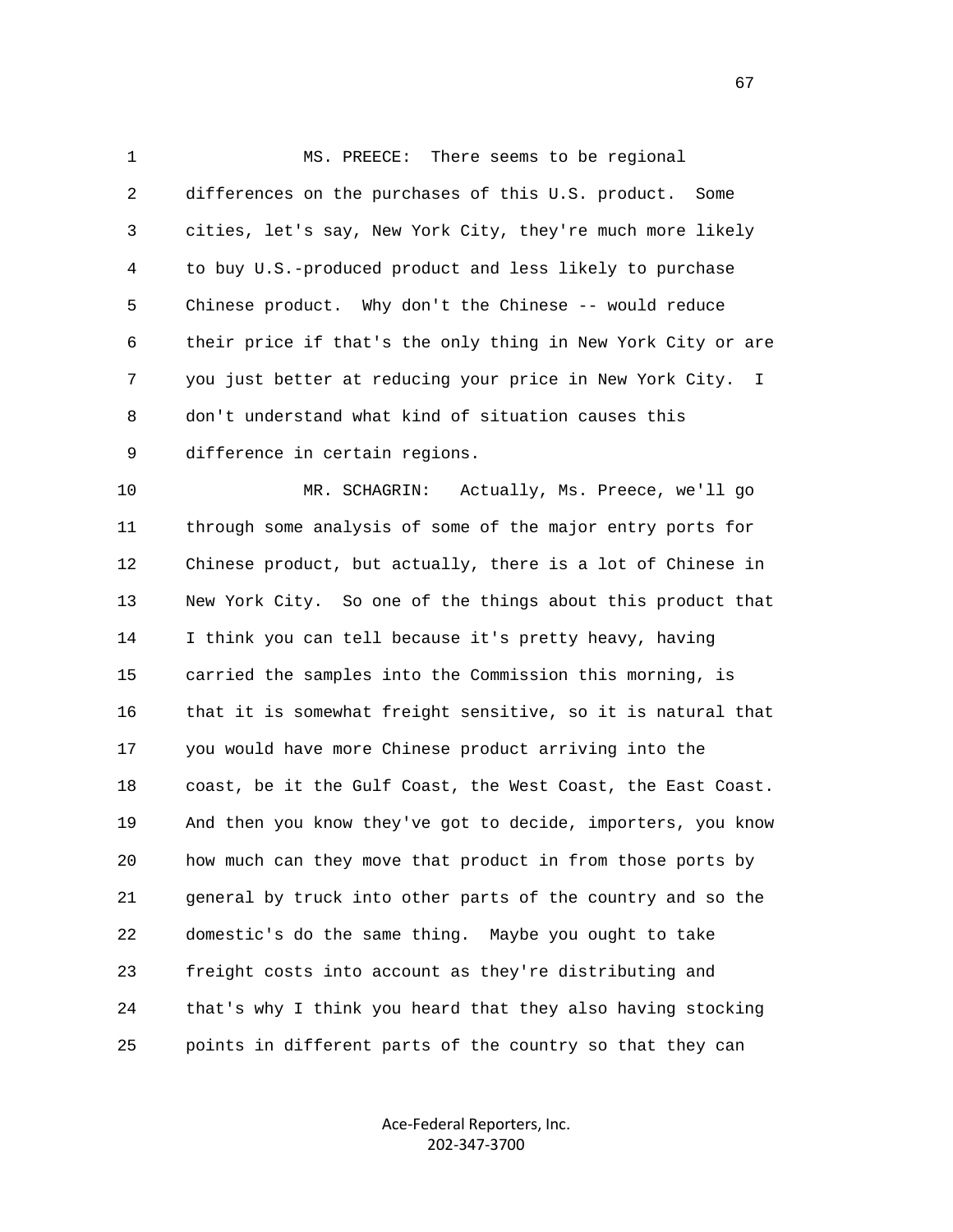MS. PREECE: There seems to be regional differences on the purchases of this U.S. product. Some cities, let's say, New York City, they're much more likely to buy U.S.-produced product and less likely to purchase Chinese product. Why don't the Chinese -- would reduce their price if that's the only thing in New York City or are you just better at reducing your price in New York City. I don't understand what kind of situation causes this difference in certain regions.

MR. SCHAGRIN: Actually, Ms. Preece, we'll go through some analysis of some of the major entry ports for Chinese product, but actually, there is a lot of Chinese in New York City. So one of the things about this product that I think you can tell because it's pretty heavy, having carried the samples into the Commission this morning, is that it is somewhat freight sensitive, so it is natural that you would have more Chinese product arriving into the coast, be it the Gulf Coast, the West Coast, the East Coast. And then you know they've got to decide, importers, you know how much can they move that product in from those ports by general by truck into other parts of the country and so the domestic's do the same thing. Maybe you ought to take freight costs into account as they're distributing and that's why I think you heard that they also having stocking points in different parts of the country so that they can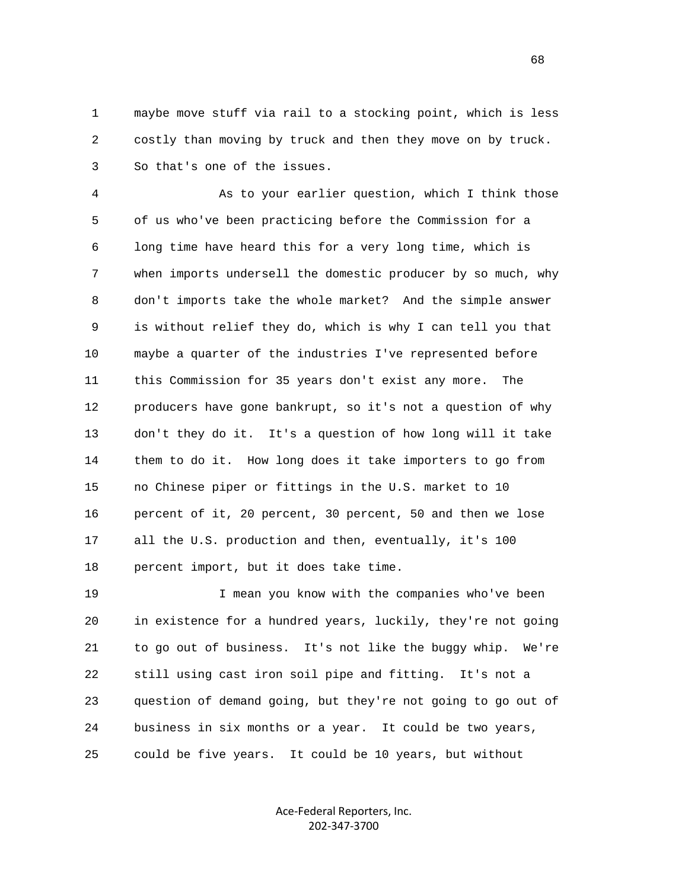maybe move stuff via rail to a stocking point, which is less costly than moving by truck and then they move on by truck. So that's one of the issues.

As to your earlier question, which I think those of us who've been practicing before the Commission for a long time have heard this for a very long time, which is when imports undersell the domestic producer by so much, why don't imports take the whole market? And the simple answer is without relief they do, which is why I can tell you that maybe a quarter of the industries I've represented before this Commission for 35 years don't exist any more. The producers have gone bankrupt, so it's not a question of why don't they do it. It's a question of how long will it take them to do it. How long does it take importers to go from no Chinese piper or fittings in the U.S. market to 10 percent of it, 20 percent, 30 percent, 50 and then we lose all the U.S. production and then, eventually, it's 100 percent import, but it does take time.

I mean you know with the companies who've been in existence for a hundred years, luckily, they're not going to go out of business. It's not like the buggy whip. We're still using cast iron soil pipe and fitting. It's not a question of demand going, but they're not going to go out of business in six months or a year. It could be two years, could be five years. It could be 10 years, but without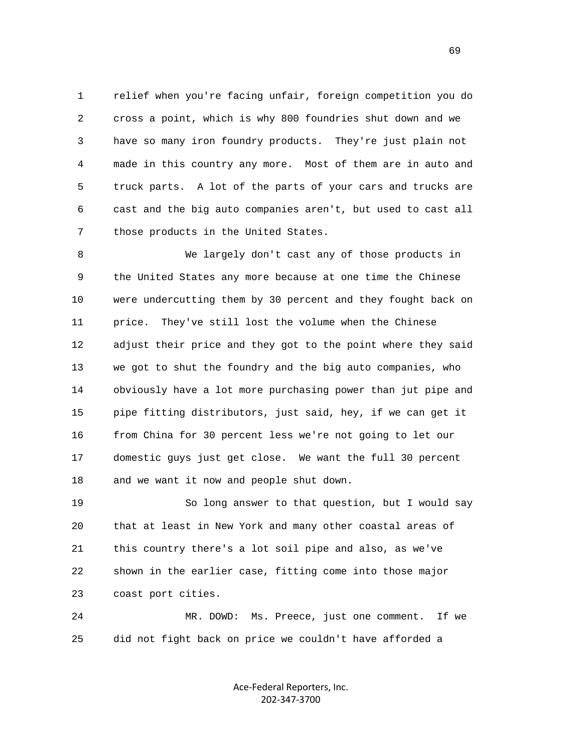relief when you're facing unfair, foreign competition you do cross a point, which is why 800 foundries shut down and we have so many iron foundry products. They're just plain not made in this country any more. Most of them are in auto and truck parts. A lot of the parts of your cars and trucks are cast and the big auto companies aren't, but used to cast all those products in the United States.

We largely don't cast any of those products in the United States any more because at one time the Chinese were undercutting them by 30 percent and they fought back on price. They've still lost the volume when the Chinese adjust their price and they got to the point where they said we got to shut the foundry and the big auto companies, who obviously have a lot more purchasing power than jut pipe and pipe fitting distributors, just said, hey, if we can get it from China for 30 percent less we're not going to let our domestic guys just get close. We want the full 30 percent and we want it now and people shut down.

So long answer to that question, but I would say that at least in New York and many other coastal areas of this country there's a lot soil pipe and also, as we've shown in the earlier case, fitting come into those major coast port cities.

MR. DOWD: Ms. Preece, just one comment. If we did not fight back on price we couldn't have afforded a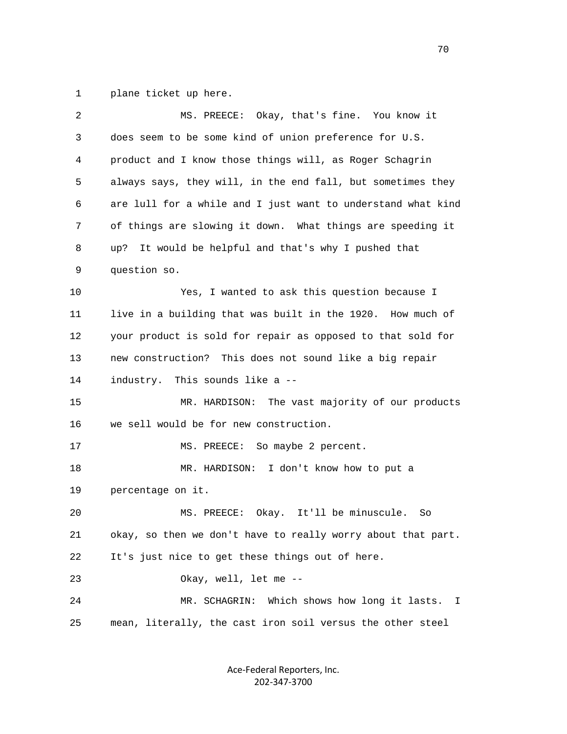1 plane ticket up here.

2 MS. PREECE: Okay, that's fine. You know it

3 does seem to be some kind of union preference for U.S.

4 product and I know those things will, as Roger Schagrin

5 always says, they will, in the end fall, but sometimes they

6 are lull for a while and I just want to understand what kind

7 of things are slowing it down. What things are speeding it

8 up? It would be helpful and that's why I pushed that

9 question so.

10 Yes, I wanted to ask this question because I

11 live in a building that was built in the 1920. How much of

12 your product is sold for repair as opposed to that sold for

13 new construction? This does not sound like a big repair

14 industry. This sounds like a --

15 MR. HARDISON: The vast majority of our products

16 we sell would be for new construction.

17 MS. PREECE: So maybe 2 percent.

18 MR. HARDISON: I don't know how to put a

19 percentage on it.

20 MS. PREECE: Okay. It'll be minuscule. So

21 okay, so then we don't have to really worry about that part.

22 It's just nice to get these things out of here.

23 Okay, well, let me --

24 MR. SCHAGRIN: Which shows how long it lasts. I

25 mean, literally, the cast iron soil versus the other steel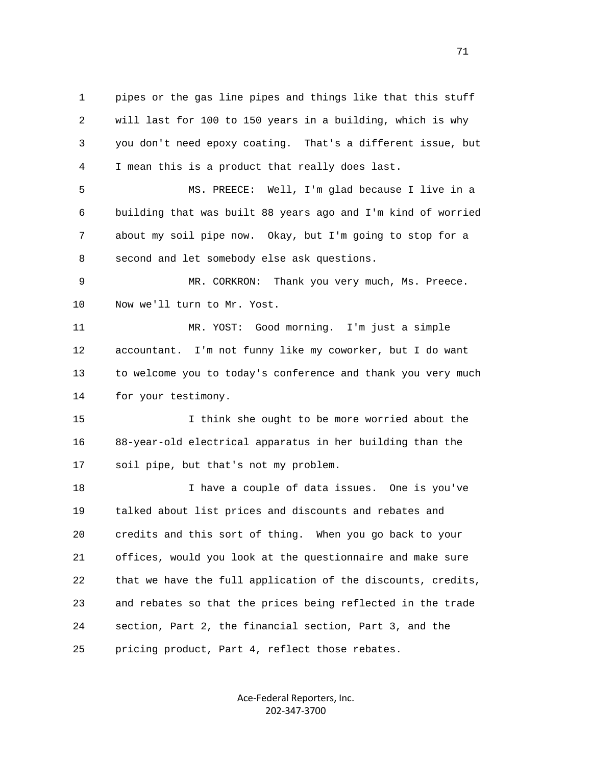1 pipes or the gas line pipes and things like that this stuff
2 will last for 100 to 150 years in a building, which is why
3 you don't need epoxy coating. That's a different issue, but
4 I mean this is a product that really does last.

5 MS. PREECE: Well, I'm glad because I live in a
6 building that was built 88 years ago and I'm kind of worried
7 about my soil pipe now. Okay, but I'm going to stop for a
8 second and let somebody else ask questions.

9 MR. CORKRON: Thank you very much, Ms. Preece.
10 Now we'll turn to Mr. Yost.

11 MR. YOST: Good morning. I'm just a simple
12 accountant. I'm not funny like my coworker, but I do want
13 to welcome you to today's conference and thank you very much
14 for your testimony.

15 I think she ought to be more worried about the
16 88-year-old electrical apparatus in her building than the
17 soil pipe, but that's not my problem.

18 I have a couple of data issues. One is you've
19 talked about list prices and discounts and rebates and
20 credits and this sort of thing. When you go back to your
21 offices, would you look at the questionnaire and make sure
22 that we have the full application of the discounts, credits,
23 and rebates so that the prices being reflected in the trade
24 section, Part 2, the financial section, Part 3, and the
25 pricing product, Part 4, reflect those rebates.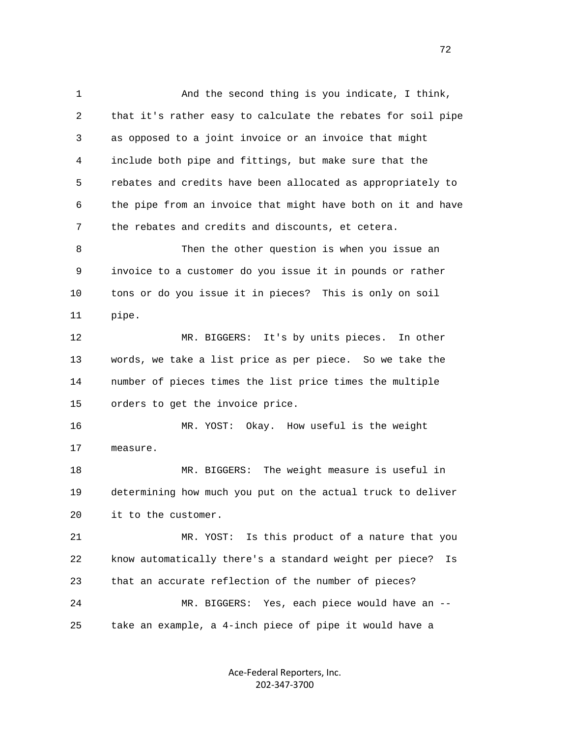And the second thing is you indicate, I think, that it's rather easy to calculate the rebates for soil pipe as opposed to a joint invoice or an invoice that might include both pipe and fittings, but make sure that the rebates and credits have been allocated as appropriately to the pipe from an invoice that might have both on it and have the rebates and credits and discounts, et cetera.

Then the other question is when you issue an invoice to a customer do you issue it in pounds or rather tons or do you issue it in pieces? This is only on soil pipe.

MR. BIGGERS: It's by units pieces. In other words, we take a list price as per piece. So we take the number of pieces times the list price times the multiple orders to get the invoice price.

MR. YOST: Okay. How useful is the weight measure.

MR. BIGGERS: The weight measure is useful in determining how much you put on the actual truck to deliver it to the customer.

MR. YOST: Is this product of a nature that you know automatically there's a standard weight per piece? Is that an accurate reflection of the number of pieces?

MR. BIGGERS: Yes, each piece would have an -- take an example, a 4-inch piece of pipe it would have a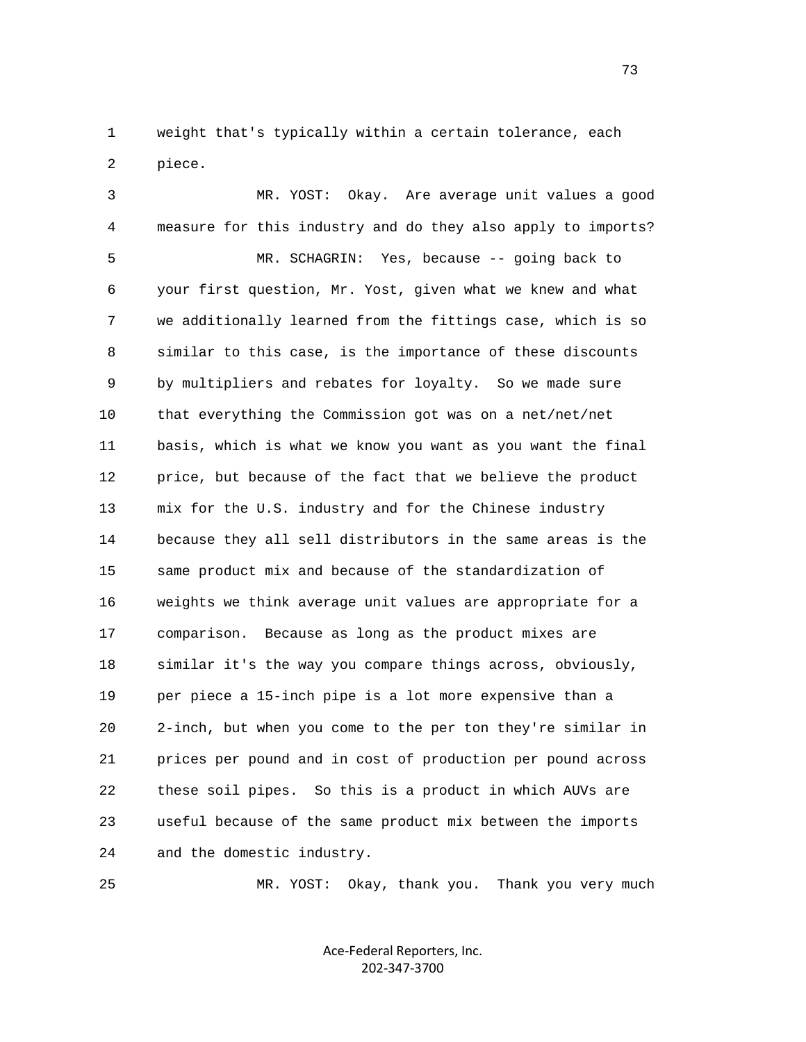1 weight that's typically within a certain tolerance, each
2 piece.

3 MR. YOST: Okay. Are average unit values a good
4 measure for this industry and do they also apply to imports?

5 MR. SCHAGRIN: Yes, because -- going back to
6 your first question, Mr. Yost, given what we knew and what
7 we additionally learned from the fittings case, which is so
8 similar to this case, is the importance of these discounts
9 by multipliers and rebates for loyalty. So we made sure
10 that everything the Commission got was on a net/net/net
11 basis, which is what we know you want as you want the final
12 price, but because of the fact that we believe the product
13 mix for the U.S. industry and for the Chinese industry
14 because they all sell distributors in the same areas is the
15 same product mix and because of the standardization of
16 weights we think average unit values are appropriate for a
17 comparison. Because as long as the product mixes are
18 similar it's the way you compare things across, obviously,
19 per piece a 15-inch pipe is a lot more expensive than a
20 2-inch, but when you come to the per ton they're similar in
21 prices per pound and in cost of production per pound across
22 these soil pipes. So this is a product in which AUVs are
23 useful because of the same product mix between the imports
24 and the domestic industry.

25 MR. YOST: Okay, thank you. Thank you very much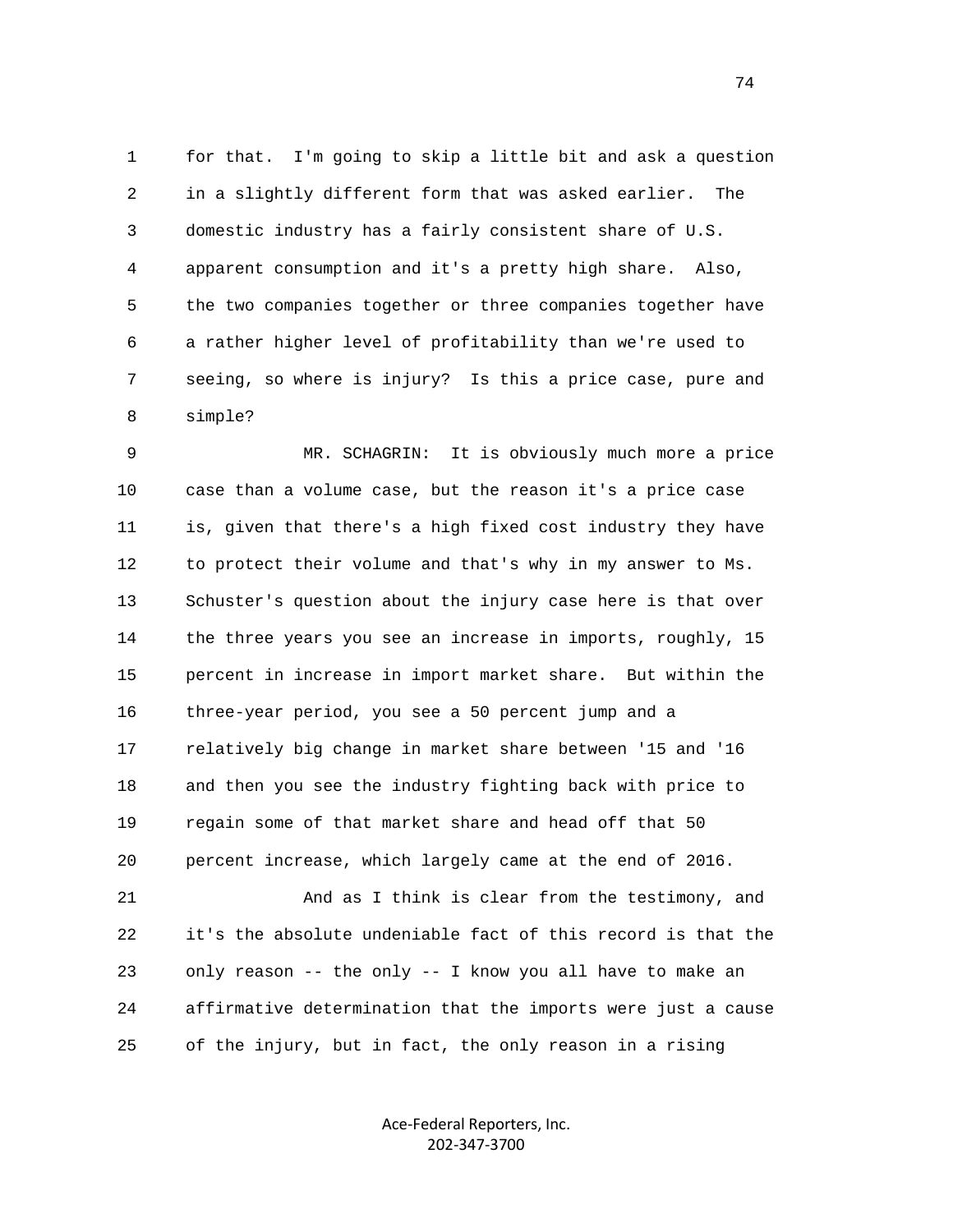for that. I'm going to skip a little bit and ask a question in a slightly different form that was asked earlier. The domestic industry has a fairly consistent share of U.S. apparent consumption and it's a pretty high share. Also, the two companies together or three companies together have a rather higher level of profitability than we're used to seeing, so where is injury? Is this a price case, pure and simple?

MR. SCHAGRIN: It is obviously much more a price case than a volume case, but the reason it's a price case is, given that there's a high fixed cost industry they have to protect their volume and that's why in my answer to Ms. Schuster's question about the injury case here is that over the three years you see an increase in imports, roughly, 15 percent in increase in import market share. But within the three-year period, you see a 50 percent jump and a relatively big change in market share between '15 and '16 and then you see the industry fighting back with price to regain some of that market share and head off that 50 percent increase, which largely came at the end of 2016.

And as I think is clear from the testimony, and it's the absolute undeniable fact of this record is that the only reason -- the only -- I know you all have to make an affirmative determination that the imports were just a cause of the injury, but in fact, the only reason in a rising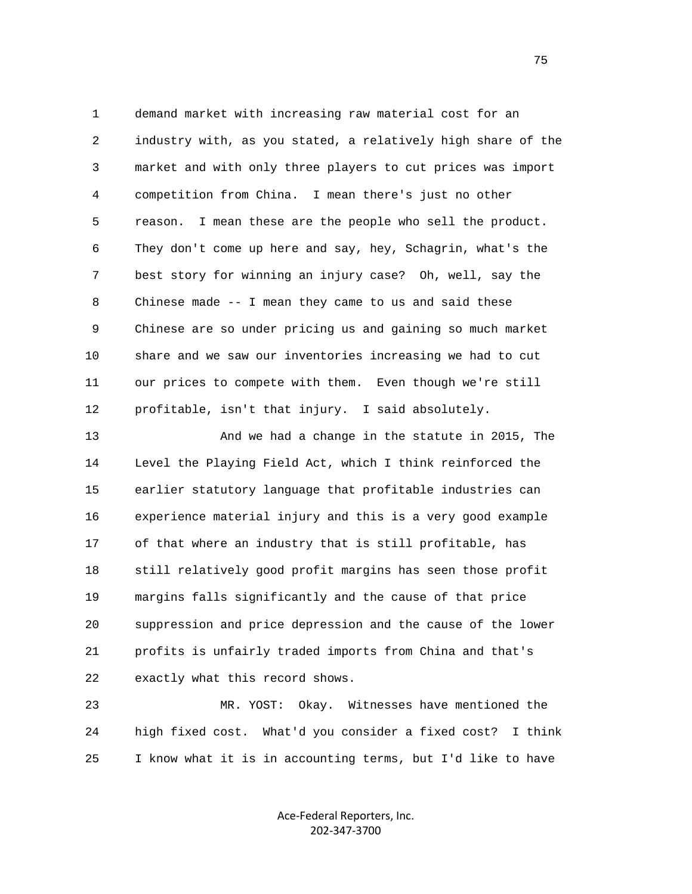1 demand market with increasing raw material cost for an
2 industry with, as you stated, a relatively high share of the
3 market and with only three players to cut prices was import
4 competition from China. I mean there's just no other
5 reason. I mean these are the people who sell the product.
6 They don't come up here and say, hey, Schagrin, what's the
7 best story for winning an injury case? Oh, well, say the
8 Chinese made -- I mean they came to us and said these
9 Chinese are so under pricing us and gaining so much market
10 share and we saw our inventories increasing we had to cut
11 our prices to compete with them. Even though we're still
12 profitable, isn't that injury. I said absolutely.

13 And we had a change in the statute in 2015, The
14 Level the Playing Field Act, which I think reinforced the
15 earlier statutory language that profitable industries can
16 experience material injury and this is a very good example
17 of that where an industry that is still profitable, has
18 still relatively good profit margins has seen those profit
19 margins falls significantly and the cause of that price
20 suppression and price depression and the cause of the lower
21 profits is unfairly traded imports from China and that's
22 exactly what this record shows.

23 MR. YOST: Okay. Witnesses have mentioned the
24 high fixed cost. What'd you consider a fixed cost? I think
25 I know what it is in accounting terms, but I'd like to have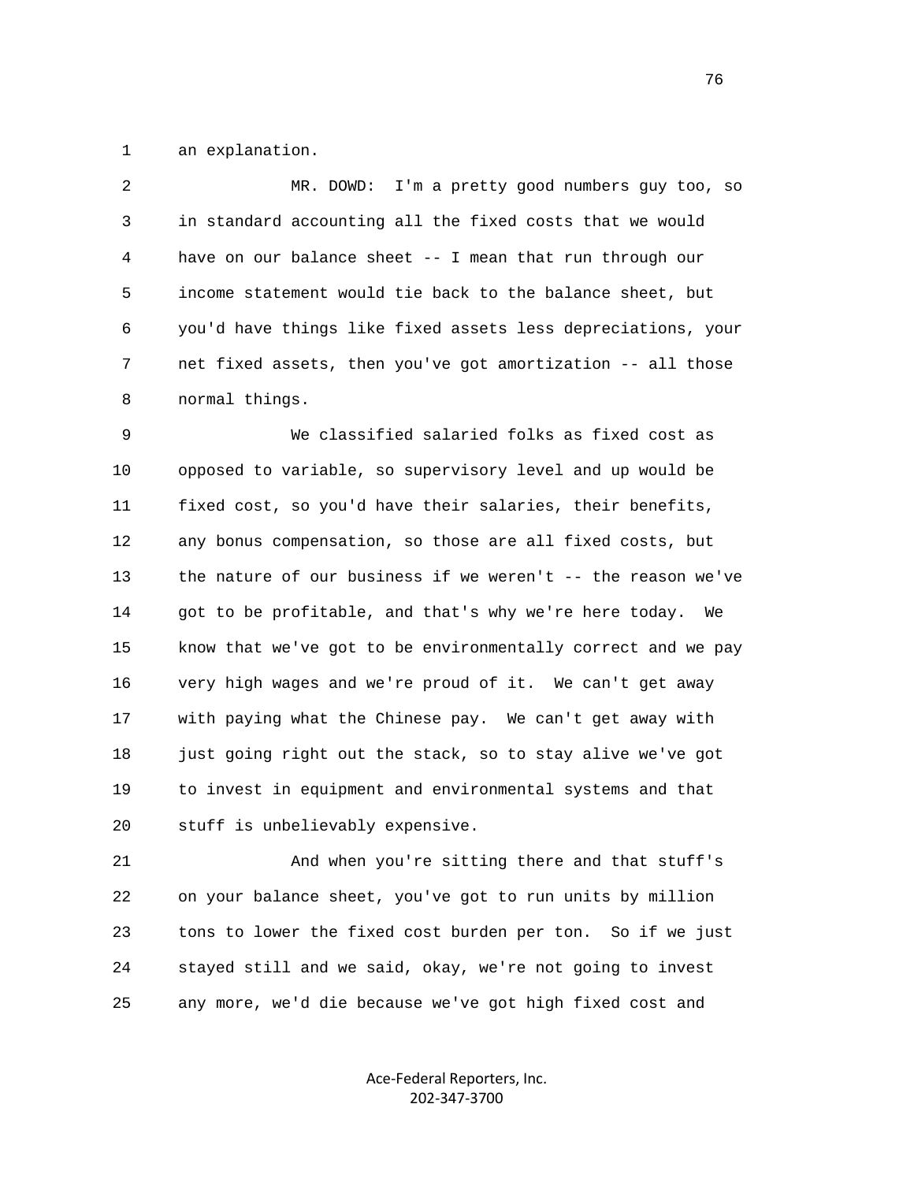an explanation.

MR. DOWD: I'm a pretty good numbers guy too, so in standard accounting all the fixed costs that we would have on our balance sheet -- I mean that run through our income statement would tie back to the balance sheet, but you'd have things like fixed assets less depreciations, your net fixed assets, then you've got amortization -- all those normal things.

We classified salaried folks as fixed cost as opposed to variable, so supervisory level and up would be fixed cost, so you'd have their salaries, their benefits, any bonus compensation, so those are all fixed costs, but the nature of our business if we weren't -- the reason we've got to be profitable, and that's why we're here today. We know that we've got to be environmentally correct and we pay very high wages and we're proud of it. We can't get away with paying what the Chinese pay. We can't get away with just going right out the stack, so to stay alive we've got to invest in equipment and environmental systems and that stuff is unbelievably expensive.

And when you're sitting there and that stuff's on your balance sheet, you've got to run units by million tons to lower the fixed cost burden per ton. So if we just stayed still and we said, okay, we're not going to invest any more, we'd die because we've got high fixed cost and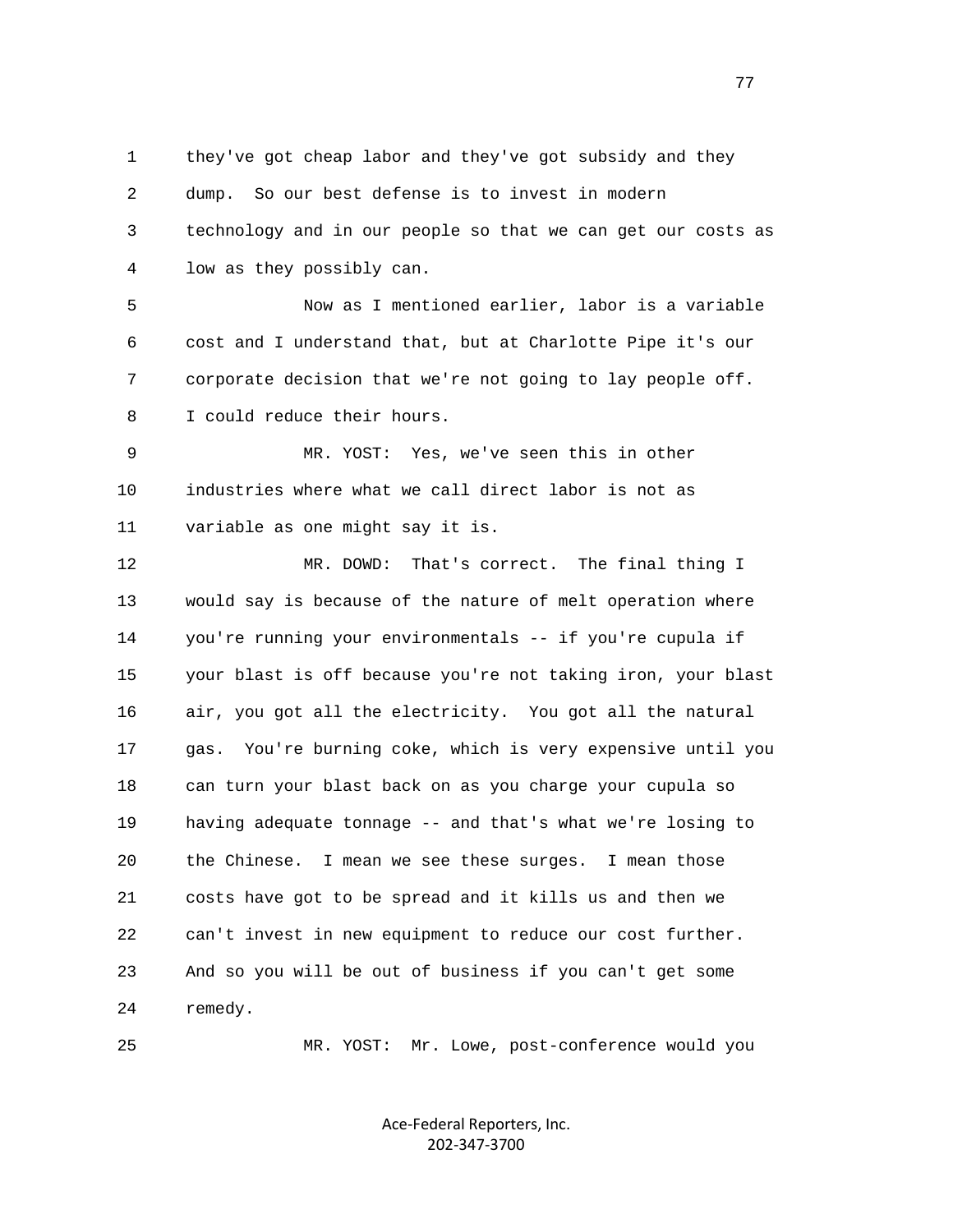they've got cheap labor and they've got subsidy and they dump. So our best defense is to invest in modern technology and in our people so that we can get our costs as low as they possibly can.

Now as I mentioned earlier, labor is a variable cost and I understand that, but at Charlotte Pipe it's our corporate decision that we're not going to lay people off. I could reduce their hours.

MR. YOST: Yes, we've seen this in other industries where what we call direct labor is not as variable as one might say it is.

MR. DOWD: That's correct. The final thing I would say is because of the nature of melt operation where you're running your environmentals -- if you're cupula if your blast is off because you're not taking iron, your blast air, you got all the electricity. You got all the natural gas. You're burning coke, which is very expensive until you can turn your blast back on as you charge your cupula so having adequate tonnage -- and that's what we're losing to the Chinese. I mean we see these surges. I mean those costs have got to be spread and it kills us and then we can't invest in new equipment to reduce our cost further. And so you will be out of business if you can't get some remedy.

MR. YOST: Mr. Lowe, post-conference would you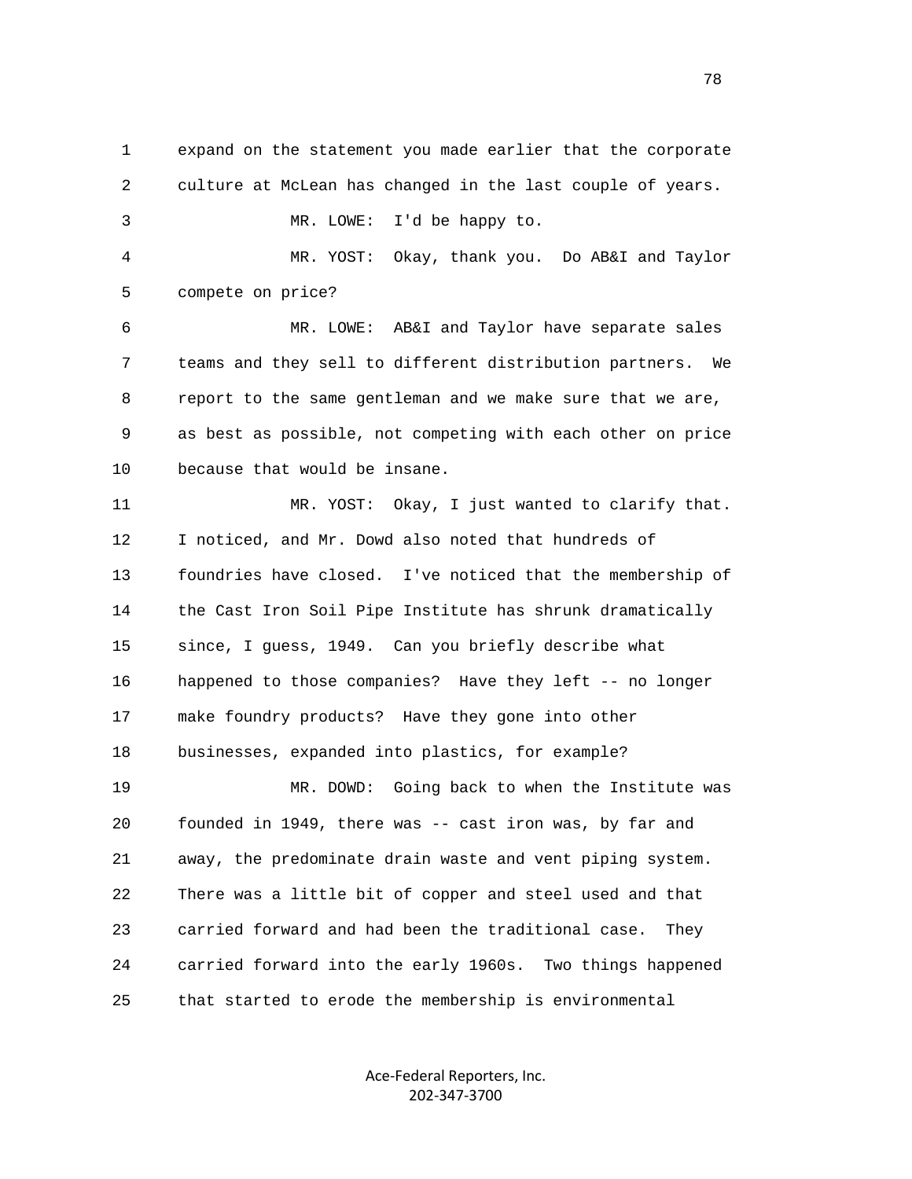expand on the statement you made earlier that the corporate culture at McLean has changed in the last couple of years.

MR. LOWE: I'd be happy to.

MR. YOST: Okay, thank you. Do AB&I and Taylor compete on price?

MR. LOWE: AB&I and Taylor have separate sales teams and they sell to different distribution partners. We report to the same gentleman and we make sure that we are, as best as possible, not competing with each other on price because that would be insane.

MR. YOST: Okay, I just wanted to clarify that. I noticed, and Mr. Dowd also noted that hundreds of foundries have closed. I've noticed that the membership of the Cast Iron Soil Pipe Institute has shrunk dramatically since, I guess, 1949. Can you briefly describe what happened to those companies? Have they left -- no longer make foundry products? Have they gone into other businesses, expanded into plastics, for example?

MR. DOWD: Going back to when the Institute was founded in 1949, there was -- cast iron was, by far and away, the predominate drain waste and vent piping system. There was a little bit of copper and steel used and that carried forward and had been the traditional case. They carried forward into the early 1960s. Two things happened that started to erode the membership is environmental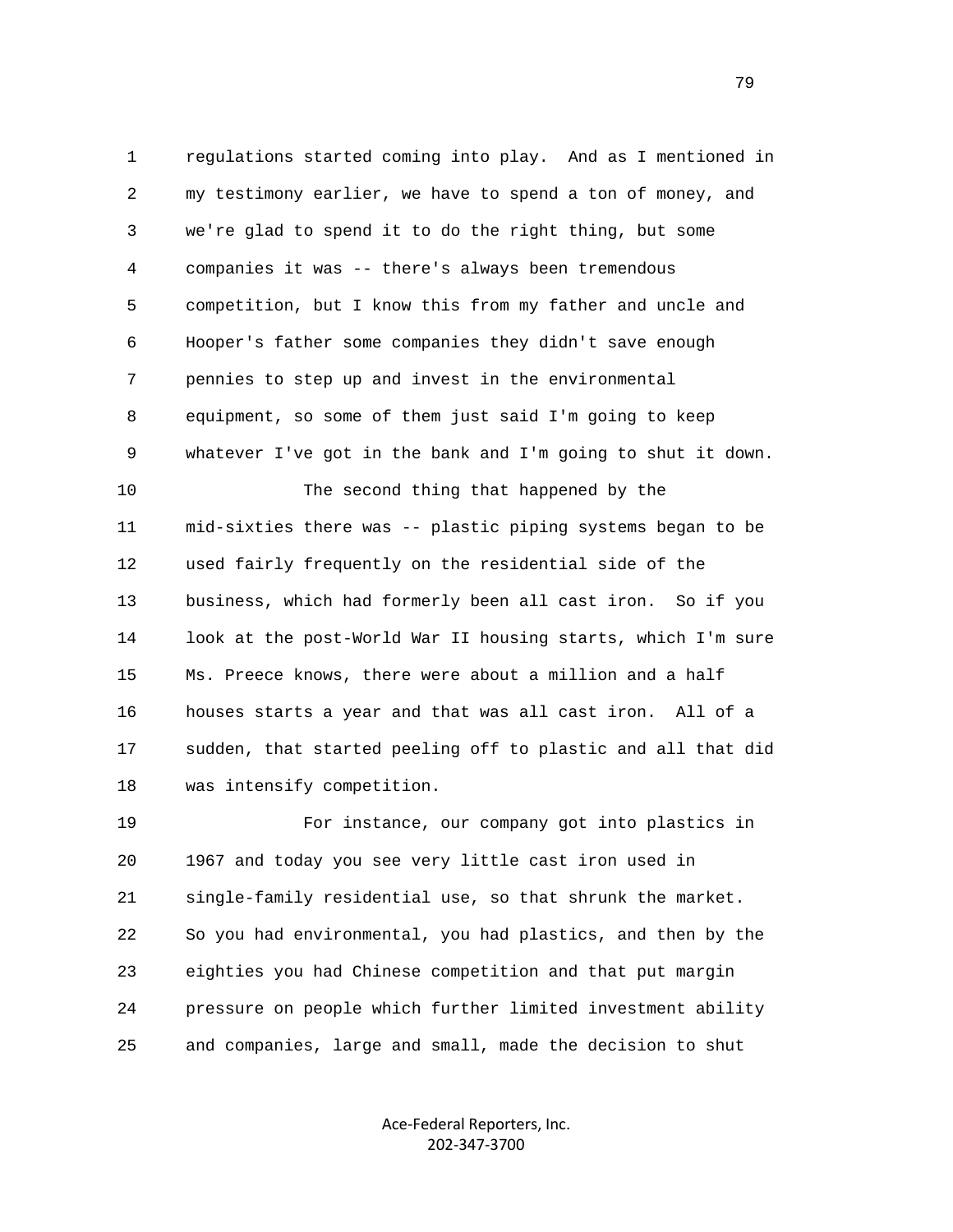regulations started coming into play. And as I mentioned in my testimony earlier, we have to spend a ton of money, and we're glad to spend it to do the right thing, but some companies it was -- there's always been tremendous competition, but I know this from my father and uncle and Hooper's father some companies they didn't save enough pennies to step up and invest in the environmental equipment, so some of them just said I'm going to keep whatever I've got in the bank and I'm going to shut it down.

The second thing that happened by the mid-sixties there was -- plastic piping systems began to be used fairly frequently on the residential side of the business, which had formerly been all cast iron. So if you look at the post-World War II housing starts, which I'm sure Ms. Preece knows, there were about a million and a half houses starts a year and that was all cast iron. All of a sudden, that started peeling off to plastic and all that did was intensify competition.

For instance, our company got into plastics in 1967 and today you see very little cast iron used in single-family residential use, so that shrunk the market. So you had environmental, you had plastics, and then by the eighties you had Chinese competition and that put margin pressure on people which further limited investment ability and companies, large and small, made the decision to shut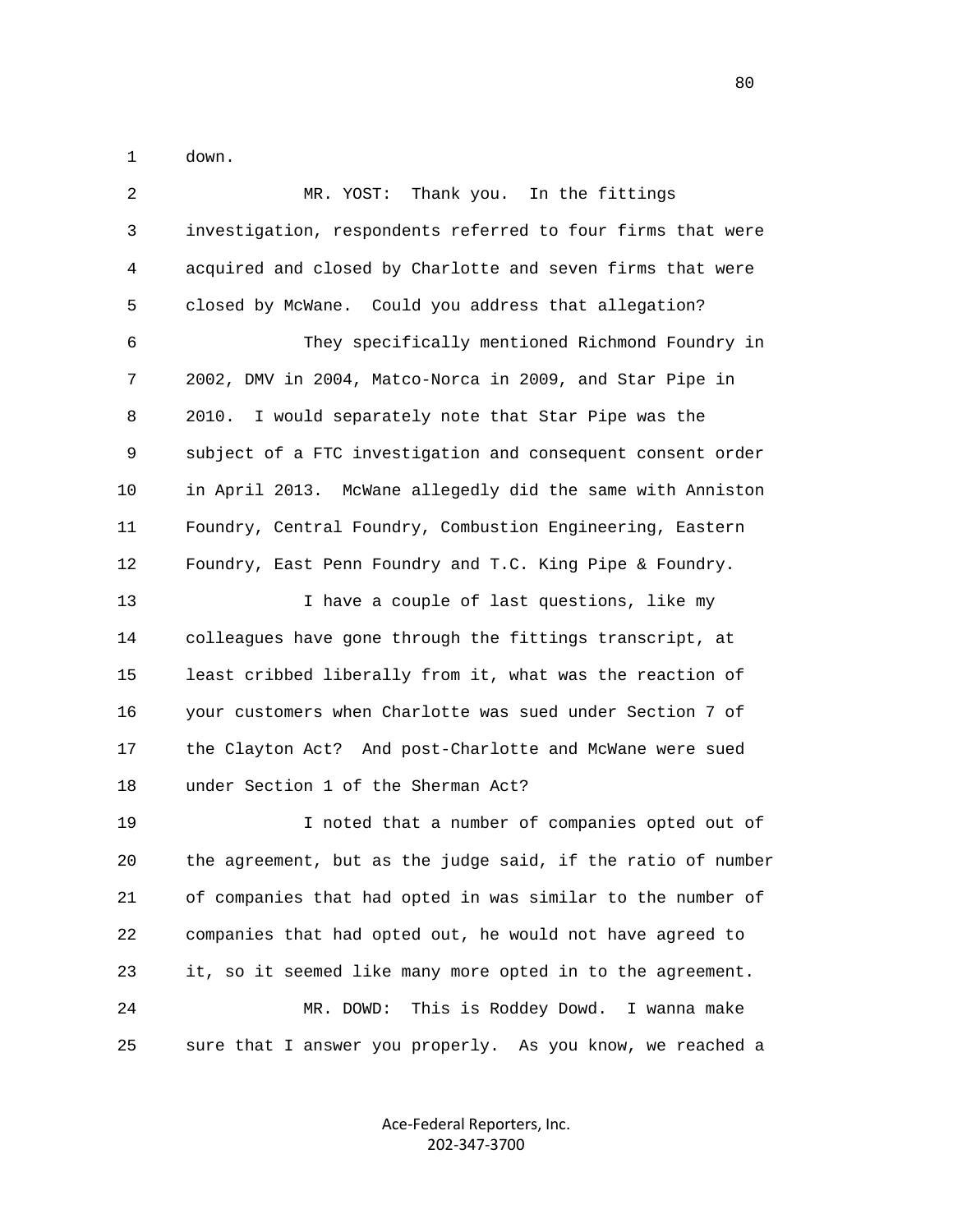1 down.

2 MR. YOST: Thank you. In the fittings
3 investigation, respondents referred to four firms that were
4 acquired and closed by Charlotte and seven firms that were
5 closed by McWane. Could you address that allegation?

6 They specifically mentioned Richmond Foundry in
7 2002, DMV in 2004, Matco-Norca in 2009, and Star Pipe in
8 2010. I would separately note that Star Pipe was the
9 subject of a FTC investigation and consequent consent order
10 in April 2013. McWane allegedly did the same with Anniston
11 Foundry, Central Foundry, Combustion Engineering, Eastern
12 Foundry, East Penn Foundry and T.C. King Pipe & Foundry.

13 I have a couple of last questions, like my
14 colleagues have gone through the fittings transcript, at
15 least cribbed liberally from it, what was the reaction of
16 your customers when Charlotte was sued under Section 7 of
17 the Clayton Act? And post-Charlotte and McWane were sued
18 under Section 1 of the Sherman Act?

19 I noted that a number of companies opted out of
20 the agreement, but as the judge said, if the ratio of number
21 of companies that had opted in was similar to the number of
22 companies that had opted out, he would not have agreed to
23 it, so it seemed like many more opted in to the agreement.

24 MR. DOWD: This is Roddey Dowd. I wanna make
25 sure that I answer you properly. As you know, we reached a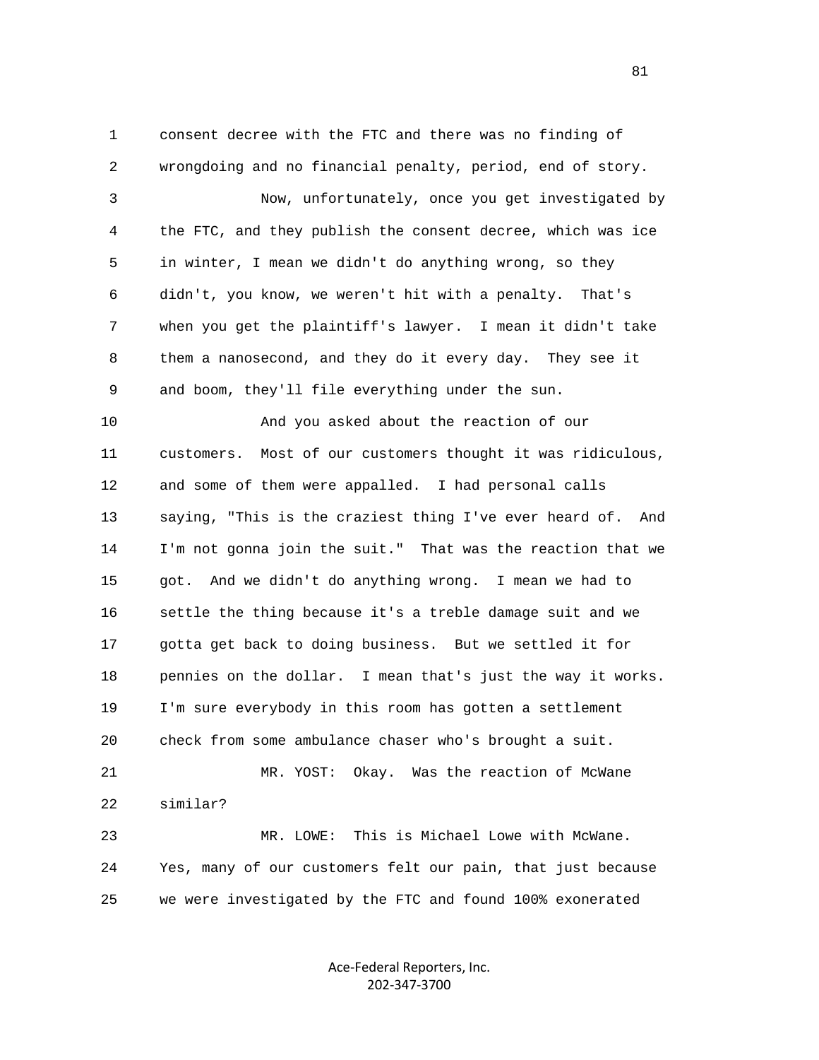1 consent decree with the FTC and there was no finding of
2 wrongdoing and no financial penalty, period, end of story.
3 Now, unfortunately, once you get investigated by
4 the FTC, and they publish the consent decree, which was ice
5 in winter, I mean we didn't do anything wrong, so they
6 didn't, you know, we weren't hit with a penalty. That's
7 when you get the plaintiff's lawyer. I mean it didn't take
8 them a nanosecond, and they do it every day. They see it
9 and boom, they'll file everything under the sun.
10 And you asked about the reaction of our
11 customers. Most of our customers thought it was ridiculous,
12 and some of them were appalled. I had personal calls
13 saying, "This is the craziest thing I've ever heard of. And
14 I'm not gonna join the suit." That was the reaction that we
15 got. And we didn't do anything wrong. I mean we had to
16 settle the thing because it's a treble damage suit and we
17 gotta get back to doing business. But we settled it for
18 pennies on the dollar. I mean that's just the way it works.
19 I'm sure everybody in this room has gotten a settlement
20 check from some ambulance chaser who's brought a suit.
21 MR. YOST: Okay. Was the reaction of McWane
22 similar?
23 MR. LOWE: This is Michael Lowe with McWane.
24 Yes, many of our customers felt our pain, that just because
25 we were investigated by the FTC and found 100% exonerated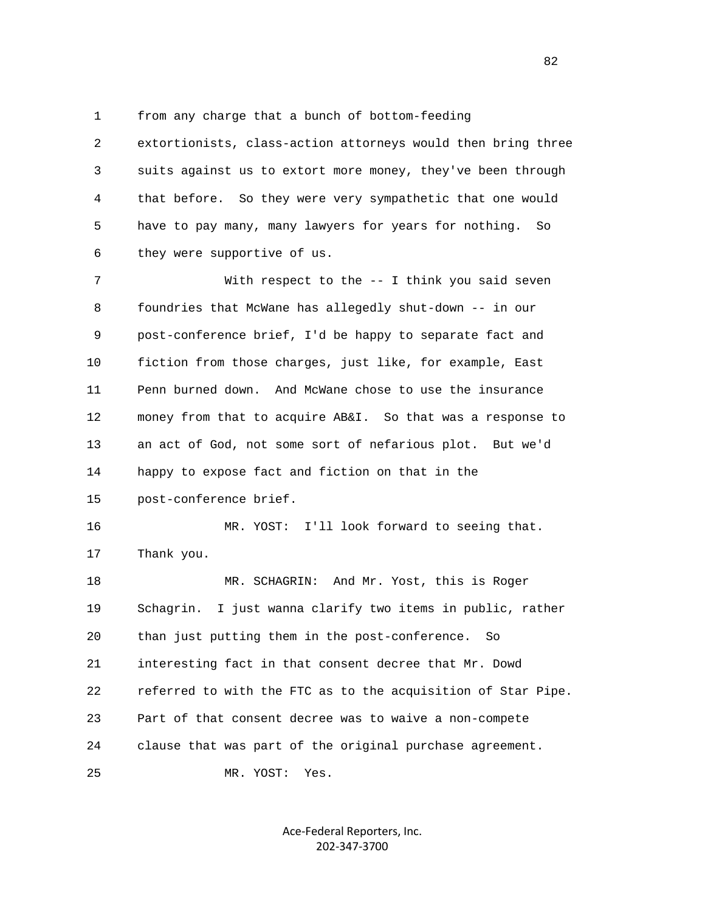1 from any charge that a bunch of bottom-feeding
2 extortionists, class-action attorneys would then bring three
3 suits against us to extort more money, they've been through
4 that before. So they were very sympathetic that one would
5 have to pay many, many lawyers for years for nothing. So
6 they were supportive of us.

7 With respect to the -- I think you said seven
8 foundries that McWane has allegedly shut-down -- in our
9 post-conference brief, I'd be happy to separate fact and
10 fiction from those charges, just like, for example, East
11 Penn burned down. And McWane chose to use the insurance
12 money from that to acquire AB&I. So that was a response to
13 an act of God, not some sort of nefarious plot. But we'd
14 happy to expose fact and fiction on that in the
15 post-conference brief.

16 MR. YOST: I'll look forward to seeing that.
17 Thank you.

18 MR. SCHAGRIN: And Mr. Yost, this is Roger
19 Schagrin. I just wanna clarify two items in public, rather
20 than just putting them in the post-conference. So
21 interesting fact in that consent decree that Mr. Dowd
22 referred to with the FTC as to the acquisition of Star Pipe.
23 Part of that consent decree was to waive a non-compete
24 clause that was part of the original purchase agreement.

25 MR. YOST: Yes.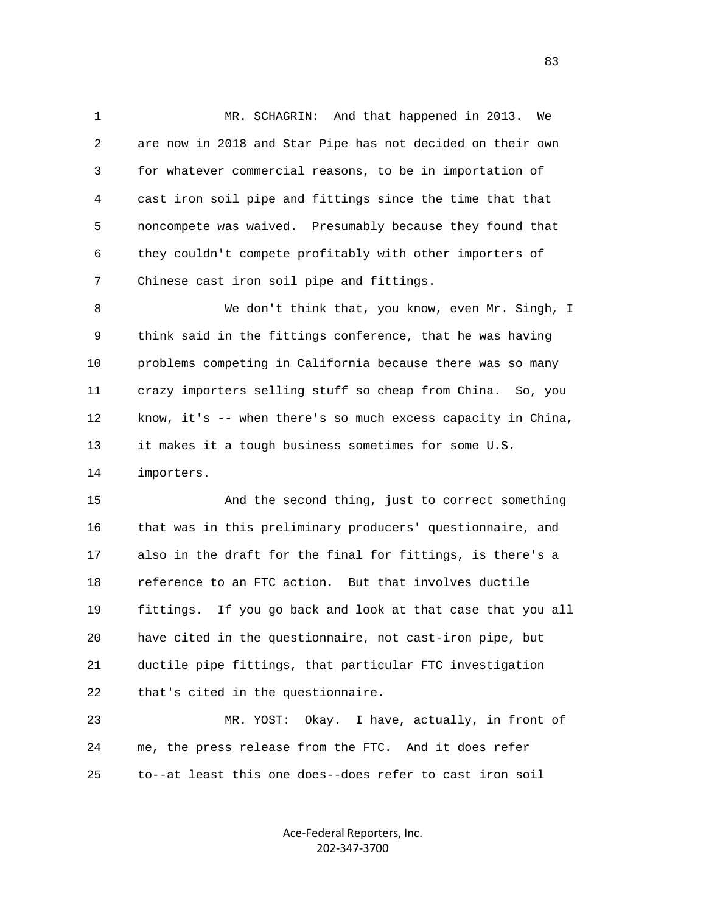MR. SCHAGRIN: And that happened in 2013. We are now in 2018 and Star Pipe has not decided on their own for whatever commercial reasons, to be in importation of cast iron soil pipe and fittings since the time that that noncompete was waived. Presumably because they found that they couldn't compete profitably with other importers of Chinese cast iron soil pipe and fittings.

We don't think that, you know, even Mr. Singh, I think said in the fittings conference, that he was having problems competing in California because there was so many crazy importers selling stuff so cheap from China. So, you know, it's -- when there's so much excess capacity in China, it makes it a tough business sometimes for some U.S. importers.

And the second thing, just to correct something that was in this preliminary producers' questionnaire, and also in the draft for the final for fittings, is there's a reference to an FTC action. But that involves ductile fittings. If you go back and look at that case that you all have cited in the questionnaire, not cast-iron pipe, but ductile pipe fittings, that particular FTC investigation that's cited in the questionnaire.

MR. YOST: Okay. I have, actually, in front of me, the press release from the FTC. And it does refer to--at least this one does--does refer to cast iron soil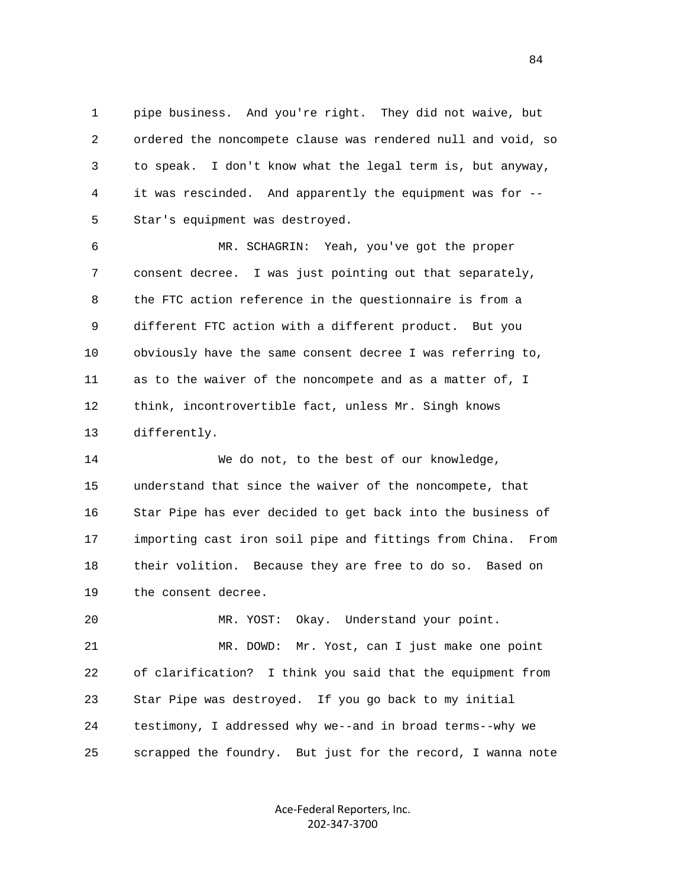pipe business. And you're right. They did not waive, but ordered the noncompete clause was rendered null and void, so to speak. I don't know what the legal term is, but anyway, it was rescinded. And apparently the equipment was for -- Star's equipment was destroyed.

MR. SCHAGRIN: Yeah, you've got the proper consent decree. I was just pointing out that separately, the FTC action reference in the questionnaire is from a different FTC action with a different product. But you obviously have the same consent decree I was referring to, as to the waiver of the noncompete and as a matter of, I think, incontrovertible fact, unless Mr. Singh knows differently.

We do not, to the best of our knowledge, understand that since the waiver of the noncompete, that Star Pipe has ever decided to get back into the business of importing cast iron soil pipe and fittings from China. From their volition. Because they are free to do so. Based on the consent decree.

MR. YOST: Okay. Understand your point.

MR. DOWD: Mr. Yost, can I just make one point of clarification? I think you said that the equipment from Star Pipe was destroyed. If you go back to my initial testimony, I addressed why we--and in broad terms--why we scrapped the foundry. But just for the record, I wanna note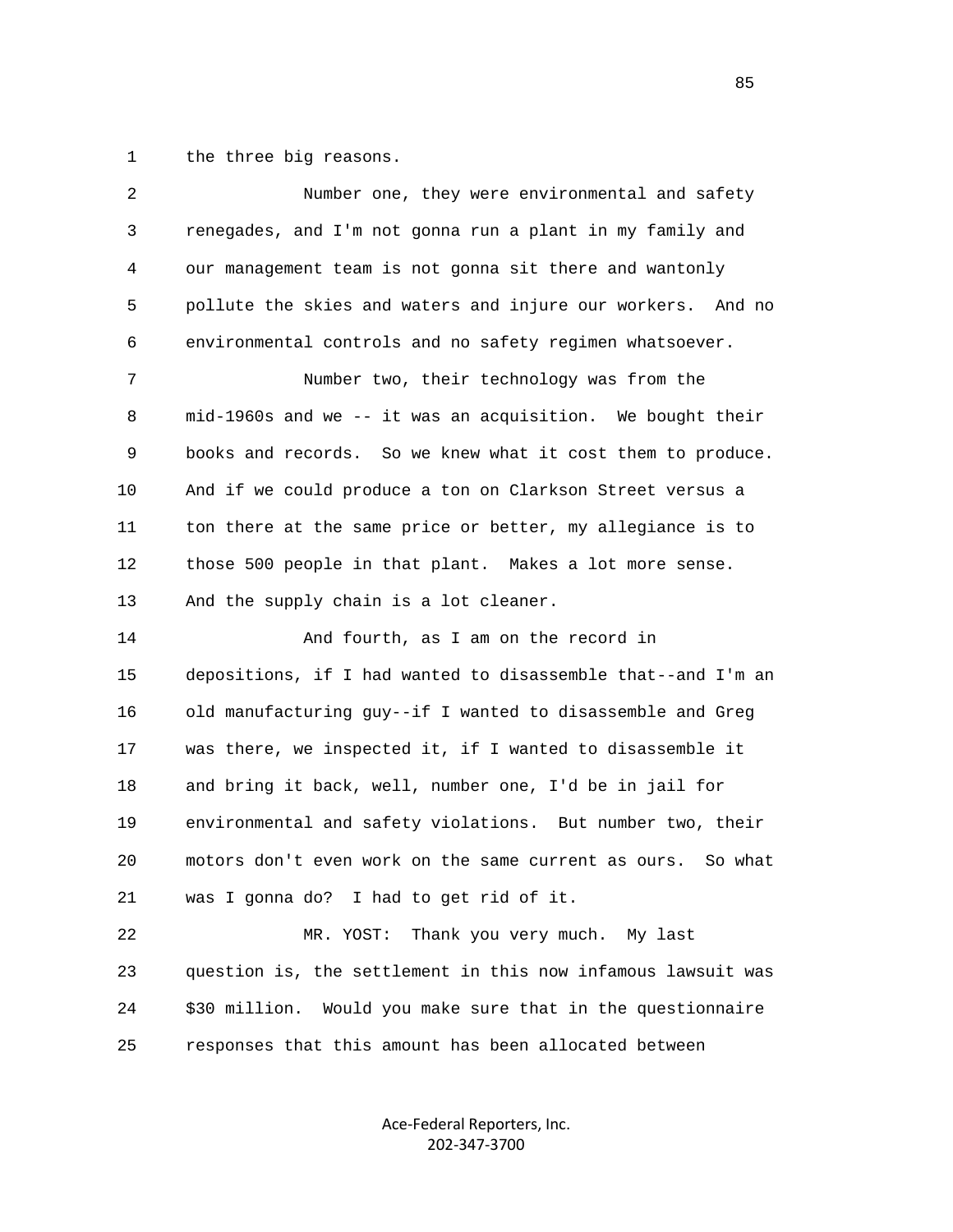the three big reasons.

Number one, they were environmental and safety renegades, and I'm not gonna run a plant in my family and our management team is not gonna sit there and wantonly pollute the skies and waters and injure our workers. And no environmental controls and no safety regimen whatsoever.

Number two, their technology was from the mid-1960s and we -- it was an acquisition. We bought their books and records. So we knew what it cost them to produce. And if we could produce a ton on Clarkson Street versus a ton there at the same price or better, my allegiance is to those 500 people in that plant. Makes a lot more sense. And the supply chain is a lot cleaner.

And fourth, as I am on the record in depositions, if I had wanted to disassemble that--and I'm an old manufacturing guy--if I wanted to disassemble and Greg was there, we inspected it, if I wanted to disassemble it and bring it back, well, number one, I'd be in jail for environmental and safety violations. But number two, their motors don't even work on the same current as ours. So what was I gonna do? I had to get rid of it.

MR. YOST: Thank you very much. My last question is, the settlement in this now infamous lawsuit was $30 million. Would you make sure that in the questionnaire responses that this amount has been allocated between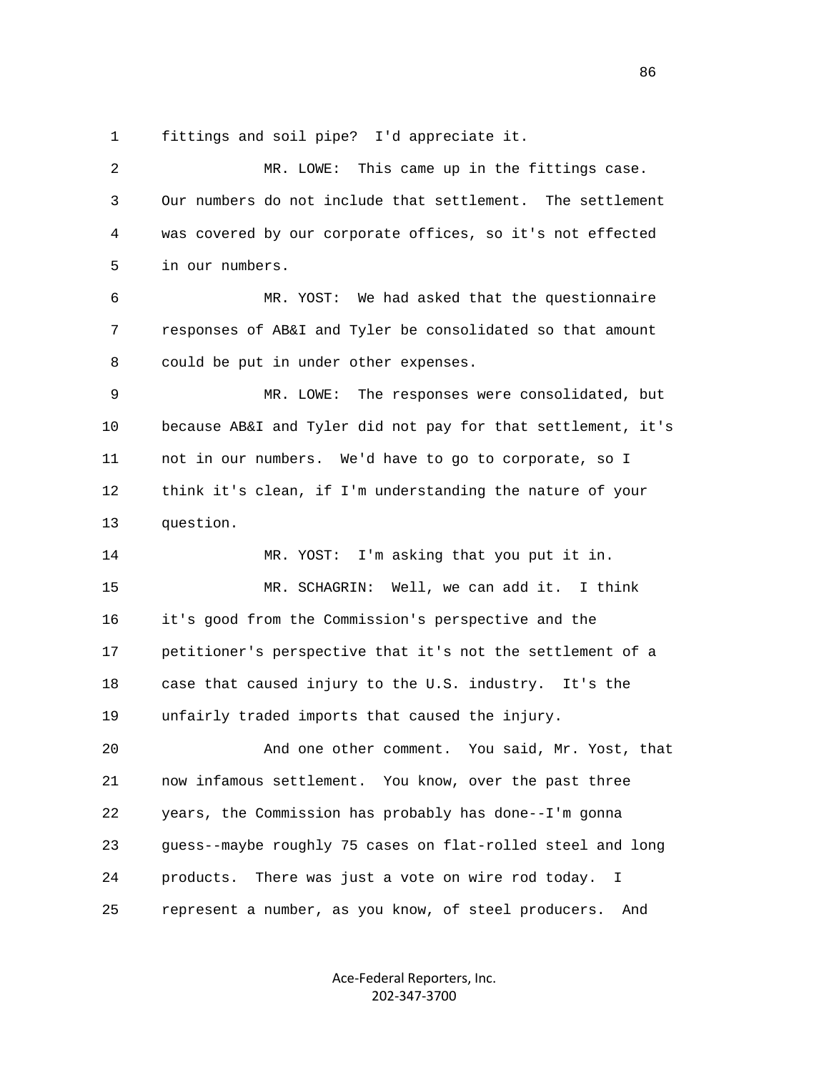1 fittings and soil pipe? I'd appreciate it.

2 MR. LOWE: This came up in the fittings case.

3 Our numbers do not include that settlement. The settlement

4 was covered by our corporate offices, so it's not effected

5 in our numbers.

6 MR. YOST: We had asked that the questionnaire

7 responses of AB&I and Tyler be consolidated so that amount

8 could be put in under other expenses.

9 MR. LOWE: The responses were consolidated, but

10 because AB&I and Tyler did not pay for that settlement, it's

11 not in our numbers. We'd have to go to corporate, so I

12 think it's clean, if I'm understanding the nature of your

13 question.

14 MR. YOST: I'm asking that you put it in.

15 MR. SCHAGRIN: Well, we can add it. I think

16 it's good from the Commission's perspective and the

17 petitioner's perspective that it's not the settlement of a

18 case that caused injury to the U.S. industry. It's the

19 unfairly traded imports that caused the injury.

20 And one other comment. You said, Mr. Yost, that

21 now infamous settlement. You know, over the past three

22 years, the Commission has probably has done--I'm gonna

23 guess--maybe roughly 75 cases on flat-rolled steel and long

24 products. There was just a vote on wire rod today. I

25 represent a number, as you know, of steel producers. And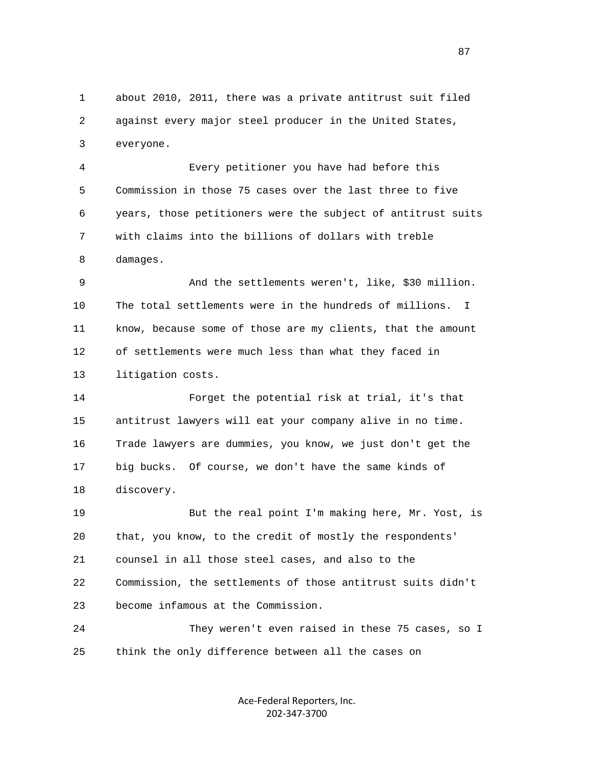about 2010, 2011, there was a private antitrust suit filed against every major steel producer in the United States, everyone.

Every petitioner you have had before this Commission in those 75 cases over the last three to five years, those petitioners were the subject of antitrust suits with claims into the billions of dollars with treble damages.

And the settlements weren't, like, $30 million. The total settlements were in the hundreds of millions. I know, because some of those are my clients, that the amount of settlements were much less than what they faced in litigation costs.

Forget the potential risk at trial, it's that antitrust lawyers will eat your company alive in no time. Trade lawyers are dummies, you know, we just don't get the big bucks. Of course, we don't have the same kinds of discovery.

But the real point I'm making here, Mr. Yost, is that, you know, to the credit of mostly the respondents' counsel in all those steel cases, and also to the Commission, the settlements of those antitrust suits didn't become infamous at the Commission.

They weren't even raised in these 75 cases, so I think the only difference between all the cases on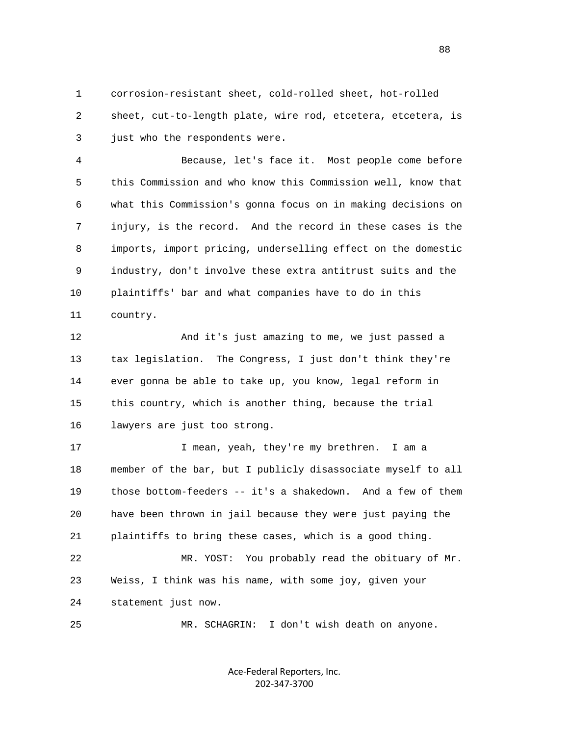1 corrosion-resistant sheet, cold-rolled sheet, hot-rolled
2 sheet, cut-to-length plate, wire rod, etcetera, etcetera, is
3 just who the respondents were.

4 Because, let's face it. Most people come before
5 this Commission and who know this Commission well, know that
6 what this Commission's gonna focus on in making decisions on
7 injury, is the record. And the record in these cases is the
8 imports, import pricing, underselling effect on the domestic
9 industry, don't involve these extra antitrust suits and the
10 plaintiffs' bar and what companies have to do in this
11 country.

12 And it's just amazing to me, we just passed a
13 tax legislation. The Congress, I just don't think they're
14 ever gonna be able to take up, you know, legal reform in
15 this country, which is another thing, because the trial
16 lawyers are just too strong.

17 I mean, yeah, they're my brethren. I am a
18 member of the bar, but I publicly disassociate myself to all
19 those bottom-feeders -- it's a shakedown. And a few of them
20 have been thrown in jail because they were just paying the
21 plaintiffs to bring these cases, which is a good thing.

22 MR. YOST: You probably read the obituary of Mr.
23 Weiss, I think was his name, with some joy, given your
24 statement just now.

25 MR. SCHAGRIN: I don't wish death on anyone.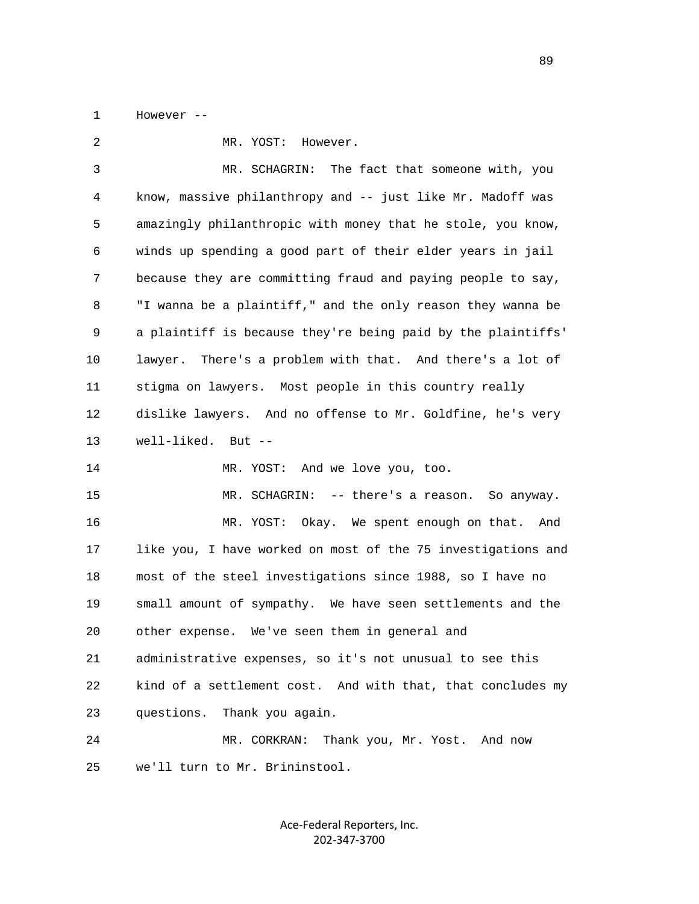However --

MR. YOST: However.

MR. SCHAGRIN: The fact that someone with, you know, massive philanthropy and -- just like Mr. Madoff was amazingly philanthropic with money that he stole, you know, winds up spending a good part of their elder years in jail because they are committing fraud and paying people to say, "I wanna be a plaintiff," and the only reason they wanna be a plaintiff is because they're being paid by the plaintiffs' lawyer. There's a problem with that. And there's a lot of stigma on lawyers. Most people in this country really dislike lawyers. And no offense to Mr. Goldfine, he's very well-liked. But --

MR. YOST: And we love you, too.

MR. SCHAGRIN: -- there's a reason. So anyway.

MR. YOST: Okay. We spent enough on that. And like you, I have worked on most of the 75 investigations and most of the steel investigations since 1988, so I have no small amount of sympathy. We have seen settlements and the other expense. We've seen them in general and administrative expenses, so it's not unusual to see this kind of a settlement cost. And with that, that concludes my questions. Thank you again.

MR. CORKRAN: Thank you, Mr. Yost. And now we'll turn to Mr. Brininstool.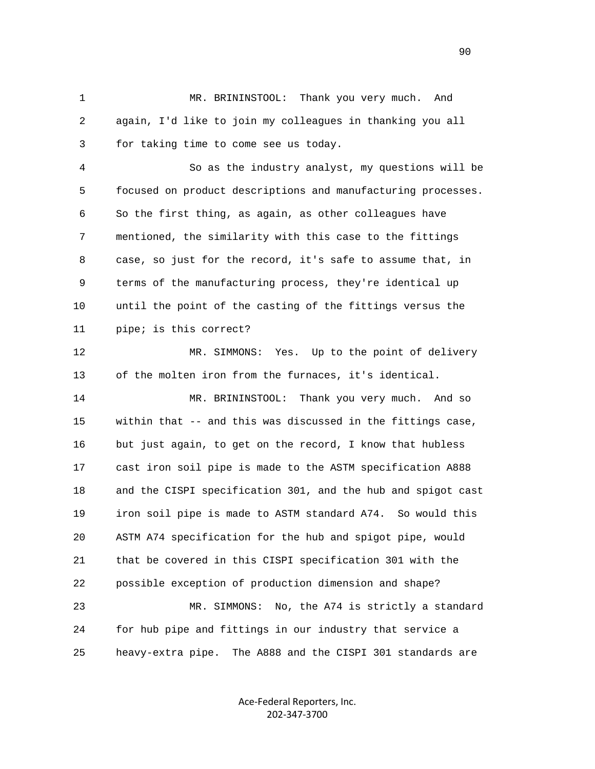MR. BRININSTOOL: Thank you very much. And again, I'd like to join my colleagues in thanking you all for taking time to come see us today.

So as the industry analyst, my questions will be focused on product descriptions and manufacturing processes. So the first thing, as again, as other colleagues have mentioned, the similarity with this case to the fittings case, so just for the record, it's safe to assume that, in terms of the manufacturing process, they're identical up until the point of the casting of the fittings versus the pipe; is this correct?

MR. SIMMONS: Yes. Up to the point of delivery of the molten iron from the furnaces, it's identical.

MR. BRININSTOOL: Thank you very much. And so within that -- and this was discussed in the fittings case, but just again, to get on the record, I know that hubless cast iron soil pipe is made to the ASTM specification A888 and the CISPI specification 301, and the hub and spigot cast iron soil pipe is made to ASTM standard A74. So would this ASTM A74 specification for the hub and spigot pipe, would that be covered in this CISPI specification 301 with the possible exception of production dimension and shape?

MR. SIMMONS: No, the A74 is strictly a standard for hub pipe and fittings in our industry that service a heavy-extra pipe. The A888 and the CISPI 301 standards are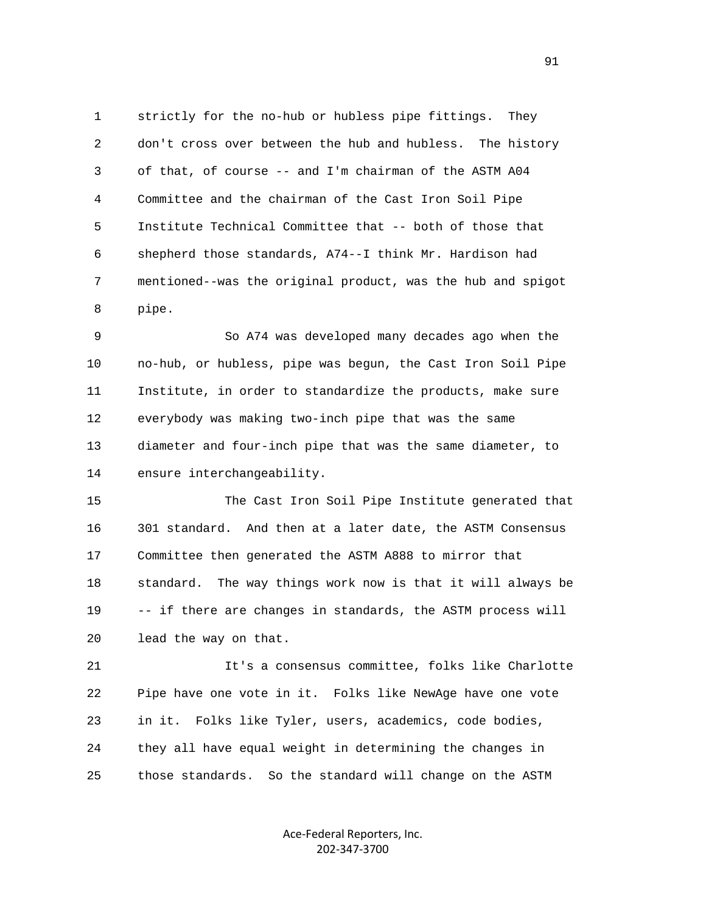1 strictly for the no-hub or hubless pipe fittings. They
2 don't cross over between the hub and hubless. The history
3 of that, of course -- and I'm chairman of the ASTM A04
4 Committee and the chairman of the Cast Iron Soil Pipe
5 Institute Technical Committee that -- both of those that
6 shepherd those standards, A74--I think Mr. Hardison had
7 mentioned--was the original product, was the hub and spigot
8 pipe.

9 So A74 was developed many decades ago when the
10 no-hub, or hubless, pipe was begun, the Cast Iron Soil Pipe
11 Institute, in order to standardize the products, make sure
12 everybody was making two-inch pipe that was the same
13 diameter and four-inch pipe that was the same diameter, to
14 ensure interchangeability.

15 The Cast Iron Soil Pipe Institute generated that
16 301 standard. And then at a later date, the ASTM Consensus
17 Committee then generated the ASTM A888 to mirror that
18 standard. The way things work now is that it will always be
19 -- if there are changes in standards, the ASTM process will
20 lead the way on that.

21 It's a consensus committee, folks like Charlotte
22 Pipe have one vote in it. Folks like NewAge have one vote
23 in it. Folks like Tyler, users, academics, code bodies,
24 they all have equal weight in determining the changes in
25 those standards. So the standard will change on the ASTM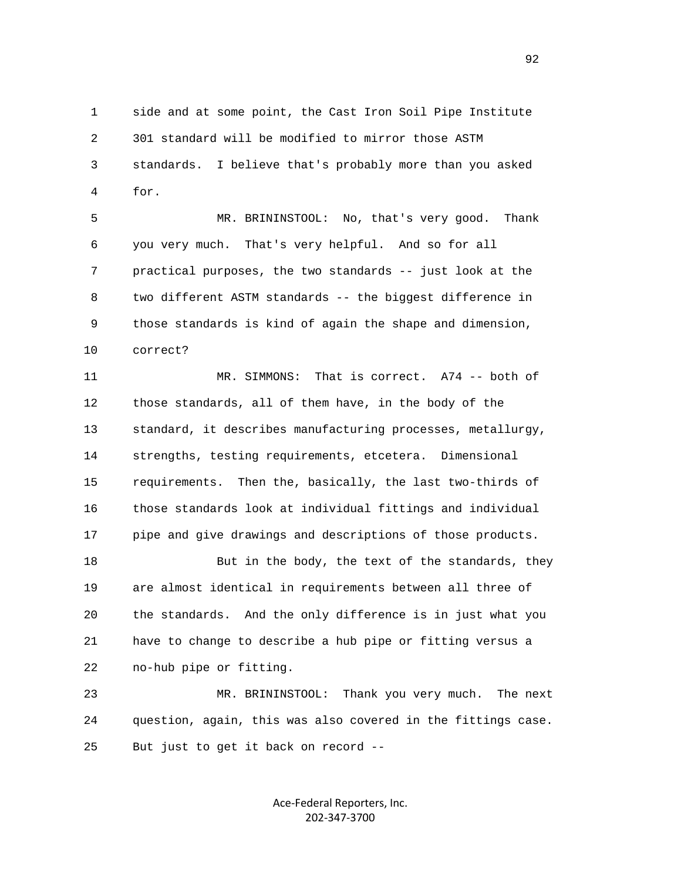1 side and at some point, the Cast Iron Soil Pipe Institute
2 301 standard will be modified to mirror those ASTM
3 standards. I believe that's probably more than you asked
4 for.

5 MR. BRININSTOOL: No, that's very good. Thank
6 you very much. That's very helpful. And so for all
7 practical purposes, the two standards -- just look at the
8 two different ASTM standards -- the biggest difference in
9 those standards is kind of again the shape and dimension,
10 correct?

11 MR. SIMMONS: That is correct. A74 -- both of
12 those standards, all of them have, in the body of the
13 standard, it describes manufacturing processes, metallurgy,
14 strengths, testing requirements, etcetera. Dimensional
15 requirements. Then the, basically, the last two-thirds of
16 those standards look at individual fittings and individual
17 pipe and give drawings and descriptions of those products.

18 But in the body, the text of the standards, they
19 are almost identical in requirements between all three of
20 the standards. And the only difference is in just what you
21 have to change to describe a hub pipe or fitting versus a
22 no-hub pipe or fitting.

23 MR. BRININSTOOL: Thank you very much. The next
24 question, again, this was also covered in the fittings case.
25 But just to get it back on record --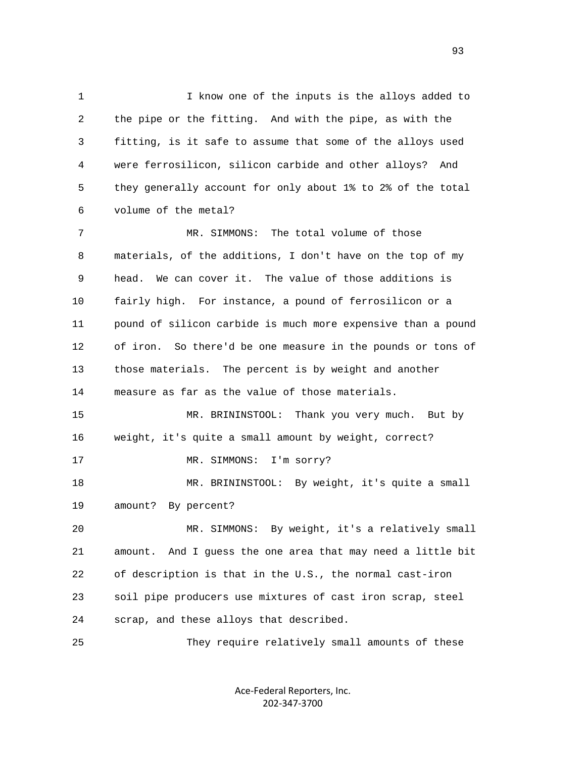1 I know one of the inputs is the alloys added to
2 the pipe or the fitting. And with the pipe, as with the
3 fitting, is it safe to assume that some of the alloys used
4 were ferrosilicon, silicon carbide and other alloys? And
5 they generally account for only about 1% to 2% of the total
6 volume of the metal?

7 MR. SIMMONS: The total volume of those
8 materials, of the additions, I don't have on the top of my
9 head. We can cover it. The value of those additions is
10 fairly high. For instance, a pound of ferrosilicon or a
11 pound of silicon carbide is much more expensive than a pound
12 of iron. So there'd be one measure in the pounds or tons of
13 those materials. The percent is by weight and another
14 measure as far as the value of those materials.

15 MR. BRININSTOOL: Thank you very much. But by
16 weight, it's quite a small amount by weight, correct?

17 MR. SIMMONS: I'm sorry?

18 MR. BRININSTOOL: By weight, it's quite a small
19 amount? By percent?

20 MR. SIMMONS: By weight, it's a relatively small
21 amount. And I guess the one area that may need a little bit
22 of description is that in the U.S., the normal cast-iron
23 soil pipe producers use mixtures of cast iron scrap, steel
24 scrap, and these alloys that described.

25 They require relatively small amounts of these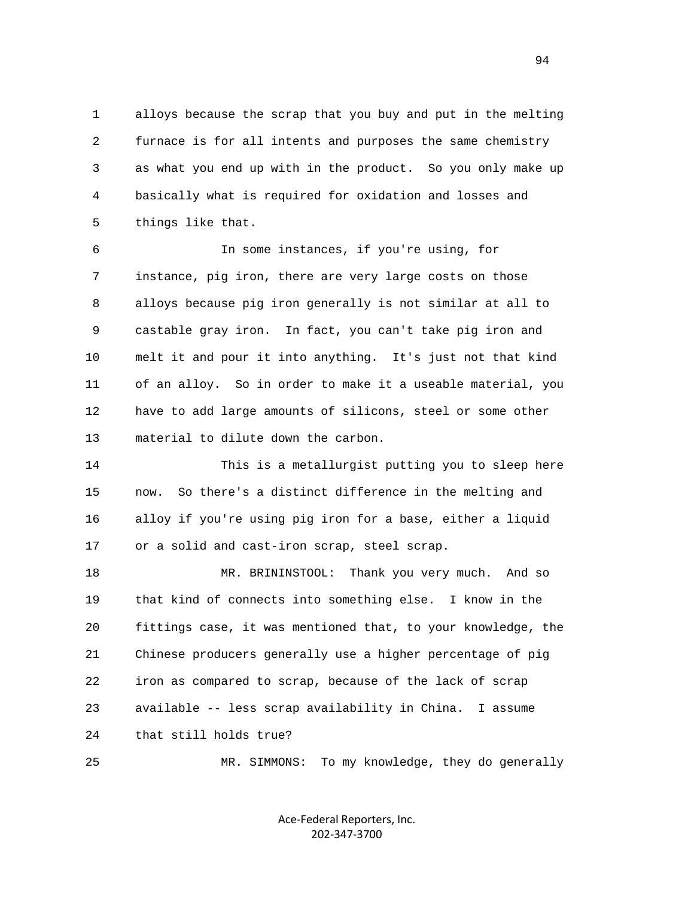alloys because the scrap that you buy and put in the melting furnace is for all intents and purposes the same chemistry as what you end up with in the product. So you only make up basically what is required for oxidation and losses and things like that.

In some instances, if you're using, for instance, pig iron, there are very large costs on those alloys because pig iron generally is not similar at all to castable gray iron. In fact, you can't take pig iron and melt it and pour it into anything. It's just not that kind of an alloy. So in order to make it a useable material, you have to add large amounts of silicons, steel or some other material to dilute down the carbon.

This is a metallurgist putting you to sleep here now. So there's a distinct difference in the melting and alloy if you're using pig iron for a base, either a liquid or a solid and cast-iron scrap, steel scrap.

MR. BRININSTOOL: Thank you very much. And so that kind of connects into something else. I know in the fittings case, it was mentioned that, to your knowledge, the Chinese producers generally use a higher percentage of pig iron as compared to scrap, because of the lack of scrap available -- less scrap availability in China. I assume that still holds true?

MR. SIMMONS: To my knowledge, they do generally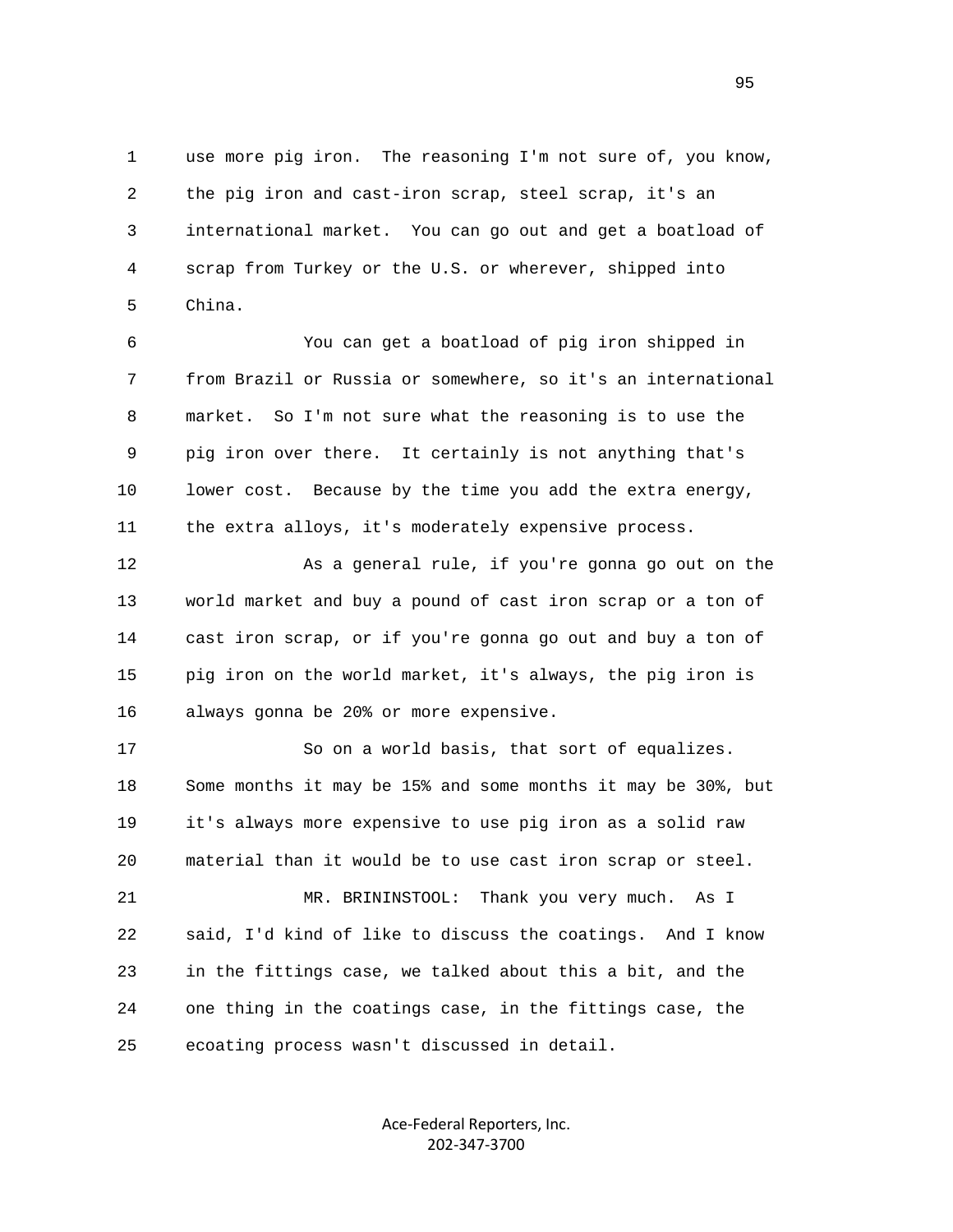use more pig iron. The reasoning I'm not sure of, you know, the pig iron and cast-iron scrap, steel scrap, it's an international market. You can go out and get a boatload of scrap from Turkey or the U.S. or wherever, shipped into China.

You can get a boatload of pig iron shipped in from Brazil or Russia or somewhere, so it's an international market. So I'm not sure what the reasoning is to use the pig iron over there. It certainly is not anything that's lower cost. Because by the time you add the extra energy, the extra alloys, it's moderately expensive process.

As a general rule, if you're gonna go out on the world market and buy a pound of cast iron scrap or a ton of cast iron scrap, or if you're gonna go out and buy a ton of pig iron on the world market, it's always, the pig iron is always gonna be 20% or more expensive.

So on a world basis, that sort of equalizes. Some months it may be 15% and some months it may be 30%, but it's always more expensive to use pig iron as a solid raw material than it would be to use cast iron scrap or steel.

MR. BRININSTOOL: Thank you very much. As I said, I'd kind of like to discuss the coatings. And I know in the fittings case, we talked about this a bit, and the one thing in the coatings case, in the fittings case, the ecoating process wasn't discussed in detail.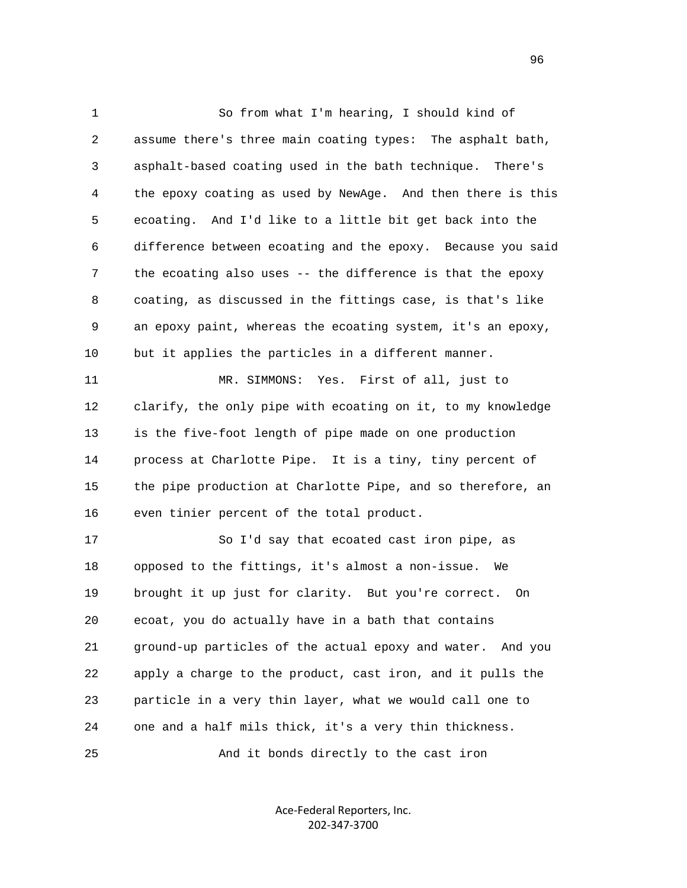So from what I'm hearing, I should kind of assume there's three main coating types: The asphalt bath, asphalt-based coating used in the bath technique. There's the epoxy coating as used by NewAge. And then there is this ecoating. And I'd like to a little bit get back into the difference between ecoating and the epoxy. Because you said the ecoating also uses -- the difference is that the epoxy coating, as discussed in the fittings case, is that's like an epoxy paint, whereas the ecoating system, it's an epoxy, but it applies the particles in a different manner.

MR. SIMMONS: Yes. First of all, just to clarify, the only pipe with ecoating on it, to my knowledge is the five-foot length of pipe made on one production process at Charlotte Pipe. It is a tiny, tiny percent of the pipe production at Charlotte Pipe, and so therefore, an even tinier percent of the total product.

So I'd say that ecoated cast iron pipe, as opposed to the fittings, it's almost a non-issue. We brought it up just for clarity. But you're correct. On ecoat, you do actually have in a bath that contains ground-up particles of the actual epoxy and water. And you apply a charge to the product, cast iron, and it pulls the particle in a very thin layer, what we would call one to one and a half mils thick, it's a very thin thickness.

And it bonds directly to the cast iron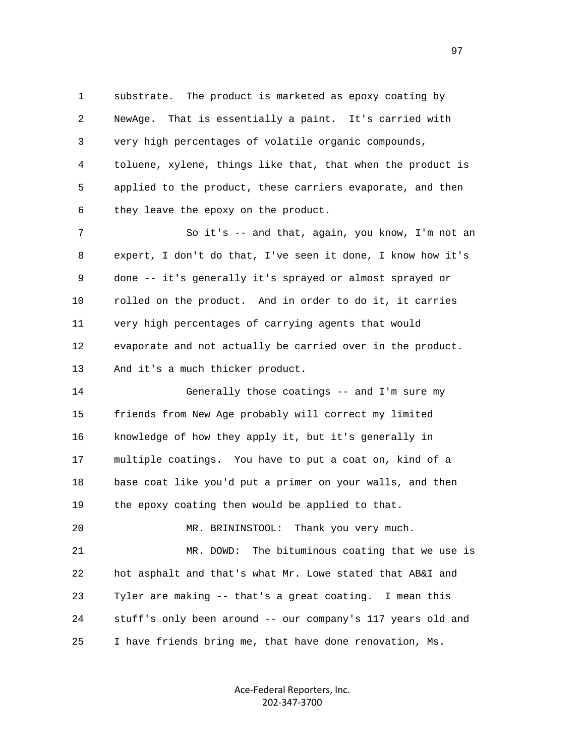1 substrate. The product is marketed as epoxy coating by
2 NewAge. That is essentially a paint. It's carried with
3 very high percentages of volatile organic compounds,
4 toluene, xylene, things like that, that when the product is
5 applied to the product, these carriers evaporate, and then
6 they leave the epoxy on the product.

7 So it's -- and that, again, you know, I'm not an
8 expert, I don't do that, I've seen it done, I know how it's
9 done -- it's generally it's sprayed or almost sprayed or
10 rolled on the product. And in order to do it, it carries
11 very high percentages of carrying agents that would
12 evaporate and not actually be carried over in the product.
13 And it's a much thicker product.

14 Generally those coatings -- and I'm sure my
15 friends from New Age probably will correct my limited
16 knowledge of how they apply it, but it's generally in
17 multiple coatings. You have to put a coat on, kind of a
18 base coat like you'd put a primer on your walls, and then
19 the epoxy coating then would be applied to that.

20 MR. BRININSTOOL: Thank you very much.

21 MR. DOWD: The bituminous coating that we use is
22 hot asphalt and that's what Mr. Lowe stated that AB&I and
23 Tyler are making -- that's a great coating. I mean this
24 stuff's only been around -- our company's 117 years old and
25 I have friends bring me, that have done renovation, Ms.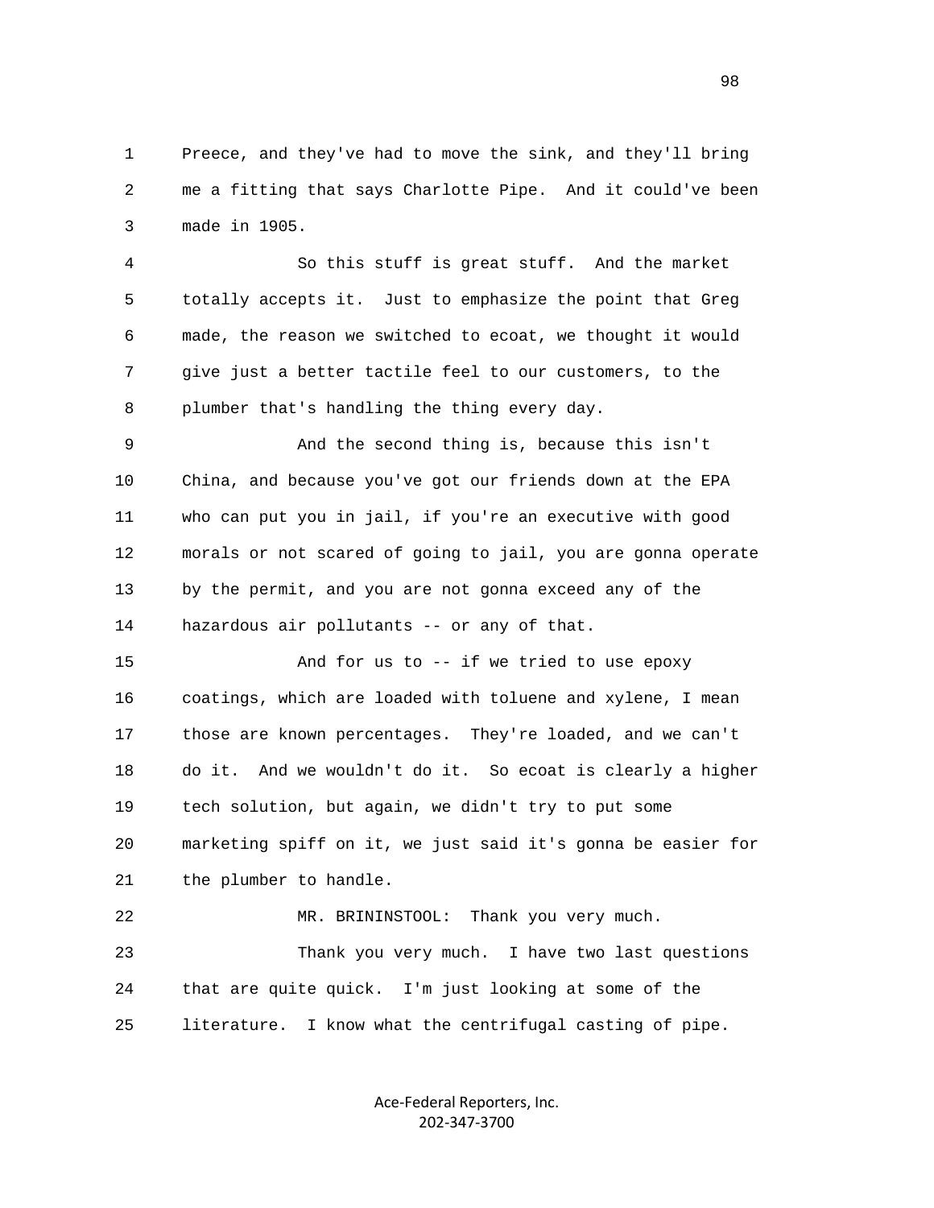1 Preece, and they've had to move the sink, and they'll bring
2 me a fitting that says Charlotte Pipe. And it could've been
3 made in 1905.

4 So this stuff is great stuff. And the market
5 totally accepts it. Just to emphasize the point that Greg
6 made, the reason we switched to ecoat, we thought it would
7 give just a better tactile feel to our customers, to the
8 plumber that's handling the thing every day.

9 And the second thing is, because this isn't
10 China, and because you've got our friends down at the EPA
11 who can put you in jail, if you're an executive with good
12 morals or not scared of going to jail, you are gonna operate
13 by the permit, and you are not gonna exceed any of the
14 hazardous air pollutants -- or any of that.

15 And for us to -- if we tried to use epoxy
16 coatings, which are loaded with toluene and xylene, I mean
17 those are known percentages. They're loaded, and we can't
18 do it. And we wouldn't do it. So ecoat is clearly a higher
19 tech solution, but again, we didn't try to put some
20 marketing spiff on it, we just said it's gonna be easier for
21 the plumber to handle.

22 MR. BRININSTOOL: Thank you very much.

23 Thank you very much. I have two last questions
24 that are quite quick. I'm just looking at some of the
25 literature. I know what the centrifugal casting of pipe.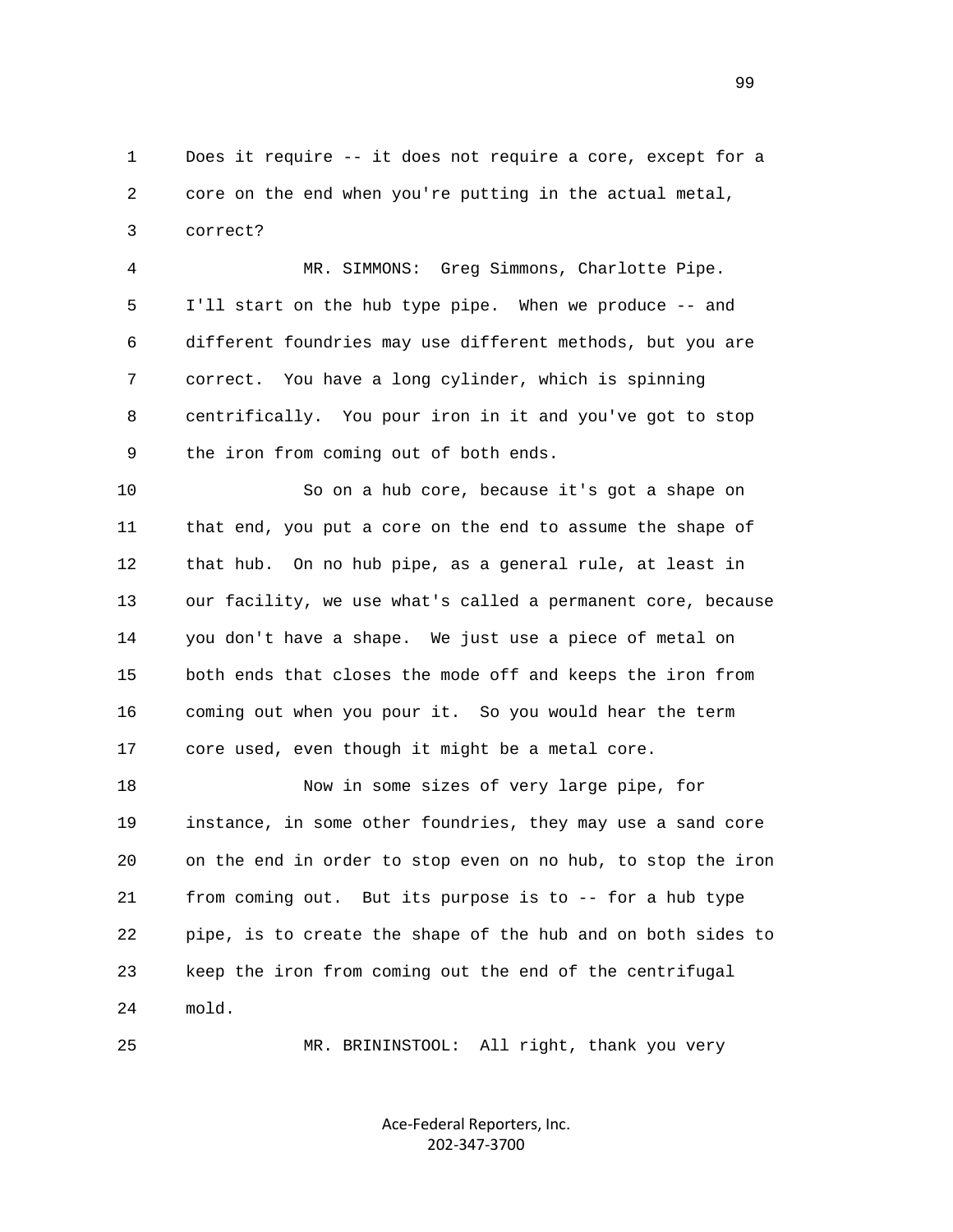1 Does it require -- it does not require a core, except for a
2 core on the end when you're putting in the actual metal,
3 correct?

4 MR. SIMMONS: Greg Simmons, Charlotte Pipe.
5 I'll start on the hub type pipe. When we produce -- and
6 different foundries may use different methods, but you are
7 correct. You have a long cylinder, which is spinning
8 centrifically. You pour iron in it and you've got to stop
9 the iron from coming out of both ends.

10 So on a hub core, because it's got a shape on
11 that end, you put a core on the end to assume the shape of
12 that hub. On no hub pipe, as a general rule, at least in
13 our facility, we use what's called a permanent core, because
14 you don't have a shape. We just use a piece of metal on
15 both ends that closes the mode off and keeps the iron from
16 coming out when you pour it. So you would hear the term
17 core used, even though it might be a metal core.

18 Now in some sizes of very large pipe, for
19 instance, in some other foundries, they may use a sand core
20 on the end in order to stop even on no hub, to stop the iron
21 from coming out. But its purpose is to -- for a hub type
22 pipe, is to create the shape of the hub and on both sides to
23 keep the iron from coming out the end of the centrifugal
24 mold.

25 MR. BRININSTOOL: All right, thank you very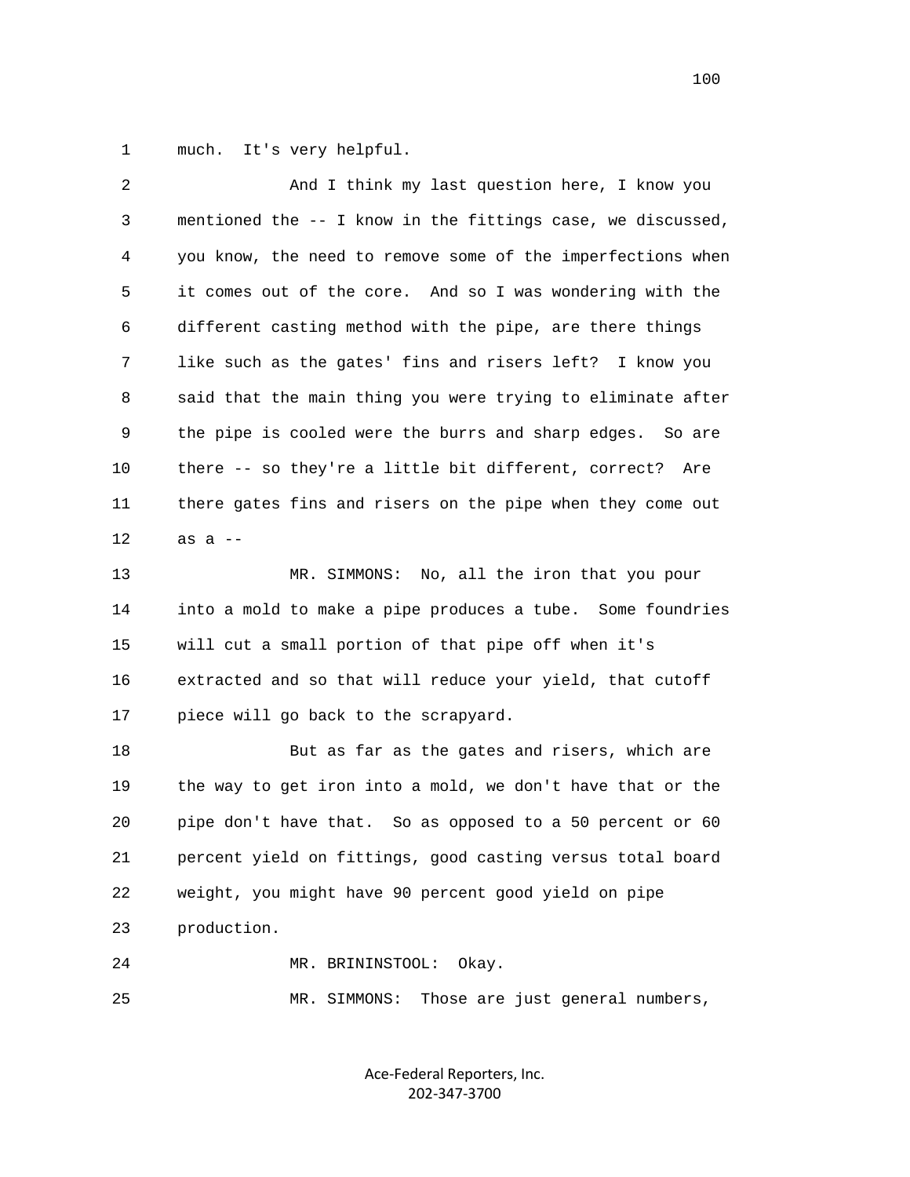1 much. It's very helpful.

2 And I think my last question here, I know you
3 mentioned the -- I know in the fittings case, we discussed,
4 you know, the need to remove some of the imperfections when
5 it comes out of the core. And so I was wondering with the
6 different casting method with the pipe, are there things
7 like such as the gates' fins and risers left? I know you
8 said that the main thing you were trying to eliminate after
9 the pipe is cooled were the burrs and sharp edges. So are
10 there -- so they're a little bit different, correct? Are
11 there gates fins and risers on the pipe when they come out
12 as a --

13 MR. SIMMONS: No, all the iron that you pour
14 into a mold to make a pipe produces a tube. Some foundries
15 will cut a small portion of that pipe off when it's
16 extracted and so that will reduce your yield, that cutoff
17 piece will go back to the scrapyard.

18 But as far as the gates and risers, which are
19 the way to get iron into a mold, we don't have that or the
20 pipe don't have that. So as opposed to a 50 percent or 60
21 percent yield on fittings, good casting versus total board
22 weight, you might have 90 percent good yield on pipe
23 production.

24 MR. BRININSTOOL: Okay.

25 MR. SIMMONS: Those are just general numbers,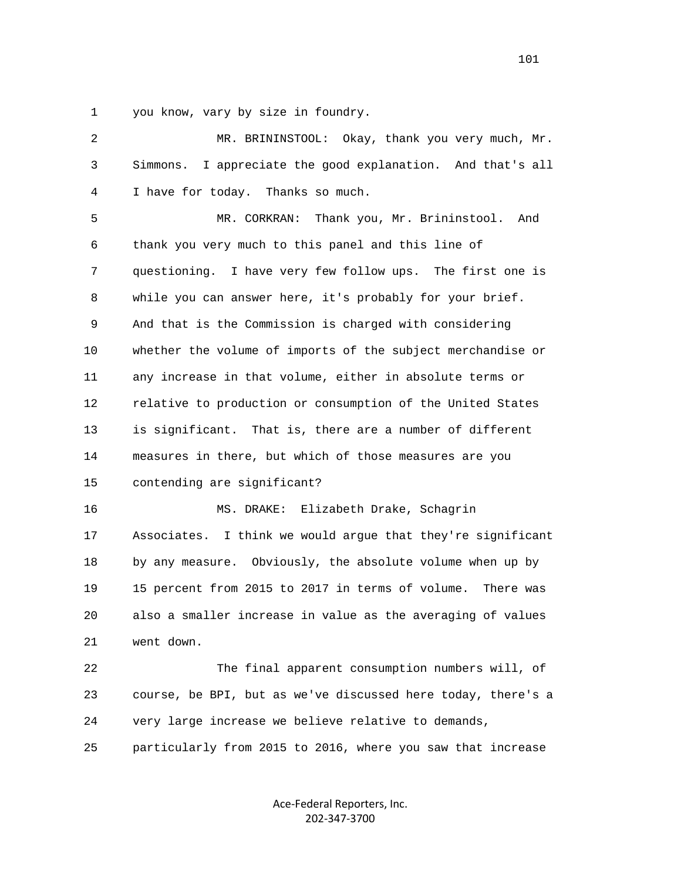you know, vary by size in foundry.

MR. BRININSTOOL: Okay, thank you very much, Mr. Simmons. I appreciate the good explanation. And that's all I have for today. Thanks so much.

MR. CORKRAN: Thank you, Mr. Brininstool. And thank you very much to this panel and this line of questioning. I have very few follow ups. The first one is while you can answer here, it's probably for your brief. And that is the Commission is charged with considering whether the volume of imports of the subject merchandise or any increase in that volume, either in absolute terms or relative to production or consumption of the United States is significant. That is, there are a number of different measures in there, but which of those measures are you contending are significant?

MS. DRAKE: Elizabeth Drake, Schagrin Associates. I think we would argue that they're significant by any measure. Obviously, the absolute volume when up by 15 percent from 2015 to 2017 in terms of volume. There was also a smaller increase in value as the averaging of values went down.

The final apparent consumption numbers will, of course, be BPI, but as we've discussed here today, there's a very large increase we believe relative to demands, particularly from 2015 to 2016, where you saw that increase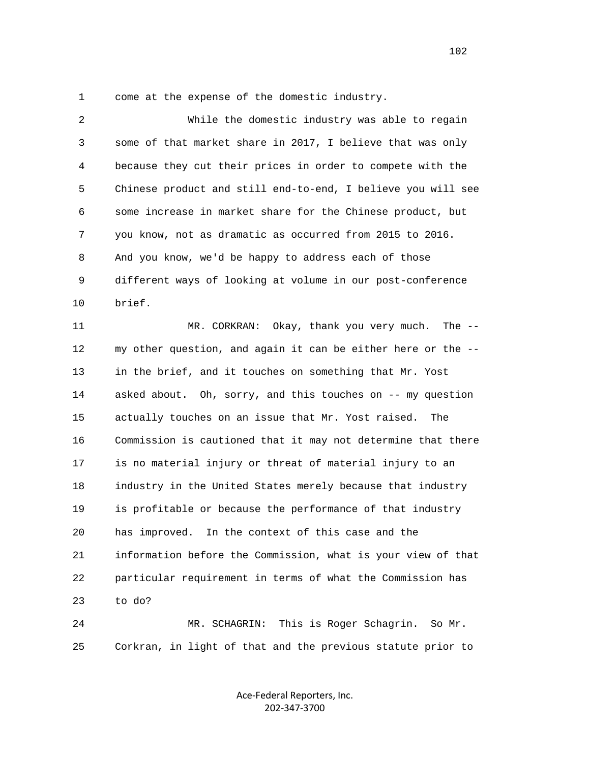1 come at the expense of the domestic industry.

2 While the domestic industry was able to regain
3 some of that market share in 2017, I believe that was only
4 because they cut their prices in order to compete with the
5 Chinese product and still end-to-end, I believe you will see
6 some increase in market share for the Chinese product, but
7 you know, not as dramatic as occurred from 2015 to 2016.
8 And you know, we'd be happy to address each of those
9 different ways of looking at volume in our post-conference
10 brief.

11 MR. CORKRAN: Okay, thank you very much. The --
12 my other question, and again it can be either here or the --
13 in the brief, and it touches on something that Mr. Yost
14 asked about. Oh, sorry, and this touches on -- my question
15 actually touches on an issue that Mr. Yost raised. The
16 Commission is cautioned that it may not determine that there
17 is no material injury or threat of material injury to an
18 industry in the United States merely because that industry
19 is profitable or because the performance of that industry
20 has improved. In the context of this case and the
21 information before the Commission, what is your view of that
22 particular requirement in terms of what the Commission has
23 to do?

24 MR. SCHAGRIN: This is Roger Schagrin. So Mr.
25 Corkran, in light of that and the previous statute prior to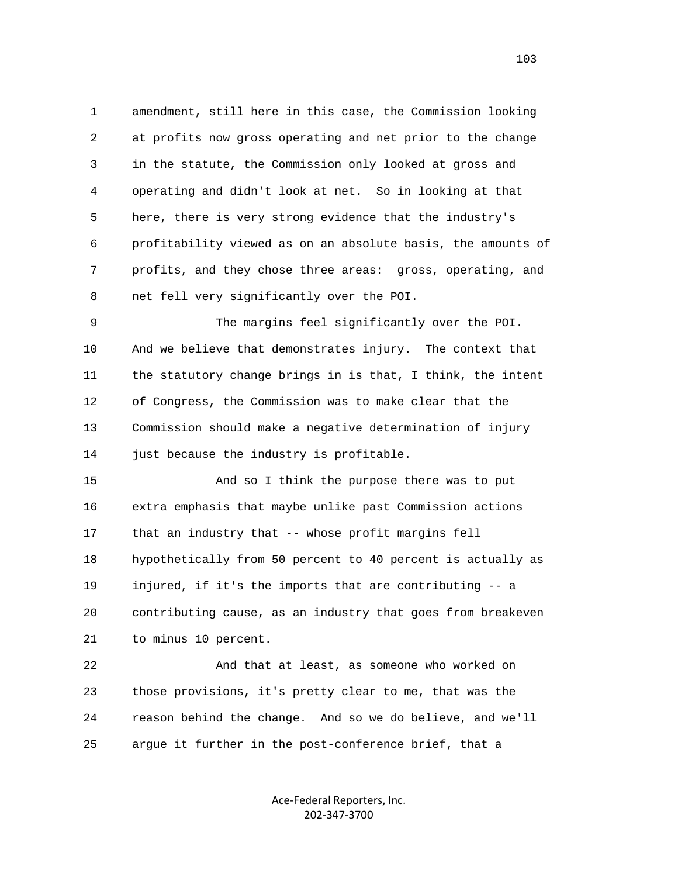1 amendment, still here in this case, the Commission looking
2 at profits now gross operating and net prior to the change
3 in the statute, the Commission only looked at gross and
4 operating and didn't look at net. So in looking at that
5 here, there is very strong evidence that the industry's
6 profitability viewed as on an absolute basis, the amounts of
7 profits, and they chose three areas: gross, operating, and
8 net fell very significantly over the POI.

9 The margins feel significantly over the POI.
10 And we believe that demonstrates injury. The context that
11 the statutory change brings in is that, I think, the intent
12 of Congress, the Commission was to make clear that the
13 Commission should make a negative determination of injury
14 just because the industry is profitable.

15 And so I think the purpose there was to put
16 extra emphasis that maybe unlike past Commission actions
17 that an industry that -- whose profit margins fell
18 hypothetically from 50 percent to 40 percent is actually as
19 injured, if it's the imports that are contributing -- a
20 contributing cause, as an industry that goes from breakeven
21 to minus 10 percent.

22 And that at least, as someone who worked on
23 those provisions, it's pretty clear to me, that was the
24 reason behind the change. And so we do believe, and we'll
25 argue it further in the post-conference brief, that a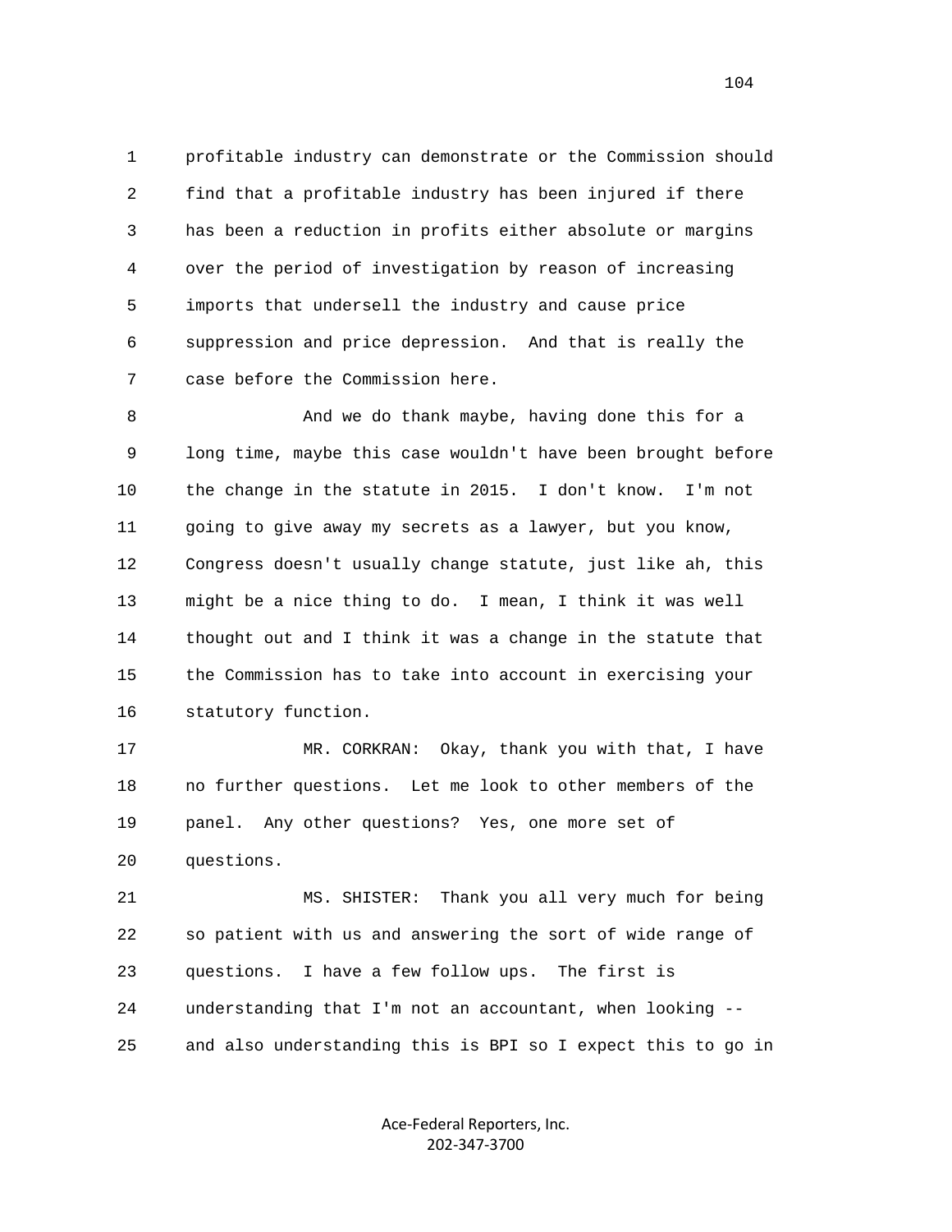profitable industry can demonstrate or the Commission should find that a profitable industry has been injured if there has been a reduction in profits either absolute or margins over the period of investigation by reason of increasing imports that undersell the industry and cause price suppression and price depression. And that is really the case before the Commission here.

And we do thank maybe, having done this for a long time, maybe this case wouldn't have been brought before the change in the statute in 2015. I don't know. I'm not going to give away my secrets as a lawyer, but you know, Congress doesn't usually change statute, just like ah, this might be a nice thing to do. I mean, I think it was well thought out and I think it was a change in the statute that the Commission has to take into account in exercising your statutory function.

MR. CORKRAN: Okay, thank you with that, I have no further questions. Let me look to other members of the panel. Any other questions? Yes, one more set of questions.

MS. SHISTER: Thank you all very much for being so patient with us and answering the sort of wide range of questions. I have a few follow ups. The first is understanding that I'm not an accountant, when looking -- and also understanding this is BPI so I expect this to go in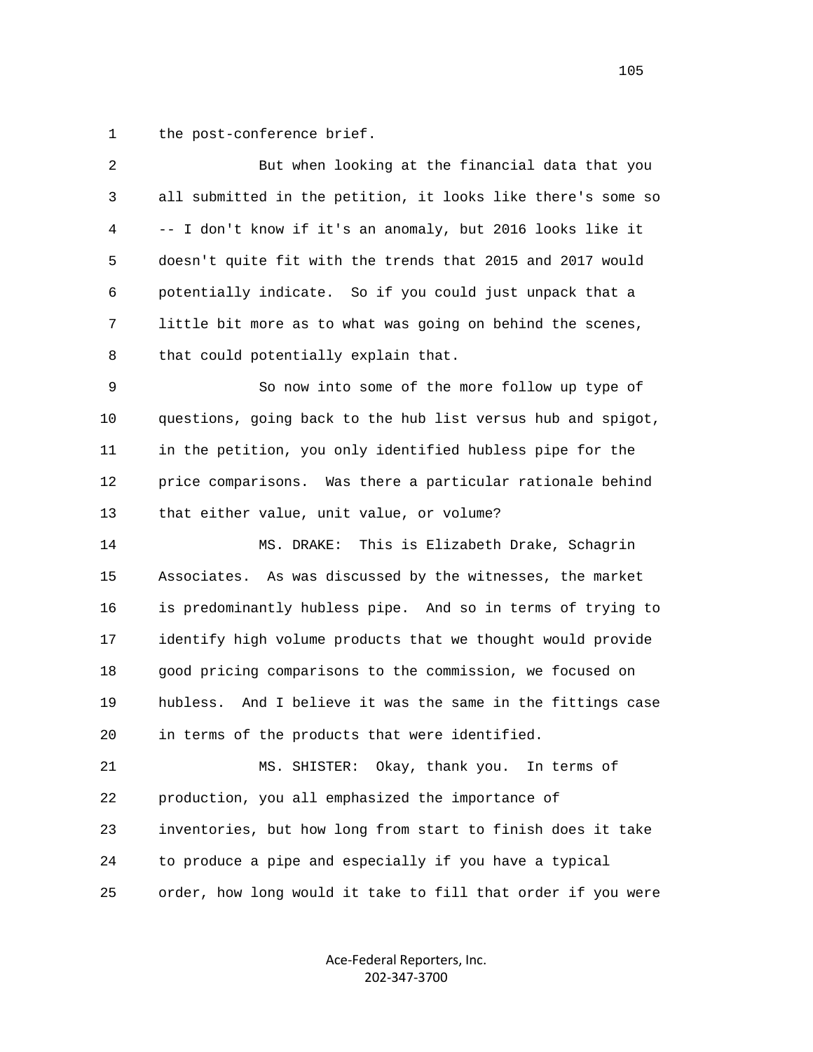1 the post-conference brief.

2 But when looking at the financial data that you

3 all submitted in the petition, it looks like there's some so

4 -- I don't know if it's an anomaly, but 2016 looks like it

5 doesn't quite fit with the trends that 2015 and 2017 would

6 potentially indicate. So if you could just unpack that a

7 little bit more as to what was going on behind the scenes,

8 that could potentially explain that.

9 So now into some of the more follow up type of

10 questions, going back to the hub list versus hub and spigot,

11 in the petition, you only identified hubless pipe for the

12 price comparisons. Was there a particular rationale behind

13 that either value, unit value, or volume?

14 MS. DRAKE: This is Elizabeth Drake, Schagrin

15 Associates. As was discussed by the witnesses, the market

16 is predominantly hubless pipe. And so in terms of trying to

17 identify high volume products that we thought would provide

18 good pricing comparisons to the commission, we focused on

19 hubless. And I believe it was the same in the fittings case

20 in terms of the products that were identified.

21 MS. SHISTER: Okay, thank you. In terms of

22 production, you all emphasized the importance of

23 inventories, but how long from start to finish does it take

24 to produce a pipe and especially if you have a typical

25 order, how long would it take to fill that order if you were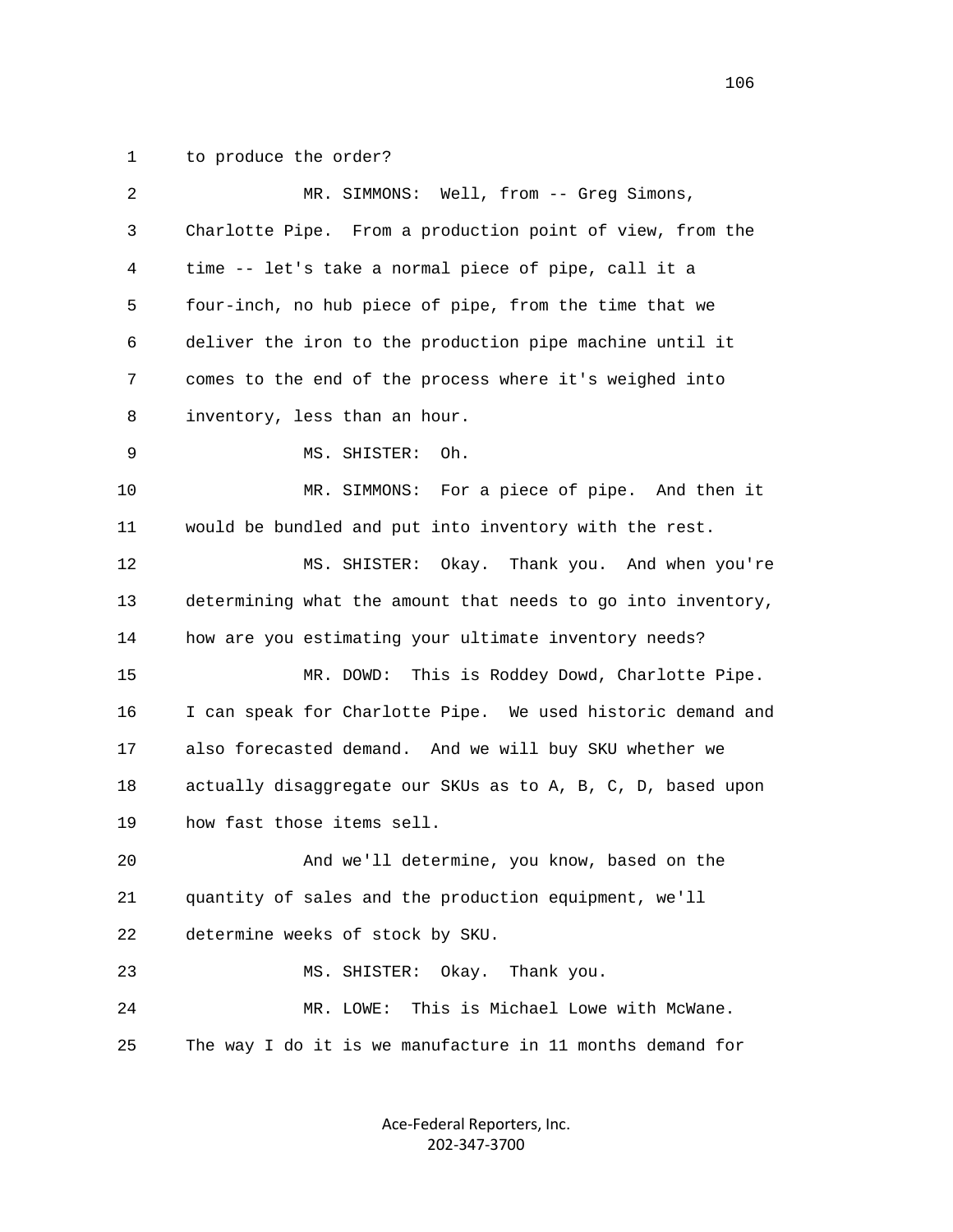1 to produce the order?

2 MR. SIMMONS: Well, from -- Greg Simons,
3 Charlotte Pipe. From a production point of view, from the
4 time -- let's take a normal piece of pipe, call it a
5 four-inch, no hub piece of pipe, from the time that we
6 deliver the iron to the production pipe machine until it
7 comes to the end of the process where it's weighed into
8 inventory, less than an hour.

9 MS. SHISTER: Oh.

10 MR. SIMMONS: For a piece of pipe. And then it
11 would be bundled and put into inventory with the rest.

12 MS. SHISTER: Okay. Thank you. And when you're
13 determining what the amount that needs to go into inventory,
14 how are you estimating your ultimate inventory needs?

15 MR. DOWD: This is Roddey Dowd, Charlotte Pipe.
16 I can speak for Charlotte Pipe. We used historic demand and
17 also forecasted demand. And we will buy SKU whether we
18 actually disaggregate our SKUs as to A, B, C, D, based upon
19 how fast those items sell.

20 And we'll determine, you know, based on the
21 quantity of sales and the production equipment, we'll
22 determine weeks of stock by SKU.

23 MS. SHISTER: Okay. Thank you.

24 MR. LOWE: This is Michael Lowe with McWane.
25 The way I do it is we manufacture in 11 months demand for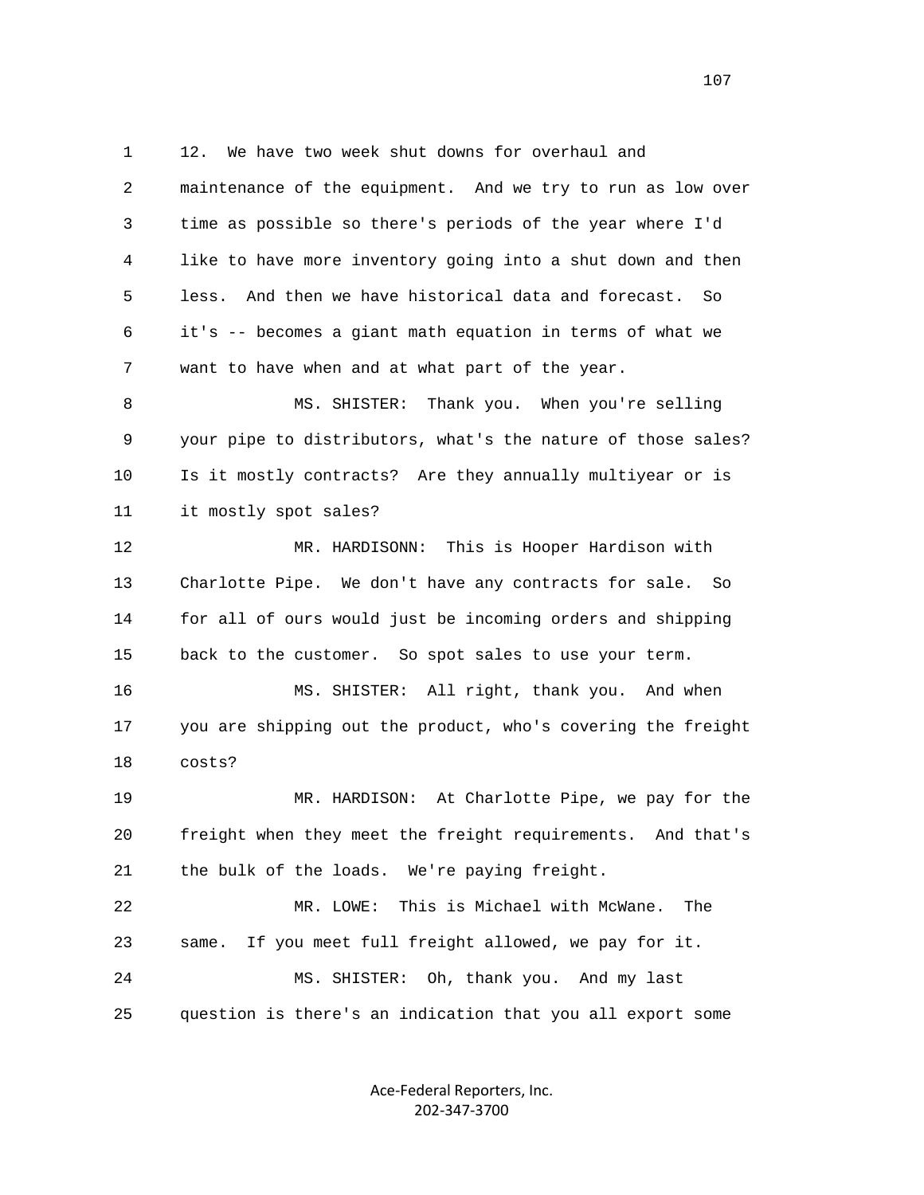1 12. We have two week shut downs for overhaul and
2 maintenance of the equipment. And we try to run as low over
3 time as possible so there's periods of the year where I'd
4 like to have more inventory going into a shut down and then
5 less. And then we have historical data and forecast. So
6 it's -- becomes a giant math equation in terms of what we
7 want to have when and at what part of the year.

8 MS. SHISTER: Thank you. When you're selling
9 your pipe to distributors, what's the nature of those sales?
10 Is it mostly contracts? Are they annually multiyear or is
11 it mostly spot sales?

12 MR. HARDISONN: This is Hooper Hardison with
13 Charlotte Pipe. We don't have any contracts for sale. So
14 for all of ours would just be incoming orders and shipping
15 back to the customer. So spot sales to use your term.

16 MS. SHISTER: All right, thank you. And when
17 you are shipping out the product, who's covering the freight
18 costs?

19 MR. HARDISON: At Charlotte Pipe, we pay for the
20 freight when they meet the freight requirements. And that's
21 the bulk of the loads. We're paying freight.

22 MR. LOWE: This is Michael with McWane. The
23 same. If you meet full freight allowed, we pay for it.

24 MS. SHISTER: Oh, thank you. And my last
25 question is there's an indication that you all export some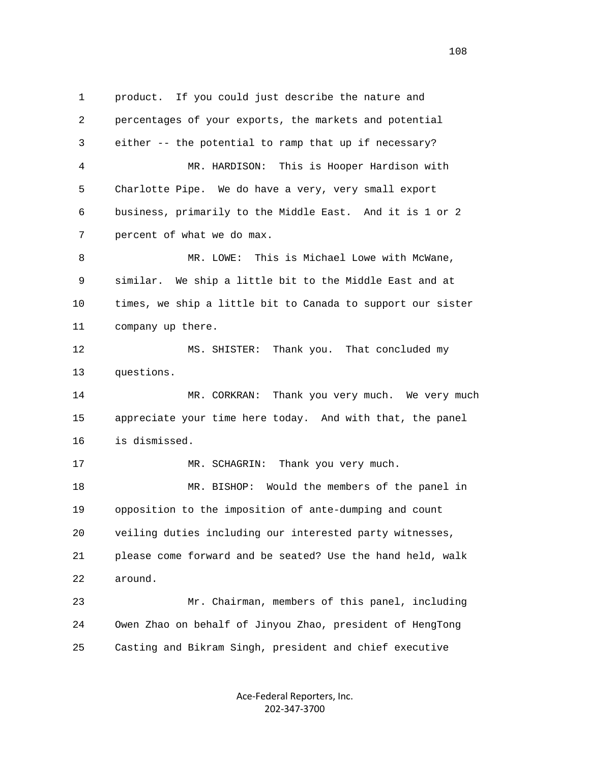product. If you could just describe the nature and percentages of your exports, the markets and potential either -- the potential to ramp that up if necessary?

MR. HARDISON: This is Hooper Hardison with Charlotte Pipe. We do have a very, very small export business, primarily to the Middle East. And it is 1 or 2 percent of what we do max.

MR. LOWE: This is Michael Lowe with McWane, similar. We ship a little bit to the Middle East and at times, we ship a little bit to Canada to support our sister company up there.

MS. SHISTER: Thank you. That concluded my questions.

MR. CORKRAN: Thank you very much. We very much appreciate your time here today. And with that, the panel is dismissed.

MR. SCHAGRIN: Thank you very much.

MR. BISHOP: Would the members of the panel in opposition to the imposition of ante-dumping and count veiling duties including our interested party witnesses, please come forward and be seated? Use the hand held, walk around.

Mr. Chairman, members of this panel, including Owen Zhao on behalf of Jinyou Zhao, president of HengTong Casting and Bikram Singh, president and chief executive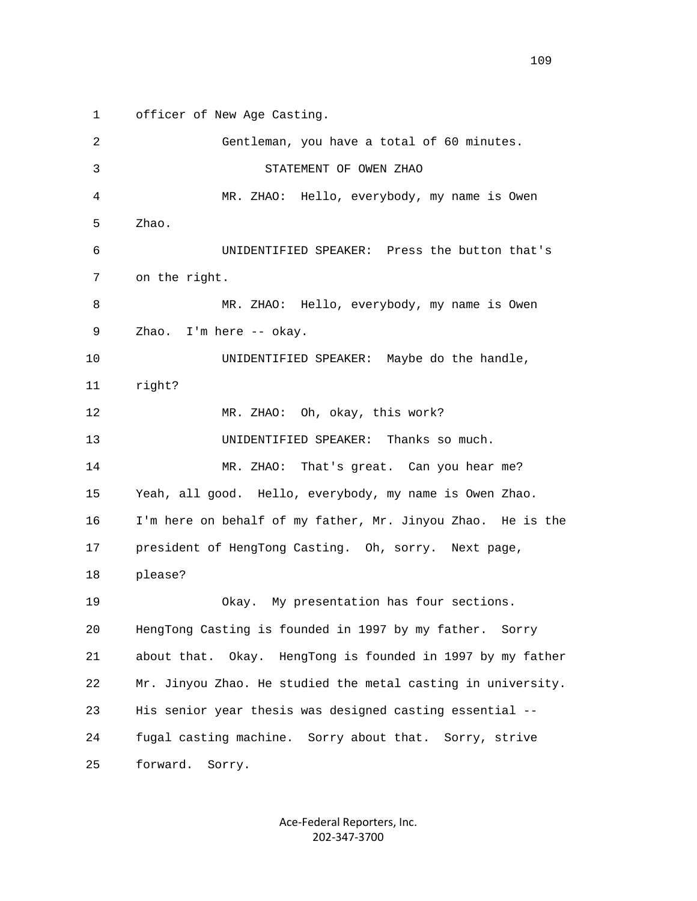officer of New Age Casting.

Gentleman, you have a total of 60 minutes.

STATEMENT OF OWEN ZHAO

MR. ZHAO: Hello, everybody, my name is Owen Zhao.

UNIDENTIFIED SPEAKER: Press the button that's on the right.

MR. ZHAO: Hello, everybody, my name is Owen Zhao. I'm here -- okay.

UNIDENTIFIED SPEAKER: Maybe do the handle, right?

MR. ZHAO: Oh, okay, this work?

UNIDENTIFIED SPEAKER: Thanks so much.

MR. ZHAO: That's great. Can you hear me? Yeah, all good. Hello, everybody, my name is Owen Zhao. I'm here on behalf of my father, Mr. Jinyou Zhao. He is the president of HengTong Casting. Oh, sorry. Next page, please?

Okay. My presentation has four sections. HengTong Casting is founded in 1997 by my father. Sorry about that. Okay. HengTong is founded in 1997 by my father Mr. Jinyou Zhao. He studied the metal casting in university. His senior year thesis was designed casting essential -- fugal casting machine. Sorry about that. Sorry, strive forward. Sorry.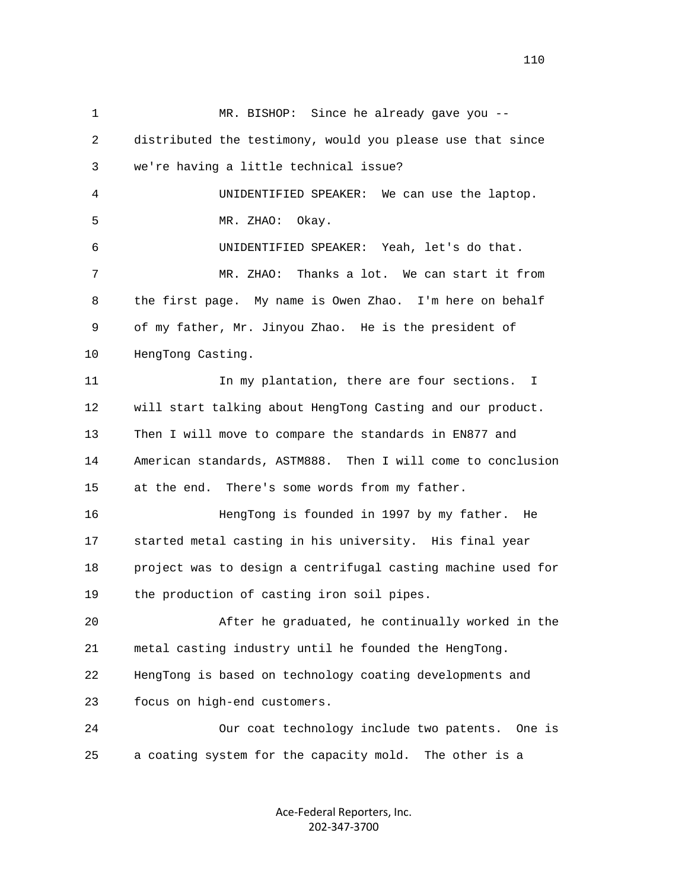1 MR. BISHOP: Since he already gave you --
2 distributed the testimony, would you please use that since
3 we're having a little technical issue?
4 UNIDENTIFIED SPEAKER: We can use the laptop.
5 MR. ZHAO: Okay.
6 UNIDENTIFIED SPEAKER: Yeah, let's do that.
7 MR. ZHAO: Thanks a lot. We can start it from
8 the first page. My name is Owen Zhao. I'm here on behalf
9 of my father, Mr. Jinyou Zhao. He is the president of
10 HengTong Casting.
11 In my plantation, there are four sections. I
12 will start talking about HengTong Casting and our product.
13 Then I will move to compare the standards in EN877 and
14 American standards, ASTM888. Then I will come to conclusion
15 at the end. There's some words from my father.
16 HengTong is founded in 1997 by my father. He
17 started metal casting in his university. His final year
18 project was to design a centrifugal casting machine used for
19 the production of casting iron soil pipes.
20 After he graduated, he continually worked in the
21 metal casting industry until he founded the HengTong.
22 HengTong is based on technology coating developments and
23 focus on high-end customers.
24 Our coat technology include two patents. One is
25 a coating system for the capacity mold. The other is a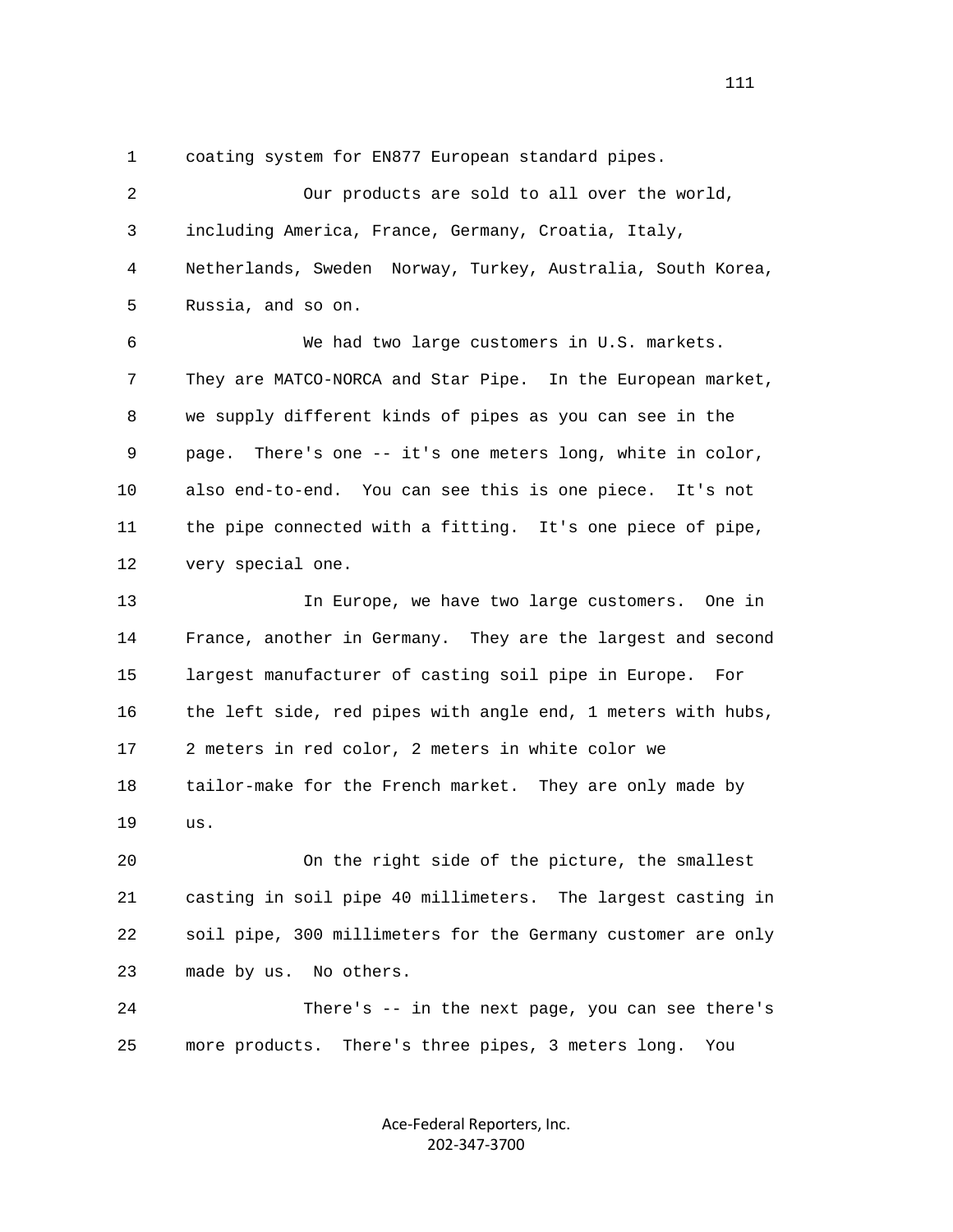1 coating system for EN877 European standard pipes.

2 Our products are sold to all over the world,

3 including America, France, Germany, Croatia, Italy,

4 Netherlands, Sweden Norway, Turkey, Australia, South Korea,

5 Russia, and so on.

6 We had two large customers in U.S. markets.

7 They are MATCO-NORCA and Star Pipe. In the European market,

8 we supply different kinds of pipes as you can see in the

9 page. There's one -- it's one meters long, white in color,

10 also end-to-end. You can see this is one piece. It's not

11 the pipe connected with a fitting. It's one piece of pipe,

12 very special one.

13 In Europe, we have two large customers. One in

14 France, another in Germany. They are the largest and second

15 largest manufacturer of casting soil pipe in Europe. For

16 the left side, red pipes with angle end, 1 meters with hubs,

17 2 meters in red color, 2 meters in white color we

18 tailor-make for the French market. They are only made by

19 us.

20 On the right side of the picture, the smallest

21 casting in soil pipe 40 millimeters. The largest casting in

22 soil pipe, 300 millimeters for the Germany customer are only

23 made by us. No others.

24 There's -- in the next page, you can see there's

25 more products. There's three pipes, 3 meters long. You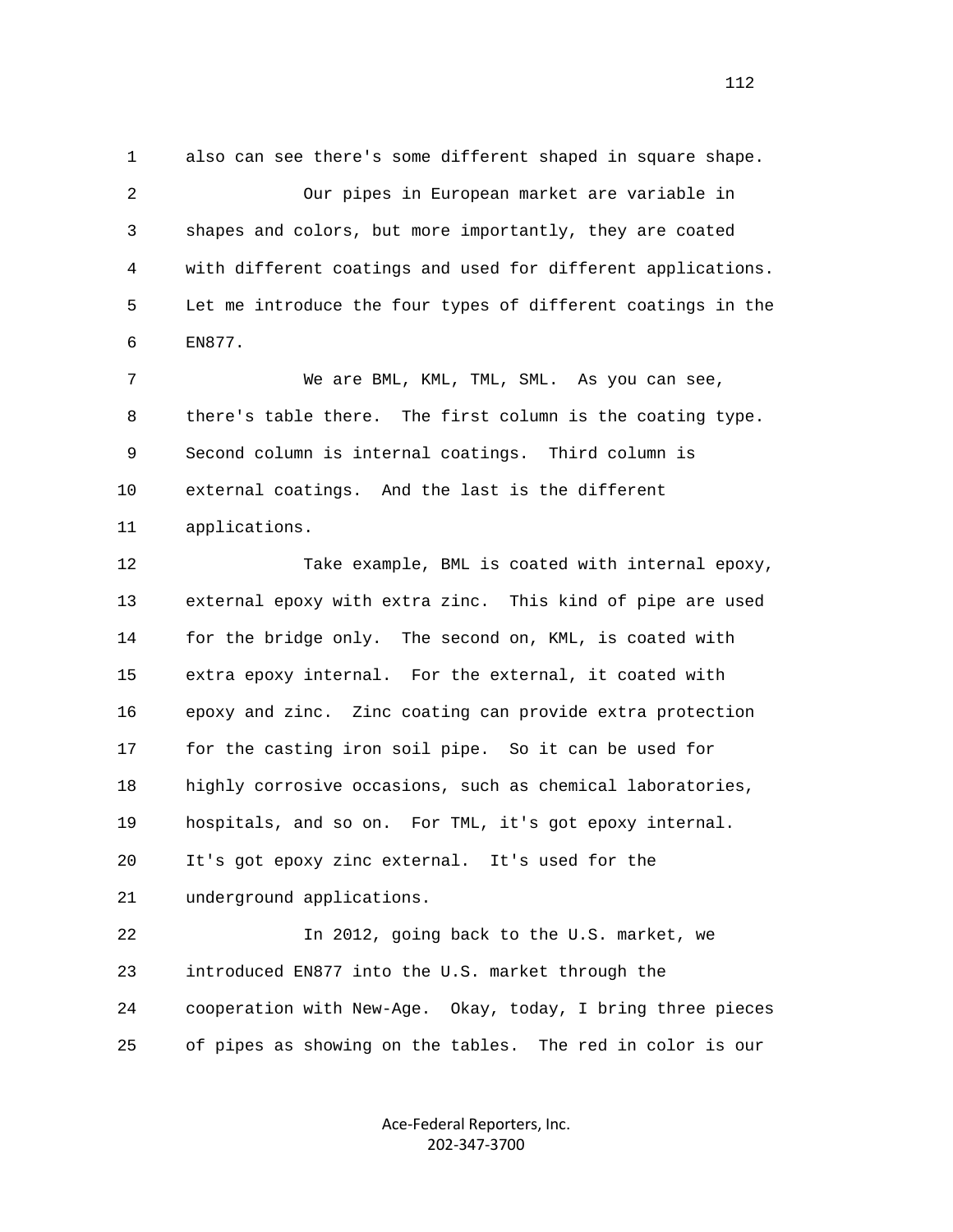1 also can see there's some different shaped in square shape.

2 Our pipes in European market are variable in

3 shapes and colors, but more importantly, they are coated

4 with different coatings and used for different applications.

5 Let me introduce the four types of different coatings in the

6 EN877.

7 We are BML, KML, TML, SML. As you can see,

8 there's table there. The first column is the coating type.

9 Second column is internal coatings. Third column is

10 external coatings. And the last is the different

11 applications.

12 Take example, BML is coated with internal epoxy,

13 external epoxy with extra zinc. This kind of pipe are used

14 for the bridge only. The second on, KML, is coated with

15 extra epoxy internal. For the external, it coated with

16 epoxy and zinc. Zinc coating can provide extra protection

17 for the casting iron soil pipe. So it can be used for

18 highly corrosive occasions, such as chemical laboratories,

19 hospitals, and so on. For TML, it's got epoxy internal.

20 It's got epoxy zinc external. It's used for the

21 underground applications.

22 In 2012, going back to the U.S. market, we

23 introduced EN877 into the U.S. market through the

24 cooperation with New-Age. Okay, today, I bring three pieces

25 of pipes as showing on the tables. The red in color is our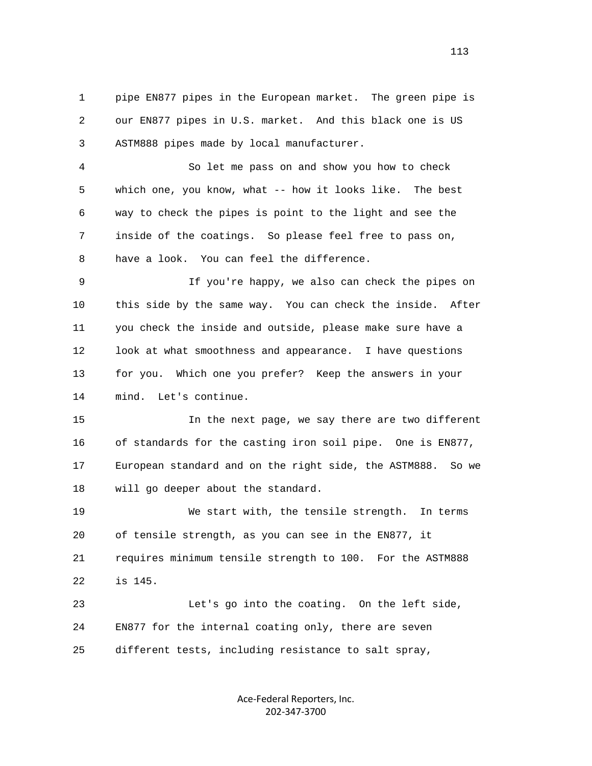1 pipe EN877 pipes in the European market. The green pipe is
2 our EN877 pipes in U.S. market. And this black one is US
3 ASTM888 pipes made by local manufacturer.

4 So let me pass on and show you how to check
5 which one, you know, what -- how it looks like. The best
6 way to check the pipes is point to the light and see the
7 inside of the coatings. So please feel free to pass on,
8 have a look. You can feel the difference.

9 If you're happy, we also can check the pipes on
10 this side by the same way. You can check the inside. After
11 you check the inside and outside, please make sure have a
12 look at what smoothness and appearance. I have questions
13 for you. Which one you prefer? Keep the answers in your
14 mind. Let's continue.

15 In the next page, we say there are two different
16 of standards for the casting iron soil pipe. One is EN877,
17 European standard and on the right side, the ASTM888. So we
18 will go deeper about the standard.

19 We start with, the tensile strength. In terms
20 of tensile strength, as you can see in the EN877, it
21 requires minimum tensile strength to 100. For the ASTM888
22 is 145.

23 Let's go into the coating. On the left side,
24 EN877 for the internal coating only, there are seven
25 different tests, including resistance to salt spray,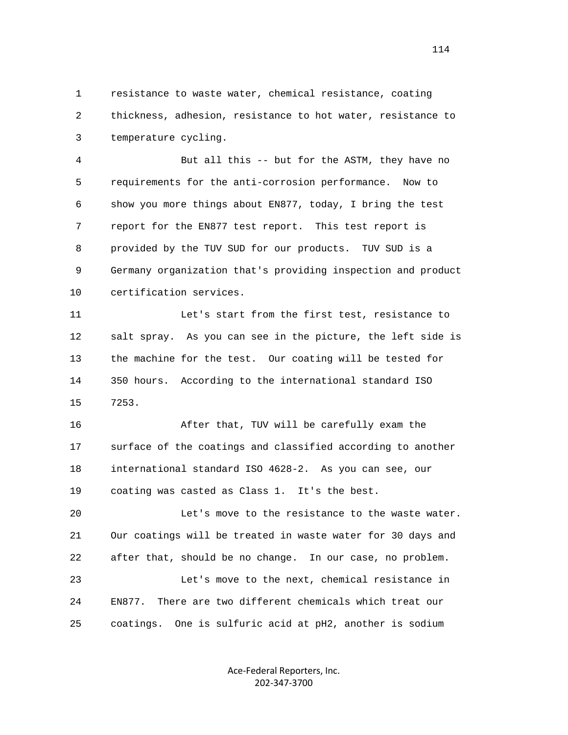1 resistance to waste water, chemical resistance, coating
2 thickness, adhesion, resistance to hot water, resistance to
3 temperature cycling.

4 But all this -- but for the ASTM, they have no
5 requirements for the anti-corrosion performance. Now to
6 show you more things about EN877, today, I bring the test
7 report for the EN877 test report. This test report is
8 provided by the TUV SUD for our products. TUV SUD is a
9 Germany organization that's providing inspection and product
10 certification services.

11 Let's start from the first test, resistance to
12 salt spray. As you can see in the picture, the left side is
13 the machine for the test. Our coating will be tested for
14 350 hours. According to the international standard ISO
15 7253.

16 After that, TUV will be carefully exam the
17 surface of the coatings and classified according to another
18 international standard ISO 4628-2. As you can see, our
19 coating was casted as Class 1. It's the best.

20 Let's move to the resistance to the waste water.
21 Our coatings will be treated in waste water for 30 days and
22 after that, should be no change. In our case, no problem.

23 Let's move to the next, chemical resistance in
24 EN877. There are two different chemicals which treat our
25 coatings. One is sulfuric acid at pH2, another is sodium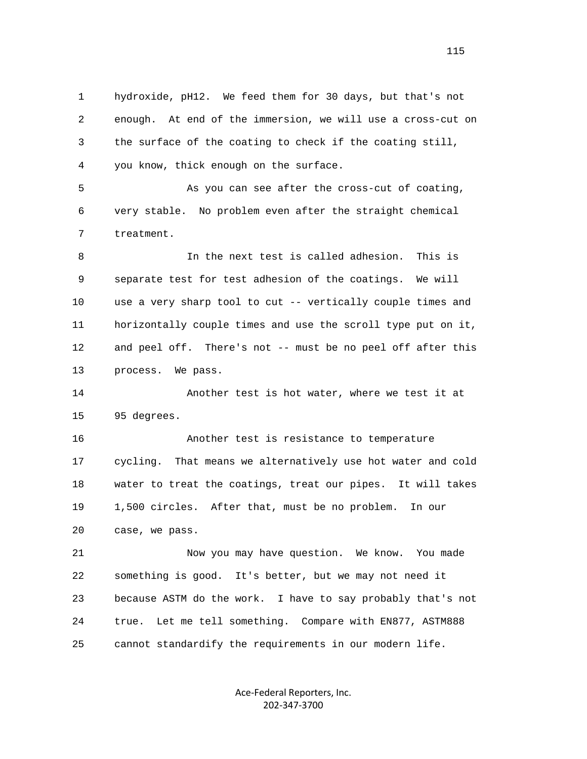1 hydroxide, pH12. We feed them for 30 days, but that's not
2 enough. At end of the immersion, we will use a cross-cut on
3 the surface of the coating to check if the coating still,
4 you know, thick enough on the surface.

5 As you can see after the cross-cut of coating,
6 very stable. No problem even after the straight chemical
7 treatment.

8 In the next test is called adhesion. This is
9 separate test for test adhesion of the coatings. We will
10 use a very sharp tool to cut -- vertically couple times and
11 horizontally couple times and use the scroll type put on it,
12 and peel off. There's not -- must be no peel off after this
13 process. We pass.

14 Another test is hot water, where we test it at
15 95 degrees.

16 Another test is resistance to temperature
17 cycling. That means we alternatively use hot water and cold
18 water to treat the coatings, treat our pipes. It will takes
19 1,500 circles. After that, must be no problem. In our
20 case, we pass.

21 Now you may have question. We know. You made
22 something is good. It's better, but we may not need it
23 because ASTM do the work. I have to say probably that's not
24 true. Let me tell something. Compare with EN877, ASTM888
25 cannot standardify the requirements in our modern life.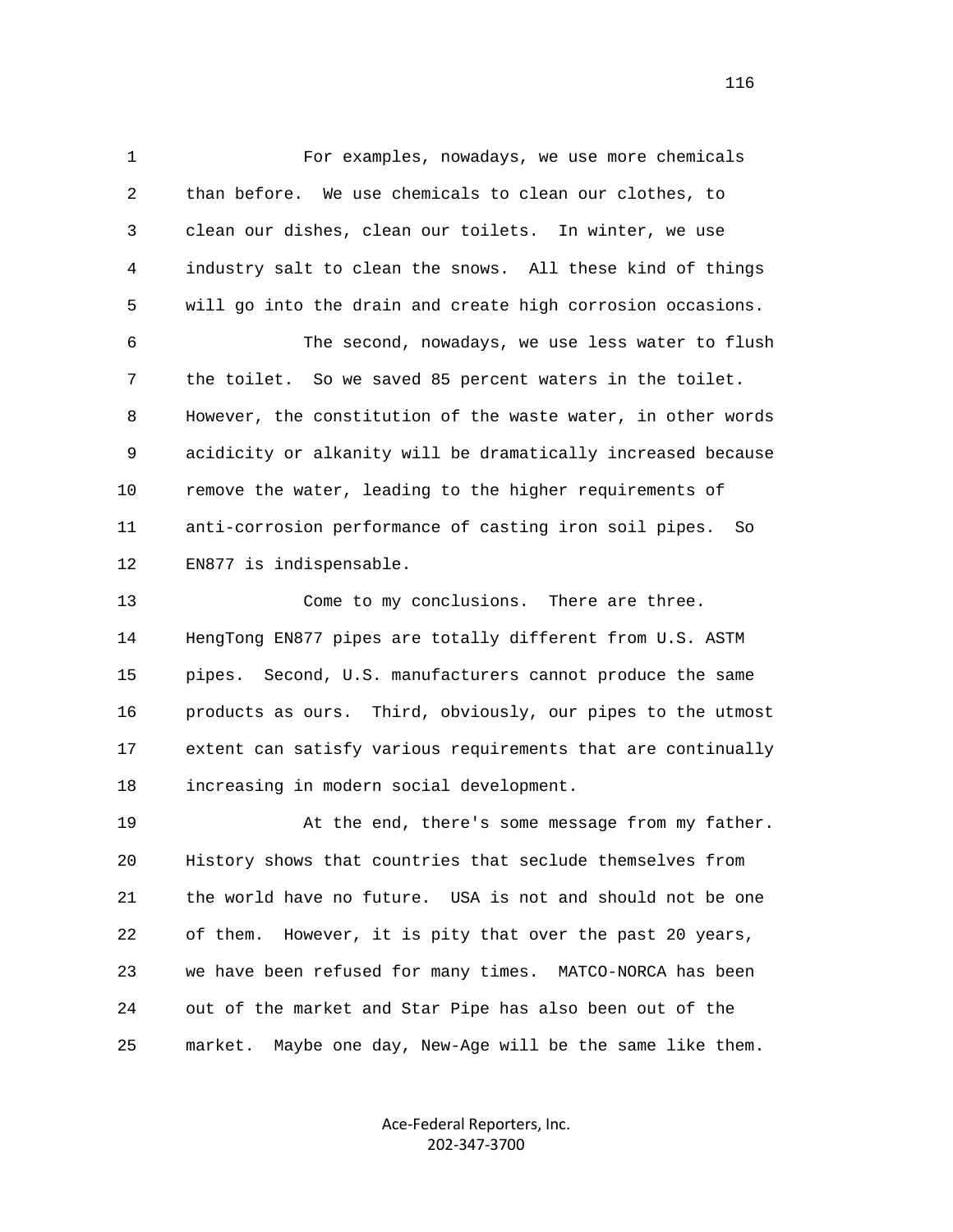For examples, nowadays, we use more chemicals than before. We use chemicals to clean our clothes, to clean our dishes, clean our toilets. In winter, we use industry salt to clean the snows. All these kind of things will go into the drain and create high corrosion occasions.

The second, nowadays, we use less water to flush the toilet. So we saved 85 percent waters in the toilet. However, the constitution of the waste water, in other words acidicity or alkanity will be dramatically increased because remove the water, leading to the higher requirements of anti-corrosion performance of casting iron soil pipes. So EN877 is indispensable.

Come to my conclusions. There are three. HengTong EN877 pipes are totally different from U.S. ASTM pipes. Second, U.S. manufacturers cannot produce the same products as ours. Third, obviously, our pipes to the utmost extent can satisfy various requirements that are continually increasing in modern social development.

At the end, there's some message from my father. History shows that countries that seclude themselves from the world have no future. USA is not and should not be one of them. However, it is pity that over the past 20 years, we have been refused for many times. MATCO-NORCA has been out of the market and Star Pipe has also been out of the market. Maybe one day, New-Age will be the same like them.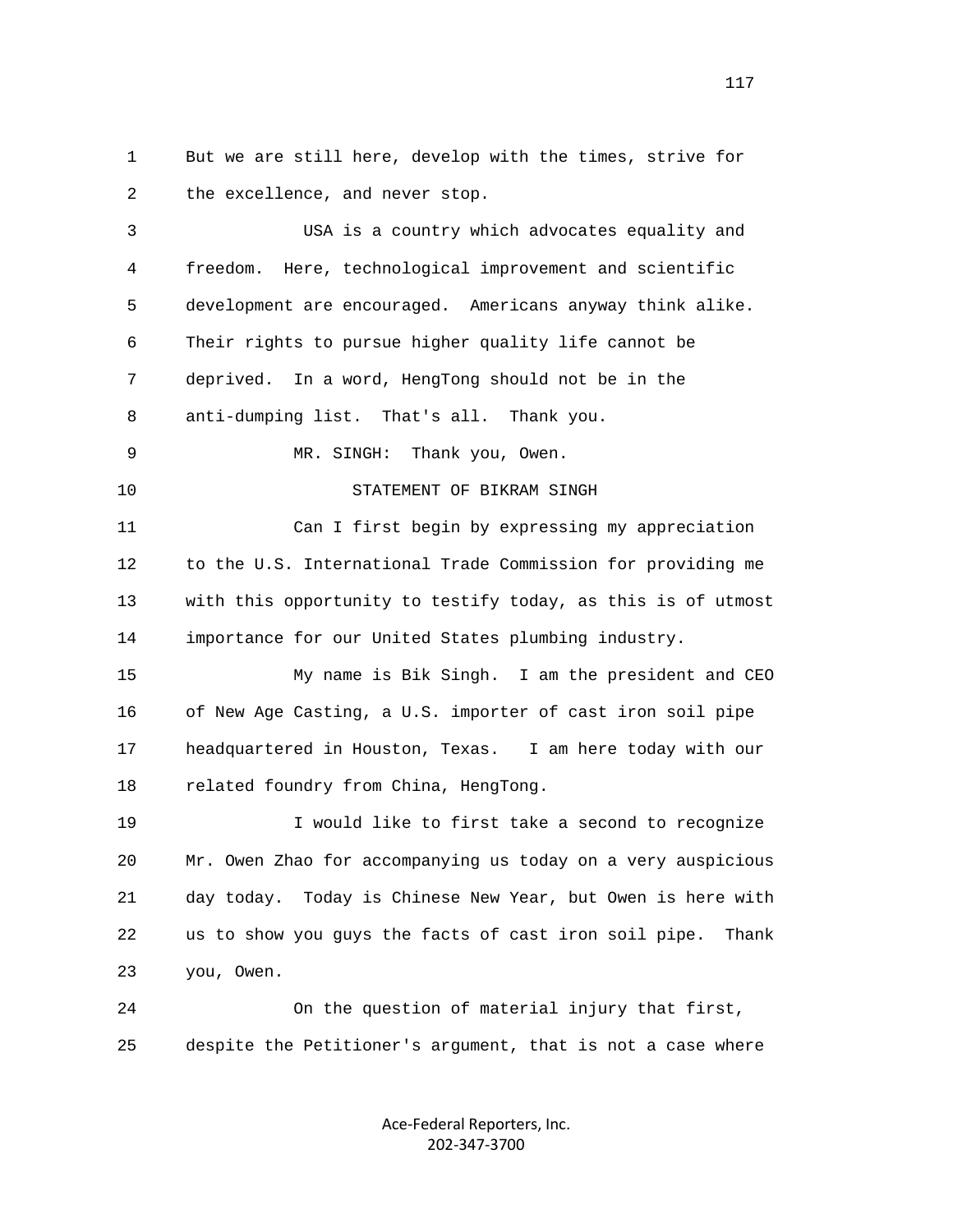But we are still here, develop with the times, strive for the excellence, and never stop.

USA is a country which advocates equality and freedom. Here, technological improvement and scientific development are encouraged. Americans anyway think alike. Their rights to pursue higher quality life cannot be deprived. In a word, HengTong should not be in the anti-dumping list. That's all. Thank you.

MR. SINGH: Thank you, Owen.

STATEMENT OF BIKRAM SINGH

Can I first begin by expressing my appreciation to the U.S. International Trade Commission for providing me with this opportunity to testify today, as this is of utmost importance for our United States plumbing industry.

My name is Bik Singh. I am the president and CEO of New Age Casting, a U.S. importer of cast iron soil pipe headquartered in Houston, Texas. I am here today with our related foundry from China, HengTong.

I would like to first take a second to recognize Mr. Owen Zhao for accompanying us today on a very auspicious day today. Today is Chinese New Year, but Owen is here with us to show you guys the facts of cast iron soil pipe. Thank you, Owen.

On the question of material injury that first, despite the Petitioner's argument, that is not a case where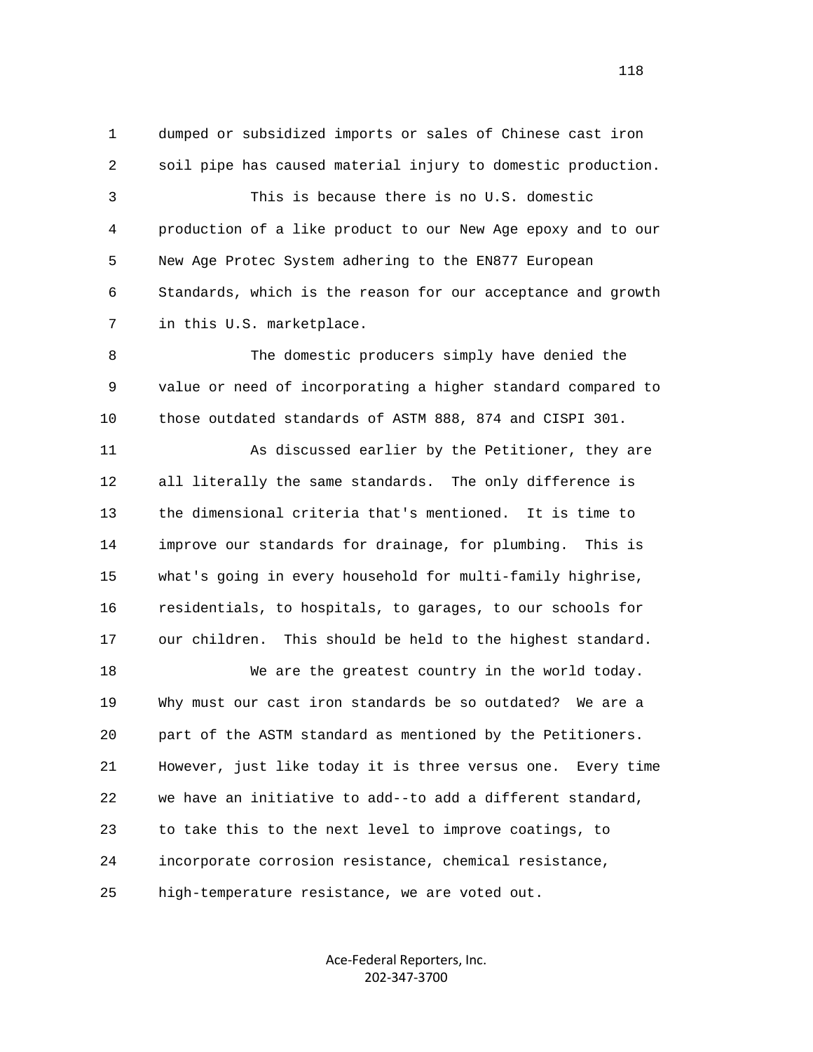dumped or subsidized imports or sales of Chinese cast iron soil pipe has caused material injury to domestic production.

This is because there is no U.S. domestic production of a like product to our New Age epoxy and to our New Age Protec System adhering to the EN877 European Standards, which is the reason for our acceptance and growth in this U.S. marketplace.

The domestic producers simply have denied the value or need of incorporating a higher standard compared to those outdated standards of ASTM 888, 874 and CISPI 301.

As discussed earlier by the Petitioner, they are all literally the same standards. The only difference is the dimensional criteria that's mentioned. It is time to improve our standards for drainage, for plumbing. This is what's going in every household for multi-family highrise, residentials, to hospitals, to garages, to our schools for our children. This should be held to the highest standard.

We are the greatest country in the world today. Why must our cast iron standards be so outdated? We are a part of the ASTM standard as mentioned by the Petitioners. However, just like today it is three versus one. Every time we have an initiative to add--to add a different standard, to take this to the next level to improve coatings, to incorporate corrosion resistance, chemical resistance, high-temperature resistance, we are voted out.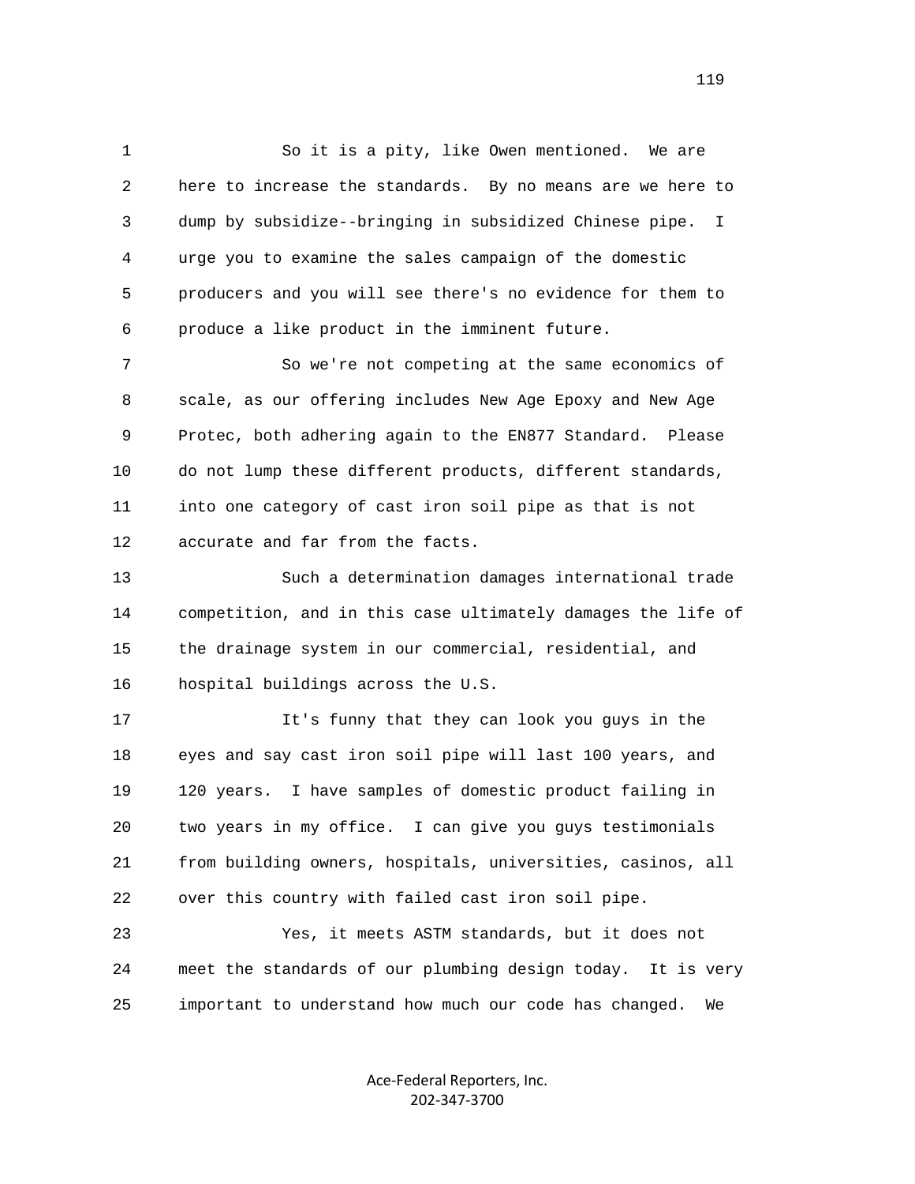So it is a pity, like Owen mentioned. We are here to increase the standards. By no means are we here to dump by subsidize--bringing in subsidized Chinese pipe. I urge you to examine the sales campaign of the domestic producers and you will see there's no evidence for them to produce a like product in the imminent future.

So we're not competing at the same economics of scale, as our offering includes New Age Epoxy and New Age Protec, both adhering again to the EN877 Standard. Please do not lump these different products, different standards, into one category of cast iron soil pipe as that is not accurate and far from the facts.

Such a determination damages international trade competition, and in this case ultimately damages the life of the drainage system in our commercial, residential, and hospital buildings across the U.S.

It's funny that they can look you guys in the eyes and say cast iron soil pipe will last 100 years, and 120 years. I have samples of domestic product failing in two years in my office. I can give you guys testimonials from building owners, hospitals, universities, casinos, all over this country with failed cast iron soil pipe.

Yes, it meets ASTM standards, but it does not meet the standards of our plumbing design today. It is very important to understand how much our code has changed. We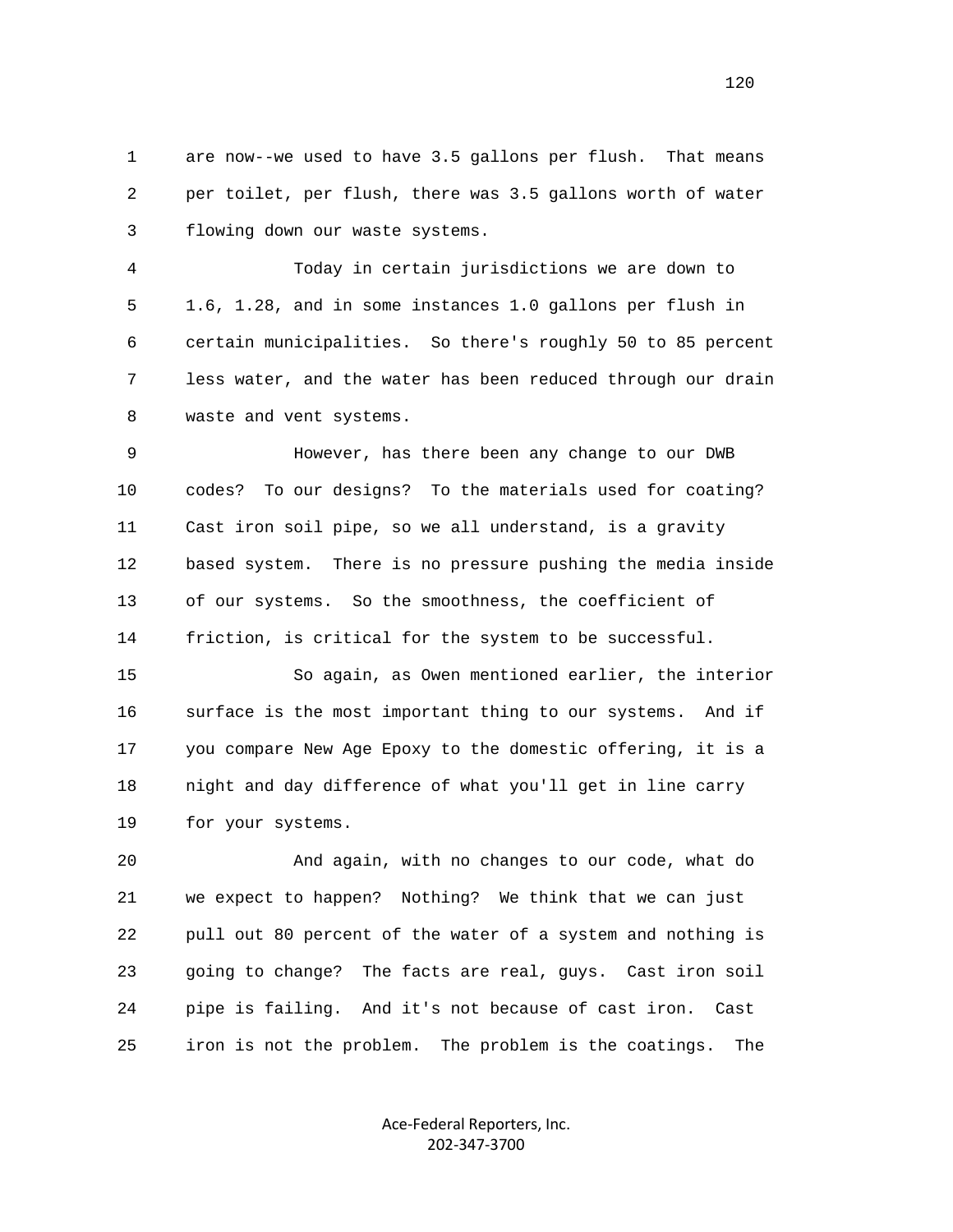1 are now--we used to have 3.5 gallons per flush. That means
2 per toilet, per flush, there was 3.5 gallons worth of water
3 flowing down our waste systems.

4 Today in certain jurisdictions we are down to
5 1.6, 1.28, and in some instances 1.0 gallons per flush in
6 certain municipalities. So there's roughly 50 to 85 percent
7 less water, and the water has been reduced through our drain
8 waste and vent systems.

9 However, has there been any change to our DWB
10 codes? To our designs? To the materials used for coating?
11 Cast iron soil pipe, so we all understand, is a gravity
12 based system. There is no pressure pushing the media inside
13 of our systems. So the smoothness, the coefficient of
14 friction, is critical for the system to be successful.

15 So again, as Owen mentioned earlier, the interior
16 surface is the most important thing to our systems. And if
17 you compare New Age Epoxy to the domestic offering, it is a
18 night and day difference of what you'll get in line carry
19 for your systems.

20 And again, with no changes to our code, what do
21 we expect to happen? Nothing? We think that we can just
22 pull out 80 percent of the water of a system and nothing is
23 going to change? The facts are real, guys. Cast iron soil
24 pipe is failing. And it's not because of cast iron. Cast
25 iron is not the problem. The problem is the coatings. The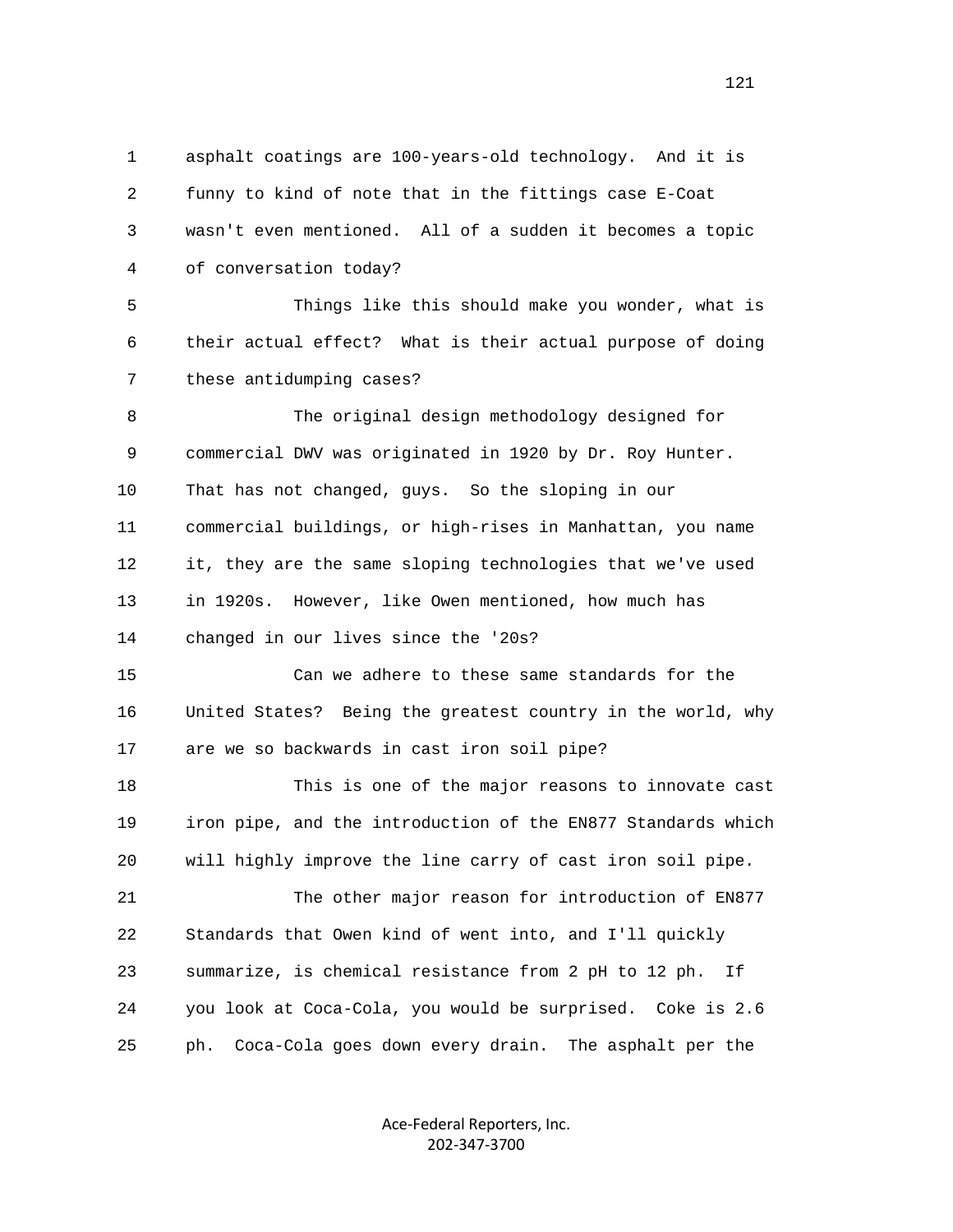1 asphalt coatings are 100-years-old technology. And it is
2 funny to kind of note that in the fittings case E-Coat
3 wasn't even mentioned. All of a sudden it becomes a topic
4 of conversation today?

5 Things like this should make you wonder, what is
6 their actual effect? What is their actual purpose of doing
7 these antidumping cases?

8 The original design methodology designed for
9 commercial DWV was originated in 1920 by Dr. Roy Hunter.
10 That has not changed, guys. So the sloping in our
11 commercial buildings, or high-rises in Manhattan, you name
12 it, they are the same sloping technologies that we've used
13 in 1920s. However, like Owen mentioned, how much has
14 changed in our lives since the '20s?

15 Can we adhere to these same standards for the
16 United States? Being the greatest country in the world, why
17 are we so backwards in cast iron soil pipe?

18 This is one of the major reasons to innovate cast
19 iron pipe, and the introduction of the EN877 Standards which
20 will highly improve the line carry of cast iron soil pipe.

21 The other major reason for introduction of EN877
22 Standards that Owen kind of went into, and I'll quickly
23 summarize, is chemical resistance from 2 pH to 12 ph. If
24 you look at Coca-Cola, you would be surprised. Coke is 2.6
25 ph. Coca-Cola goes down every drain. The asphalt per the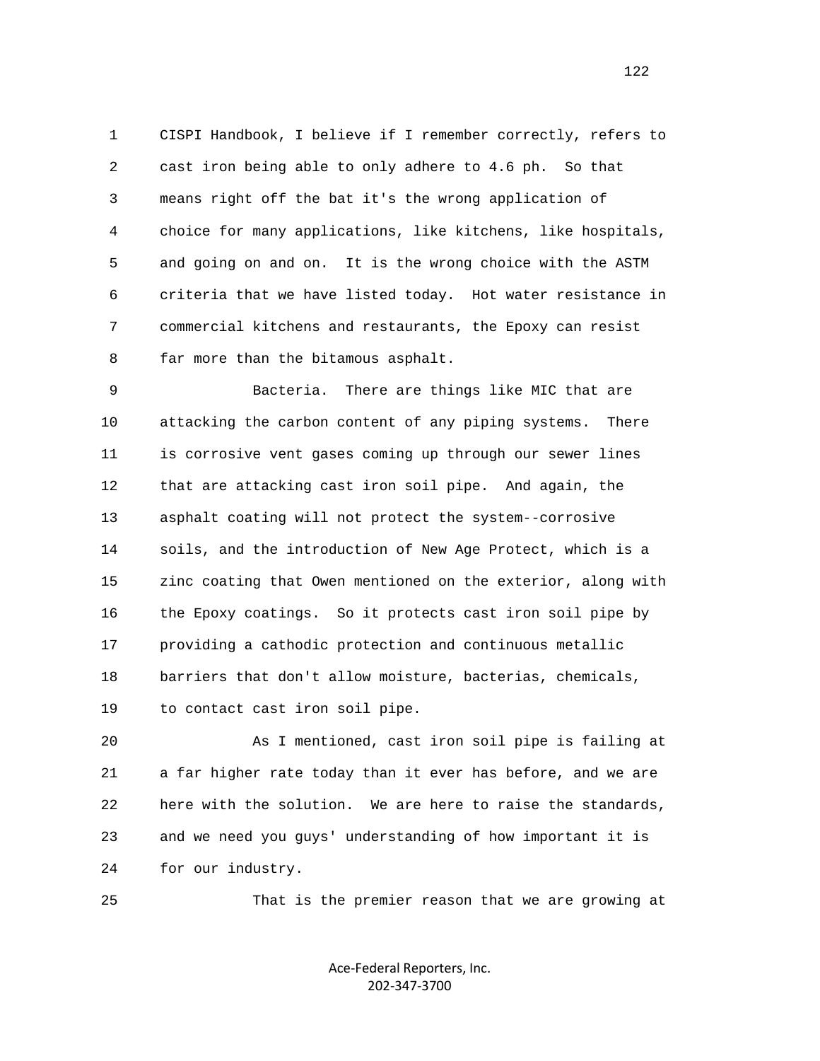CISPI Handbook, I believe if I remember correctly, refers to cast iron being able to only adhere to 4.6 ph. So that means right off the bat it's the wrong application of choice for many applications, like kitchens, like hospitals, and going on and on. It is the wrong choice with the ASTM criteria that we have listed today. Hot water resistance in commercial kitchens and restaurants, the Epoxy can resist far more than the bitamous asphalt.

Bacteria. There are things like MIC that are attacking the carbon content of any piping systems. There is corrosive vent gases coming up through our sewer lines that are attacking cast iron soil pipe. And again, the asphalt coating will not protect the system--corrosive soils, and the introduction of New Age Protect, which is a zinc coating that Owen mentioned on the exterior, along with the Epoxy coatings. So it protects cast iron soil pipe by providing a cathodic protection and continuous metallic barriers that don't allow moisture, bacterias, chemicals, to contact cast iron soil pipe.

As I mentioned, cast iron soil pipe is failing at a far higher rate today than it ever has before, and we are here with the solution. We are here to raise the standards, and we need you guys' understanding of how important it is for our industry.

That is the premier reason that we are growing at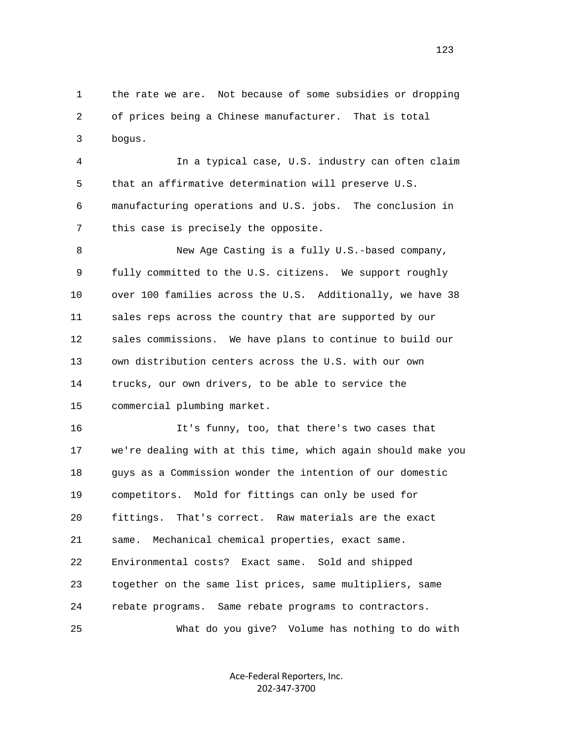the rate we are. Not because of some subsidies or dropping of prices being a Chinese manufacturer. That is total bogus.

In a typical case, U.S. industry can often claim that an affirmative determination will preserve U.S. manufacturing operations and U.S. jobs. The conclusion in this case is precisely the opposite.

New Age Casting is a fully U.S.-based company, fully committed to the U.S. citizens. We support roughly over 100 families across the U.S. Additionally, we have 38 sales reps across the country that are supported by our sales commissions. We have plans to continue to build our own distribution centers across the U.S. with our own trucks, our own drivers, to be able to service the commercial plumbing market.

It's funny, too, that there's two cases that we're dealing with at this time, which again should make you guys as a Commission wonder the intention of our domestic competitors. Mold for fittings can only be used for fittings. That's correct. Raw materials are the exact same. Mechanical chemical properties, exact same. Environmental costs? Exact same. Sold and shipped together on the same list prices, same multipliers, same rebate programs. Same rebate programs to contractors.

What do you give? Volume has nothing to do with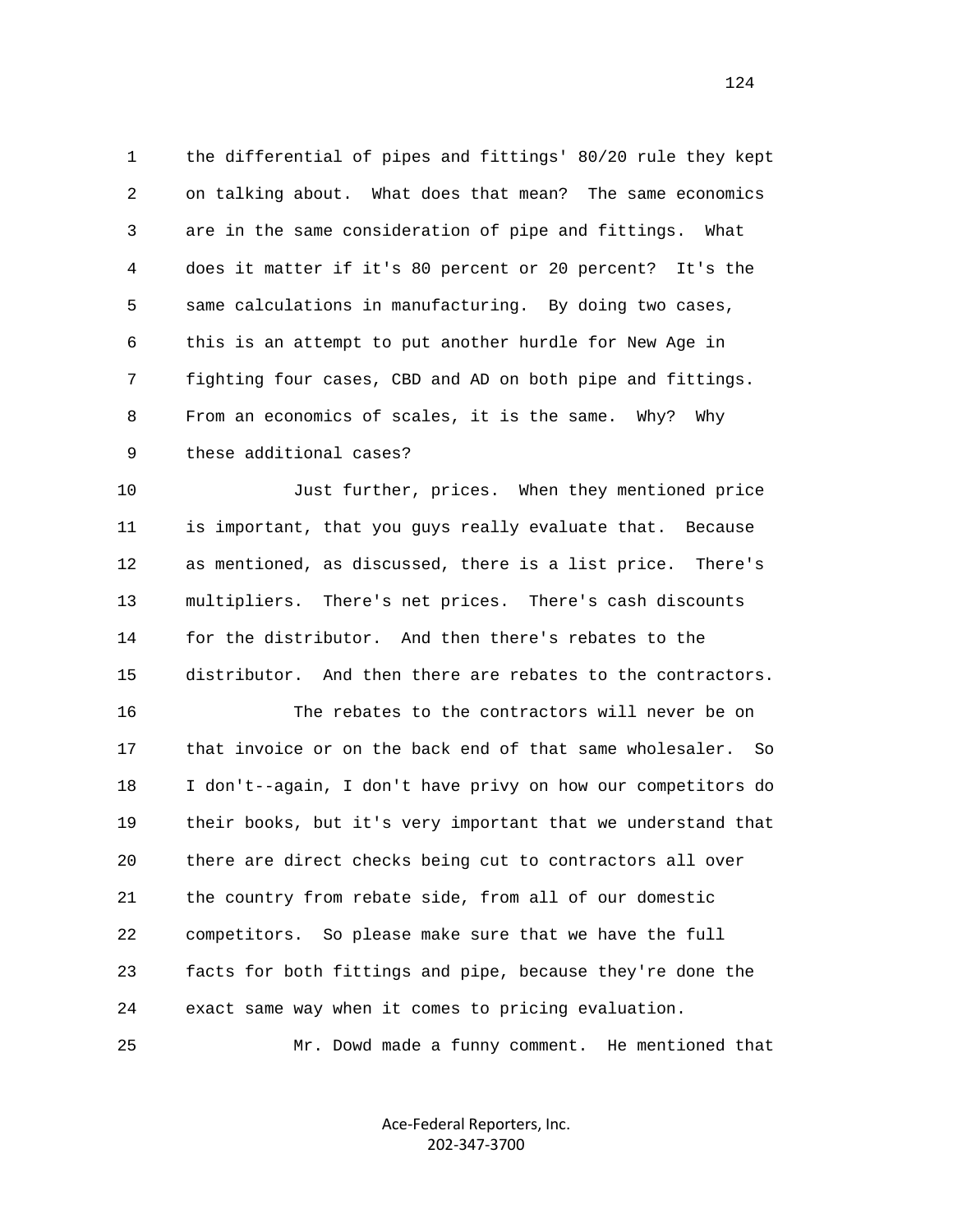1 the differential of pipes and fittings' 80/20 rule they kept
2 on talking about. What does that mean? The same economics
3 are in the same consideration of pipe and fittings. What
4 does it matter if it's 80 percent or 20 percent? It's the
5 same calculations in manufacturing. By doing two cases,
6 this is an attempt to put another hurdle for New Age in
7 fighting four cases, CBD and AD on both pipe and fittings.
8 From an economics of scales, it is the same. Why? Why
9 these additional cases?

10 Just further, prices. When they mentioned price
11 is important, that you guys really evaluate that. Because
12 as mentioned, as discussed, there is a list price. There's
13 multipliers. There's net prices. There's cash discounts
14 for the distributor. And then there's rebates to the
15 distributor. And then there are rebates to the contractors.

16 The rebates to the contractors will never be on
17 that invoice or on the back end of that same wholesaler. So
18 I don't--again, I don't have privy on how our competitors do
19 their books, but it's very important that we understand that
20 there are direct checks being cut to contractors all over
21 the country from rebate side, from all of our domestic
22 competitors. So please make sure that we have the full
23 facts for both fittings and pipe, because they're done the
24 exact same way when it comes to pricing evaluation.

25 Mr. Dowd made a funny comment. He mentioned that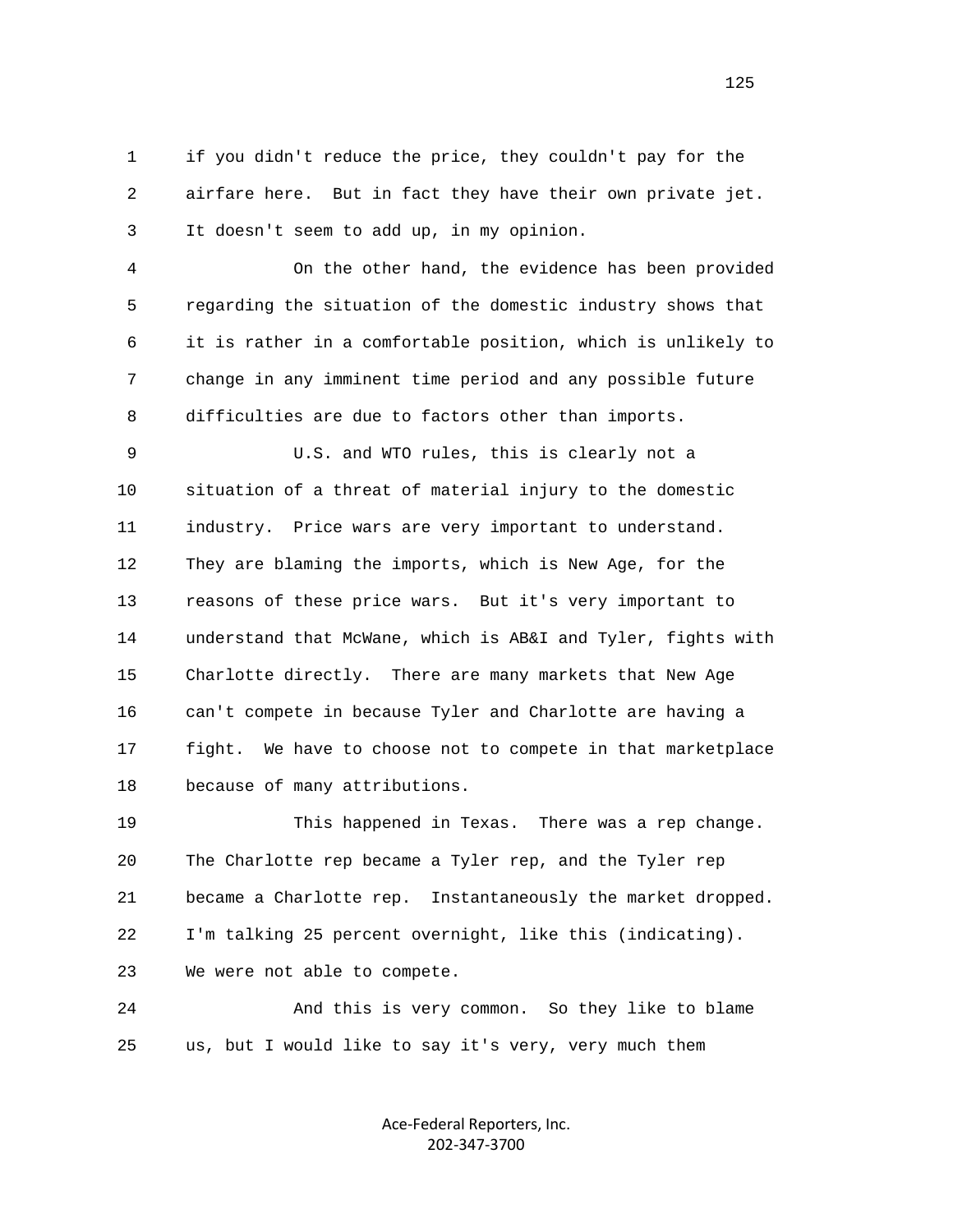if you didn't reduce the price, they couldn't pay for the airfare here. But in fact they have their own private jet. It doesn't seem to add up, in my opinion.

On the other hand, the evidence has been provided regarding the situation of the domestic industry shows that it is rather in a comfortable position, which is unlikely to change in any imminent time period and any possible future difficulties are due to factors other than imports.

U.S. and WTO rules, this is clearly not a situation of a threat of material injury to the domestic industry. Price wars are very important to understand. They are blaming the imports, which is New Age, for the reasons of these price wars. But it's very important to understand that McWane, which is AB&I and Tyler, fights with Charlotte directly. There are many markets that New Age can't compete in because Tyler and Charlotte are having a fight. We have to choose not to compete in that marketplace because of many attributions.

This happened in Texas. There was a rep change. The Charlotte rep became a Tyler rep, and the Tyler rep became a Charlotte rep. Instantaneously the market dropped. I'm talking 25 percent overnight, like this (indicating). We were not able to compete.

And this is very common. So they like to blame us, but I would like to say it's very, very much them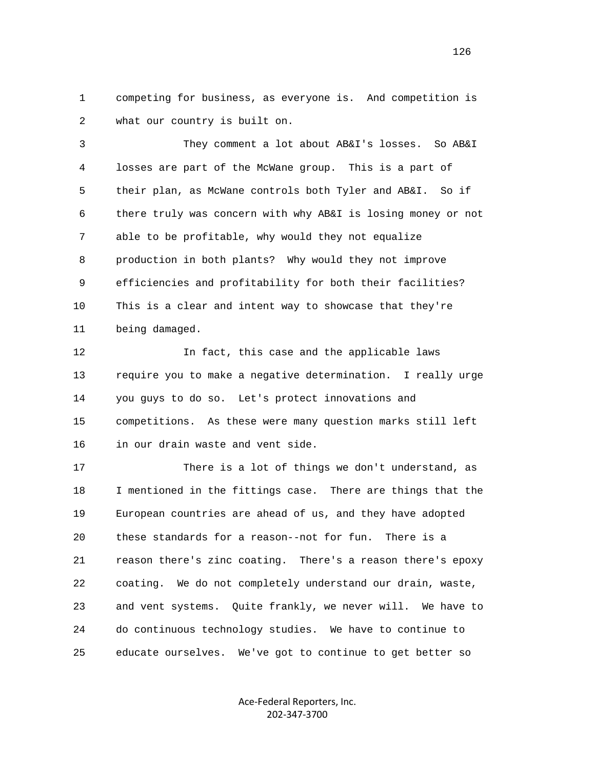1 competing for business, as everyone is. And competition is
2 what our country is built on.

3 They comment a lot about AB&I's losses. So AB&I
4 losses are part of the McWane group. This is a part of
5 their plan, as McWane controls both Tyler and AB&I. So if
6 there truly was concern with why AB&I is losing money or not
7 able to be profitable, why would they not equalize
8 production in both plants? Why would they not improve
9 efficiencies and profitability for both their facilities?
10 This is a clear and intent way to showcase that they're
11 being damaged.

12 In fact, this case and the applicable laws
13 require you to make a negative determination. I really urge
14 you guys to do so. Let's protect innovations and
15 competitions. As these were many question marks still left
16 in our drain waste and vent side.

17 There is a lot of things we don't understand, as
18 I mentioned in the fittings case. There are things that the
19 European countries are ahead of us, and they have adopted
20 these standards for a reason--not for fun. There is a
21 reason there's zinc coating. There's a reason there's epoxy
22 coating. We do not completely understand our drain, waste,
23 and vent systems. Quite frankly, we never will. We have to
24 do continuous technology studies. We have to continue to
25 educate ourselves. We've got to continue to get better so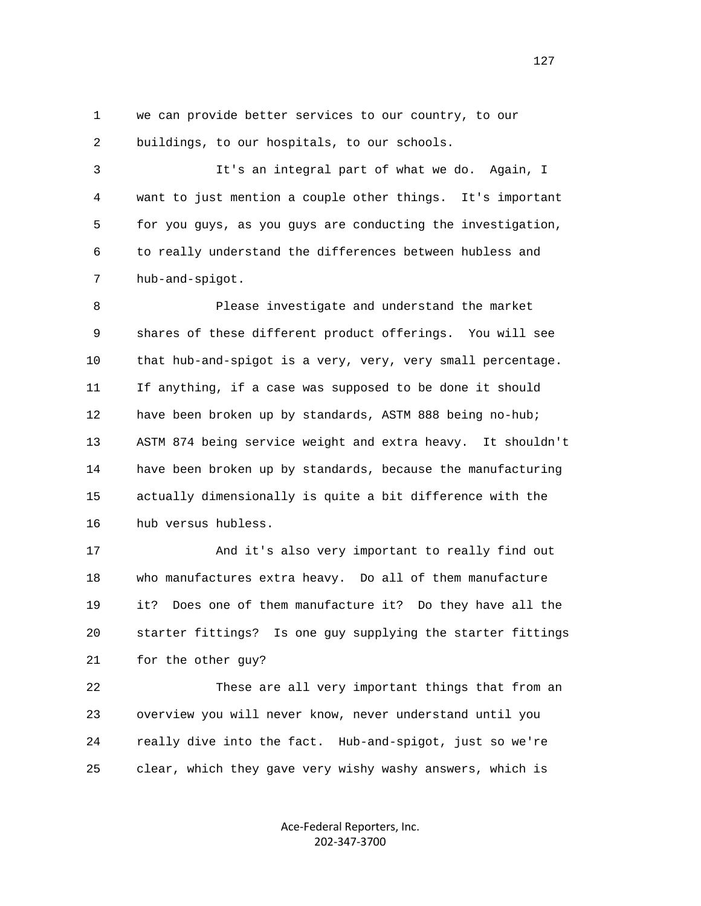1 we can provide better services to our country, to our
2 buildings, to our hospitals, to our schools.

3 It's an integral part of what we do. Again, I
4 want to just mention a couple other things. It's important
5 for you guys, as you guys are conducting the investigation,
6 to really understand the differences between hubless and
7 hub-and-spigot.

8 Please investigate and understand the market
9 shares of these different product offerings. You will see
10 that hub-and-spigot is a very, very, very small percentage.
11 If anything, if a case was supposed to be done it should
12 have been broken up by standards, ASTM 888 being no-hub;
13 ASTM 874 being service weight and extra heavy. It shouldn't
14 have been broken up by standards, because the manufacturing
15 actually dimensionally is quite a bit difference with the
16 hub versus hubless.

17 And it's also very important to really find out
18 who manufactures extra heavy. Do all of them manufacture
19 it? Does one of them manufacture it? Do they have all the
20 starter fittings? Is one guy supplying the starter fittings
21 for the other guy?

22 These are all very important things that from an
23 overview you will never know, never understand until you
24 really dive into the fact. Hub-and-spigot, just so we're
25 clear, which they gave very wishy washy answers, which is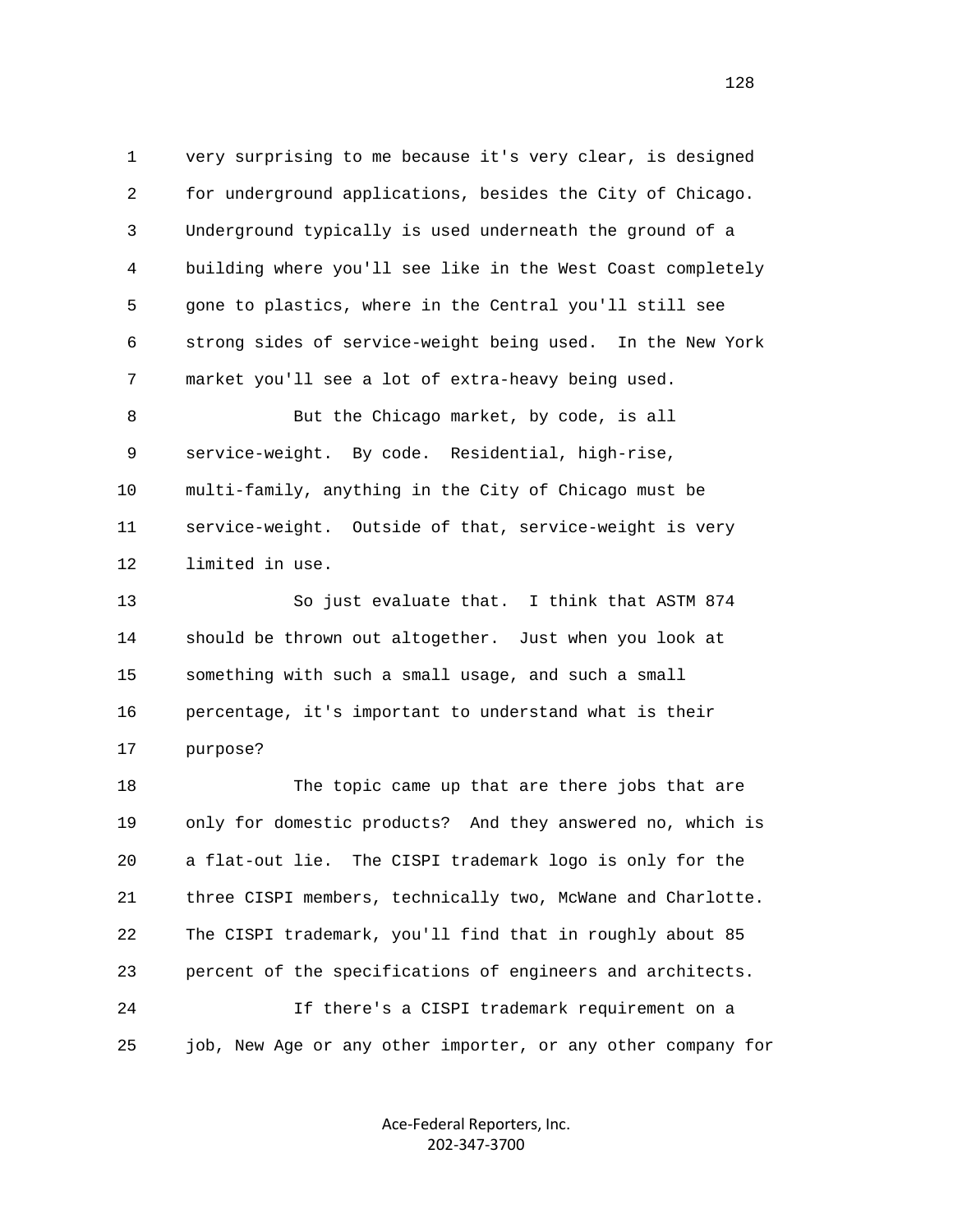1 very surprising to me because it's very clear, is designed
2 for underground applications, besides the City of Chicago.
3 Underground typically is used underneath the ground of a
4 building where you'll see like in the West Coast completely
5 gone to plastics, where in the Central you'll still see
6 strong sides of service-weight being used. In the New York
7 market you'll see a lot of extra-heavy being used.

8 But the Chicago market, by code, is all
9 service-weight. By code. Residential, high-rise,
10 multi-family, anything in the City of Chicago must be
11 service-weight. Outside of that, service-weight is very
12 limited in use.

13 So just evaluate that. I think that ASTM 874
14 should be thrown out altogether. Just when you look at
15 something with such a small usage, and such a small
16 percentage, it's important to understand what is their
17 purpose?

18 The topic came up that are there jobs that are
19 only for domestic products? And they answered no, which is
20 a flat-out lie. The CISPI trademark logo is only for the
21 three CISPI members, technically two, McWane and Charlotte.
22 The CISPI trademark, you'll find that in roughly about 85
23 percent of the specifications of engineers and architects.

24 If there's a CISPI trademark requirement on a
25 job, New Age or any other importer, or any other company for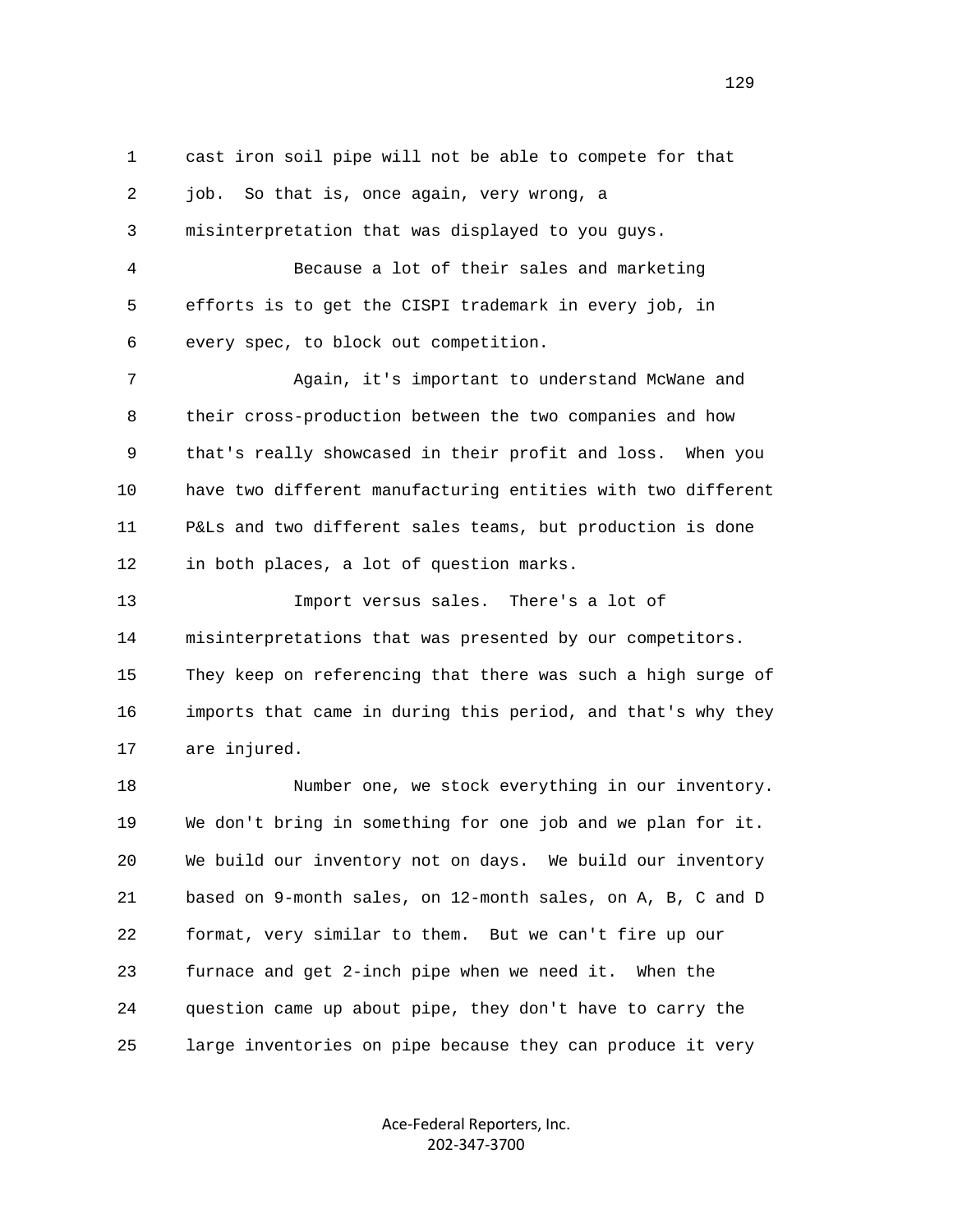cast iron soil pipe will not be able to compete for that job. So that is, once again, very wrong, a misinterpretation that was displayed to you guys.

Because a lot of their sales and marketing efforts is to get the CISPI trademark in every job, in every spec, to block out competition.

Again, it's important to understand McWane and their cross-production between the two companies and how that's really showcased in their profit and loss. When you have two different manufacturing entities with two different P&Ls and two different sales teams, but production is done in both places, a lot of question marks.

Import versus sales. There's a lot of misinterpretations that was presented by our competitors. They keep on referencing that there was such a high surge of imports that came in during this period, and that's why they are injured.

Number one, we stock everything in our inventory. We don't bring in something for one job and we plan for it. We build our inventory not on days. We build our inventory based on 9-month sales, on 12-month sales, on A, B, C and D format, very similar to them. But we can't fire up our furnace and get 2-inch pipe when we need it. When the question came up about pipe, they don't have to carry the large inventories on pipe because they can produce it very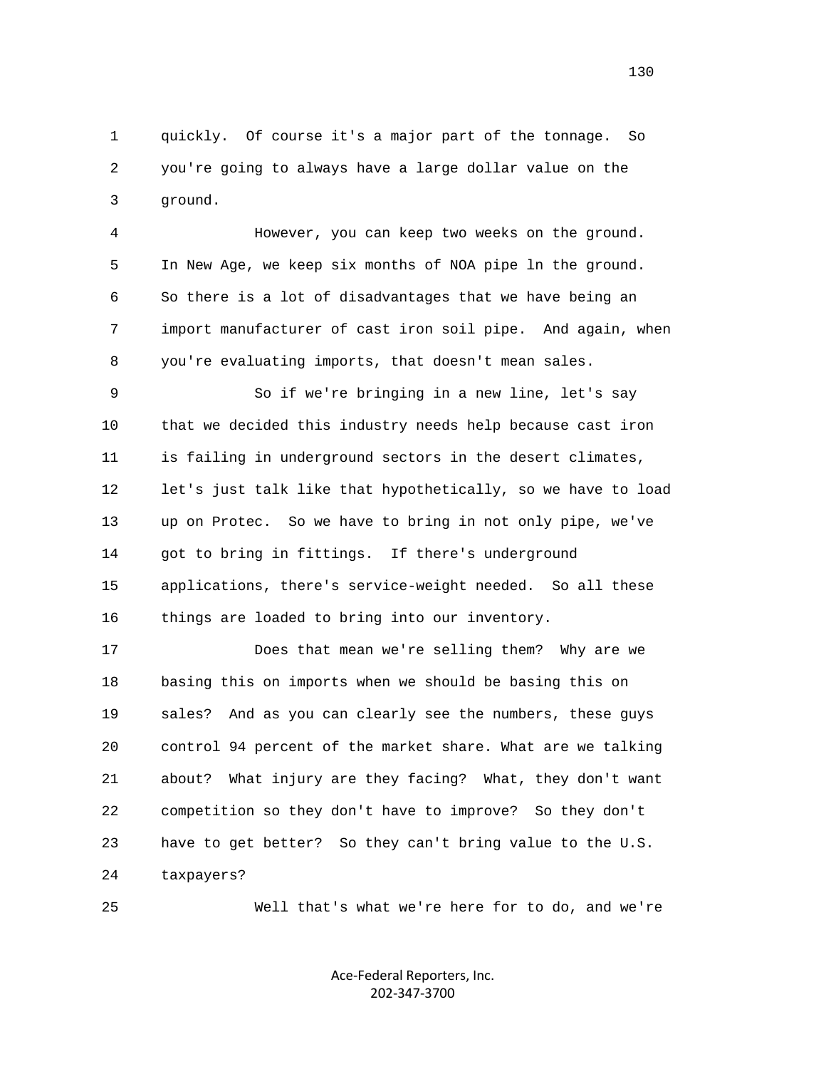1 quickly. Of course it's a major part of the tonnage. So
2 you're going to always have a large dollar value on the
3 ground.

4 However, you can keep two weeks on the ground.
5 In New Age, we keep six months of NOA pipe ln the ground.
6 So there is a lot of disadvantages that we have being an
7 import manufacturer of cast iron soil pipe. And again, when
8 you're evaluating imports, that doesn't mean sales.

9 So if we're bringing in a new line, let's say
10 that we decided this industry needs help because cast iron
11 is failing in underground sectors in the desert climates,
12 let's just talk like that hypothetically, so we have to load
13 up on Protec. So we have to bring in not only pipe, we've
14 got to bring in fittings. If there's underground
15 applications, there's service-weight needed. So all these
16 things are loaded to bring into our inventory.

17 Does that mean we're selling them? Why are we
18 basing this on imports when we should be basing this on
19 sales? And as you can clearly see the numbers, these guys
20 control 94 percent of the market share. What are we talking
21 about? What injury are they facing? What, they don't want
22 competition so they don't have to improve? So they don't
23 have to get better? So they can't bring value to the U.S.
24 taxpayers?

25 Well that's what we're here for to do, and we're

Ace-Federal Reporters, Inc.
202-347-3700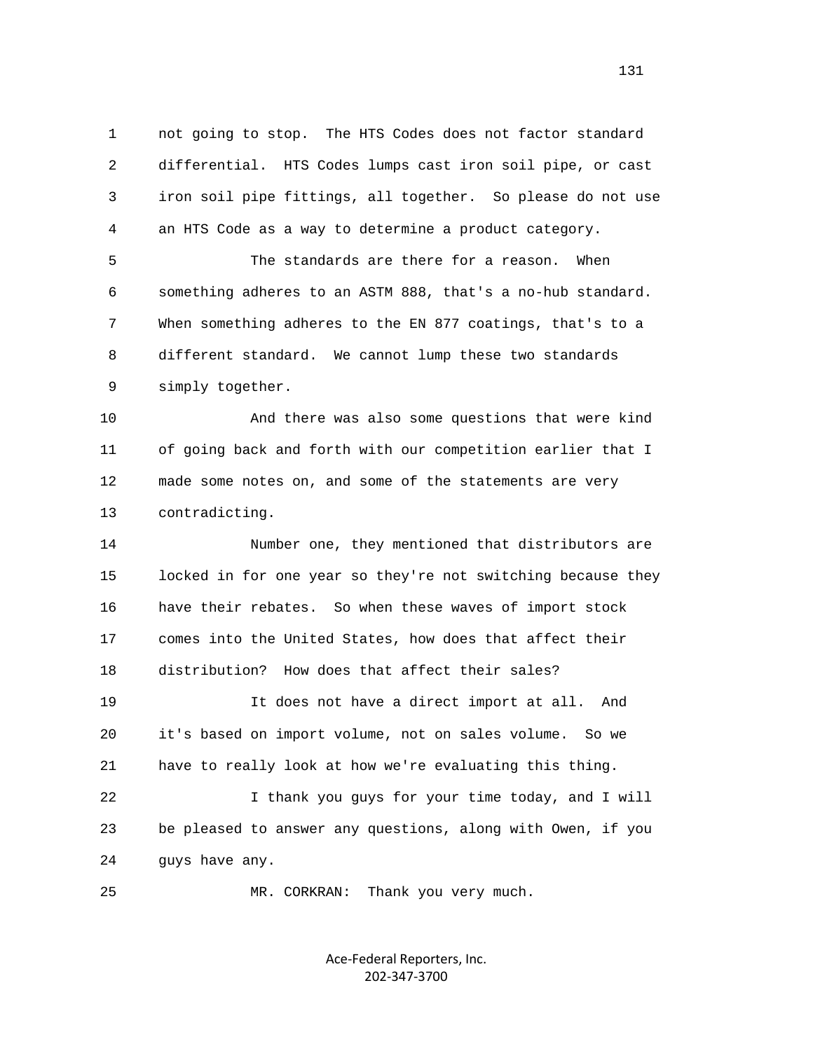not going to stop. The HTS Codes does not factor standard differential. HTS Codes lumps cast iron soil pipe, or cast iron soil pipe fittings, all together. So please do not use an HTS Code as a way to determine a product category.

The standards are there for a reason. When something adheres to an ASTM 888, that's a no-hub standard. When something adheres to the EN 877 coatings, that's to a different standard. We cannot lump these two standards simply together.

And there was also some questions that were kind of going back and forth with our competition earlier that I made some notes on, and some of the statements are very contradicting.

Number one, they mentioned that distributors are locked in for one year so they're not switching because they have their rebates. So when these waves of import stock comes into the United States, how does that affect their distribution? How does that affect their sales?

It does not have a direct import at all. And it's based on import volume, not on sales volume. So we have to really look at how we're evaluating this thing.

I thank you guys for your time today, and I will be pleased to answer any questions, along with Owen, if you guys have any.

MR. CORKRAN: Thank you very much.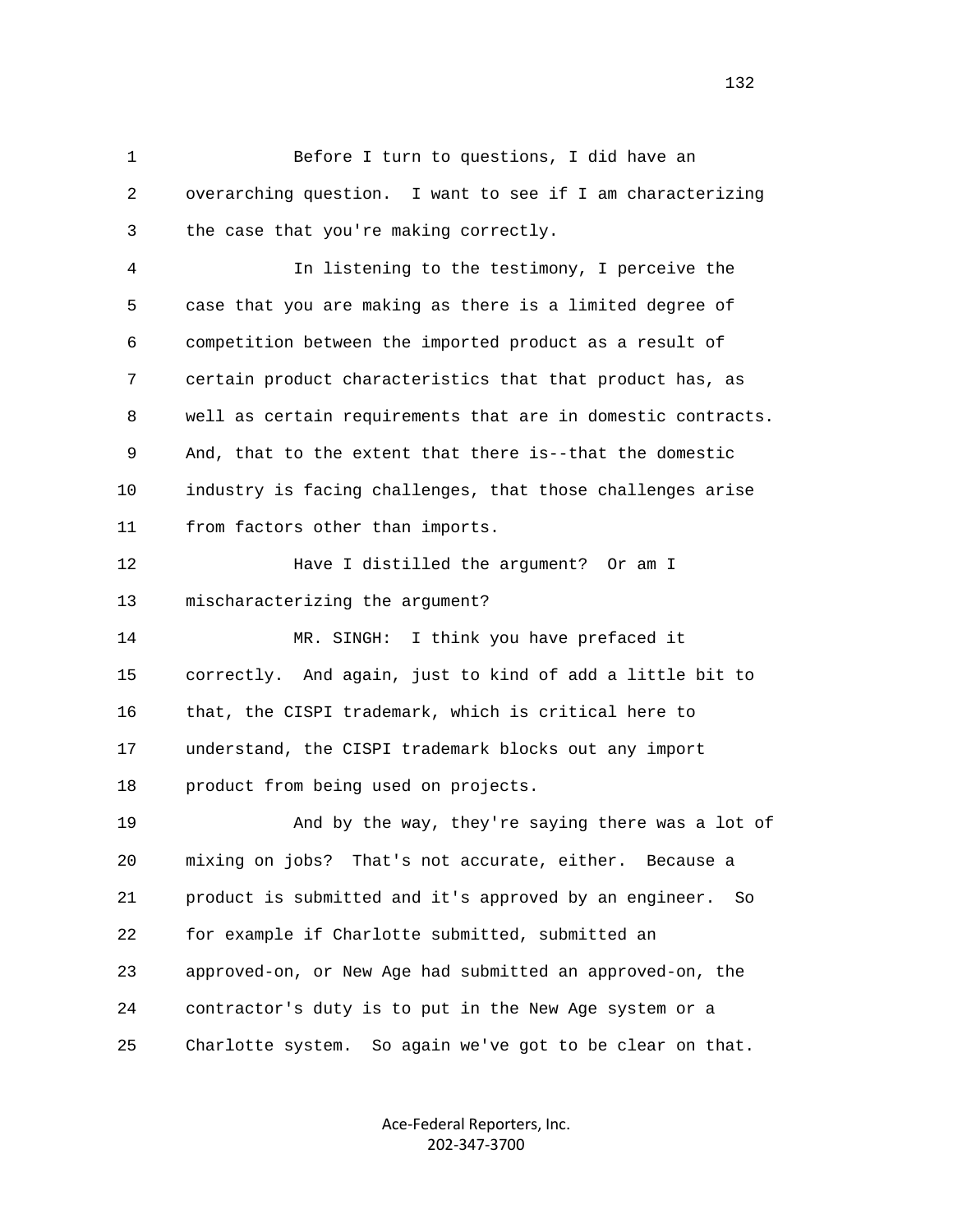Before I turn to questions, I did have an overarching question. I want to see if I am characterizing the case that you're making correctly.

In listening to the testimony, I perceive the case that you are making as there is a limited degree of competition between the imported product as a result of certain product characteristics that that product has, as well as certain requirements that are in domestic contracts. And, that to the extent that there is--that the domestic industry is facing challenges, that those challenges arise from factors other than imports.

Have I distilled the argument? Or am I mischaracterizing the argument?

MR. SINGH: I think you have prefaced it correctly. And again, just to kind of add a little bit to that, the CISPI trademark, which is critical here to understand, the CISPI trademark blocks out any import product from being used on projects.

And by the way, they're saying there was a lot of mixing on jobs? That's not accurate, either. Because a product is submitted and it's approved by an engineer. So for example if Charlotte submitted, submitted an approved-on, or New Age had submitted an approved-on, the contractor's duty is to put in the New Age system or a Charlotte system. So again we've got to be clear on that.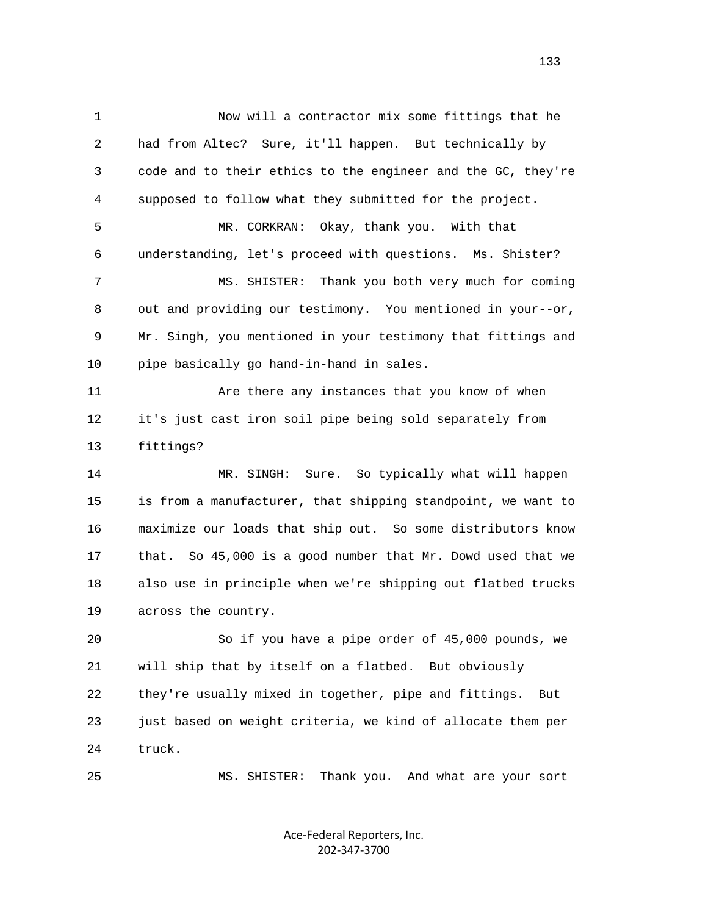1 Now will a contractor mix some fittings that he
2 had from Altec? Sure, it'll happen. But technically by
3 code and to their ethics to the engineer and the GC, they're
4 supposed to follow what they submitted for the project.
5 MR. CORKRAN: Okay, thank you. With that
6 understanding, let's proceed with questions. Ms. Shister?
7 MS. SHISTER: Thank you both very much for coming
8 out and providing our testimony. You mentioned in your--or,
9 Mr. Singh, you mentioned in your testimony that fittings and
10 pipe basically go hand-in-hand in sales.
11 Are there any instances that you know of when
12 it's just cast iron soil pipe being sold separately from
13 fittings?
14 MR. SINGH: Sure. So typically what will happen
15 is from a manufacturer, that shipping standpoint, we want to
16 maximize our loads that ship out. So some distributors know
17 that. So 45,000 is a good number that Mr. Dowd used that we
18 also use in principle when we're shipping out flatbed trucks
19 across the country.
20 So if you have a pipe order of 45,000 pounds, we
21 will ship that by itself on a flatbed. But obviously
22 they're usually mixed in together, pipe and fittings. But
23 just based on weight criteria, we kind of allocate them per
24 truck.
25 MS. SHISTER: Thank you. And what are your sort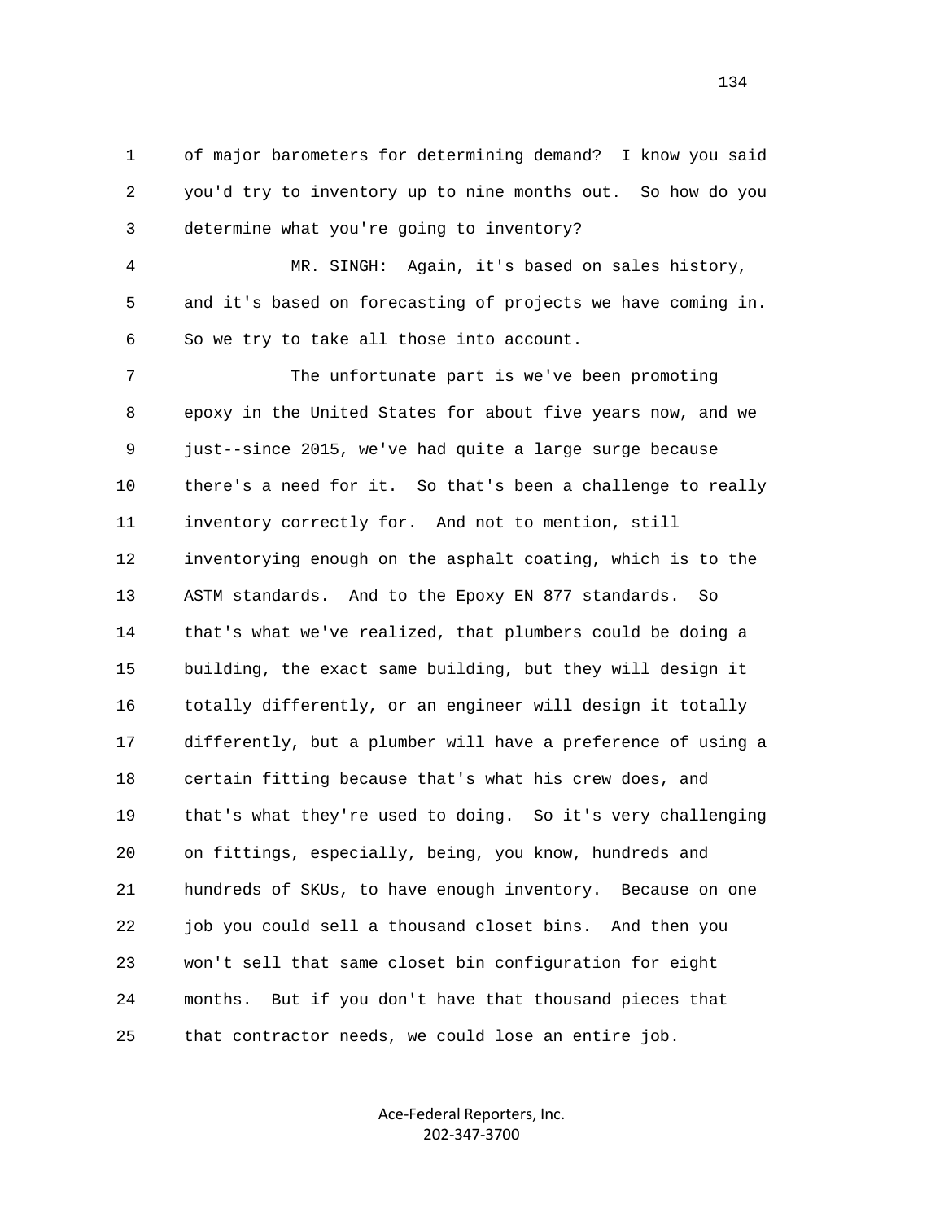of major barometers for determining demand? I know you said you'd try to inventory up to nine months out. So how do you determine what you're going to inventory?

MR. SINGH: Again, it's based on sales history, and it's based on forecasting of projects we have coming in. So we try to take all those into account.

The unfortunate part is we've been promoting epoxy in the United States for about five years now, and we just--since 2015, we've had quite a large surge because there's a need for it. So that's been a challenge to really inventory correctly for. And not to mention, still inventorying enough on the asphalt coating, which is to the ASTM standards. And to the Epoxy EN 877 standards. So that's what we've realized, that plumbers could be doing a building, the exact same building, but they will design it totally differently, or an engineer will design it totally differently, but a plumber will have a preference of using a certain fitting because that's what his crew does, and that's what they're used to doing. So it's very challenging on fittings, especially, being, you know, hundreds and hundreds of SKUs, to have enough inventory. Because on one job you could sell a thousand closet bins. And then you won't sell that same closet bin configuration for eight months. But if you don't have that thousand pieces that that contractor needs, we could lose an entire job.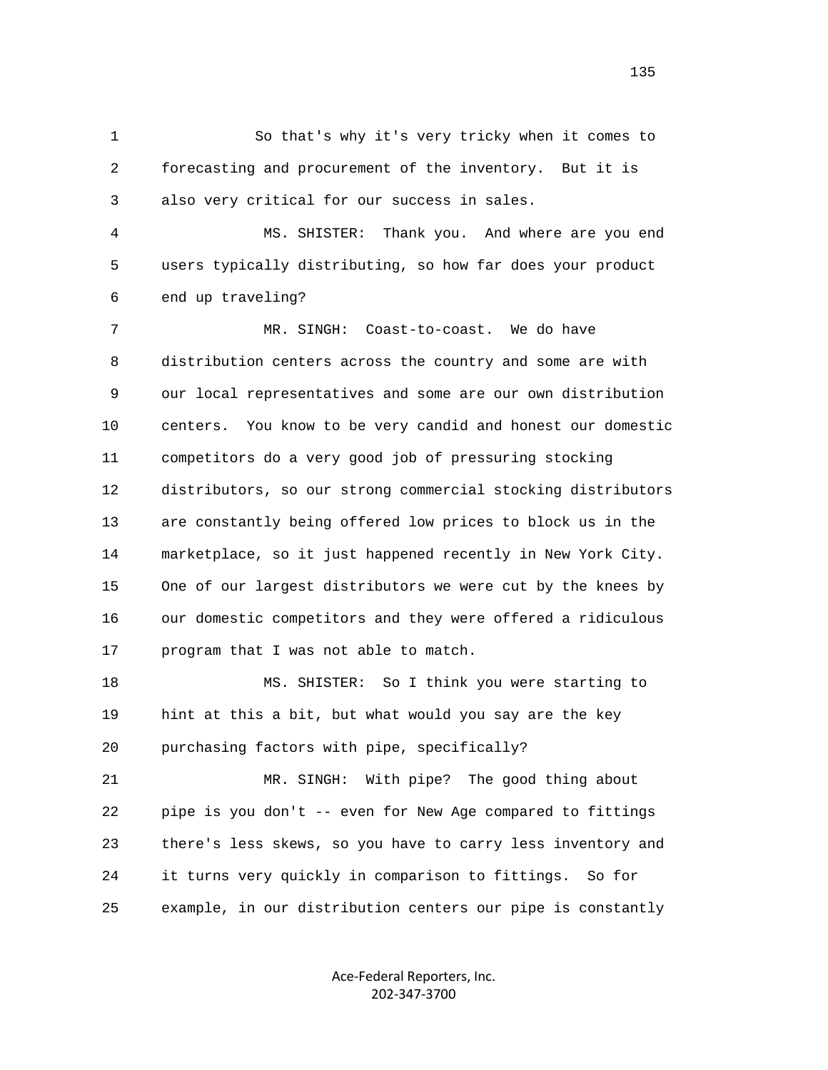So that's why it's very tricky when it comes to forecasting and procurement of the inventory. But it is also very critical for our success in sales.

MS. SHISTER: Thank you. And where are you end users typically distributing, so how far does your product end up traveling?

MR. SINGH: Coast-to-coast. We do have distribution centers across the country and some are with our local representatives and some are our own distribution centers. You know to be very candid and honest our domestic competitors do a very good job of pressuring stocking distributors, so our strong commercial stocking distributors are constantly being offered low prices to block us in the marketplace, so it just happened recently in New York City. One of our largest distributors we were cut by the knees by our domestic competitors and they were offered a ridiculous program that I was not able to match.

MS. SHISTER: So I think you were starting to hint at this a bit, but what would you say are the key purchasing factors with pipe, specifically?

MR. SINGH: With pipe? The good thing about pipe is you don't -- even for New Age compared to fittings there's less skews, so you have to carry less inventory and it turns very quickly in comparison to fittings. So for example, in our distribution centers our pipe is constantly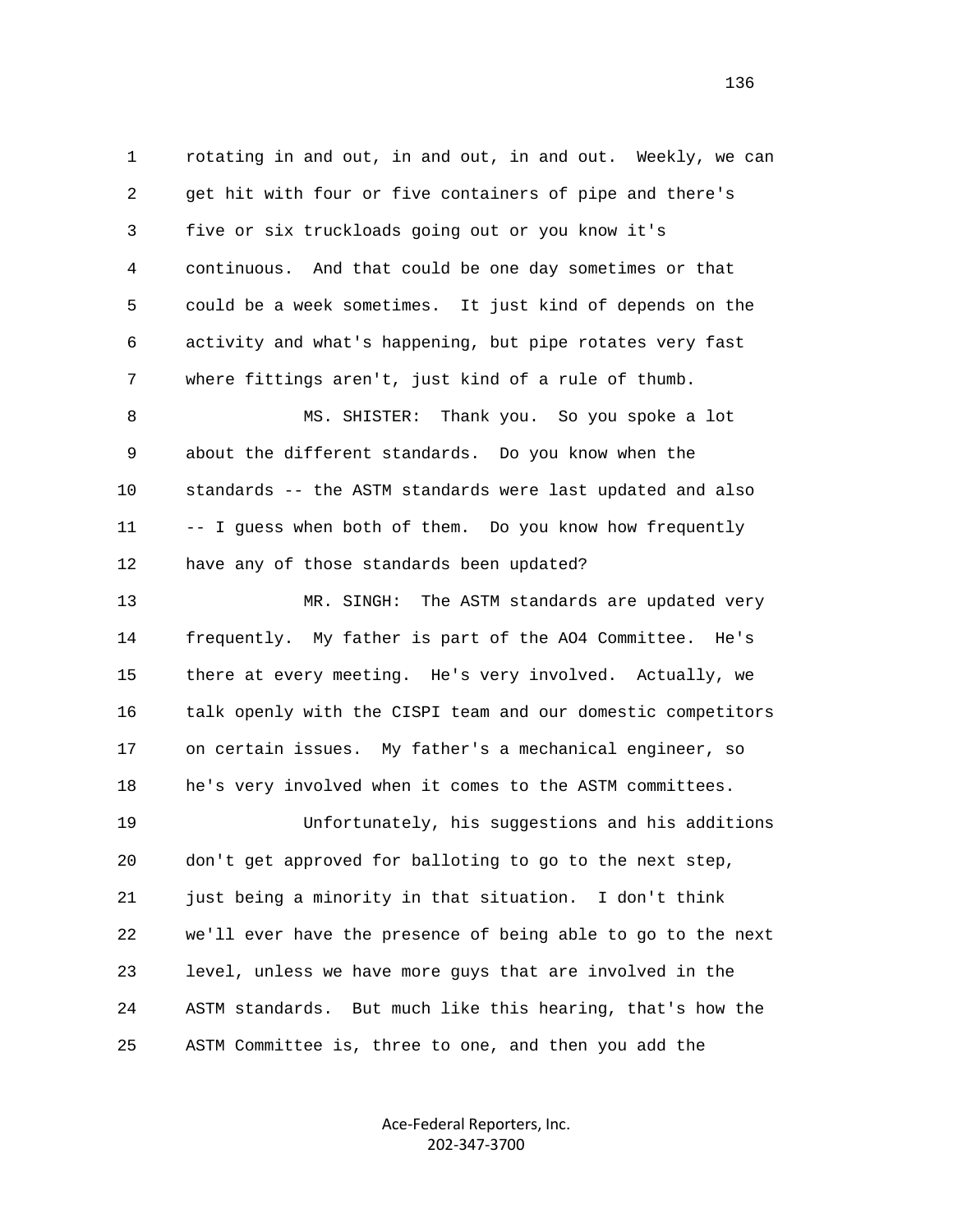1 rotating in and out, in and out, in and out. Weekly, we can
2 get hit with four or five containers of pipe and there's
3 five or six truckloads going out or you know it's
4 continuous. And that could be one day sometimes or that
5 could be a week sometimes. It just kind of depends on the
6 activity and what's happening, but pipe rotates very fast
7 where fittings aren't, just kind of a rule of thumb.

8 MS. SHISTER: Thank you. So you spoke a lot
9 about the different standards. Do you know when the
10 standards -- the ASTM standards were last updated and also
11 -- I guess when both of them. Do you know how frequently
12 have any of those standards been updated?

13 MR. SINGH: The ASTM standards are updated very
14 frequently. My father is part of the AO4 Committee. He's
15 there at every meeting. He's very involved. Actually, we
16 talk openly with the CISPI team and our domestic competitors
17 on certain issues. My father's a mechanical engineer, so
18 he's very involved when it comes to the ASTM committees.

19 Unfortunately, his suggestions and his additions
20 don't get approved for balloting to go to the next step,
21 just being a minority in that situation. I don't think
22 we'll ever have the presence of being able to go to the next
23 level, unless we have more guys that are involved in the
24 ASTM standards. But much like this hearing, that's how the
25 ASTM Committee is, three to one, and then you add the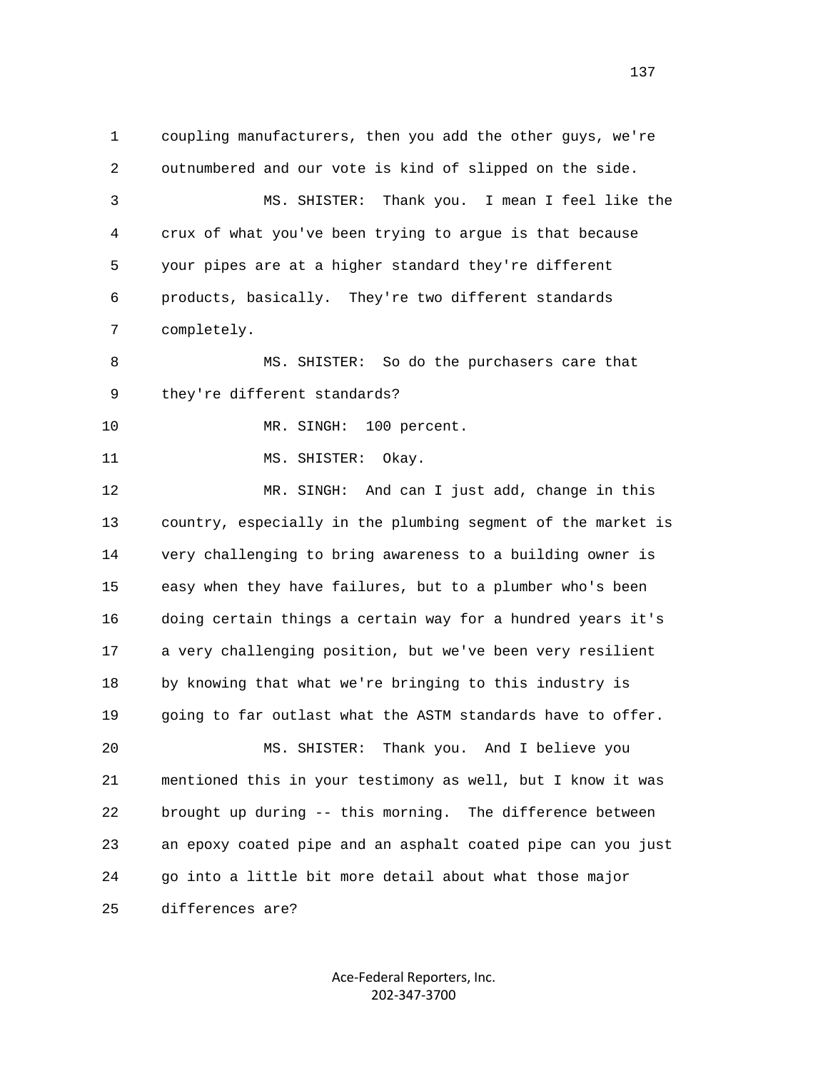coupling manufacturers, then you add the other guys, we're outnumbered and our vote is kind of slipped on the side.

MS. SHISTER: Thank you. I mean I feel like the crux of what you've been trying to argue is that because your pipes are at a higher standard they're different products, basically. They're two different standards completely.

MS. SHISTER: So do the purchasers care that they're different standards?

MR. SINGH: 100 percent.

MS. SHISTER: Okay.

MR. SINGH: And can I just add, change in this country, especially in the plumbing segment of the market is very challenging to bring awareness to a building owner is easy when they have failures, but to a plumber who's been doing certain things a certain way for a hundred years it's a very challenging position, but we've been very resilient by knowing that what we're bringing to this industry is going to far outlast what the ASTM standards have to offer.

MS. SHISTER: Thank you. And I believe you mentioned this in your testimony as well, but I know it was brought up during -- this morning. The difference between an epoxy coated pipe and an asphalt coated pipe can you just go into a little bit more detail about what those major differences are?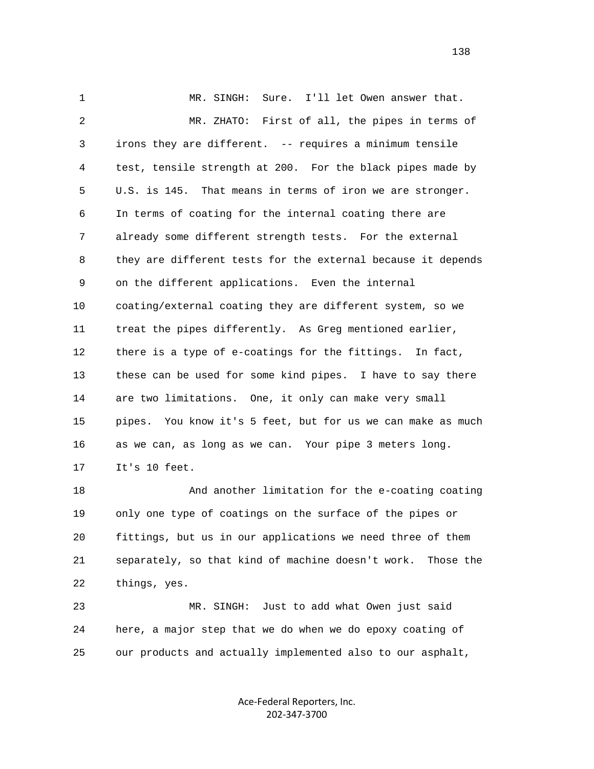MR. SINGH: Sure. I'll let Owen answer that.

MR. ZHATO: First of all, the pipes in terms of irons they are different. -- requires a minimum tensile test, tensile strength at 200. For the black pipes made by U.S. is 145. That means in terms of iron we are stronger. In terms of coating for the internal coating there are already some different strength tests. For the external they are different tests for the external because it depends on the different applications. Even the internal coating/external coating they are different system, so we treat the pipes differently. As Greg mentioned earlier, there is a type of e-coatings for the fittings. In fact, these can be used for some kind pipes. I have to say there are two limitations. One, it only can make very small pipes. You know it's 5 feet, but for us we can make as much as we can, as long as we can. Your pipe 3 meters long. It's 10 feet.

And another limitation for the e-coating coating only one type of coatings on the surface of the pipes or fittings, but us in our applications we need three of them separately, so that kind of machine doesn't work. Those the things, yes.

MR. SINGH: Just to add what Owen just said here, a major step that we do when we do epoxy coating of our products and actually implemented also to our asphalt,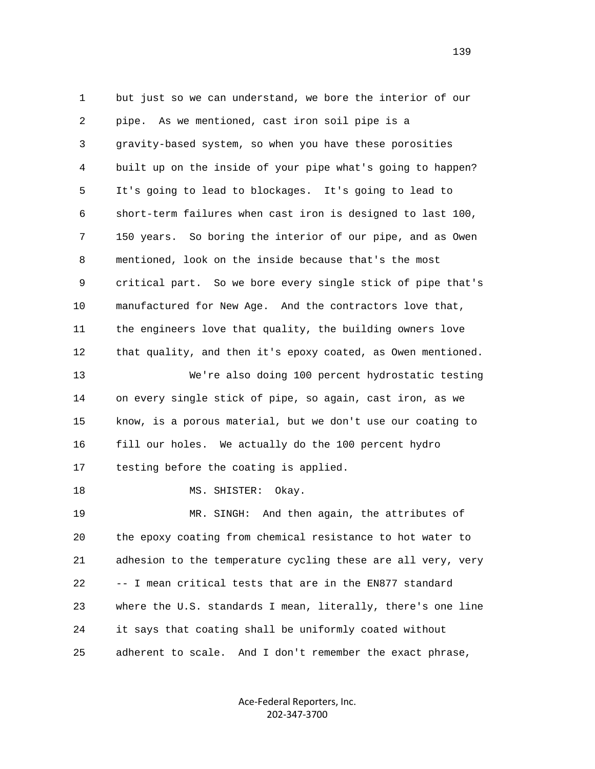but just so we can understand, we bore the interior of our pipe. As we mentioned, cast iron soil pipe is a gravity-based system, so when you have these porosities built up on the inside of your pipe what's going to happen? It's going to lead to blockages. It's going to lead to short-term failures when cast iron is designed to last 100, 150 years. So boring the interior of our pipe, and as Owen mentioned, look on the inside because that's the most critical part. So we bore every single stick of pipe that's manufactured for New Age. And the contractors love that, the engineers love that quality, the building owners love that quality, and then it's epoxy coated, as Owen mentioned.

We're also doing 100 percent hydrostatic testing on every single stick of pipe, so again, cast iron, as we know, is a porous material, but we don't use our coating to fill our holes. We actually do the 100 percent hydro testing before the coating is applied.

MS. SHISTER: Okay.

MR. SINGH: And then again, the attributes of the epoxy coating from chemical resistance to hot water to adhesion to the temperature cycling these are all very, very -- I mean critical tests that are in the EN877 standard where the U.S. standards I mean, literally, there's one line it says that coating shall be uniformly coated without adherent to scale. And I don't remember the exact phrase,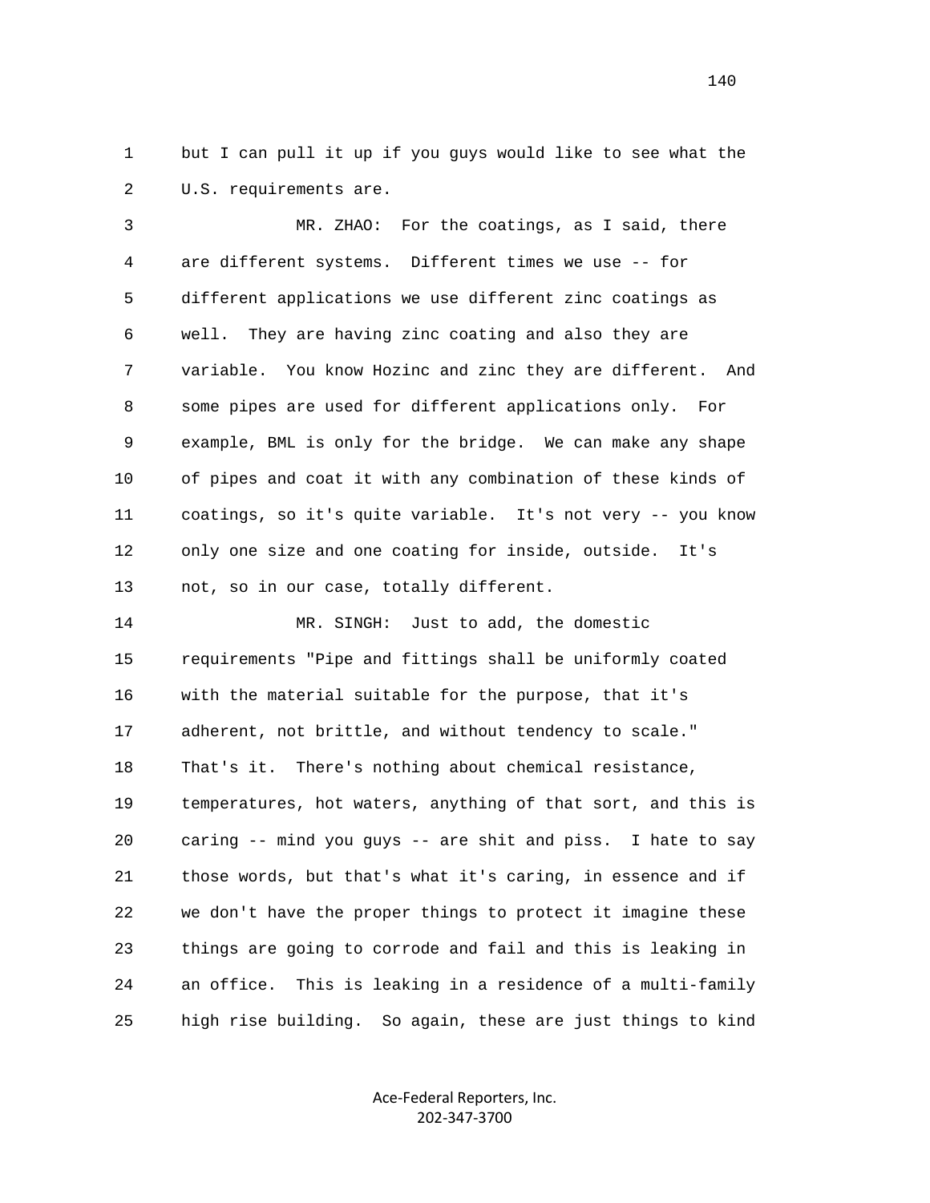1 but I can pull it up if you guys would like to see what the
2 U.S. requirements are.

3 MR. ZHAO: For the coatings, as I said, there
4 are different systems. Different times we use -- for
5 different applications we use different zinc coatings as
6 well. They are having zinc coating and also they are
7 variable. You know Hozinc and zinc they are different. And
8 some pipes are used for different applications only. For
9 example, BML is only for the bridge. We can make any shape
10 of pipes and coat it with any combination of these kinds of
11 coatings, so it's quite variable. It's not very -- you know
12 only one size and one coating for inside, outside. It's
13 not, so in our case, totally different.

14 MR. SINGH: Just to add, the domestic
15 requirements "Pipe and fittings shall be uniformly coated
16 with the material suitable for the purpose, that it's
17 adherent, not brittle, and without tendency to scale."
18 That's it. There's nothing about chemical resistance,
19 temperatures, hot waters, anything of that sort, and this is
20 caring -- mind you guys -- are shit and piss. I hate to say
21 those words, but that's what it's caring, in essence and if
22 we don't have the proper things to protect it imagine these
23 things are going to corrode and fail and this is leaking in
24 an office. This is leaking in a residence of a multi-family
25 high rise building. So again, these are just things to kind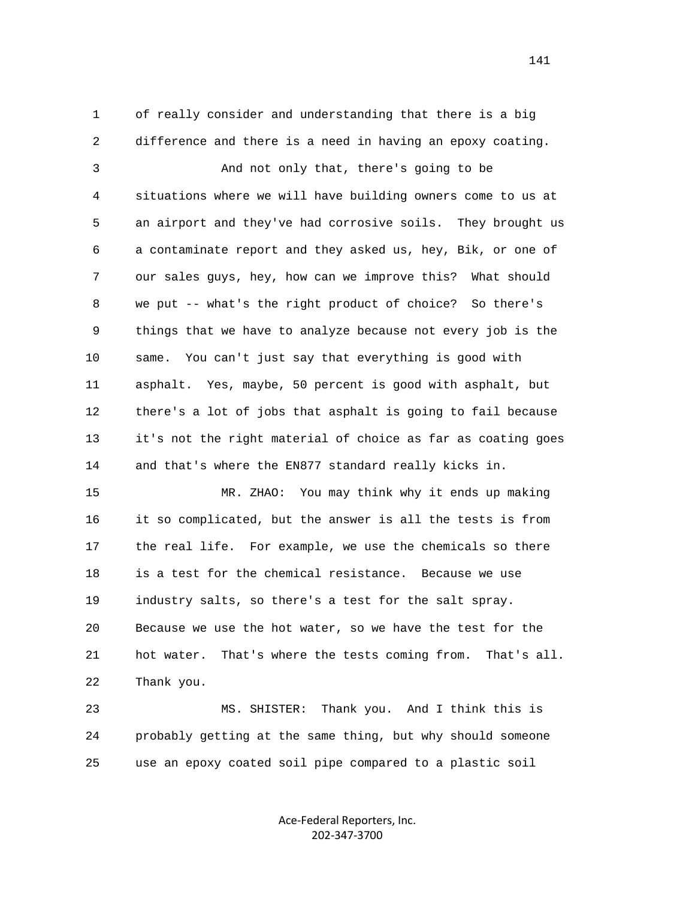1 of really consider and understanding that there is a big
2 difference and there is a need in having an epoxy coating.
3 And not only that, there's going to be
4 situations where we will have building owners come to us at
5 an airport and they've had corrosive soils. They brought us
6 a contaminate report and they asked us, hey, Bik, or one of
7 our sales guys, hey, how can we improve this? What should
8 we put -- what's the right product of choice? So there's
9 things that we have to analyze because not every job is the
10 same. You can't just say that everything is good with
11 asphalt. Yes, maybe, 50 percent is good with asphalt, but
12 there's a lot of jobs that asphalt is going to fail because
13 it's not the right material of choice as far as coating goes
14 and that's where the EN877 standard really kicks in.
15 MR. ZHAO: You may think why it ends up making
16 it so complicated, but the answer is all the tests is from
17 the real life. For example, we use the chemicals so there
18 is a test for the chemical resistance. Because we use
19 industry salts, so there's a test for the salt spray.
20 Because we use the hot water, so we have the test for the
21 hot water. That's where the tests coming from. That's all.
22 Thank you.
23 MS. SHISTER: Thank you. And I think this is
24 probably getting at the same thing, but why should someone
25 use an epoxy coated soil pipe compared to a plastic soil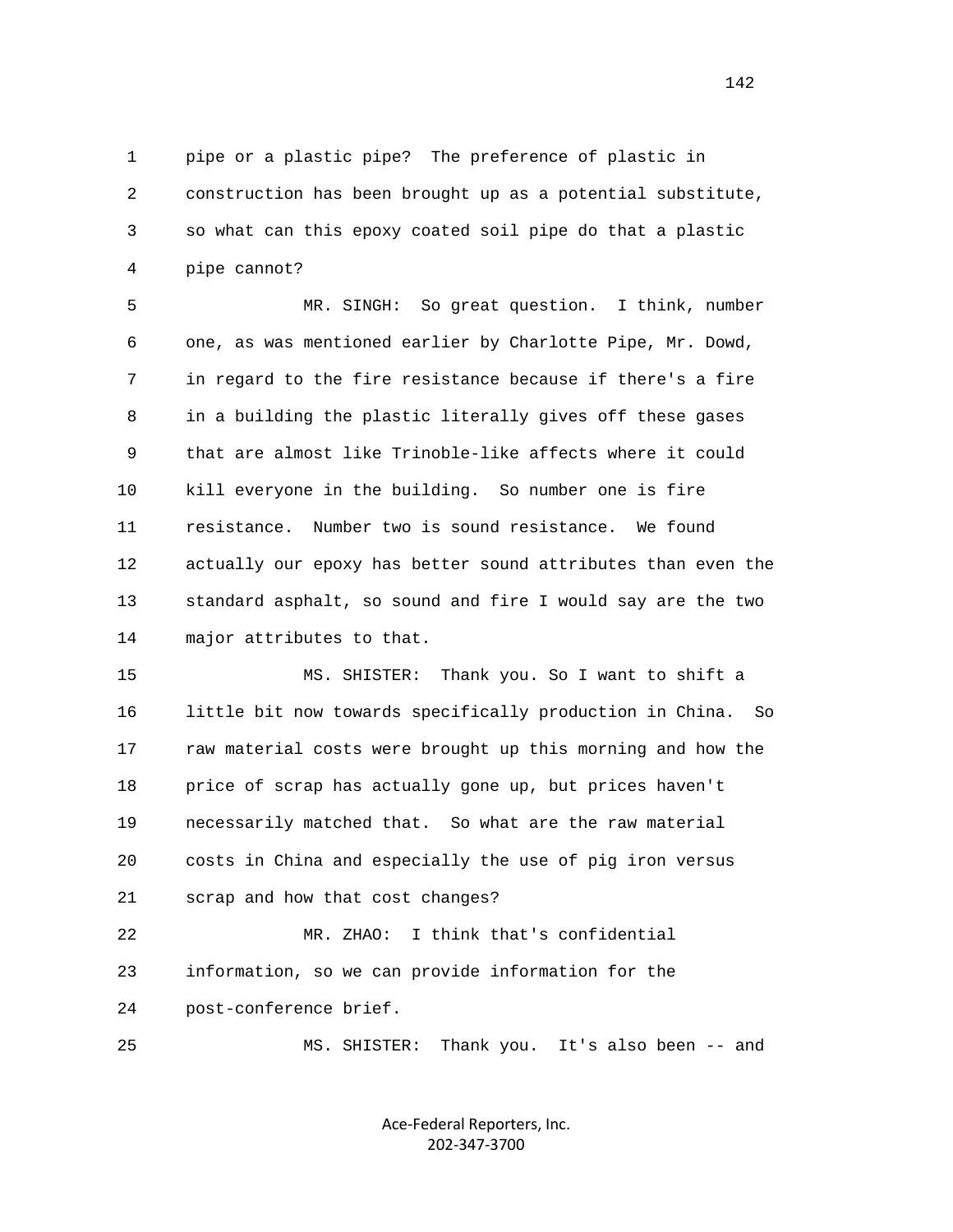1 pipe or a plastic pipe? The preference of plastic in
2 construction has been brought up as a potential substitute,
3 so what can this epoxy coated soil pipe do that a plastic
4 pipe cannot?

5 MR. SINGH: So great question. I think, number
6 one, as was mentioned earlier by Charlotte Pipe, Mr. Dowd,
7 in regard to the fire resistance because if there's a fire
8 in a building the plastic literally gives off these gases
9 that are almost like Trinoble-like affects where it could
10 kill everyone in the building. So number one is fire
11 resistance. Number two is sound resistance. We found
12 actually our epoxy has better sound attributes than even the
13 standard asphalt, so sound and fire I would say are the two
14 major attributes to that.

15 MS. SHISTER: Thank you. So I want to shift a
16 little bit now towards specifically production in China. So
17 raw material costs were brought up this morning and how the
18 price of scrap has actually gone up, but prices haven't
19 necessarily matched that. So what are the raw material
20 costs in China and especially the use of pig iron versus
21 scrap and how that cost changes?

22 MR. ZHAO: I think that's confidential
23 information, so we can provide information for the
24 post-conference brief.

25 MS. SHISTER: Thank you. It's also been -- and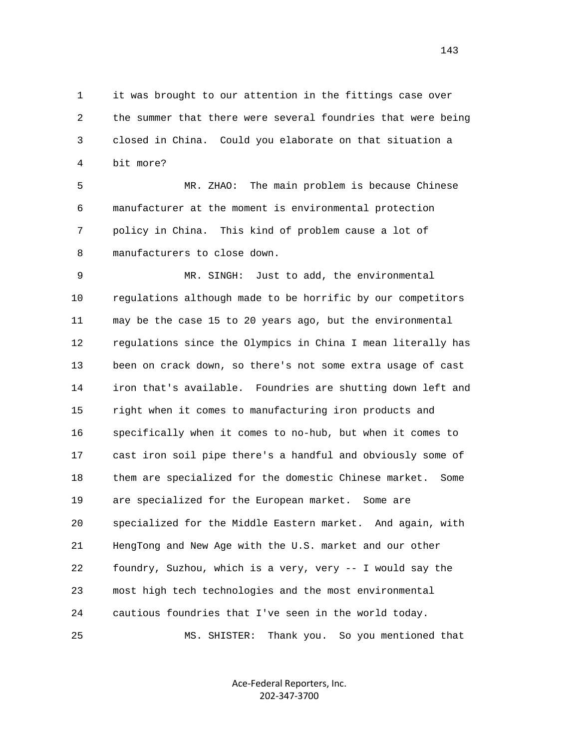1 it was brought to our attention in the fittings case over
2 the summer that there were several foundries that were being
3 closed in China. Could you elaborate on that situation a
4 bit more?

5 MR. ZHAO: The main problem is because Chinese
6 manufacturer at the moment is environmental protection
7 policy in China. This kind of problem cause a lot of
8 manufacturers to close down.

9 MR. SINGH: Just to add, the environmental
10 regulations although made to be horrific by our competitors
11 may be the case 15 to 20 years ago, but the environmental
12 regulations since the Olympics in China I mean literally has
13 been on crack down, so there's not some extra usage of cast
14 iron that's available. Foundries are shutting down left and
15 right when it comes to manufacturing iron products and
16 specifically when it comes to no-hub, but when it comes to
17 cast iron soil pipe there's a handful and obviously some of
18 them are specialized for the domestic Chinese market. Some
19 are specialized for the European market. Some are
20 specialized for the Middle Eastern market. And again, with
21 HengTong and New Age with the U.S. market and our other
22 foundry, Suzhou, which is a very, very -- I would say the
23 most high tech technologies and the most environmental
24 cautious foundries that I've seen in the world today.

25 MS. SHISTER: Thank you. So you mentioned that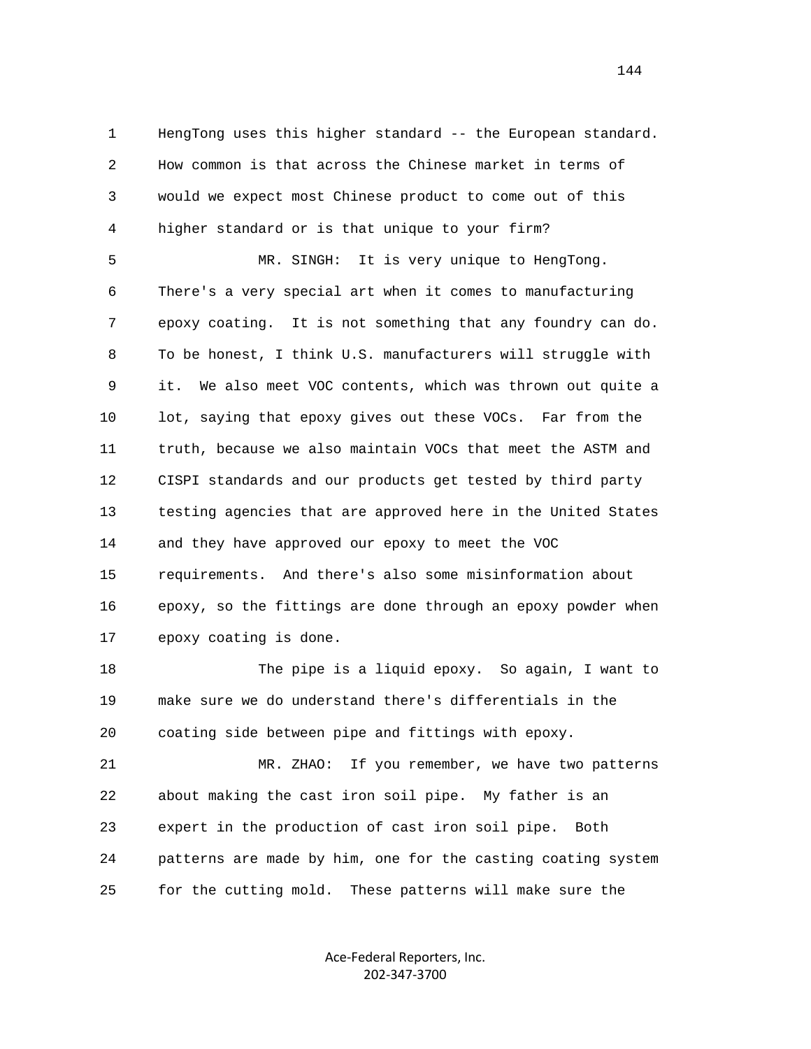HengTong uses this higher standard -- the European standard. How common is that across the Chinese market in terms of would we expect most Chinese product to come out of this higher standard or is that unique to your firm?

MR. SINGH: It is very unique to HengTong. There's a very special art when it comes to manufacturing epoxy coating. It is not something that any foundry can do. To be honest, I think U.S. manufacturers will struggle with it. We also meet VOC contents, which was thrown out quite a lot, saying that epoxy gives out these VOCs. Far from the truth, because we also maintain VOCs that meet the ASTM and CISPI standards and our products get tested by third party testing agencies that are approved here in the United States and they have approved our epoxy to meet the VOC requirements. And there's also some misinformation about epoxy, so the fittings are done through an epoxy powder when epoxy coating is done.

The pipe is a liquid epoxy. So again, I want to make sure we do understand there's differentials in the coating side between pipe and fittings with epoxy.

MR. ZHAO: If you remember, we have two patterns about making the cast iron soil pipe. My father is an expert in the production of cast iron soil pipe. Both patterns are made by him, one for the casting coating system for the cutting mold. These patterns will make sure the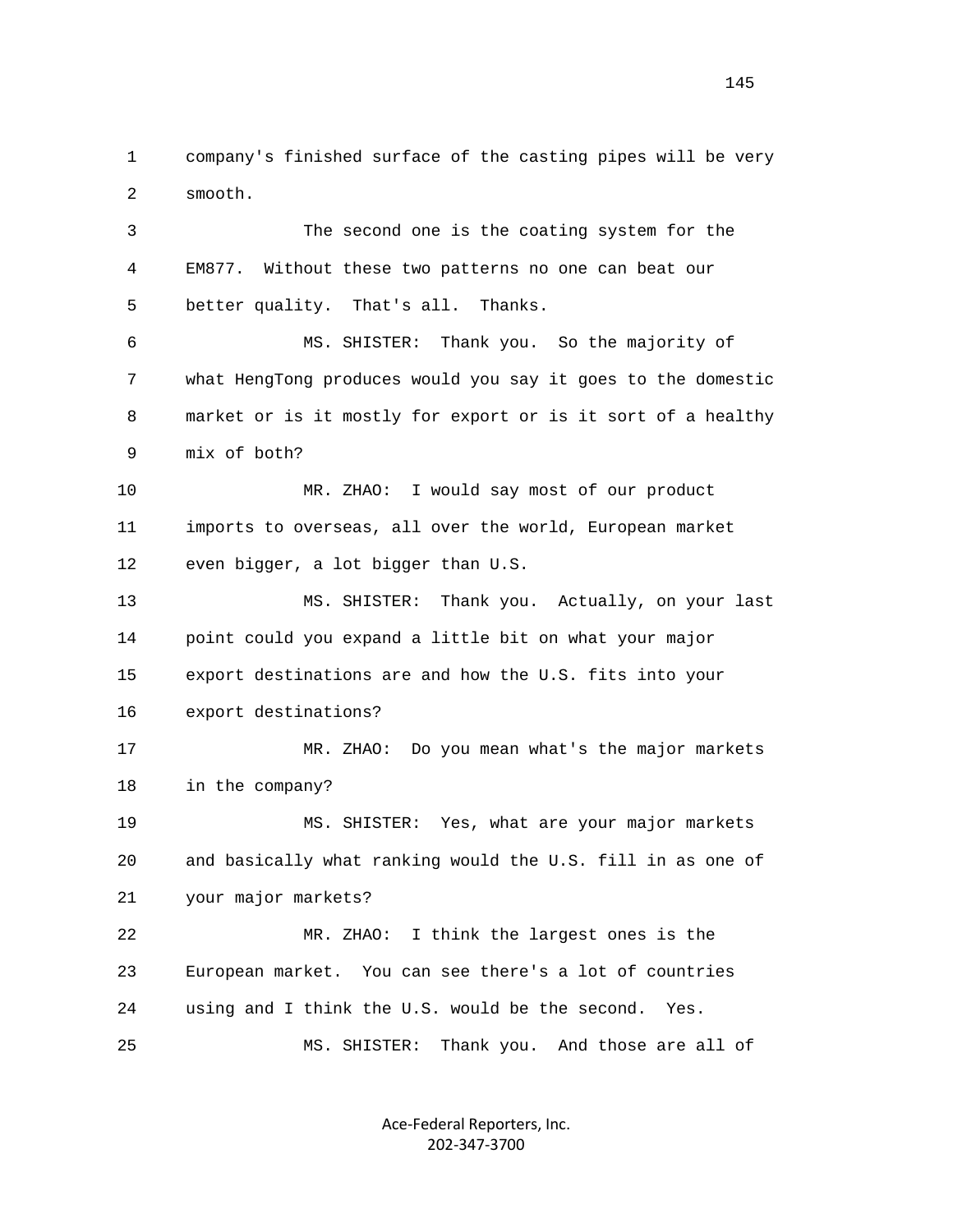1 company's finished surface of the casting pipes will be very
2 smooth.
3 The second one is the coating system for the
4 EM877. Without these two patterns no one can beat our
5 better quality. That's all. Thanks.
6 MS. SHISTER: Thank you. So the majority of
7 what HengTong produces would you say it goes to the domestic
8 market or is it mostly for export or is it sort of a healthy
9 mix of both?
10 MR. ZHAO: I would say most of our product
11 imports to overseas, all over the world, European market
12 even bigger, a lot bigger than U.S.
13 MS. SHISTER: Thank you. Actually, on your last
14 point could you expand a little bit on what your major
15 export destinations are and how the U.S. fits into your
16 export destinations?
17 MR. ZHAO: Do you mean what's the major markets
18 in the company?
19 MS. SHISTER: Yes, what are your major markets
20 and basically what ranking would the U.S. fill in as one of
21 your major markets?
22 MR. ZHAO: I think the largest ones is the
23 European market. You can see there's a lot of countries
24 using and I think the U.S. would be the second. Yes.
25 MS. SHISTER: Thank you. And those are all of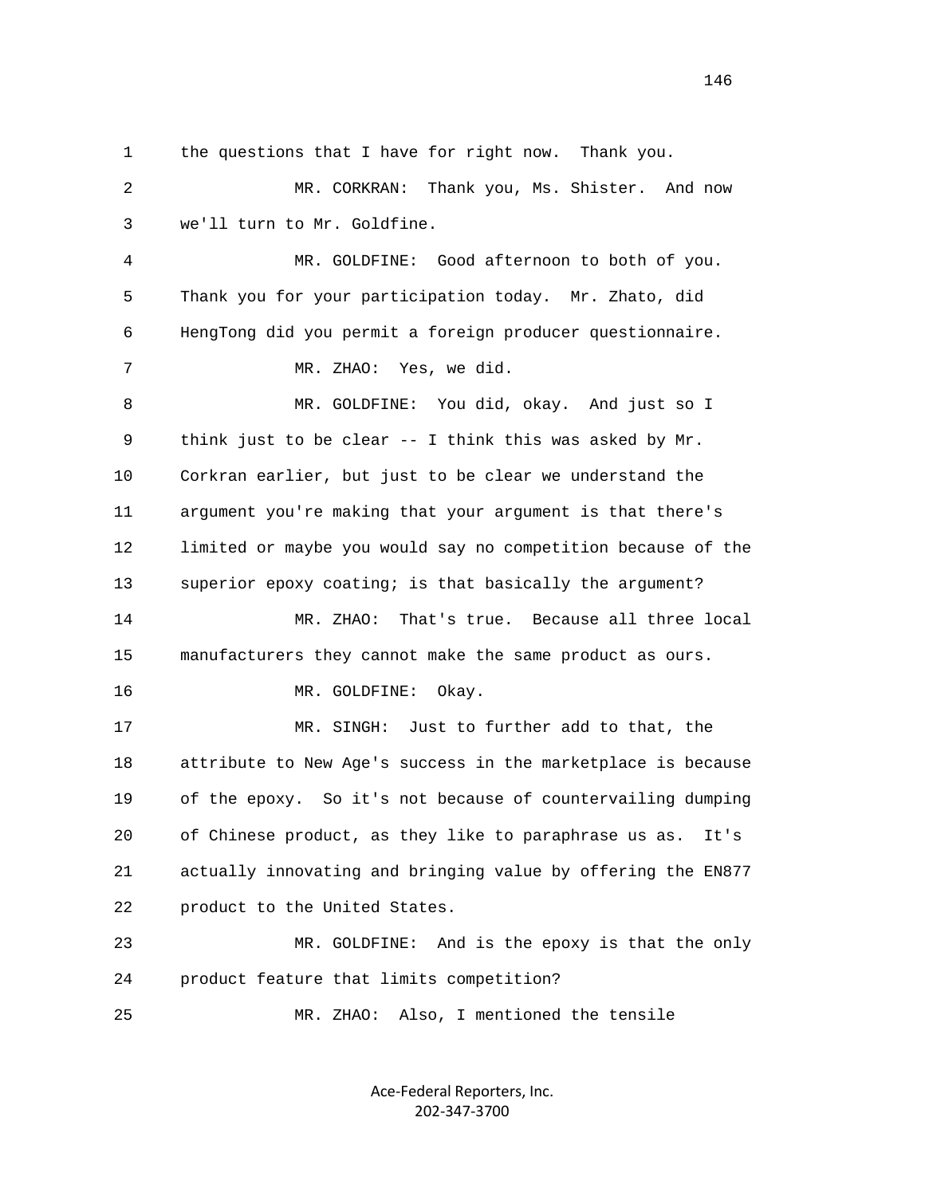1 the questions that I have for right now. Thank you.

2 MR. CORKRAN: Thank you, Ms. Shister. And now

3 we'll turn to Mr. Goldfine.

4 MR. GOLDFINE: Good afternoon to both of you.

5 Thank you for your participation today. Mr. Zhato, did

6 HengTong did you permit a foreign producer questionnaire.

7 MR. ZHAO: Yes, we did.

8 MR. GOLDFINE: You did, okay. And just so I

9 think just to be clear -- I think this was asked by Mr.

10 Corkran earlier, but just to be clear we understand the

11 argument you're making that your argument is that there's

12 limited or maybe you would say no competition because of the

13 superior epoxy coating; is that basically the argument?

14 MR. ZHAO: That's true. Because all three local

15 manufacturers they cannot make the same product as ours.

16 MR. GOLDFINE: Okay.

17 MR. SINGH: Just to further add to that, the

18 attribute to New Age's success in the marketplace is because

19 of the epoxy. So it's not because of countervailing dumping

20 of Chinese product, as they like to paraphrase us as. It's

21 actually innovating and bringing value by offering the EN877

22 product to the United States.

23 MR. GOLDFINE: And is the epoxy is that the only

24 product feature that limits competition?

25 MR. ZHAO: Also, I mentioned the tensile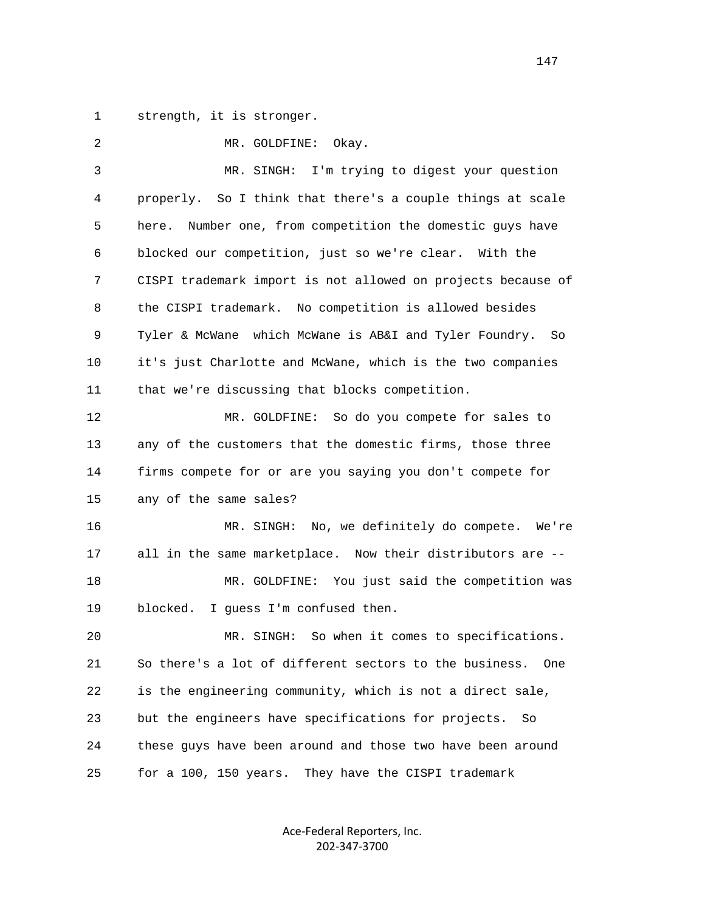1 strength, it is stronger.

2 MR. GOLDFINE: Okay.

3 MR. SINGH: I'm trying to digest your question

4 properly. So I think that there's a couple things at scale

5 here. Number one, from competition the domestic guys have

6 blocked our competition, just so we're clear. With the

7 CISPI trademark import is not allowed on projects because of

8 the CISPI trademark. No competition is allowed besides

9 Tyler & McWane which McWane is AB&I and Tyler Foundry. So

10 it's just Charlotte and McWane, which is the two companies

11 that we're discussing that blocks competition.

12 MR. GOLDFINE: So do you compete for sales to

13 any of the customers that the domestic firms, those three

14 firms compete for or are you saying you don't compete for

15 any of the same sales?

16 MR. SINGH: No, we definitely do compete. We're

17 all in the same marketplace. Now their distributors are --

18 MR. GOLDFINE: You just said the competition was

19 blocked. I guess I'm confused then.

20 MR. SINGH: So when it comes to specifications.

21 So there's a lot of different sectors to the business. One

22 is the engineering community, which is not a direct sale,

23 but the engineers have specifications for projects. So

24 these guys have been around and those two have been around

25 for a 100, 150 years. They have the CISPI trademark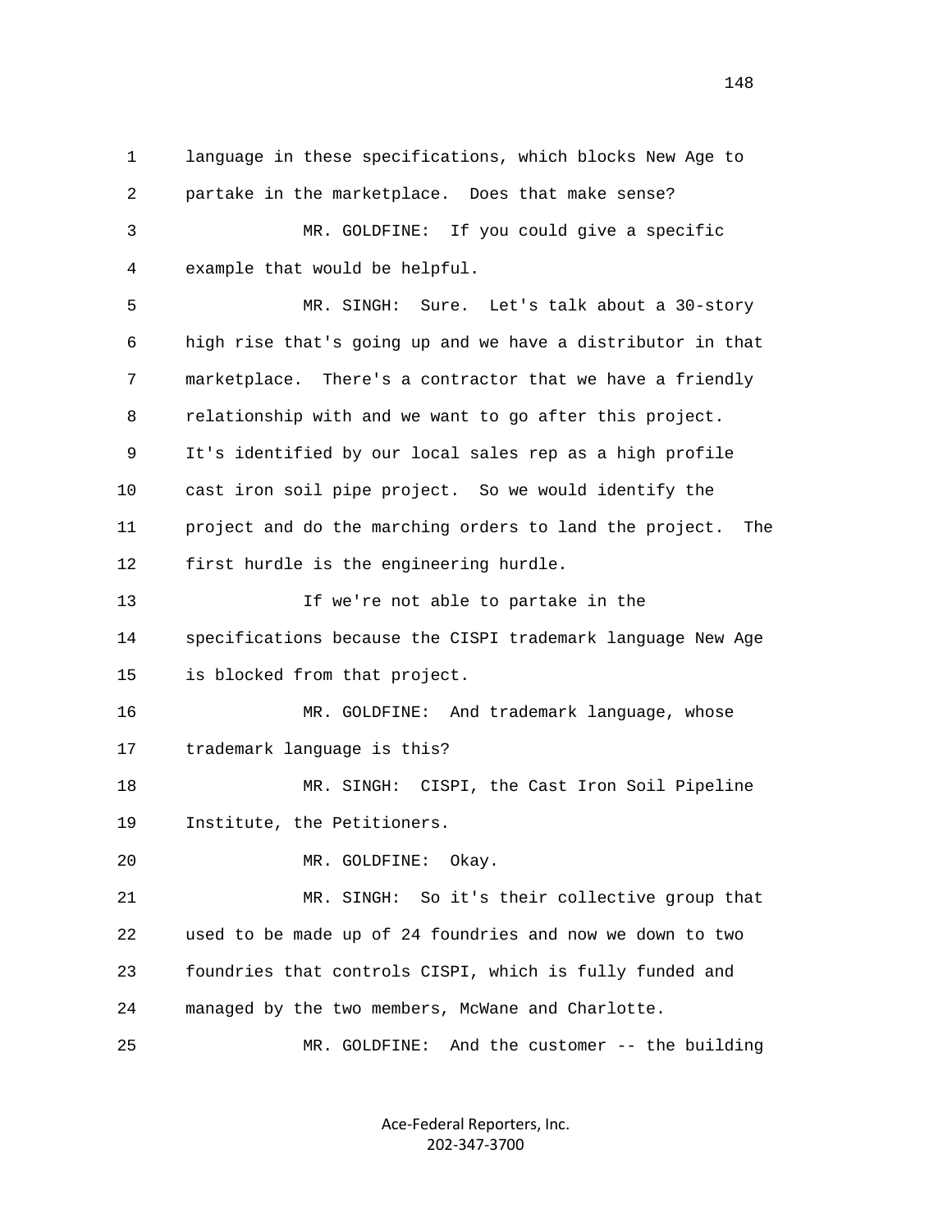1 language in these specifications, which blocks New Age to
2 partake in the marketplace. Does that make sense?
3 MR. GOLDFINE: If you could give a specific
4 example that would be helpful.
5 MR. SINGH: Sure. Let's talk about a 30-story
6 high rise that's going up and we have a distributor in that
7 marketplace. There's a contractor that we have a friendly
8 relationship with and we want to go after this project.
9 It's identified by our local sales rep as a high profile
10 cast iron soil pipe project. So we would identify the
11 project and do the marching orders to land the project. The
12 first hurdle is the engineering hurdle.
13 If we're not able to partake in the
14 specifications because the CISPI trademark language New Age
15 is blocked from that project.
16 MR. GOLDFINE: And trademark language, whose
17 trademark language is this?
18 MR. SINGH: CISPI, the Cast Iron Soil Pipeline
19 Institute, the Petitioners.
20 MR. GOLDFINE: Okay.
21 MR. SINGH: So it's their collective group that
22 used to be made up of 24 foundries and now we down to two
23 foundries that controls CISPI, which is fully funded and
24 managed by the two members, McWane and Charlotte.
25 MR. GOLDFINE: And the customer -- the building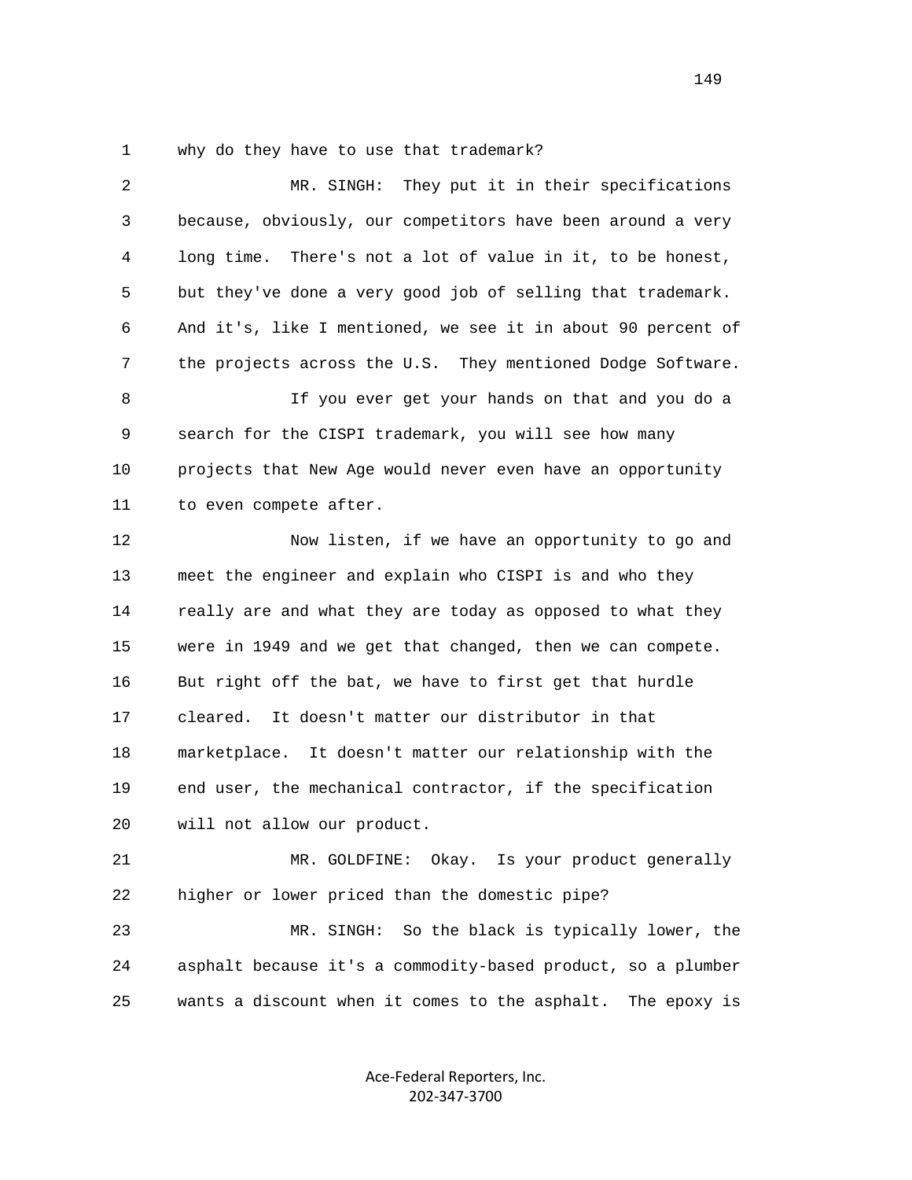1 why do they have to use that trademark?

2 MR. SINGH: They put it in their specifications

3 because, obviously, our competitors have been around a very

4 long time. There's not a lot of value in it, to be honest,

5 but they've done a very good job of selling that trademark.

6 And it's, like I mentioned, we see it in about 90 percent of

7 the projects across the U.S. They mentioned Dodge Software.

8 If you ever get your hands on that and you do a

9 search for the CISPI trademark, you will see how many

10 projects that New Age would never even have an opportunity

11 to even compete after.

12 Now listen, if we have an opportunity to go and

13 meet the engineer and explain who CISPI is and who they

14 really are and what they are today as opposed to what they

15 were in 1949 and we get that changed, then we can compete.

16 But right off the bat, we have to first get that hurdle

17 cleared. It doesn't matter our distributor in that

18 marketplace. It doesn't matter our relationship with the

19 end user, the mechanical contractor, if the specification

20 will not allow our product.

21 MR. GOLDFINE: Okay. Is your product generally

22 higher or lower priced than the domestic pipe?

23 MR. SINGH: So the black is typically lower, the

24 asphalt because it's a commodity-based product, so a plumber

25 wants a discount when it comes to the asphalt. The epoxy is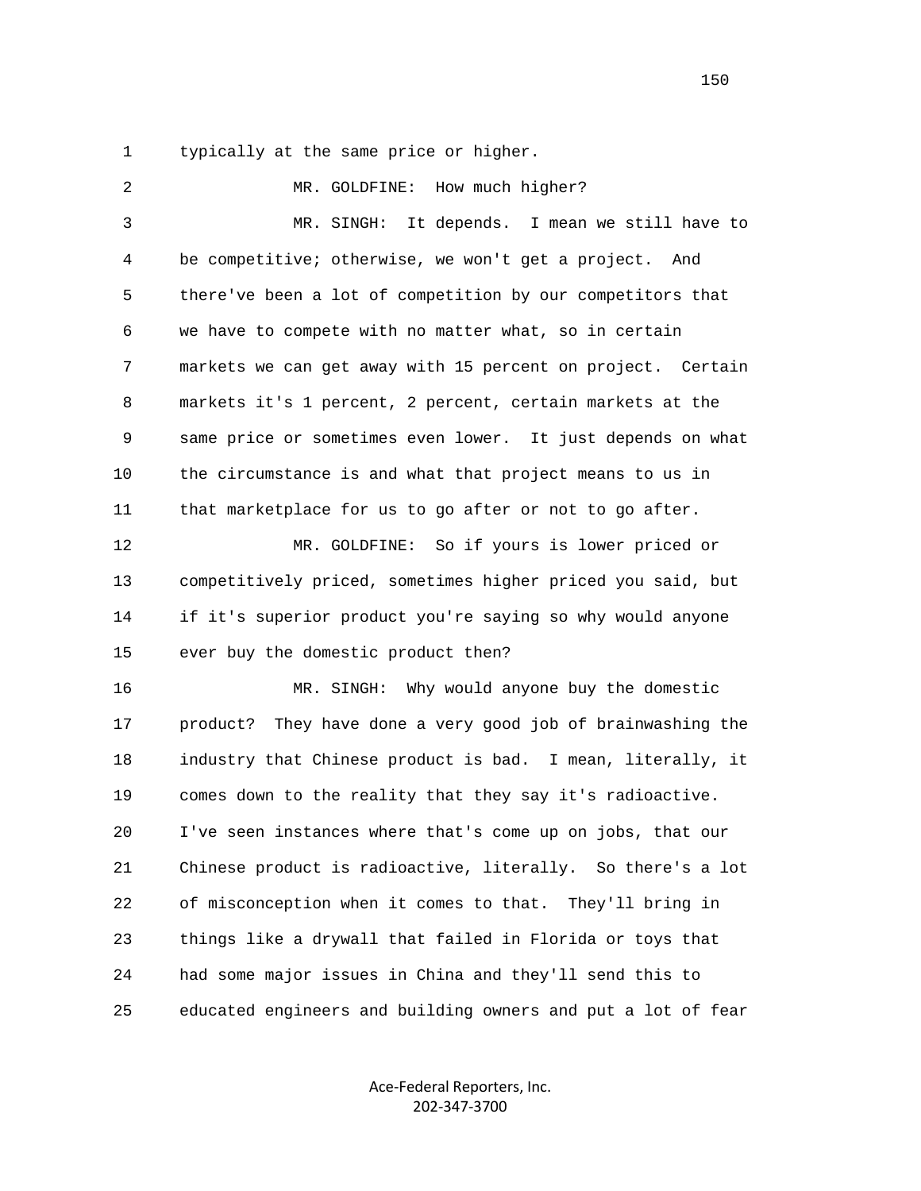typically at the same price or higher.

MR. GOLDFINE: How much higher?

MR. SINGH: It depends. I mean we still have to be competitive; otherwise, we won't get a project. And there've been a lot of competition by our competitors that we have to compete with no matter what, so in certain markets we can get away with 15 percent on project. Certain markets it's 1 percent, 2 percent, certain markets at the same price or sometimes even lower. It just depends on what the circumstance is and what that project means to us in that marketplace for us to go after or not to go after.

MR. GOLDFINE: So if yours is lower priced or competitively priced, sometimes higher priced you said, but if it's superior product you're saying so why would anyone ever buy the domestic product then?

MR. SINGH: Why would anyone buy the domestic product? They have done a very good job of brainwashing the industry that Chinese product is bad. I mean, literally, it comes down to the reality that they say it's radioactive. I've seen instances where that's come up on jobs, that our Chinese product is radioactive, literally. So there's a lot of misconception when it comes to that. They'll bring in things like a drywall that failed in Florida or toys that had some major issues in China and they'll send this to educated engineers and building owners and put a lot of fear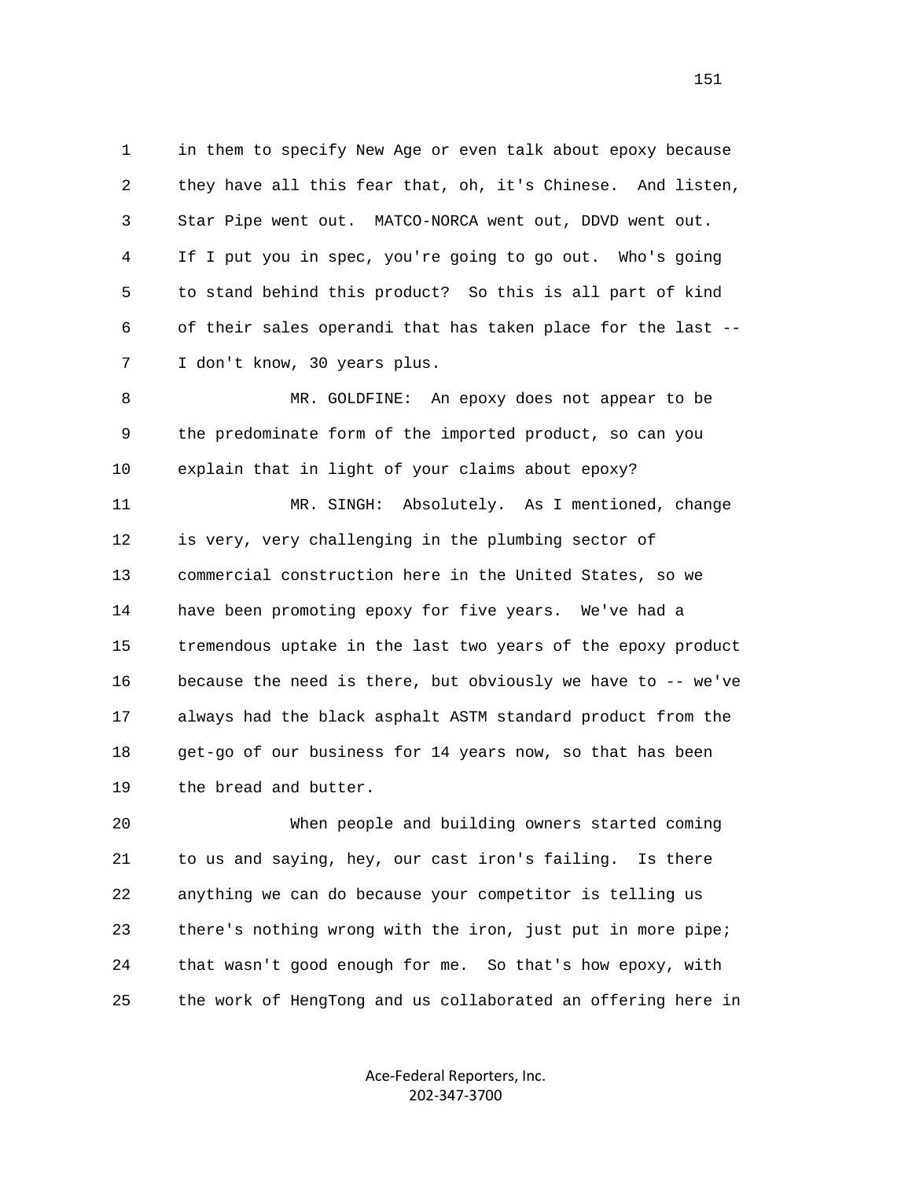in them to specify New Age or even talk about epoxy because they have all this fear that, oh, it's Chinese. And listen, Star Pipe went out. MATCO-NORCA went out, DDVD went out. If I put you in spec, you're going to go out. Who's going to stand behind this product? So this is all part of kind of their sales operandi that has taken place for the last -- I don't know, 30 years plus.

MR. GOLDFINE: An epoxy does not appear to be the predominate form of the imported product, so can you explain that in light of your claims about epoxy?

MR. SINGH: Absolutely. As I mentioned, change is very, very challenging in the plumbing sector of commercial construction here in the United States, so we have been promoting epoxy for five years. We've had a tremendous uptake in the last two years of the epoxy product because the need is there, but obviously we have to -- we've always had the black asphalt ASTM standard product from the get-go of our business for 14 years now, so that has been the bread and butter.

When people and building owners started coming to us and saying, hey, our cast iron's failing. Is there anything we can do because your competitor is telling us there's nothing wrong with the iron, just put in more pipe; that wasn't good enough for me. So that's how epoxy, with the work of HengTong and us collaborated an offering here in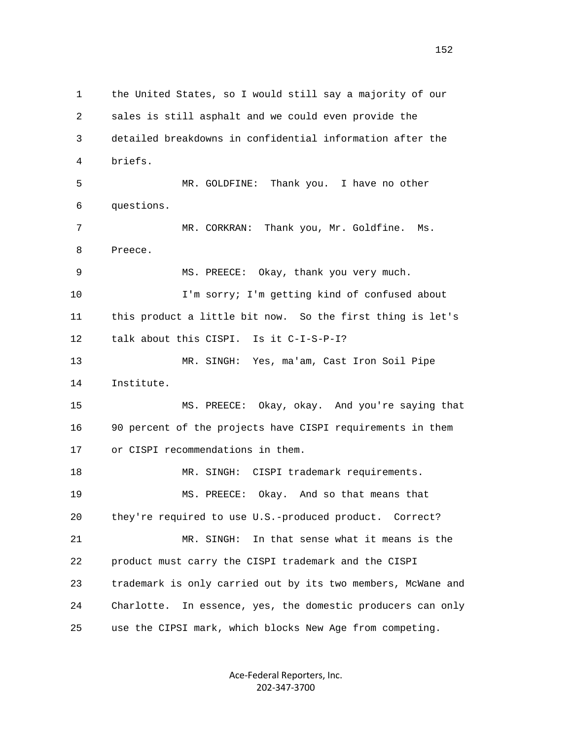1 the United States, so I would still say a majority of our
2 sales is still asphalt and we could even provide the
3 detailed breakdowns in confidential information after the
4 briefs.

5 MR. GOLDFINE: Thank you. I have no other
6 questions.

7 MR. CORKRAN: Thank you, Mr. Goldfine. Ms.
8 Preece.

9 MS. PREECE: Okay, thank you very much.

10 I'm sorry; I'm getting kind of confused about
11 this product a little bit now. So the first thing is let's
12 talk about this CISPI. Is it C-I-S-P-I?

13 MR. SINGH: Yes, ma'am, Cast Iron Soil Pipe
14 Institute.

15 MS. PREECE: Okay, okay. And you're saying that
16 90 percent of the projects have CISPI requirements in them
17 or CISPI recommendations in them.

18 MR. SINGH: CISPI trademark requirements.

19 MS. PREECE: Okay. And so that means that
20 they're required to use U.S.-produced product. Correct?

21 MR. SINGH: In that sense what it means is the
22 product must carry the CISPI trademark and the CISPI
23 trademark is only carried out by its two members, McWane and
24 Charlotte. In essence, yes, the domestic producers can only
25 use the CIPSI mark, which blocks New Age from competing.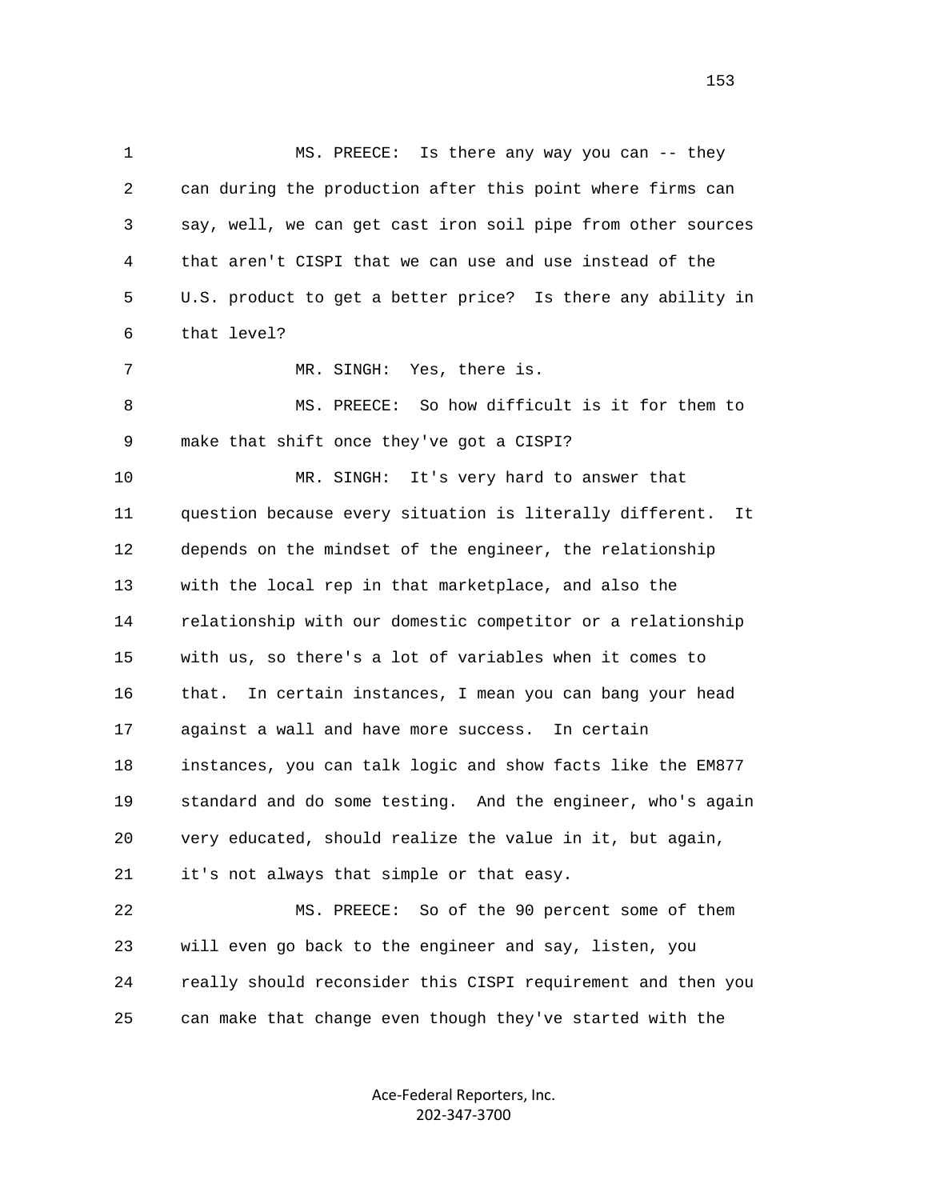MS. PREECE: Is there any way you can -- they can during the production after this point where firms can say, well, we can get cast iron soil pipe from other sources that aren't CISPI that we can use and use instead of the U.S. product to get a better price? Is there any ability in that level?

MR. SINGH: Yes, there is.

MS. PREECE: So how difficult is it for them to make that shift once they've got a CISPI?

MR. SINGH: It's very hard to answer that question because every situation is literally different. It depends on the mindset of the engineer, the relationship with the local rep in that marketplace, and also the relationship with our domestic competitor or a relationship with us, so there's a lot of variables when it comes to that. In certain instances, I mean you can bang your head against a wall and have more success. In certain instances, you can talk logic and show facts like the EM877 standard and do some testing. And the engineer, who's again very educated, should realize the value in it, but again, it's not always that simple or that easy.

MS. PREECE: So of the 90 percent some of them will even go back to the engineer and say, listen, you really should reconsider this CISPI requirement and then you can make that change even though they've started with the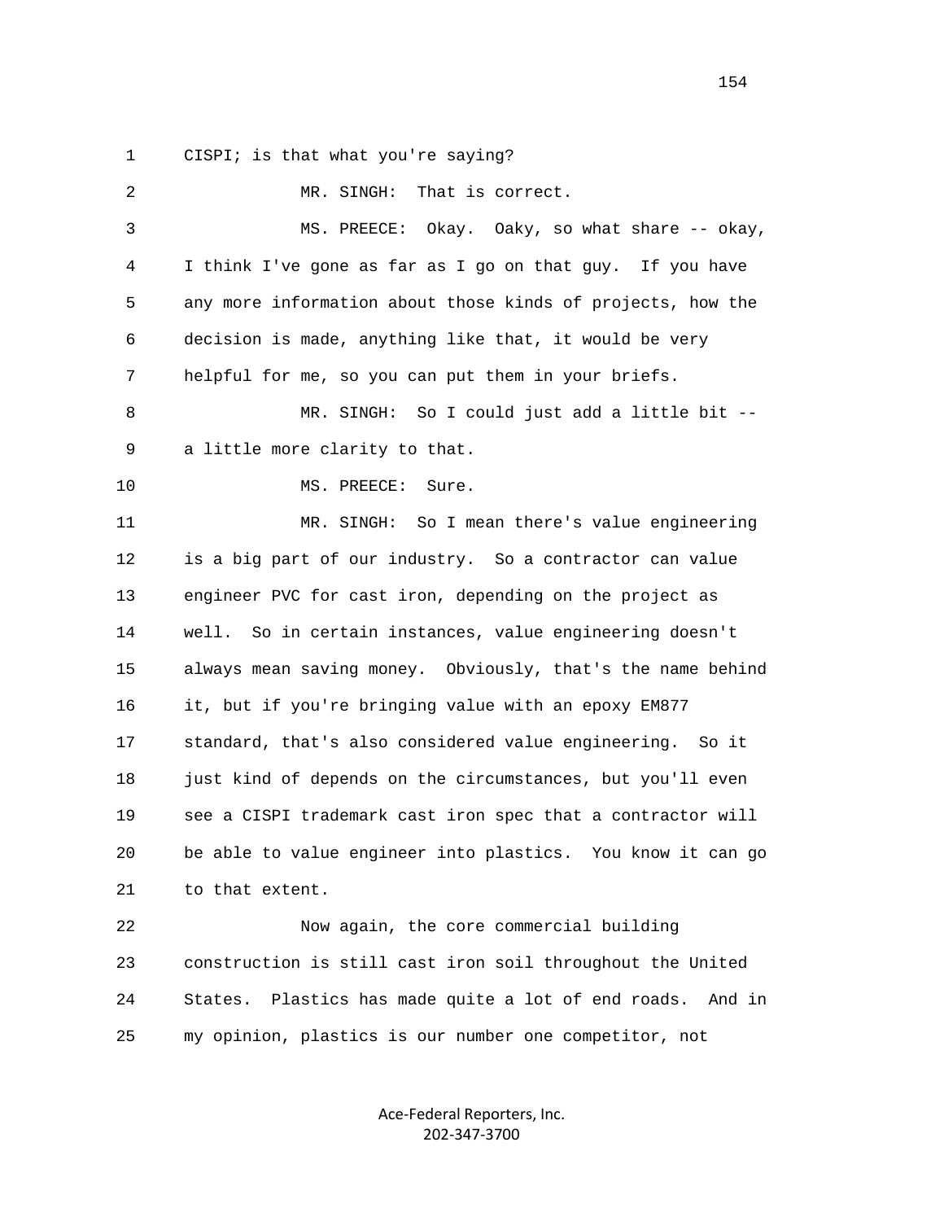1 CISPI; is that what you're saying?

2 MR. SINGH: That is correct.

3 MS. PREECE: Okay. Oaky, so what share -- okay,

4 I think I've gone as far as I go on that guy. If you have

5 any more information about those kinds of projects, how the

6 decision is made, anything like that, it would be very

7 helpful for me, so you can put them in your briefs.

8 MR. SINGH: So I could just add a little bit --

9 a little more clarity to that.

10 MS. PREECE: Sure.

11 MR. SINGH: So I mean there's value engineering

12 is a big part of our industry. So a contractor can value

13 engineer PVC for cast iron, depending on the project as

14 well. So in certain instances, value engineering doesn't

15 always mean saving money. Obviously, that's the name behind

16 it, but if you're bringing value with an epoxy EM877

17 standard, that's also considered value engineering. So it

18 just kind of depends on the circumstances, but you'll even

19 see a CISPI trademark cast iron spec that a contractor will

20 be able to value engineer into plastics. You know it can go

21 to that extent.

22 Now again, the core commercial building

23 construction is still cast iron soil throughout the United

24 States. Plastics has made quite a lot of end roads. And in

25 my opinion, plastics is our number one competitor, not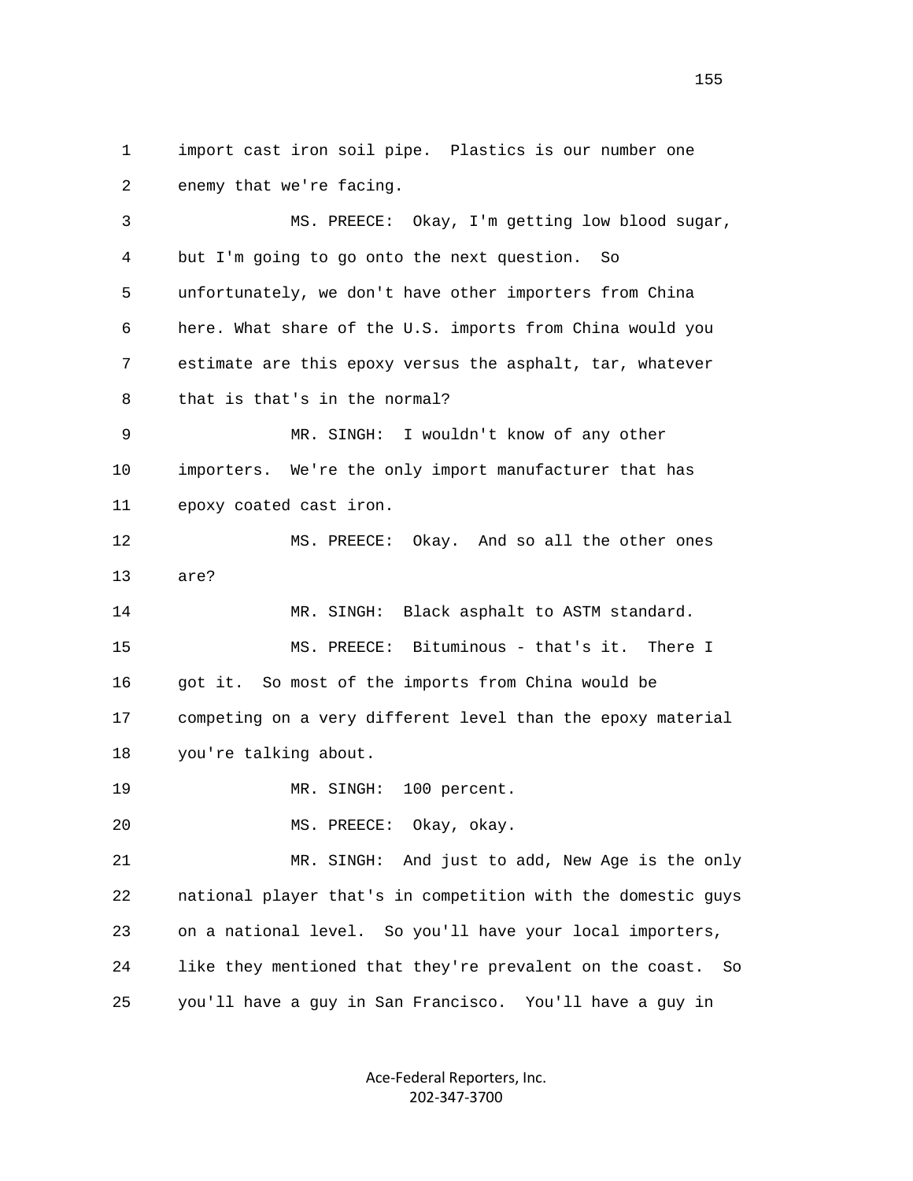1 import cast iron soil pipe. Plastics is our number one
2 enemy that we're facing.
3 MS. PREECE: Okay, I'm getting low blood sugar,
4 but I'm going to go onto the next question. So
5 unfortunately, we don't have other importers from China
6 here. What share of the U.S. imports from China would you
7 estimate are this epoxy versus the asphalt, tar, whatever
8 that is that's in the normal?
9 MR. SINGH: I wouldn't know of any other
10 importers. We're the only import manufacturer that has
11 epoxy coated cast iron.
12 MS. PREECE: Okay. And so all the other ones
13 are?
14 MR. SINGH: Black asphalt to ASTM standard.
15 MS. PREECE: Bituminous - that's it. There I
16 got it. So most of the imports from China would be
17 competing on a very different level than the epoxy material
18 you're talking about.
19 MR. SINGH: 100 percent.
20 MS. PREECE: Okay, okay.
21 MR. SINGH: And just to add, New Age is the only
22 national player that's in competition with the domestic guys
23 on a national level. So you'll have your local importers,
24 like they mentioned that they're prevalent on the coast. So
25 you'll have a guy in San Francisco. You'll have a guy in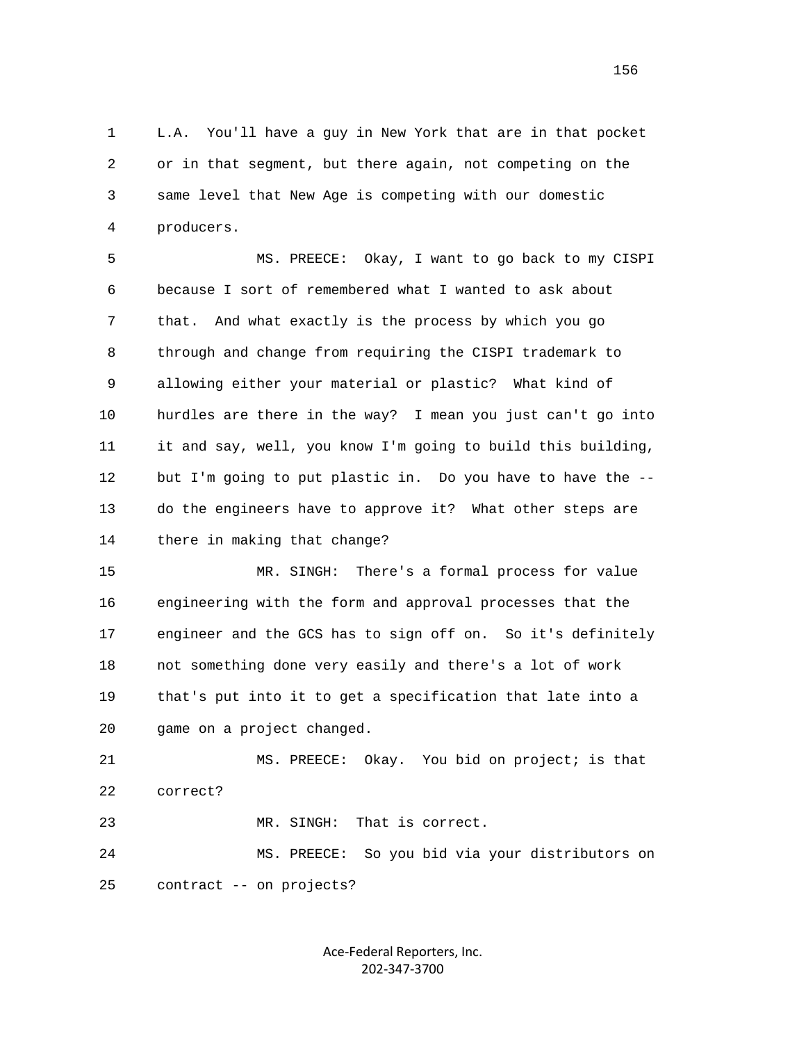1 L.A. You'll have a guy in New York that are in that pocket
2 or in that segment, but there again, not competing on the
3 same level that New Age is competing with our domestic
4 producers.

5 MS. PREECE: Okay, I want to go back to my CISPI
6 because I sort of remembered what I wanted to ask about
7 that. And what exactly is the process by which you go
8 through and change from requiring the CISPI trademark to
9 allowing either your material or plastic? What kind of
10 hurdles are there in the way? I mean you just can't go into
11 it and say, well, you know I'm going to build this building,
12 but I'm going to put plastic in. Do you have to have the --
13 do the engineers have to approve it? What other steps are
14 there in making that change?

15 MR. SINGH: There's a formal process for value
16 engineering with the form and approval processes that the
17 engineer and the GCS has to sign off on. So it's definitely
18 not something done very easily and there's a lot of work
19 that's put into it to get a specification that late into a
20 game on a project changed.

21 MS. PREECE: Okay. You bid on project; is that
22 correct?

23 MR. SINGH: That is correct.

24 MS. PREECE: So you bid via your distributors on
25 contract -- on projects?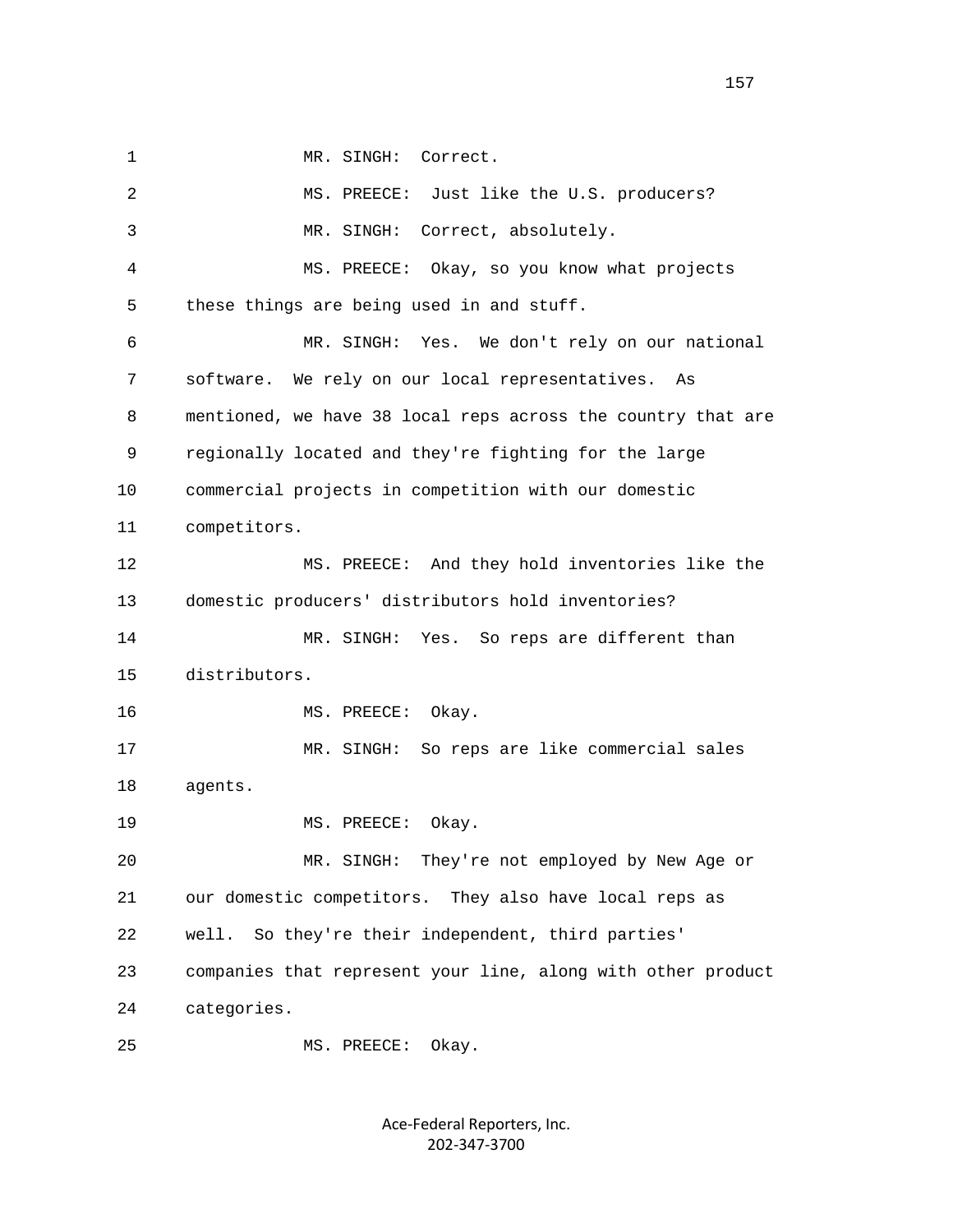MR. SINGH: Correct.

MS. PREECE: Just like the U.S. producers?

MR. SINGH: Correct, absolutely.

MS. PREECE: Okay, so you know what projects these things are being used in and stuff.

MR. SINGH: Yes. We don't rely on our national software. We rely on our local representatives. As mentioned, we have 38 local reps across the country that are regionally located and they're fighting for the large commercial projects in competition with our domestic competitors.

MS. PREECE: And they hold inventories like the domestic producers' distributors hold inventories?

MR. SINGH: Yes. So reps are different than distributors.

MS. PREECE: Okay.

MR. SINGH: So reps are like commercial sales agents.

MS. PREECE: Okay.

MR. SINGH: They're not employed by New Age or our domestic competitors. They also have local reps as well. So they're their independent, third parties' companies that represent your line, along with other product categories.

MS. PREECE: Okay.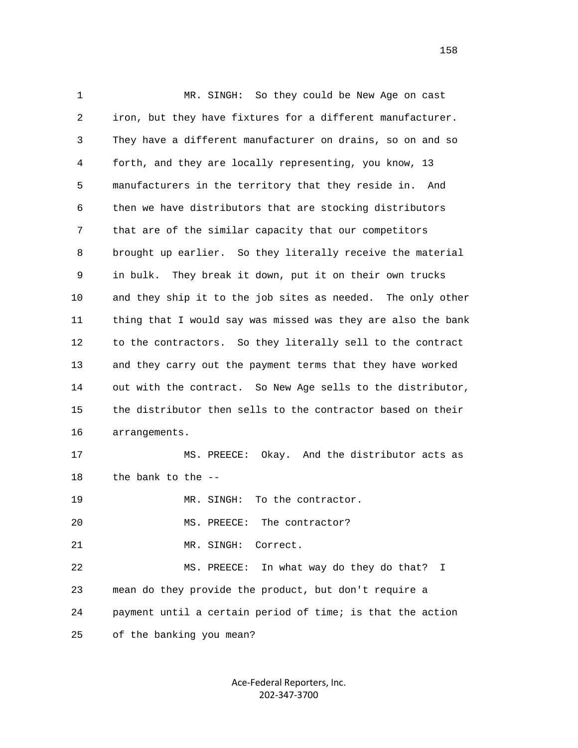MR. SINGH: So they could be New Age on cast iron, but they have fixtures for a different manufacturer. They have a different manufacturer on drains, so on and so forth, and they are locally representing, you know, 13 manufacturers in the territory that they reside in. And then we have distributors that are stocking distributors that are of the similar capacity that our competitors brought up earlier. So they literally receive the material in bulk. They break it down, put it on their own trucks and they ship it to the job sites as needed. The only other thing that I would say was missed was they are also the bank to the contractors. So they literally sell to the contract and they carry out the payment terms that they have worked out with the contract. So New Age sells to the distributor, the distributor then sells to the contractor based on their arrangements.

MS. PREECE: Okay. And the distributor acts as the bank to the --

MR. SINGH: To the contractor.

MS. PREECE: The contractor?

MR. SINGH: Correct.

MS. PREECE: In what way do they do that? I mean do they provide the product, but don't require a payment until a certain period of time; is that the action of the banking you mean?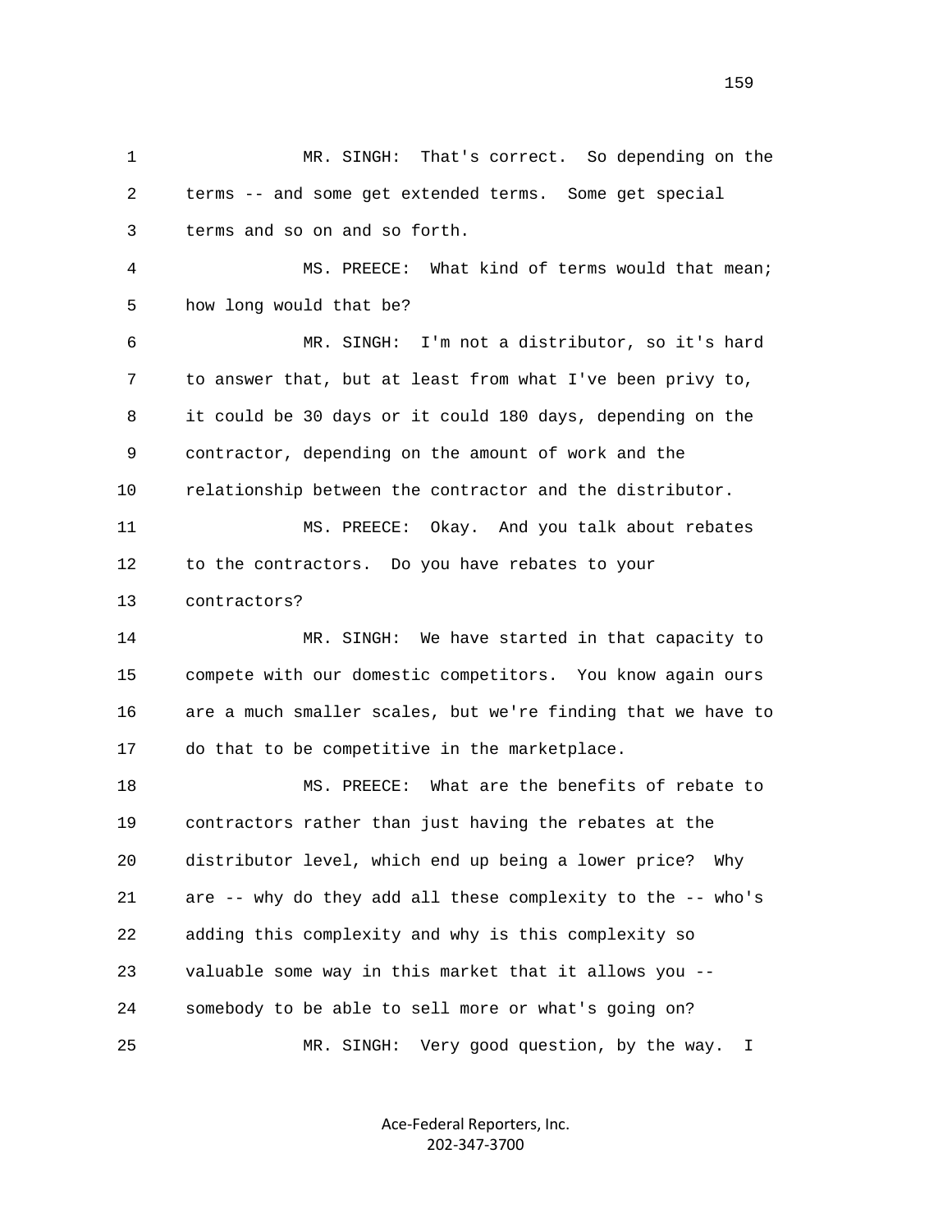MR. SINGH: That's correct. So depending on the terms -- and some get extended terms. Some get special terms and so on and so forth.

MS. PREECE: What kind of terms would that mean; how long would that be?

MR. SINGH: I'm not a distributor, so it's hard to answer that, but at least from what I've been privy to, it could be 30 days or it could 180 days, depending on the contractor, depending on the amount of work and the relationship between the contractor and the distributor.

MS. PREECE: Okay. And you talk about rebates to the contractors. Do you have rebates to your contractors?

MR. SINGH: We have started in that capacity to compete with our domestic competitors. You know again ours are a much smaller scales, but we're finding that we have to do that to be competitive in the marketplace.

MS. PREECE: What are the benefits of rebate to contractors rather than just having the rebates at the distributor level, which end up being a lower price? Why are -- why do they add all these complexity to the -- who's adding this complexity and why is this complexity so valuable some way in this market that it allows you -- somebody to be able to sell more or what's going on?

MR. SINGH: Very good question, by the way. I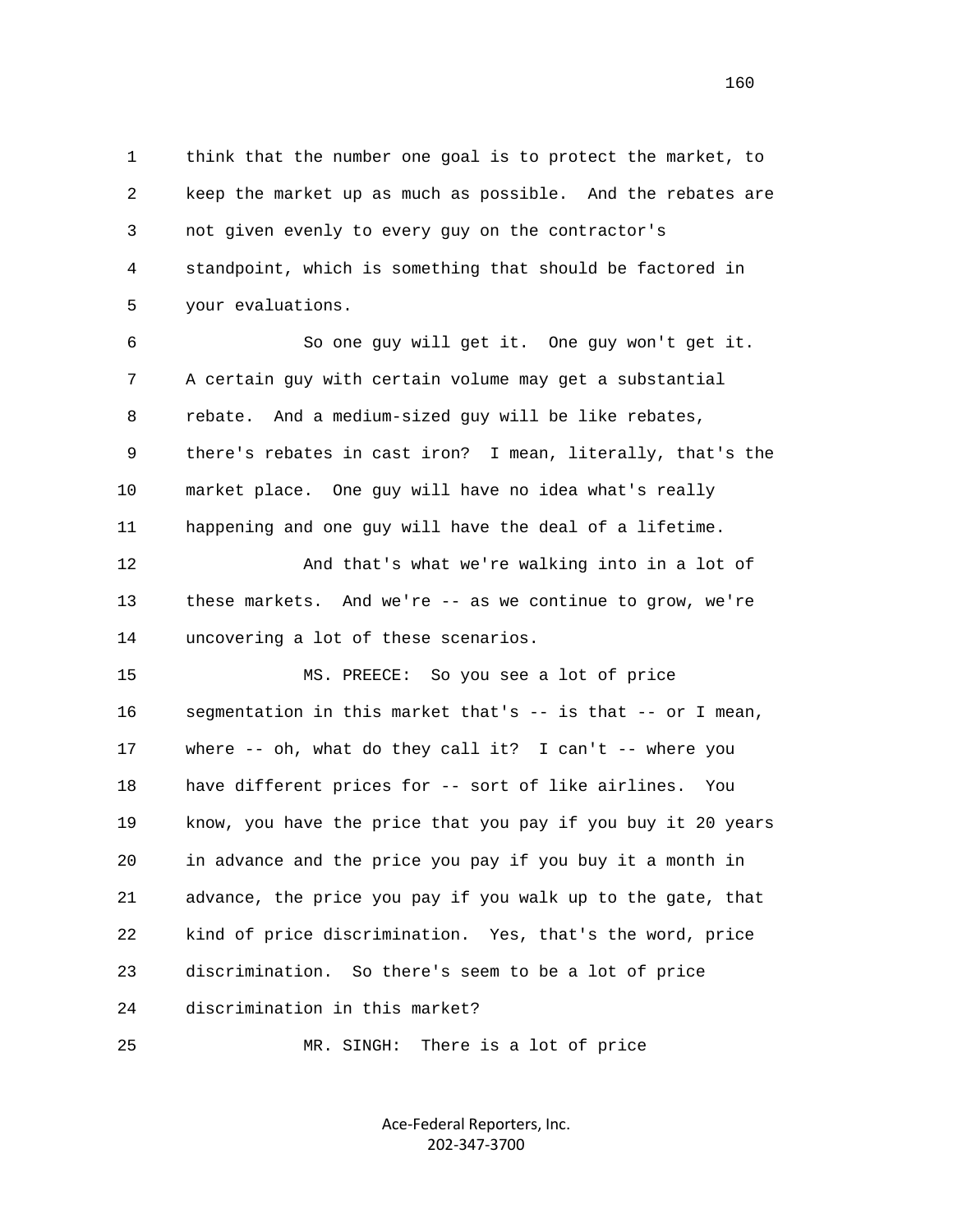1 think that the number one goal is to protect the market, to
2 keep the market up as much as possible. And the rebates are
3 not given evenly to every guy on the contractor's
4 standpoint, which is something that should be factored in
5 your evaluations.

6 So one guy will get it. One guy won't get it.
7 A certain guy with certain volume may get a substantial
8 rebate. And a medium-sized guy will be like rebates,
9 there's rebates in cast iron? I mean, literally, that's the
10 market place. One guy will have no idea what's really
11 happening and one guy will have the deal of a lifetime.

12 And that's what we're walking into in a lot of
13 these markets. And we're -- as we continue to grow, we're
14 uncovering a lot of these scenarios.

15 MS. PREECE: So you see a lot of price
16 segmentation in this market that's -- is that -- or I mean,
17 where -- oh, what do they call it? I can't -- where you
18 have different prices for -- sort of like airlines. You
19 know, you have the price that you pay if you buy it 20 years
20 in advance and the price you pay if you buy it a month in
21 advance, the price you pay if you walk up to the gate, that
22 kind of price discrimination. Yes, that's the word, price
23 discrimination. So there's seem to be a lot of price
24 discrimination in this market?

25 MR. SINGH: There is a lot of price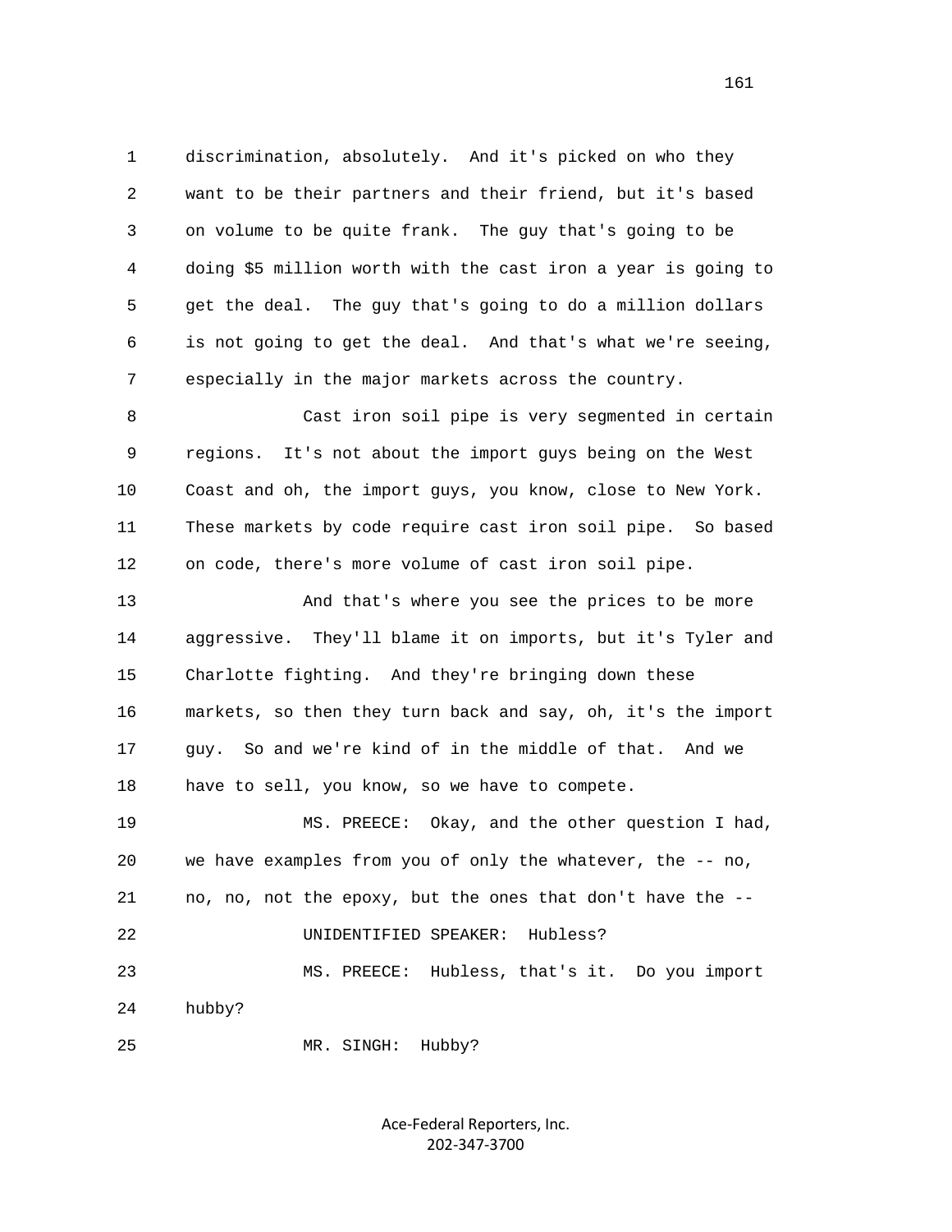discrimination, absolutely. And it's picked on who they want to be their partners and their friend, but it's based on volume to be quite frank. The guy that's going to be doing $5 million worth with the cast iron a year is going to get the deal. The guy that's going to do a million dollars is not going to get the deal. And that's what we're seeing, especially in the major markets across the country.

Cast iron soil pipe is very segmented in certain regions. It's not about the import guys being on the West Coast and oh, the import guys, you know, close to New York. These markets by code require cast iron soil pipe. So based on code, there's more volume of cast iron soil pipe.

And that's where you see the prices to be more aggressive. They'll blame it on imports, but it's Tyler and Charlotte fighting. And they're bringing down these markets, so then they turn back and say, oh, it's the import guy. So and we're kind of in the middle of that. And we have to sell, you know, so we have to compete.

MS. PREECE: Okay, and the other question I had, we have examples from you of only the whatever, the -- no, no, no, not the epoxy, but the ones that don't have the --

UNIDENTIFIED SPEAKER: Hubless?

MS. PREECE: Hubless, that's it. Do you import hubby?

MR. SINGH: Hubby?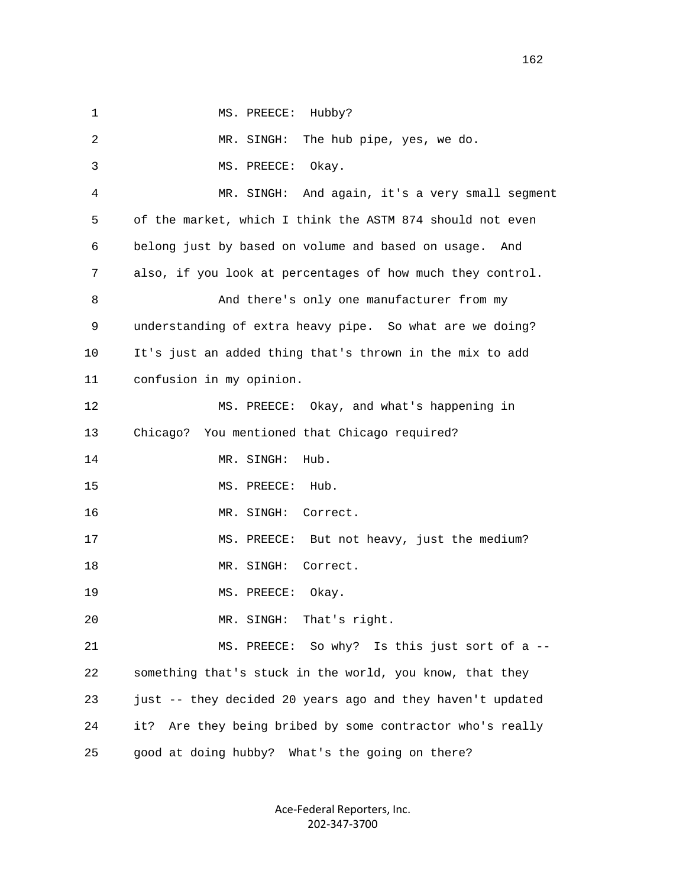MS. PREECE: Hubby?

MR. SINGH: The hub pipe, yes, we do.

MS. PREECE: Okay.

MR. SINGH: And again, it's a very small segment of the market, which I think the ASTM 874 should not even belong just by based on volume and based on usage. And also, if you look at percentages of how much they control.

And there's only one manufacturer from my understanding of extra heavy pipe. So what are we doing? It's just an added thing that's thrown in the mix to add confusion in my opinion.

MS. PREECE: Okay, and what's happening in Chicago? You mentioned that Chicago required?

MR. SINGH: Hub.

MS. PREECE: Hub.

MR. SINGH: Correct.

MS. PREECE: But not heavy, just the medium?

MR. SINGH: Correct.

MS. PREECE: Okay.

MR. SINGH: That's right.

MS. PREECE: So why? Is this just sort of a -- something that's stuck in the world, you know, that they just -- they decided 20 years ago and they haven't updated it? Are they being bribed by some contractor who's really good at doing hubby? What's the going on there?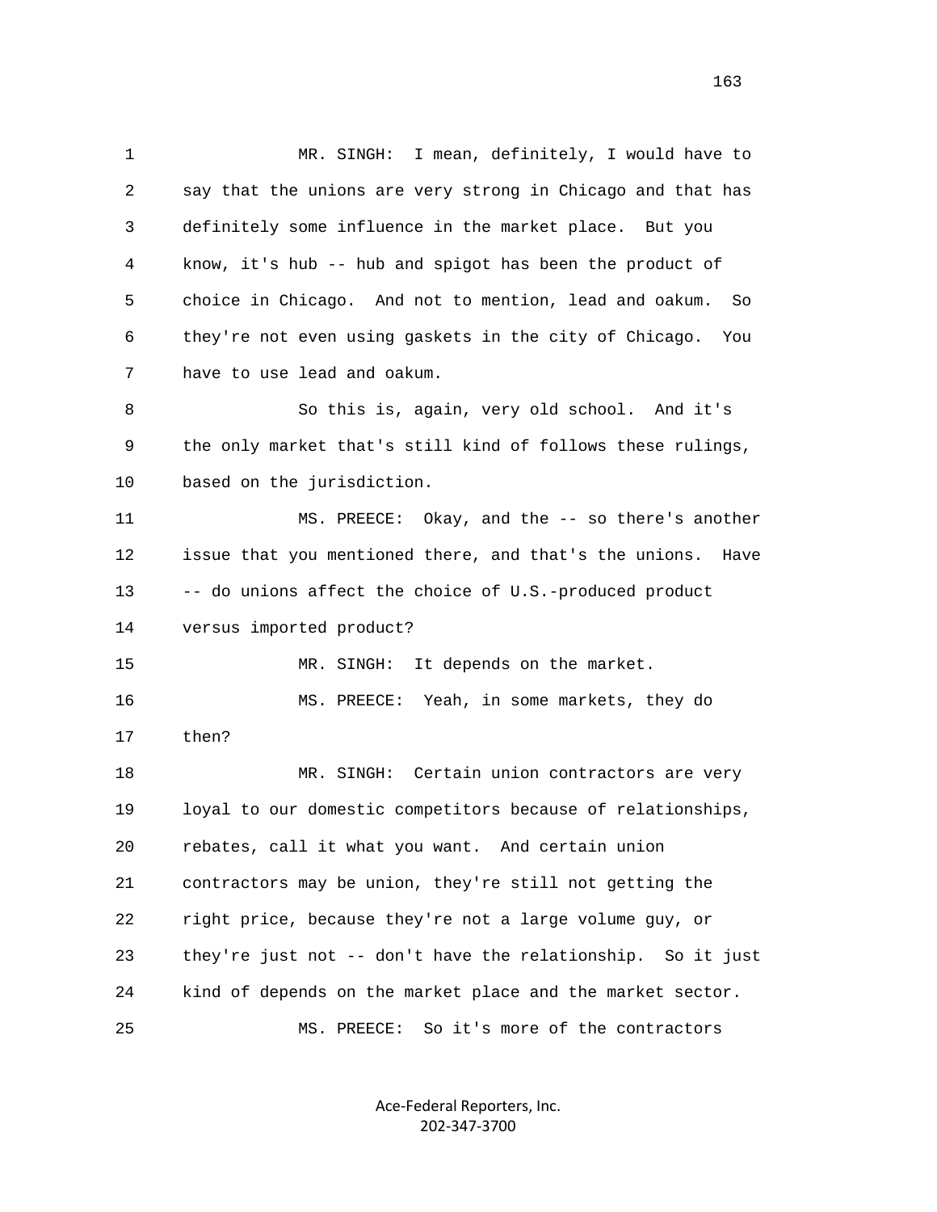1 MR. SINGH: I mean, definitely, I would have to
2 say that the unions are very strong in Chicago and that has
3 definitely some influence in the market place. But you
4 know, it's hub -- hub and spigot has been the product of
5 choice in Chicago. And not to mention, lead and oakum. So
6 they're not even using gaskets in the city of Chicago. You
7 have to use lead and oakum.

8 So this is, again, very old school. And it's
9 the only market that's still kind of follows these rulings,
10 based on the jurisdiction.

11 MS. PREECE: Okay, and the -- so there's another
12 issue that you mentioned there, and that's the unions. Have
13 -- do unions affect the choice of U.S.-produced product
14 versus imported product?

15 MR. SINGH: It depends on the market.

16 MS. PREECE: Yeah, in some markets, they do
17 then?

18 MR. SINGH: Certain union contractors are very
19 loyal to our domestic competitors because of relationships,
20 rebates, call it what you want. And certain union
21 contractors may be union, they're still not getting the
22 right price, because they're not a large volume guy, or
23 they're just not -- don't have the relationship. So it just
24 kind of depends on the market place and the market sector.

25 MS. PREECE: So it's more of the contractors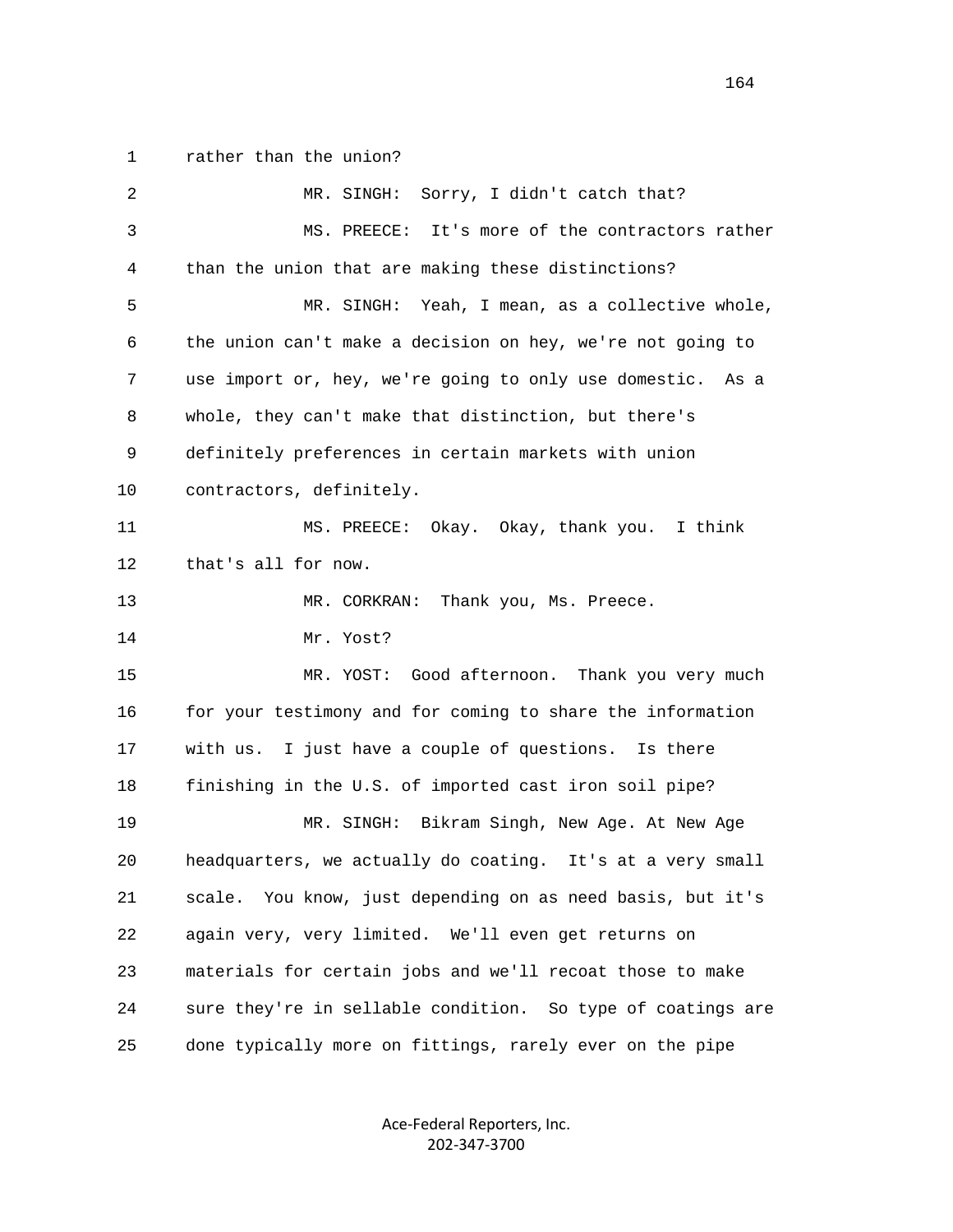1 rather than the union?

2 MR. SINGH: Sorry, I didn't catch that?

3 MS. PREECE: It's more of the contractors rather

4 than the union that are making these distinctions?

5 MR. SINGH: Yeah, I mean, as a collective whole,

6 the union can't make a decision on hey, we're not going to

7 use import or, hey, we're going to only use domestic. As a

8 whole, they can't make that distinction, but there's

9 definitely preferences in certain markets with union

10 contractors, definitely.

11 MS. PREECE: Okay. Okay, thank you. I think

12 that's all for now.

13 MR. CORKRAN: Thank you, Ms. Preece.

14 Mr. Yost?

15 MR. YOST: Good afternoon. Thank you very much

16 for your testimony and for coming to share the information

17 with us. I just have a couple of questions. Is there

18 finishing in the U.S. of imported cast iron soil pipe?

19 MR. SINGH: Bikram Singh, New Age. At New Age

20 headquarters, we actually do coating. It's at a very small

21 scale. You know, just depending on as need basis, but it's

22 again very, very limited. We'll even get returns on

23 materials for certain jobs and we'll recoat those to make

24 sure they're in sellable condition. So type of coatings are

25 done typically more on fittings, rarely ever on the pipe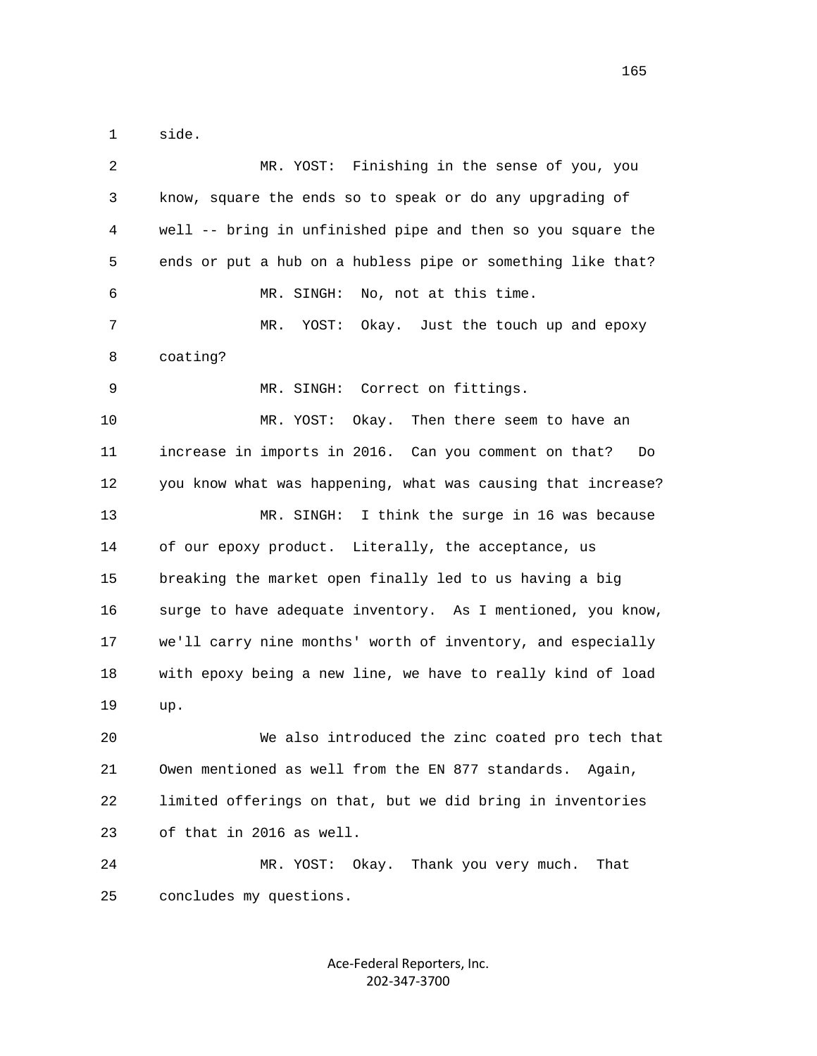side.

MR. YOST: Finishing in the sense of you, you know, square the ends so to speak or do any upgrading of well -- bring in unfinished pipe and then so you square the ends or put a hub on a hubless pipe or something like that?

MR. SINGH: No, not at this time.

MR. YOST: Okay. Just the touch up and epoxy coating?

MR. SINGH: Correct on fittings.

MR. YOST: Okay. Then there seem to have an increase in imports in 2016. Can you comment on that? Do you know what was happening, what was causing that increase?

MR. SINGH: I think the surge in 16 was because of our epoxy product. Literally, the acceptance, us breaking the market open finally led to us having a big surge to have adequate inventory. As I mentioned, you know, we'll carry nine months' worth of inventory, and especially with epoxy being a new line, we have to really kind of load up.

We also introduced the zinc coated pro tech that Owen mentioned as well from the EN 877 standards. Again, limited offerings on that, but we did bring in inventories of that in 2016 as well.

MR. YOST: Okay. Thank you very much. That concludes my questions.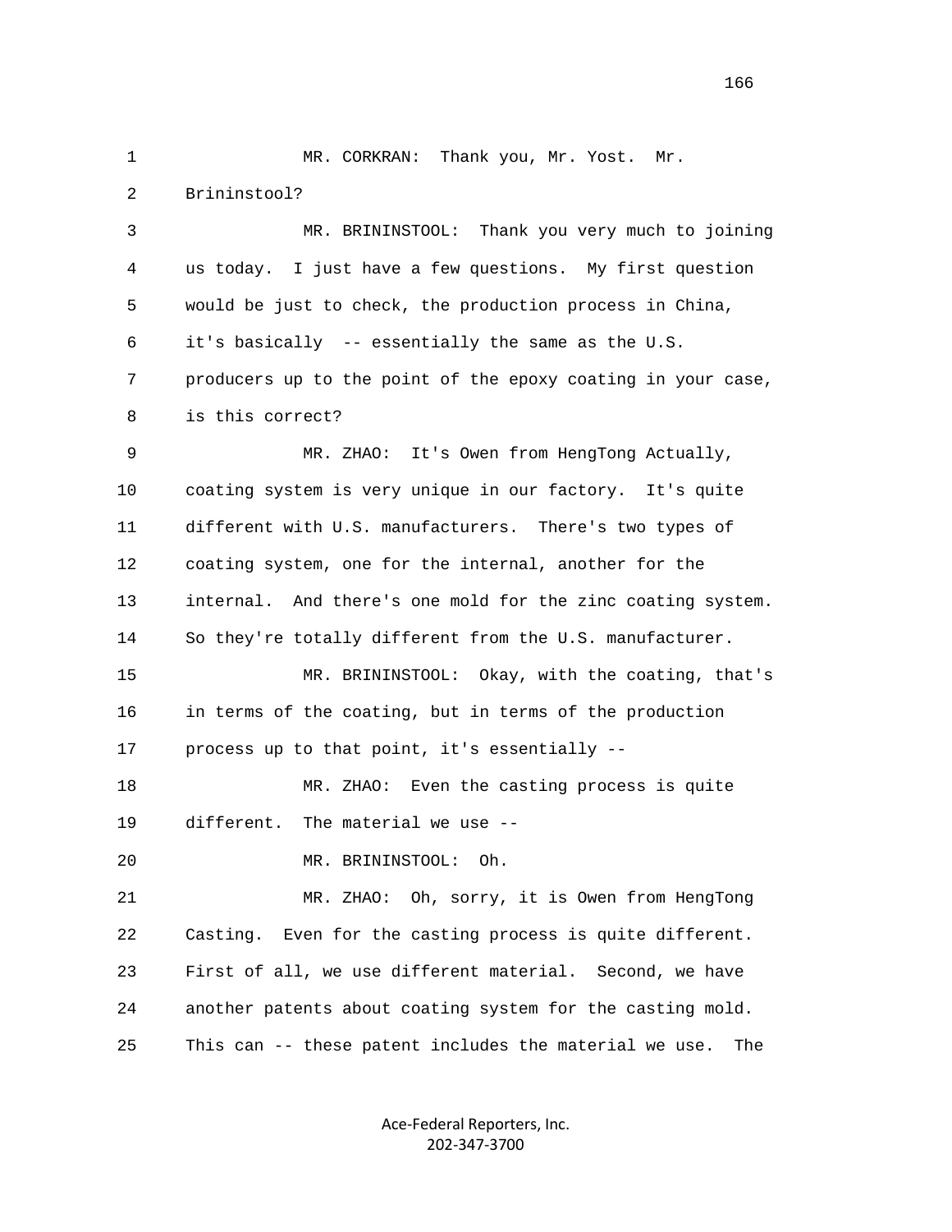1 MR. CORKRAN: Thank you, Mr. Yost. Mr.
2 Brininstool?
3 MR. BRININSTOOL: Thank you very much to joining
4 us today. I just have a few questions. My first question
5 would be just to check, the production process in China,
6 it's basically -- essentially the same as the U.S.
7 producers up to the point of the epoxy coating in your case,
8 is this correct?
9 MR. ZHAO: It's Owen from HengTong Actually,
10 coating system is very unique in our factory. It's quite
11 different with U.S. manufacturers. There's two types of
12 coating system, one for the internal, another for the
13 internal. And there's one mold for the zinc coating system.
14 So they're totally different from the U.S. manufacturer.
15 MR. BRININSTOOL: Okay, with the coating, that's
16 in terms of the coating, but in terms of the production
17 process up to that point, it's essentially --
18 MR. ZHAO: Even the casting process is quite
19 different. The material we use --
20 MR. BRININSTOOL: Oh.
21 MR. ZHAO: Oh, sorry, it is Owen from HengTong
22 Casting. Even for the casting process is quite different.
23 First of all, we use different material. Second, we have
24 another patents about coating system for the casting mold.
25 This can -- these patent includes the material we use. The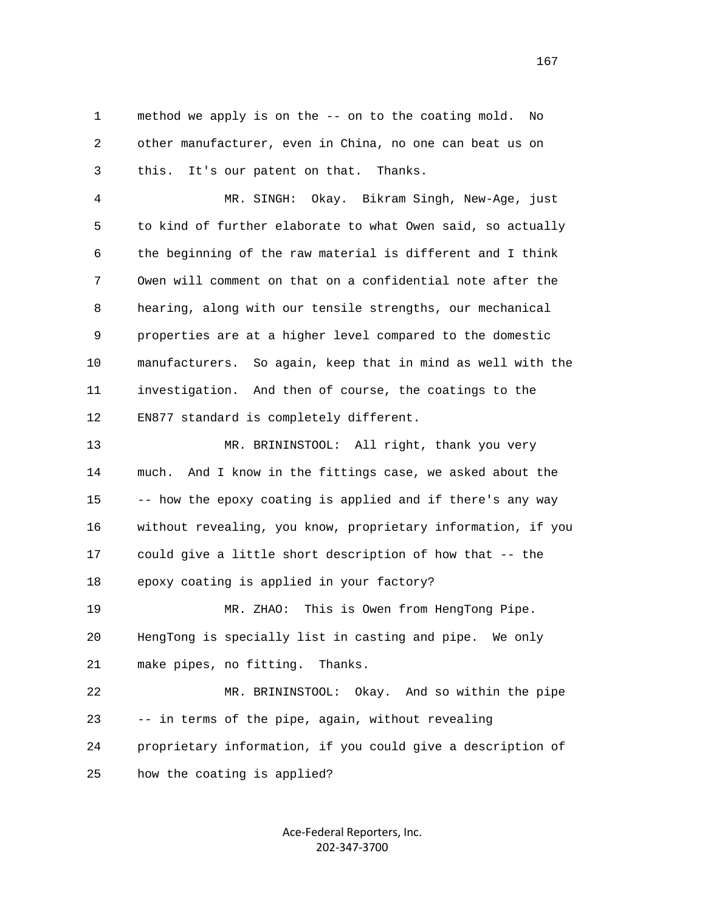method we apply is on the -- on to the coating mold. No other manufacturer, even in China, no one can beat us on this. It's our patent on that. Thanks.

MR. SINGH: Okay. Bikram Singh, New-Age, just to kind of further elaborate to what Owen said, so actually the beginning of the raw material is different and I think Owen will comment on that on a confidential note after the hearing, along with our tensile strengths, our mechanical properties are at a higher level compared to the domestic manufacturers. So again, keep that in mind as well with the investigation. And then of course, the coatings to the EN877 standard is completely different.

MR. BRININSTOOL: All right, thank you very much. And I know in the fittings case, we asked about the -- how the epoxy coating is applied and if there's any way without revealing, you know, proprietary information, if you could give a little short description of how that -- the epoxy coating is applied in your factory?

MR. ZHAO: This is Owen from HengTong Pipe. HengTong is specially list in casting and pipe. We only make pipes, no fitting. Thanks.

MR. BRININSTOOL: Okay. And so within the pipe -- in terms of the pipe, again, without revealing proprietary information, if you could give a description of how the coating is applied?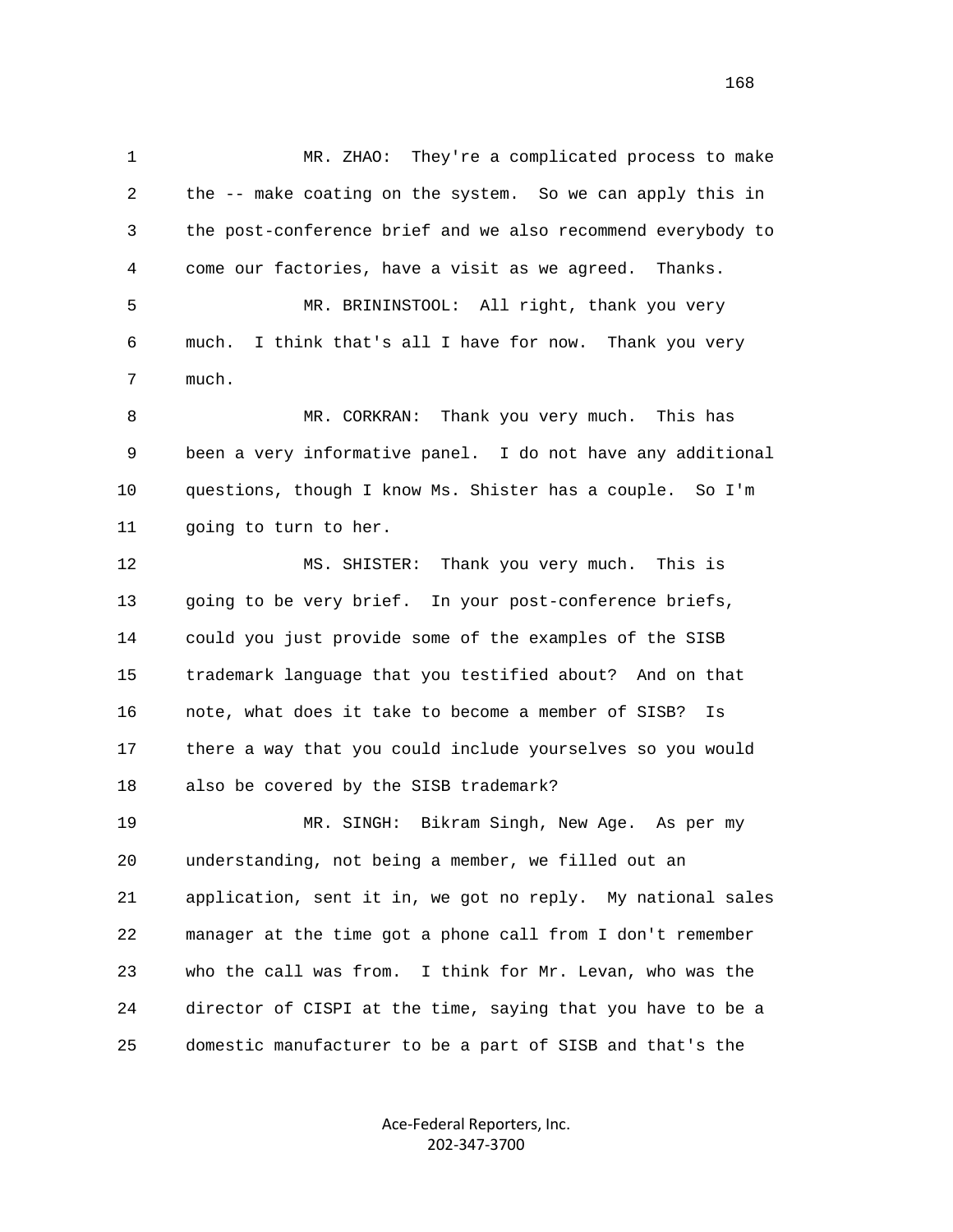MR. ZHAO: They're a complicated process to make the -- make coating on the system. So we can apply this in the post-conference brief and we also recommend everybody to come our factories, have a visit as we agreed. Thanks.

MR. BRININSTOOL: All right, thank you very much. I think that's all I have for now. Thank you very much.

MR. CORKRAN: Thank you very much. This has been a very informative panel. I do not have any additional questions, though I know Ms. Shister has a couple. So I'm going to turn to her.

MS. SHISTER: Thank you very much. This is going to be very brief. In your post-conference briefs, could you just provide some of the examples of the SISB trademark language that you testified about? And on that note, what does it take to become a member of SISB? Is there a way that you could include yourselves so you would also be covered by the SISB trademark?

MR. SINGH: Bikram Singh, New Age. As per my understanding, not being a member, we filled out an application, sent it in, we got no reply. My national sales manager at the time got a phone call from I don't remember who the call was from. I think for Mr. Levan, who was the director of CISPI at the time, saying that you have to be a domestic manufacturer to be a part of SISB and that's the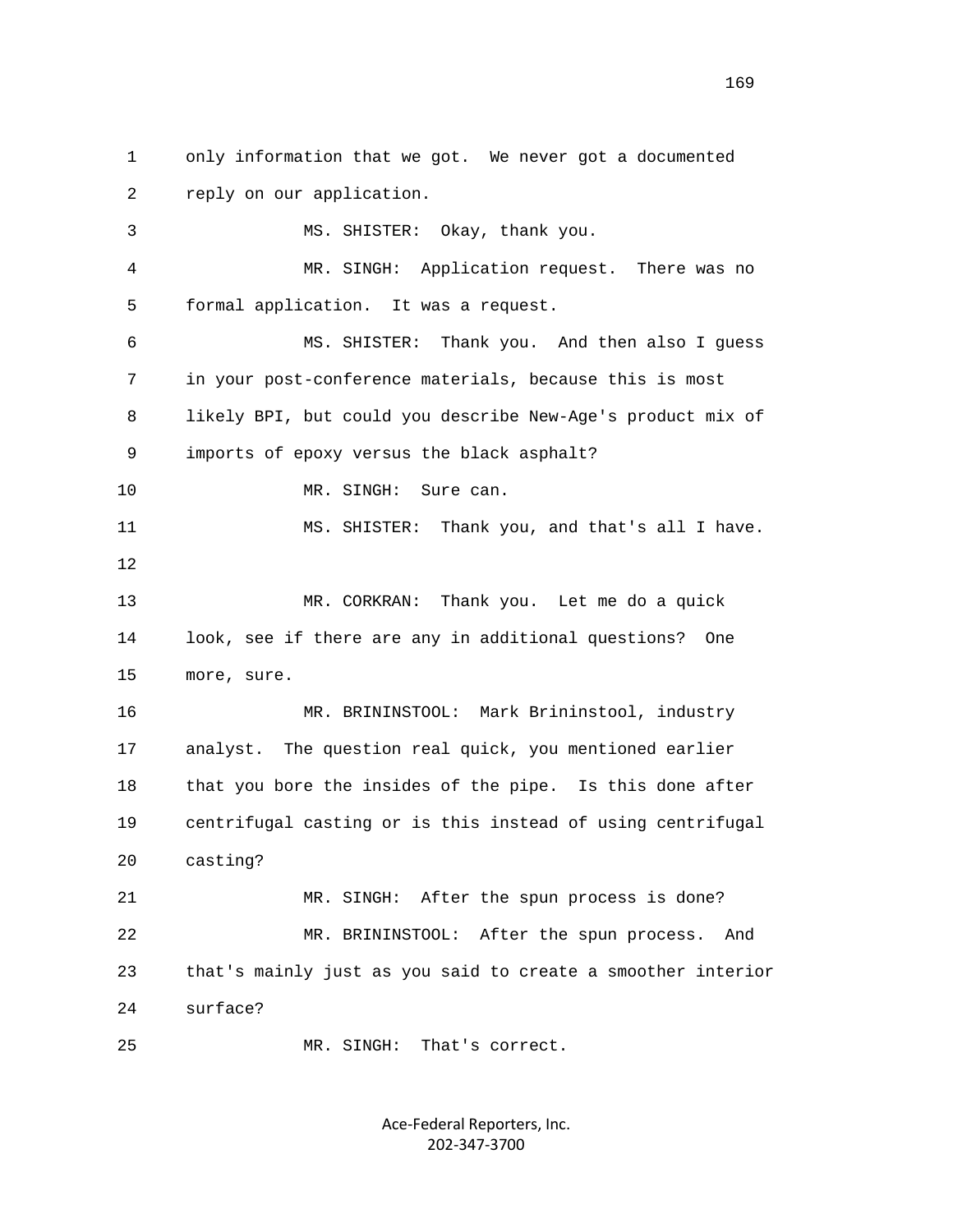1 only information that we got. We never got a documented
2 reply on our application.
3 MS. SHISTER: Okay, thank you.
4 MR. SINGH: Application request. There was no
5 formal application. It was a request.
6 MS. SHISTER: Thank you. And then also I guess
7 in your post-conference materials, because this is most
8 likely BPI, but could you describe New-Age's product mix of
9 imports of epoxy versus the black asphalt?
10 MR. SINGH: Sure can.
11 MS. SHISTER: Thank you, and that's all I have.
12
13 MR. CORKRAN: Thank you. Let me do a quick
14 look, see if there are any in additional questions? One
15 more, sure.
16 MR. BRININSTOOL: Mark Brininstool, industry
17 analyst. The question real quick, you mentioned earlier
18 that you bore the insides of the pipe. Is this done after
19 centrifugal casting or is this instead of using centrifugal
20 casting?
21 MR. SINGH: After the spun process is done?
22 MR. BRININSTOOL: After the spun process. And
23 that's mainly just as you said to create a smoother interior
24 surface?
25 MR. SINGH: That's correct.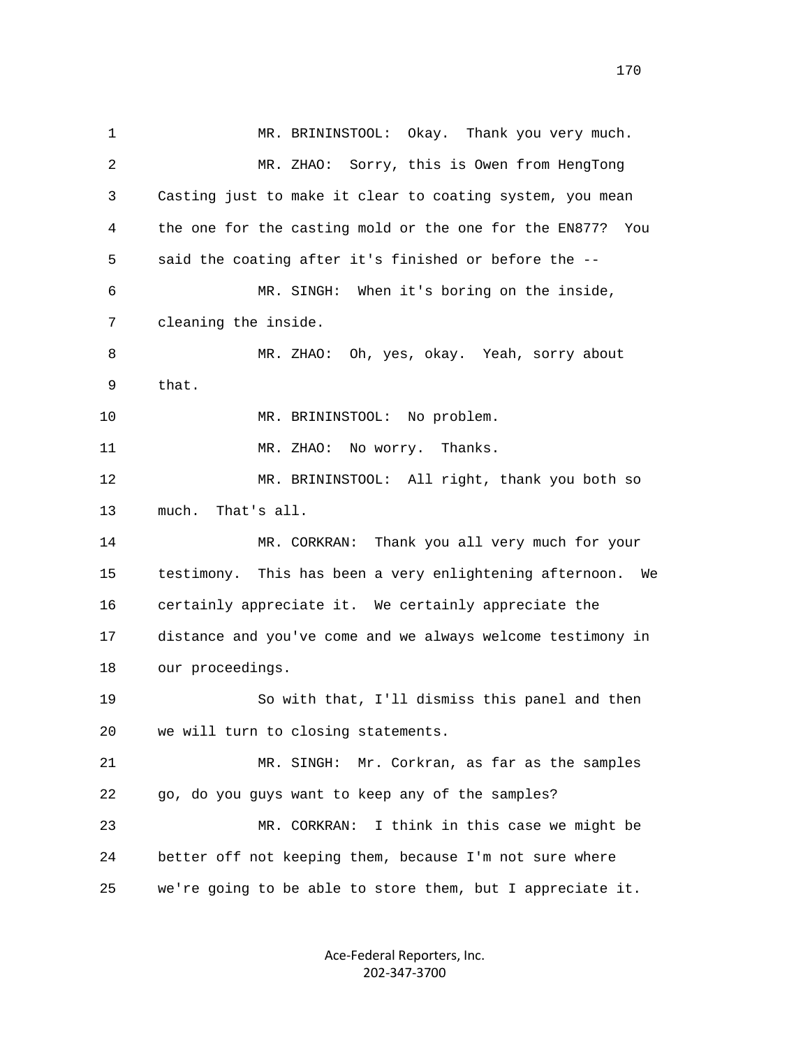MR. BRININSTOOL: Okay. Thank you very much.

MR. ZHAO: Sorry, this is Owen from HengTong Casting just to make it clear to coating system, you mean the one for the casting mold or the one for the EN877? You said the coating after it's finished or before the --

MR. SINGH: When it's boring on the inside, cleaning the inside.

MR. ZHAO: Oh, yes, okay. Yeah, sorry about that.

MR. BRININSTOOL: No problem.

MR. ZHAO: No worry. Thanks.

MR. BRININSTOOL: All right, thank you both so much. That's all.

MR. CORKRAN: Thank you all very much for your testimony. This has been a very enlightening afternoon. We certainly appreciate it. We certainly appreciate the distance and you've come and we always welcome testimony in our proceedings.

So with that, I'll dismiss this panel and then we will turn to closing statements.

MR. SINGH: Mr. Corkran, as far as the samples go, do you guys want to keep any of the samples?

MR. CORKRAN: I think in this case we might be better off not keeping them, because I'm not sure where we're going to be able to store them, but I appreciate it.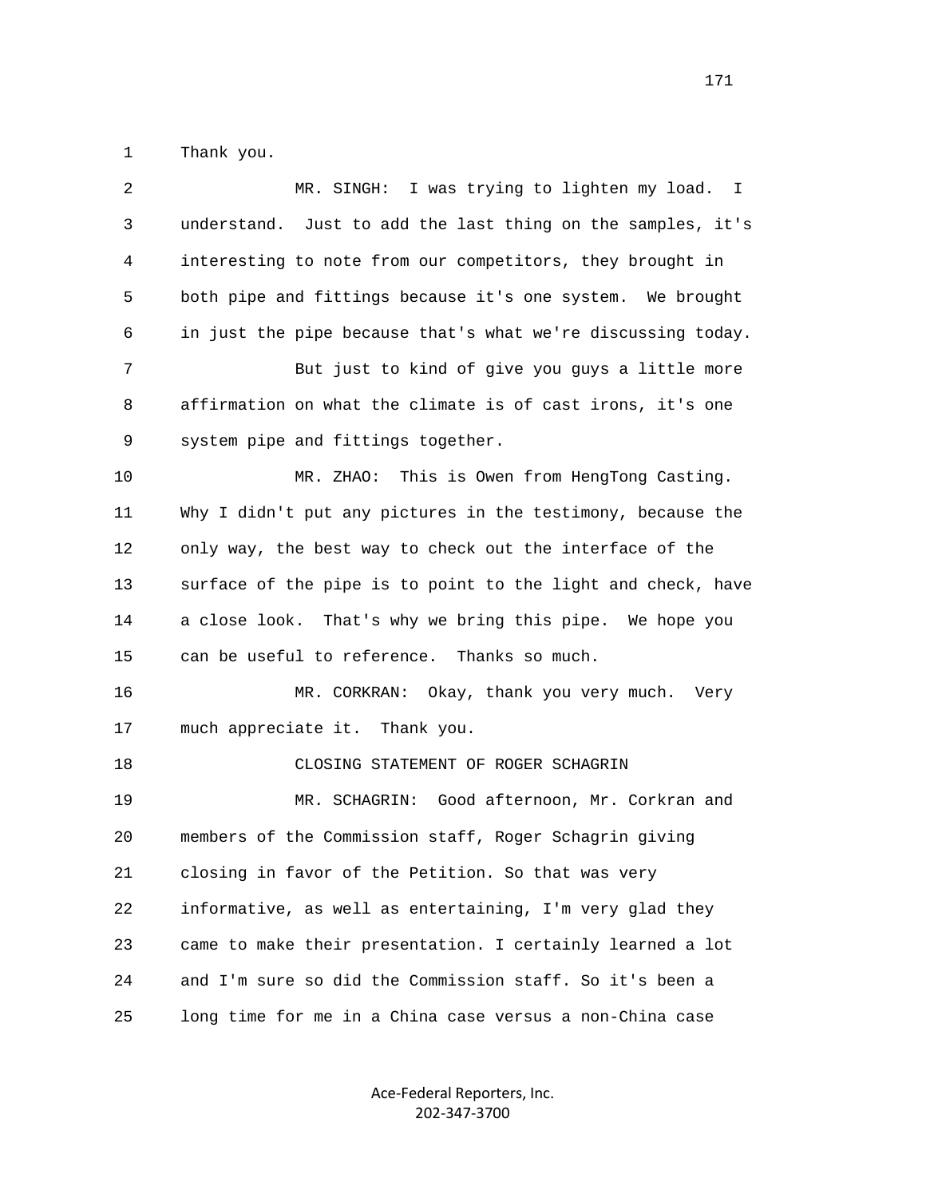1 Thank you.

2 MR. SINGH: I was trying to lighten my load. I

3 understand. Just to add the last thing on the samples, it's

4 interesting to note from our competitors, they brought in

5 both pipe and fittings because it's one system. We brought

6 in just the pipe because that's what we're discussing today.

7 But just to kind of give you guys a little more

8 affirmation on what the climate is of cast irons, it's one

9 system pipe and fittings together.

10 MR. ZHAO: This is Owen from HengTong Casting.

11 Why I didn't put any pictures in the testimony, because the

12 only way, the best way to check out the interface of the

13 surface of the pipe is to point to the light and check, have

14 a close look. That's why we bring this pipe. We hope you

15 can be useful to reference. Thanks so much.

16 MR. CORKRAN: Okay, thank you very much. Very

17 much appreciate it. Thank you.

18 CLOSING STATEMENT OF ROGER SCHAGRIN

19 MR. SCHAGRIN: Good afternoon, Mr. Corkran and

20 members of the Commission staff, Roger Schagrin giving

21 closing in favor of the Petition. So that was very

22 informative, as well as entertaining, I'm very glad they

23 came to make their presentation. I certainly learned a lot

24 and I'm sure so did the Commission staff. So it's been a

25 long time for me in a China case versus a non-China case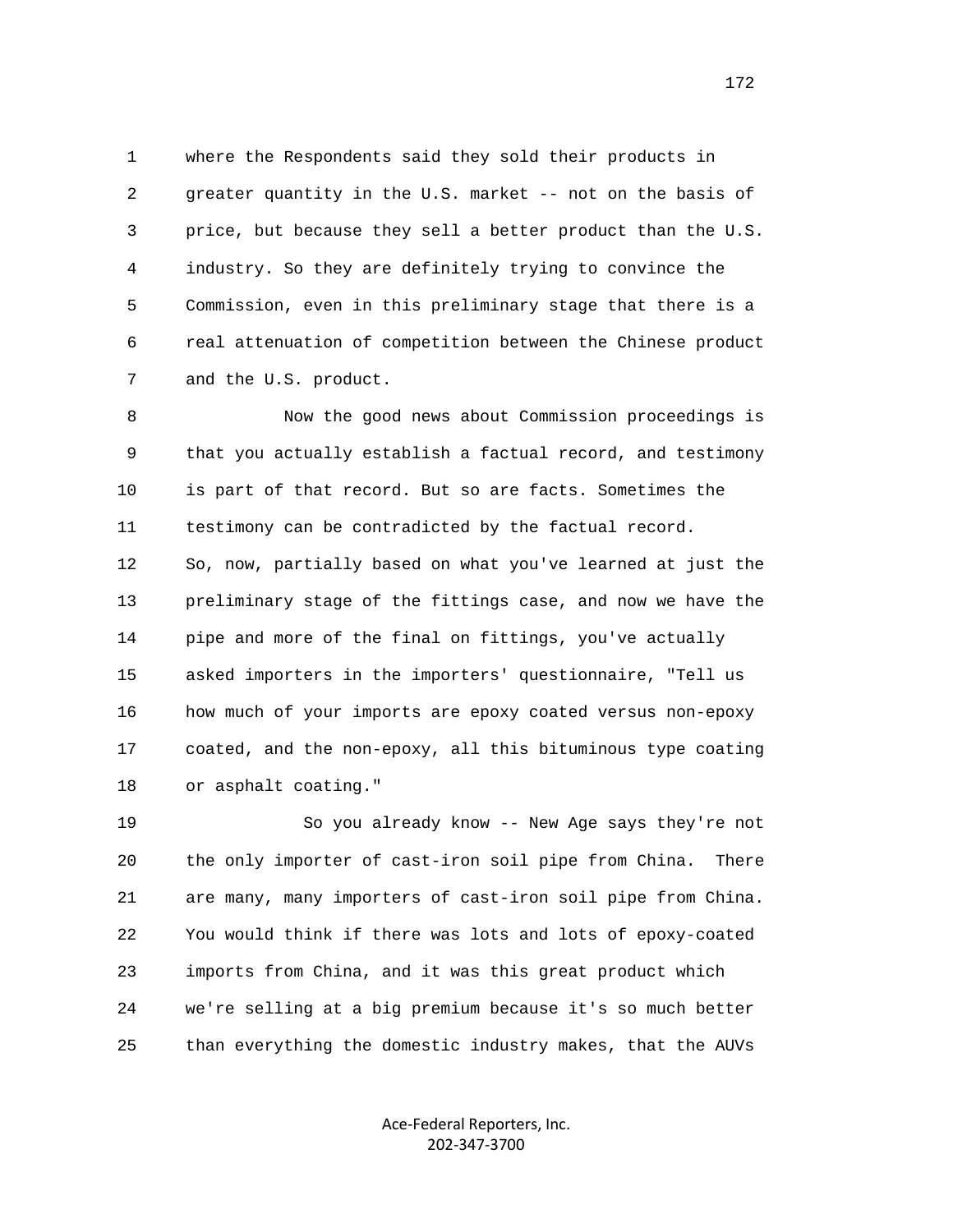where the Respondents said they sold their products in greater quantity in the U.S. market -- not on the basis of price, but because they sell a better product than the U.S. industry. So they are definitely trying to convince the Commission, even in this preliminary stage that there is a real attenuation of competition between the Chinese product and the U.S. product.

Now the good news about Commission proceedings is that you actually establish a factual record, and testimony is part of that record. But so are facts. Sometimes the testimony can be contradicted by the factual record. So, now, partially based on what you've learned at just the preliminary stage of the fittings case, and now we have the pipe and more of the final on fittings, you've actually asked importers in the importers' questionnaire, "Tell us how much of your imports are epoxy coated versus non-epoxy coated, and the non-epoxy, all this bituminous type coating or asphalt coating."

So you already know -- New Age says they're not the only importer of cast-iron soil pipe from China. There are many, many importers of cast-iron soil pipe from China. You would think if there was lots and lots of epoxy-coated imports from China, and it was this great product which we're selling at a big premium because it's so much better than everything the domestic industry makes, that the AUVs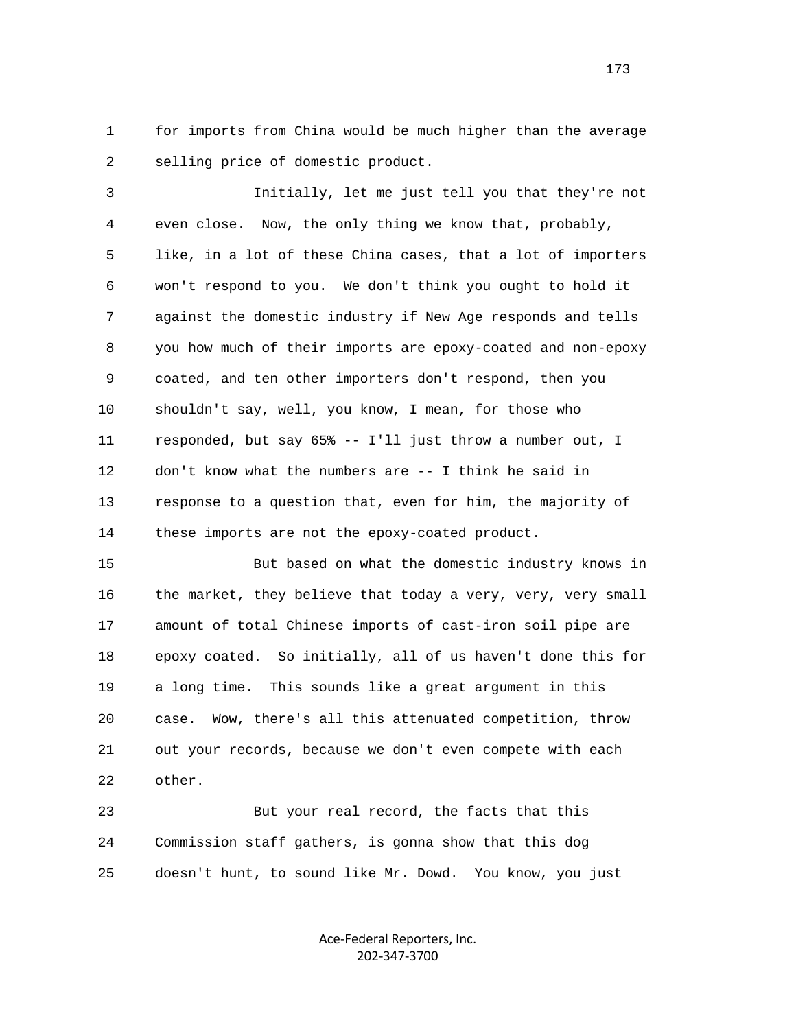1 for imports from China would be much higher than the average
2 selling price of domestic product.

3 Initially, let me just tell you that they're not
4 even close. Now, the only thing we know that, probably,
5 like, in a lot of these China cases, that a lot of importers
6 won't respond to you. We don't think you ought to hold it
7 against the domestic industry if New Age responds and tells
8 you how much of their imports are epoxy-coated and non-epoxy
9 coated, and ten other importers don't respond, then you
10 shouldn't say, well, you know, I mean, for those who
11 responded, but say 65% -- I'll just throw a number out, I
12 don't know what the numbers are -- I think he said in
13 response to a question that, even for him, the majority of
14 these imports are not the epoxy-coated product.

15 But based on what the domestic industry knows in
16 the market, they believe that today a very, very, very small
17 amount of total Chinese imports of cast-iron soil pipe are
18 epoxy coated. So initially, all of us haven't done this for
19 a long time. This sounds like a great argument in this
20 case. Wow, there's all this attenuated competition, throw
21 out your records, because we don't even compete with each
22 other.

23 But your real record, the facts that this
24 Commission staff gathers, is gonna show that this dog
25 doesn't hunt, to sound like Mr. Dowd. You know, you just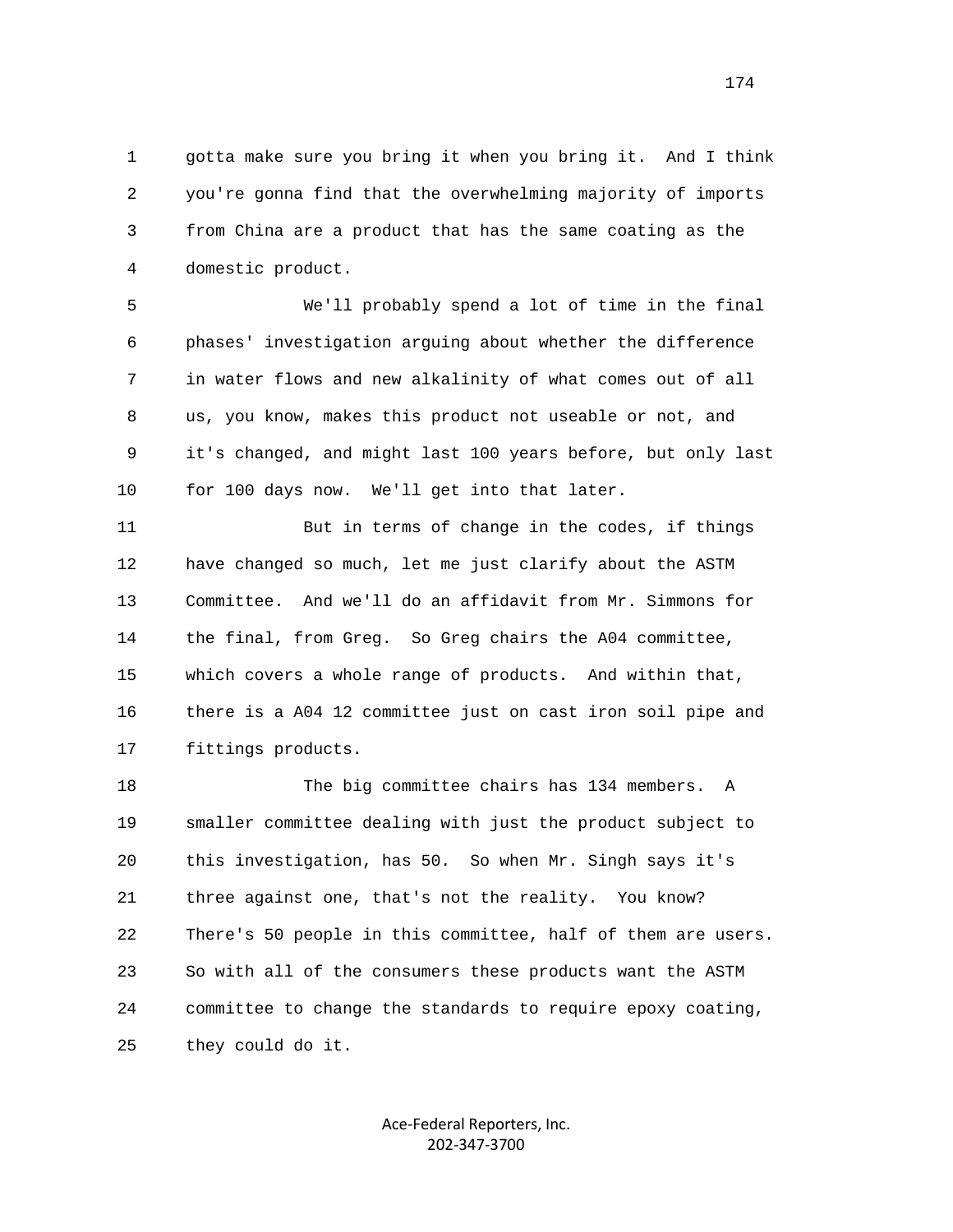gotta make sure you bring it when you bring it. And I think you're gonna find that the overwhelming majority of imports from China are a product that has the same coating as the domestic product.

We'll probably spend a lot of time in the final phases' investigation arguing about whether the difference in water flows and new alkalinity of what comes out of all us, you know, makes this product not useable or not, and it's changed, and might last 100 years before, but only last for 100 days now. We'll get into that later.

But in terms of change in the codes, if things have changed so much, let me just clarify about the ASTM Committee. And we'll do an affidavit from Mr. Simmons for the final, from Greg. So Greg chairs the A04 committee, which covers a whole range of products. And within that, there is a A04 12 committee just on cast iron soil pipe and fittings products.

The big committee chairs has 134 members. A smaller committee dealing with just the product subject to this investigation, has 50. So when Mr. Singh says it's three against one, that's not the reality. You know? There's 50 people in this committee, half of them are users. So with all of the consumers these products want the ASTM committee to change the standards to require epoxy coating, they could do it.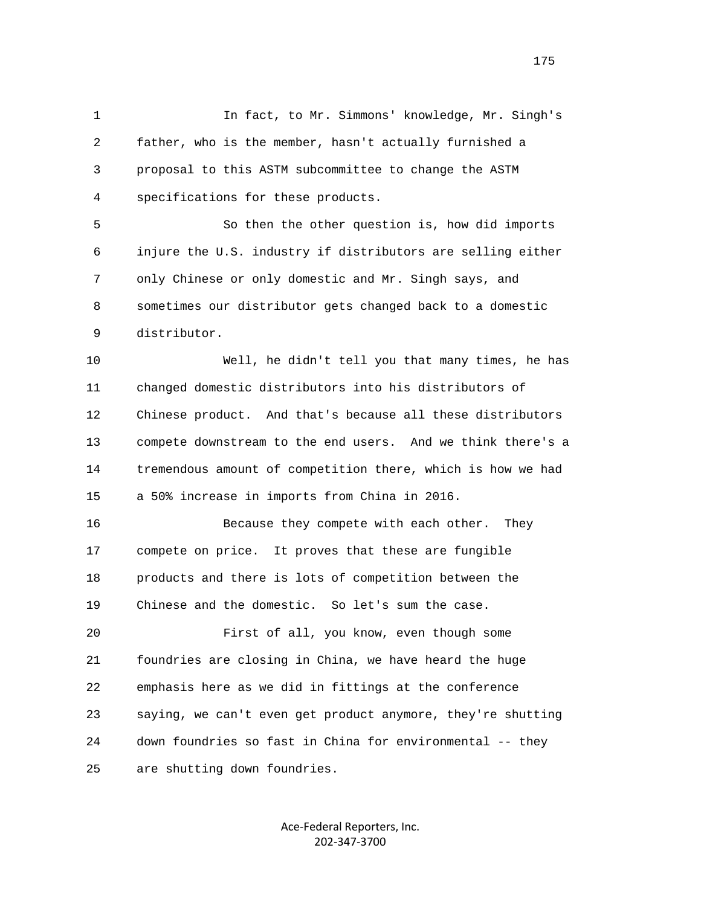In fact, to Mr. Simmons' knowledge, Mr. Singh's father, who is the member, hasn't actually furnished a proposal to this ASTM subcommittee to change the ASTM specifications for these products.

So then the other question is, how did imports injure the U.S. industry if distributors are selling either only Chinese or only domestic and Mr. Singh says, and sometimes our distributor gets changed back to a domestic distributor.

Well, he didn't tell you that many times, he has changed domestic distributors into his distributors of Chinese product. And that's because all these distributors compete downstream to the end users. And we think there's a tremendous amount of competition there, which is how we had a 50% increase in imports from China in 2016.

Because they compete with each other. They compete on price. It proves that these are fungible products and there is lots of competition between the Chinese and the domestic. So let's sum the case.

First of all, you know, even though some foundries are closing in China, we have heard the huge emphasis here as we did in fittings at the conference saying, we can't even get product anymore, they're shutting down foundries so fast in China for environmental -- they are shutting down foundries.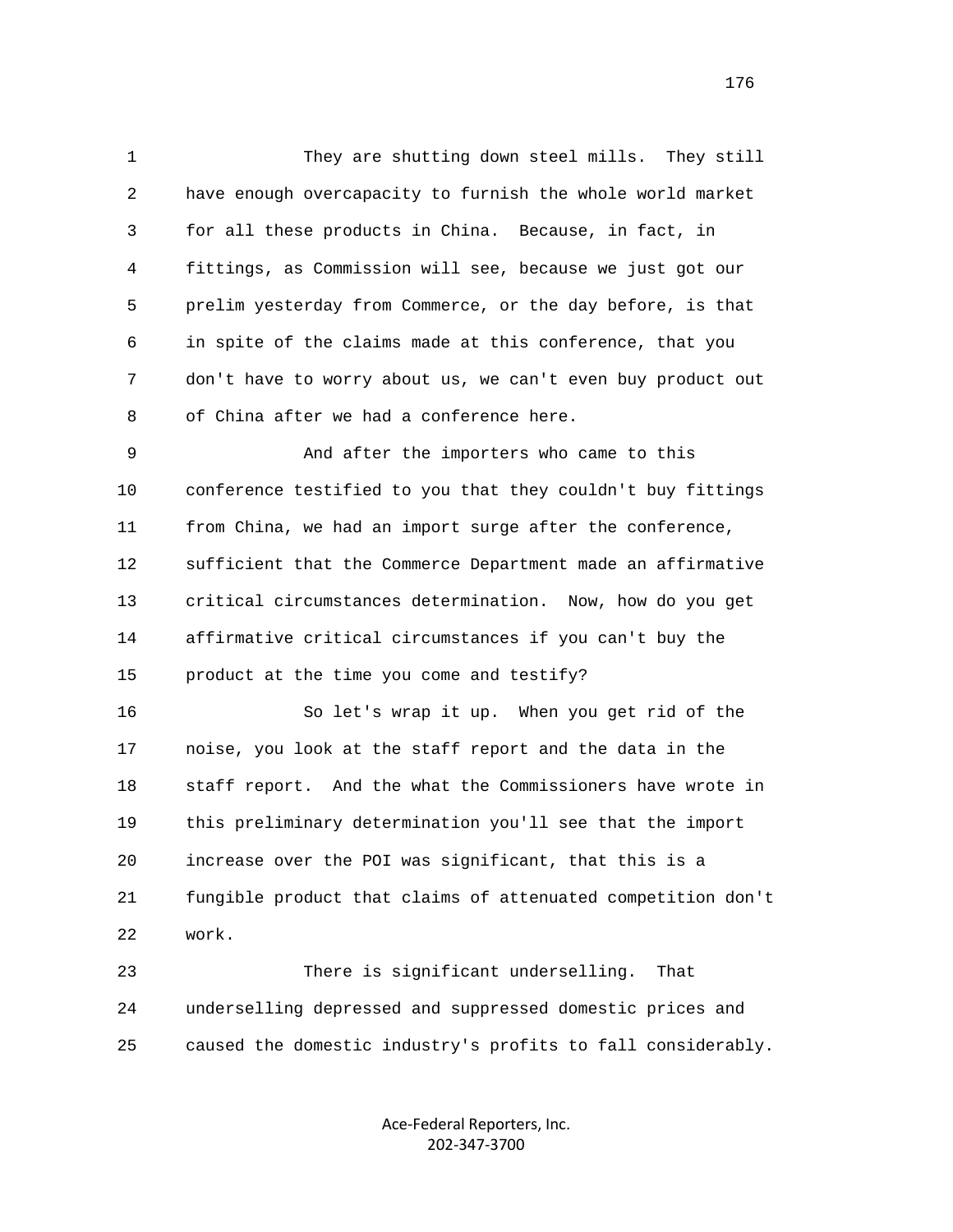They are shutting down steel mills. They still have enough overcapacity to furnish the whole world market for all these products in China. Because, in fact, in fittings, as Commission will see, because we just got our prelim yesterday from Commerce, or the day before, is that in spite of the claims made at this conference, that you don't have to worry about us, we can't even buy product out of China after we had a conference here.

And after the importers who came to this conference testified to you that they couldn't buy fittings from China, we had an import surge after the conference, sufficient that the Commerce Department made an affirmative critical circumstances determination. Now, how do you get affirmative critical circumstances if you can't buy the product at the time you come and testify?

So let's wrap it up. When you get rid of the noise, you look at the staff report and the data in the staff report. And the what the Commissioners have wrote in this preliminary determination you'll see that the import increase over the POI was significant, that this is a fungible product that claims of attenuated competition don't work.

There is significant underselling. That underselling depressed and suppressed domestic prices and caused the domestic industry's profits to fall considerably.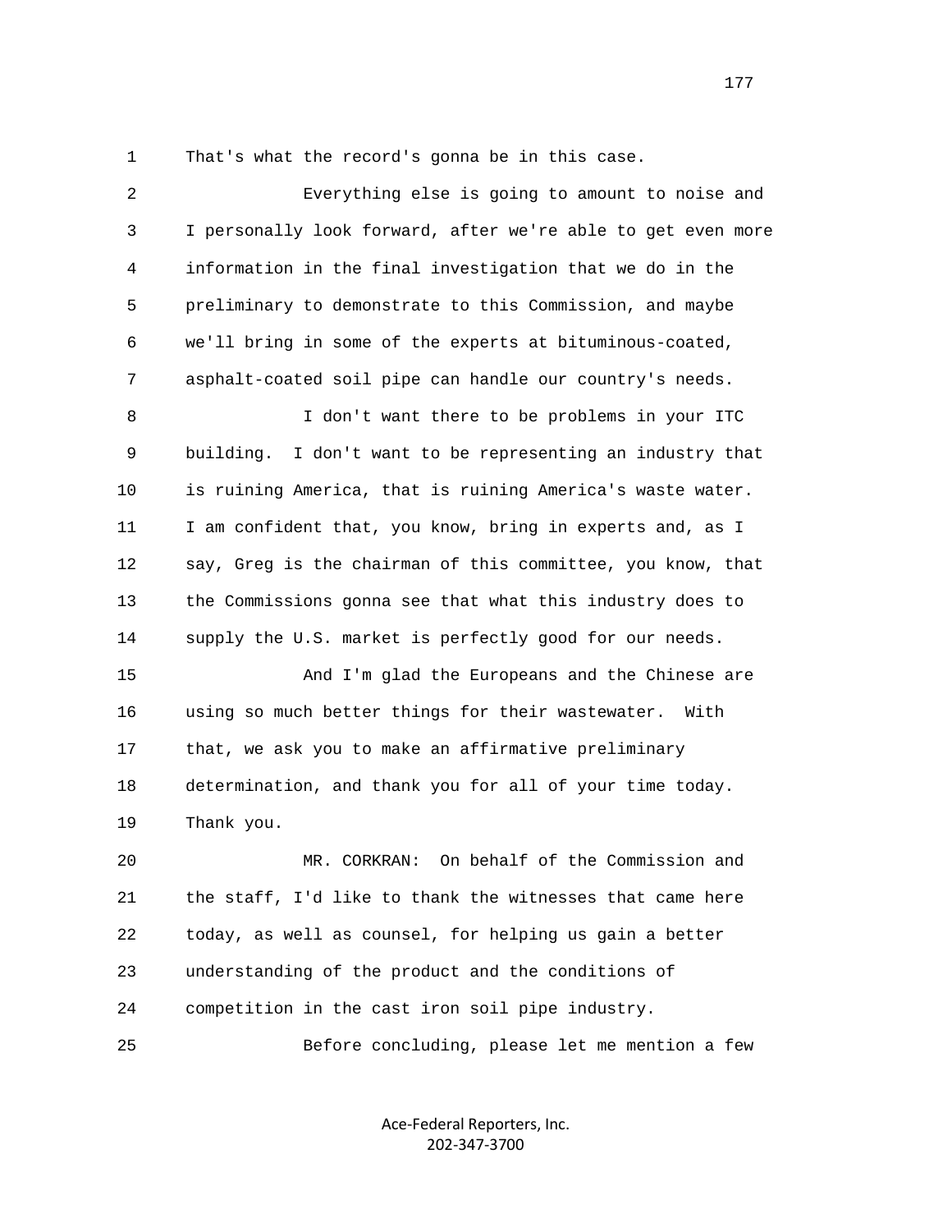1 That's what the record's gonna be in this case.

2 Everything else is going to amount to noise and
3 I personally look forward, after we're able to get even more
4 information in the final investigation that we do in the
5 preliminary to demonstrate to this Commission, and maybe
6 we'll bring in some of the experts at bituminous-coated,
7 asphalt-coated soil pipe can handle our country's needs.

8 I don't want there to be problems in your ITC
9 building. I don't want to be representing an industry that
10 is ruining America, that is ruining America's waste water.
11 I am confident that, you know, bring in experts and, as I
12 say, Greg is the chairman of this committee, you know, that
13 the Commissions gonna see that what this industry does to
14 supply the U.S. market is perfectly good for our needs.

15 And I'm glad the Europeans and the Chinese are
16 using so much better things for their wastewater. With
17 that, we ask you to make an affirmative preliminary
18 determination, and thank you for all of your time today.
19 Thank you.

20 MR. CORKRAN: On behalf of the Commission and
21 the staff, I'd like to thank the witnesses that came here
22 today, as well as counsel, for helping us gain a better
23 understanding of the product and the conditions of
24 competition in the cast iron soil pipe industry.

25 Before concluding, please let me mention a few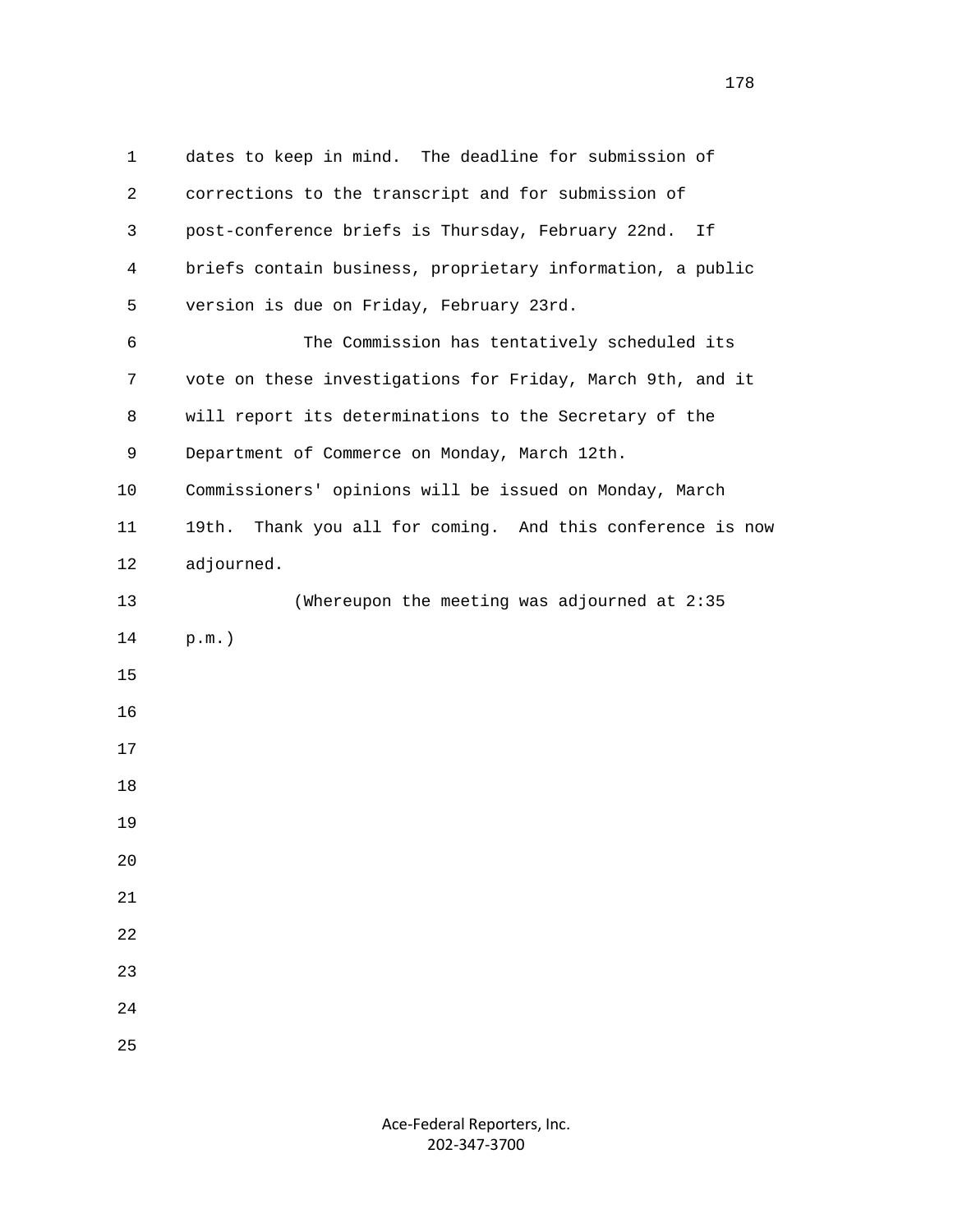dates to keep in mind. The deadline for submission of corrections to the transcript and for submission of post-conference briefs is Thursday, February 22nd. If briefs contain business, proprietary information, a public version is due on Friday, February 23rd.

The Commission has tentatively scheduled its vote on these investigations for Friday, March 9th, and it will report its determinations to the Secretary of the Department of Commerce on Monday, March 12th. Commissioners' opinions will be issued on Monday, March 19th. Thank you all for coming. And this conference is now adjourned.

(Whereupon the meeting was adjourned at 2:35 p.m.)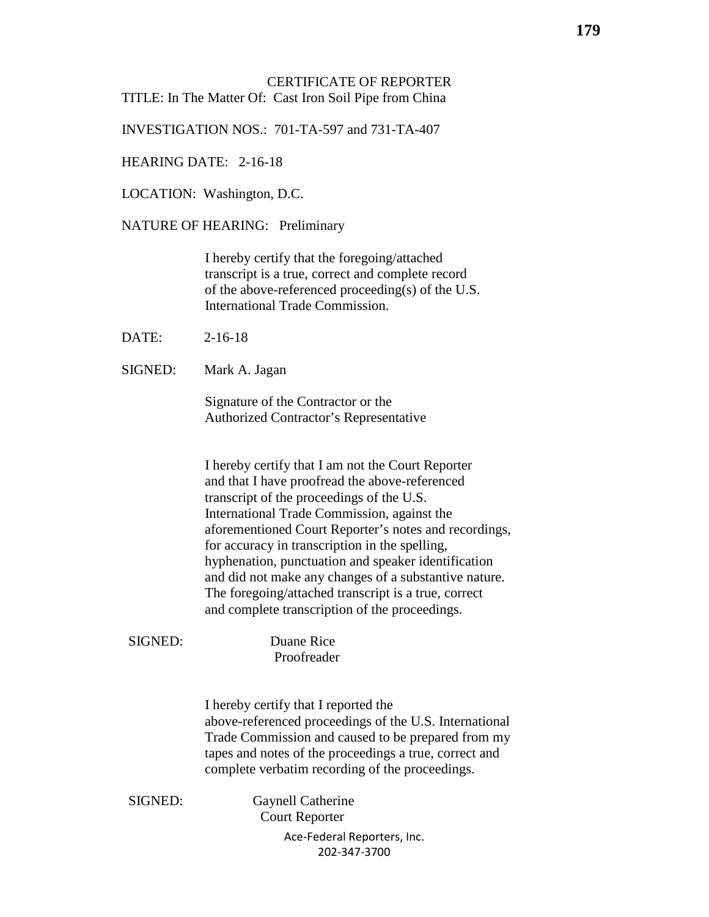# CERTIFICATE OF REPORTER

TITLE: In The Matter Of: Cast Iron Soil Pipe from China

INVESTIGATION NOS.: 701-TA-597 and 731-TA-407

HEARING DATE: 2-16-18

LOCATION: Washington, D.C.

NATURE OF HEARING: Preliminary

I hereby certify that the foregoing/attached transcript is a true, correct and complete record of the above-referenced proceeding(s) of the U.S. International Trade Commission.

DATE: 2-16-18

SIGNED: Mark A. Jagan

Signature of the Contractor or the Authorized Contractor's Representative

I hereby certify that I am not the Court Reporter and that I have proofread the above-referenced transcript of the proceedings of the U.S. International Trade Commission, against the aforementioned Court Reporter's notes and recordings, for accuracy in transcription in the spelling, hyphenation, punctuation and speaker identification and did not make any changes of a substantive nature. The foregoing/attached transcript is a true, correct and complete transcription of the proceedings.

SIGNED: Duane Rice
Proofreader

I hereby certify that I reported the above-referenced proceedings of the U.S. International Trade Commission and caused to be prepared from my tapes and notes of the proceedings a true, correct and complete verbatim recording of the proceedings.

SIGNED: Gaynell Catherine
Court Reporter